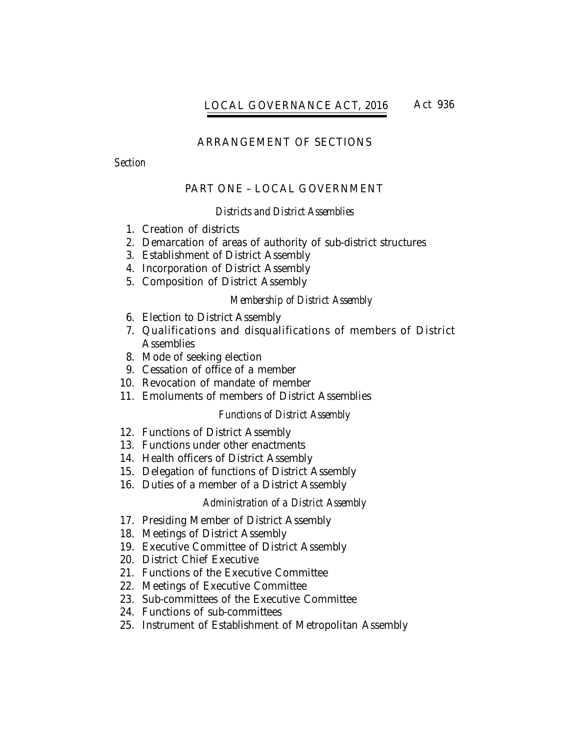# LOCAL GOVERNANCE ACT, 2016 Act 936

## ARRANGEMENT OF SECTIONS

*Section*

### PART ONE – LOCAL GOVERNMENT

*Districts and District Assemblies*

1. Creation of districts
2. Demarcation of areas of authority of sub-district structures
3. Establishment of District Assembly
4. Incorporation of District Assembly
5. Composition of District Assembly

*Membership of District Assembly*

6. Election to District Assembly
7. Qualifications and disqualifications of members of District Assemblies
8. Mode of seeking election
9. Cessation of office of a member
10. Revocation of mandate of member
11. Emoluments of members of District Assemblies

*Functions of District Assembly*

12. Functions of District Assembly
13. Functions under other enactments
14. Health officers of District Assembly
15. Delegation of functions of District Assembly
16. Duties of a member of a District Assembly

*Administration of a District Assembly*

17. Presiding Member of District Assembly
18. Meetings of District Assembly
19. Executive Committee of District Assembly
20. District Chief Executive
21. Functions of the Executive Committee
22. Meetings of Executive Committee
23. Sub-committees of the Executive Committee
24. Functions of sub-committees
25. Instrument of Establishment of Metropolitan Assembly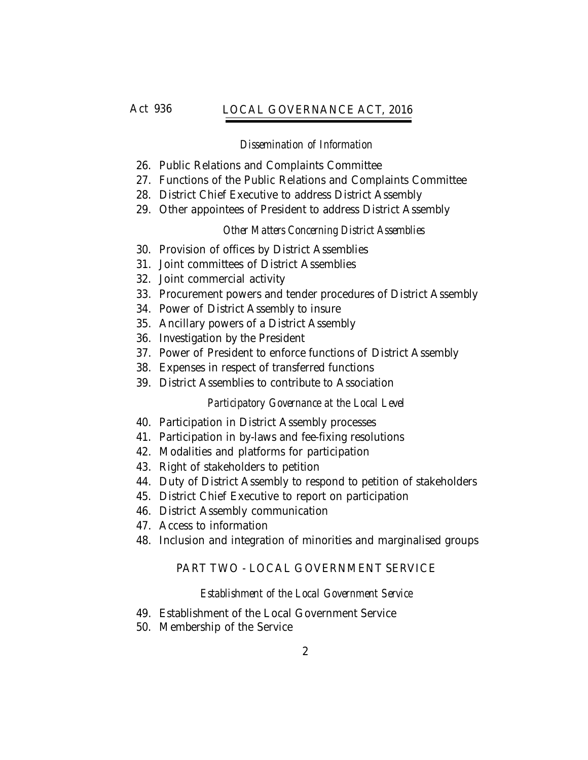*Dissemination of Information*

26. Public Relations and Complaints Committee
27. Functions of the Public Relations and Complaints Committee
28. District Chief Executive to address District Assembly
29. Other appointees of President to address District Assembly

*Other Matters Concerning District Assemblies*

30. Provision of offices by District Assemblies
31. Joint committees of District Assemblies
32. Joint commercial activity
33. Procurement powers and tender procedures of District Assembly
34. Power of District Assembly to insure
35. Ancillary powers of a District Assembly
36. Investigation by the President
37. Power of President to enforce functions of District Assembly
38. Expenses in respect of transferred functions
39. District Assemblies to contribute to Association

*Participatory Governance at the Local Level*

40. Participation in District Assembly processes
41. Participation in by-laws and fee-fixing resolutions
42. Modalities and platforms for participation
43. Right of stakeholders to petition
44. Duty of District Assembly to respond to petition of stakeholders
45. District Chief Executive to report on participation
46. District Assembly communication
47. Access to information
48. Inclusion and integration of minorities and marginalised groups

## PART TWO - LOCAL GOVERNMENT SERVICE

*Establishment of the Local Government Service*

49. Establishment of the Local Government Service
50. Membership of the Service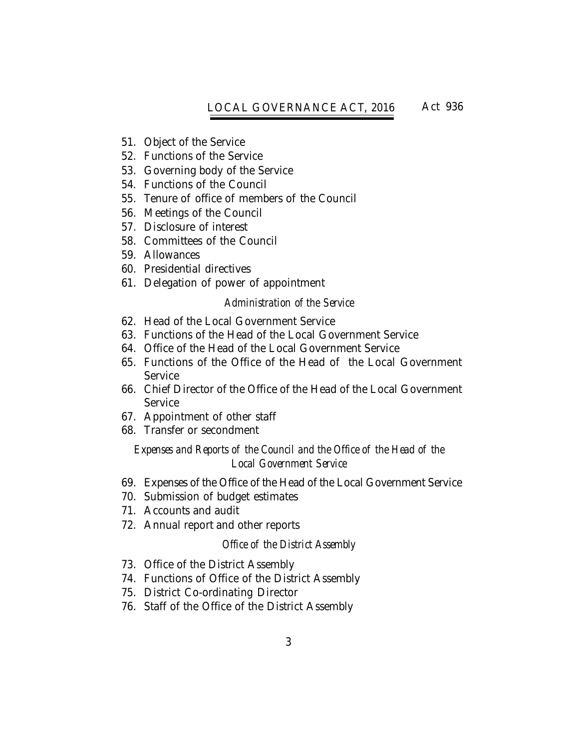51. Object of the Service
52. Functions of the Service
53. Governing body of the Service
54. Functions of the Council
55. Tenure of office of members of the Council
56. Meetings of the Council
57. Disclosure of interest
58. Committees of the Council
59. Allowances
60. Presidential directives
61. Delegation of power of appointment

*Administration of the Service*

62. Head of the Local Government Service
63. Functions of the Head of the Local Government Service
64. Office of the Head of the Local Government Service
65. Functions of the Office of the Head of the Local Government Service
66. Chief Director of the Office of the Head of the Local Government Service
67. Appointment of other staff
68. Transfer or secondment

*Expenses and Reports of the Council and the Office of the Head of the Local Government Service*

69. Expenses of the Office of the Head of the Local Government Service
70. Submission of budget estimates
71. Accounts and audit
72. Annual report and other reports

*Office of the District Assembly*

73. Office of the District Assembly
74. Functions of Office of the District Assembly
75. District Co-ordinating Director
76. Staff of the Office of the District Assembly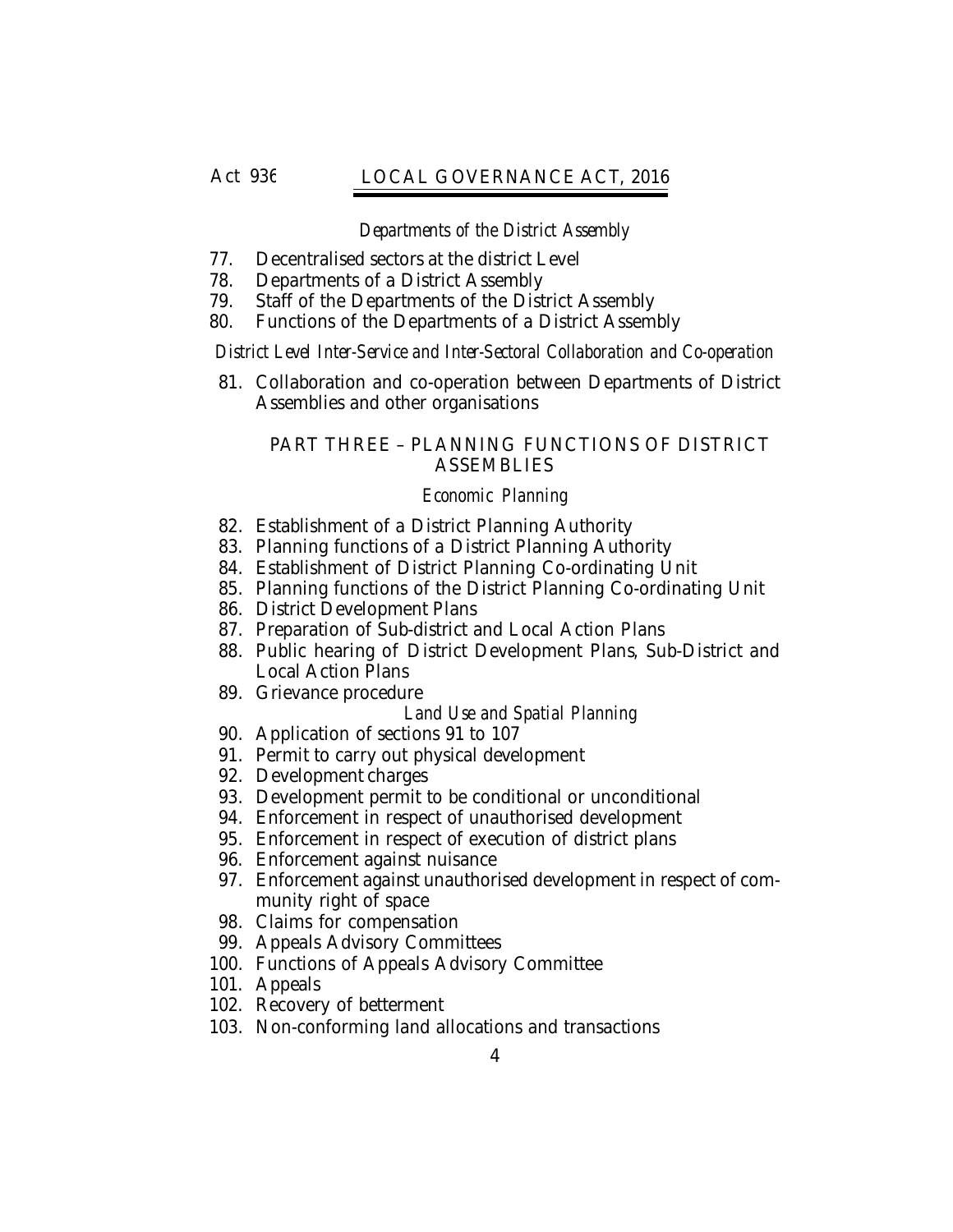*Departments of the District Assembly*

77. Decentralised sectors at the district Level
78. Departments of a District Assembly
79. Staff of the Departments of the District Assembly
80. Functions of the Departments of a District Assembly

*District Level Inter-Service and Inter-Sectoral Collaboration and Co-operation*

81. Collaboration and co-operation between Departments of District Assemblies and other organisations

## PART THREE – PLANNING FUNCTIONS OF DISTRICT ASSEMBLIES

*Economic Planning*

82. Establishment of a District Planning Authority
83. Planning functions of a District Planning Authority
84. Establishment of District Planning Co-ordinating Unit
85. Planning functions of the District Planning Co-ordinating Unit
86. District Development Plans
87. Preparation of Sub-district and Local Action Plans
88. Public hearing of District Development Plans, Sub-District and Local Action Plans
89. Grievance procedure

*Land Use and Spatial Planning*

90. Application of sections 91 to 107
91. Permit to carry out physical development
92. Development charges
93. Development permit to be conditional or unconditional
94. Enforcement in respect of unauthorised development
95. Enforcement in respect of execution of district plans
96. Enforcement against nuisance
97. Enforcement against unauthorised development in respect of community right of space
98. Claims for compensation
99. Appeals Advisory Committees
100. Functions of Appeals Advisory Committee
101. Appeals
102. Recovery of betterment
103. Non-conforming land allocations and transactions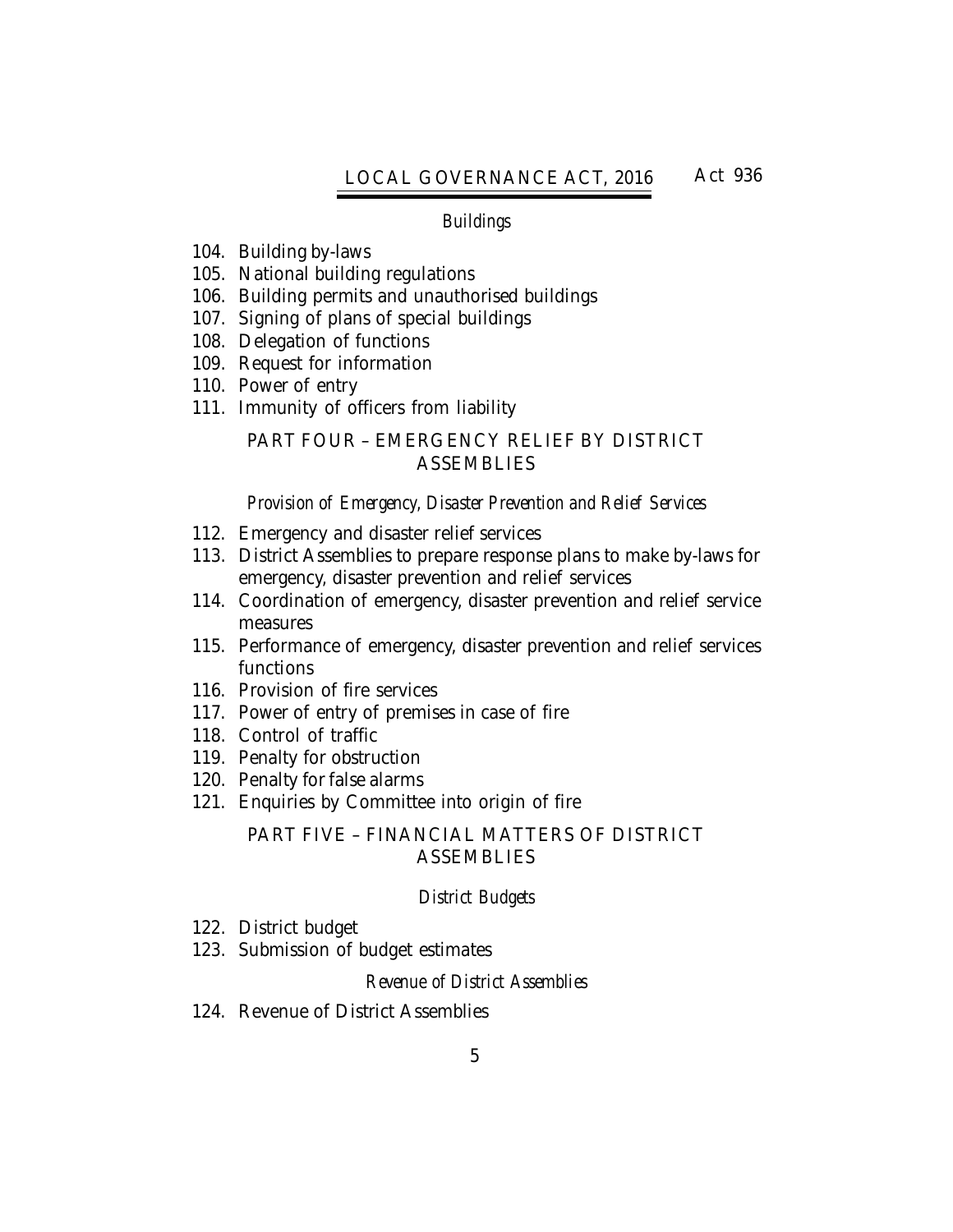*Buildings*

104. Building by-laws
105. National building regulations
106. Building permits and unauthorised buildings
107. Signing of plans of special buildings
108. Delegation of functions
109. Request for information
110. Power of entry
111. Immunity of officers from liability

## PART FOUR – EMERGENCY RELIEF BY DISTRICT ASSEMBLIES

*Provision of Emergency, Disaster Prevention and Relief Services*

112. Emergency and disaster relief services
113. District Assemblies to prepare response plans to make by-laws for emergency, disaster prevention and relief services
114. Coordination of emergency, disaster prevention and relief service measures
115. Performance of emergency, disaster prevention and relief services functions
116. Provision of fire services
117. Power of entry of premises in case of fire
118. Control of traffic
119. Penalty for obstruction
120. Penalty for false alarms
121. Enquiries by Committee into origin of fire

## PART FIVE – FINANCIAL MATTERS OF DISTRICT ASSEMBLIES

*District Budgets*

122. District budget
123. Submission of budget estimates

*Revenue of District Assemblies*

124. Revenue of District Assemblies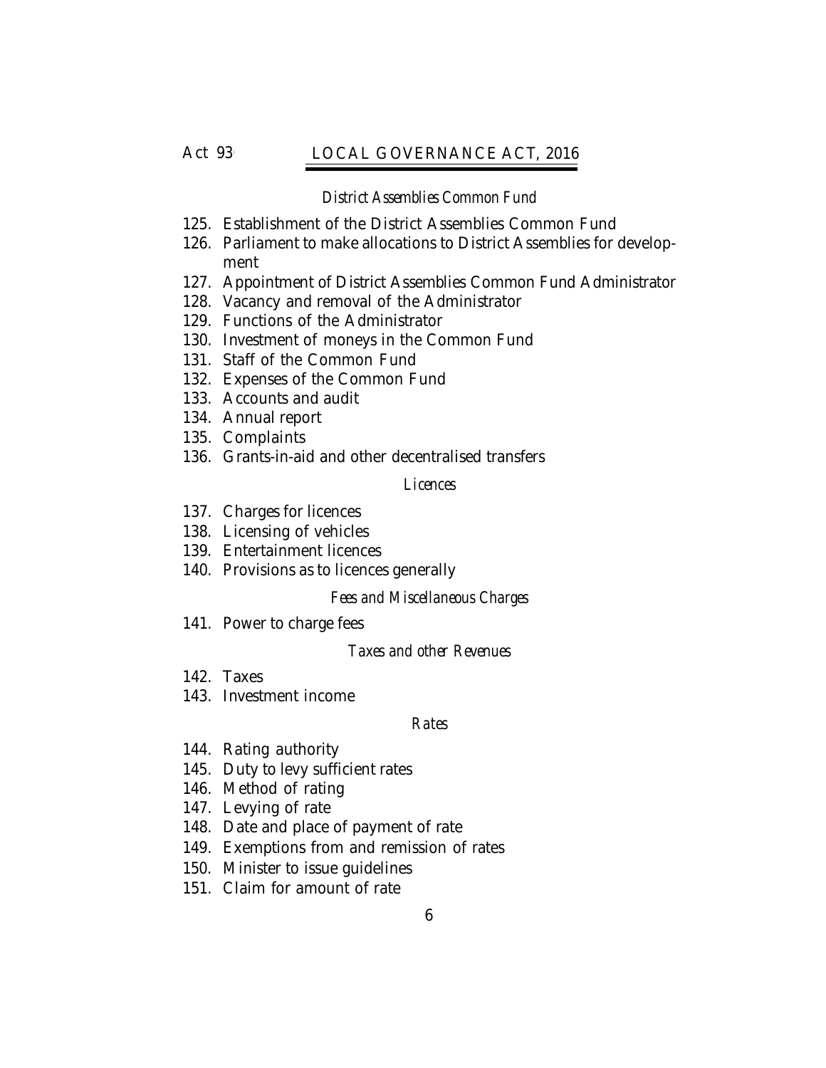*District Assemblies Common Fund*

125. Establishment of the District Assemblies Common Fund
126. Parliament to make allocations to District Assemblies for development
127. Appointment of District Assemblies Common Fund Administrator
128. Vacancy and removal of the Administrator
129. Functions of the Administrator
130. Investment of moneys in the Common Fund
131. Staff of the Common Fund
132. Expenses of the Common Fund
133. Accounts and audit
134. Annual report
135. Complaints
136. Grants-in-aid and other decentralised transfers

*Licences*

137. Charges for licences
138. Licensing of vehicles
139. Entertainment licences
140. Provisions as to licences generally

*Fees and Miscellaneous Charges*

141. Power to charge fees

*Taxes and other Revenues*

142. Taxes
143. Investment income

*Rates*

144. Rating authority
145. Duty to levy sufficient rates
146. Method of rating
147. Levying of rate
148. Date and place of payment of rate
149. Exemptions from and remission of rates
150. Minister to issue guidelines
151. Claim for amount of rate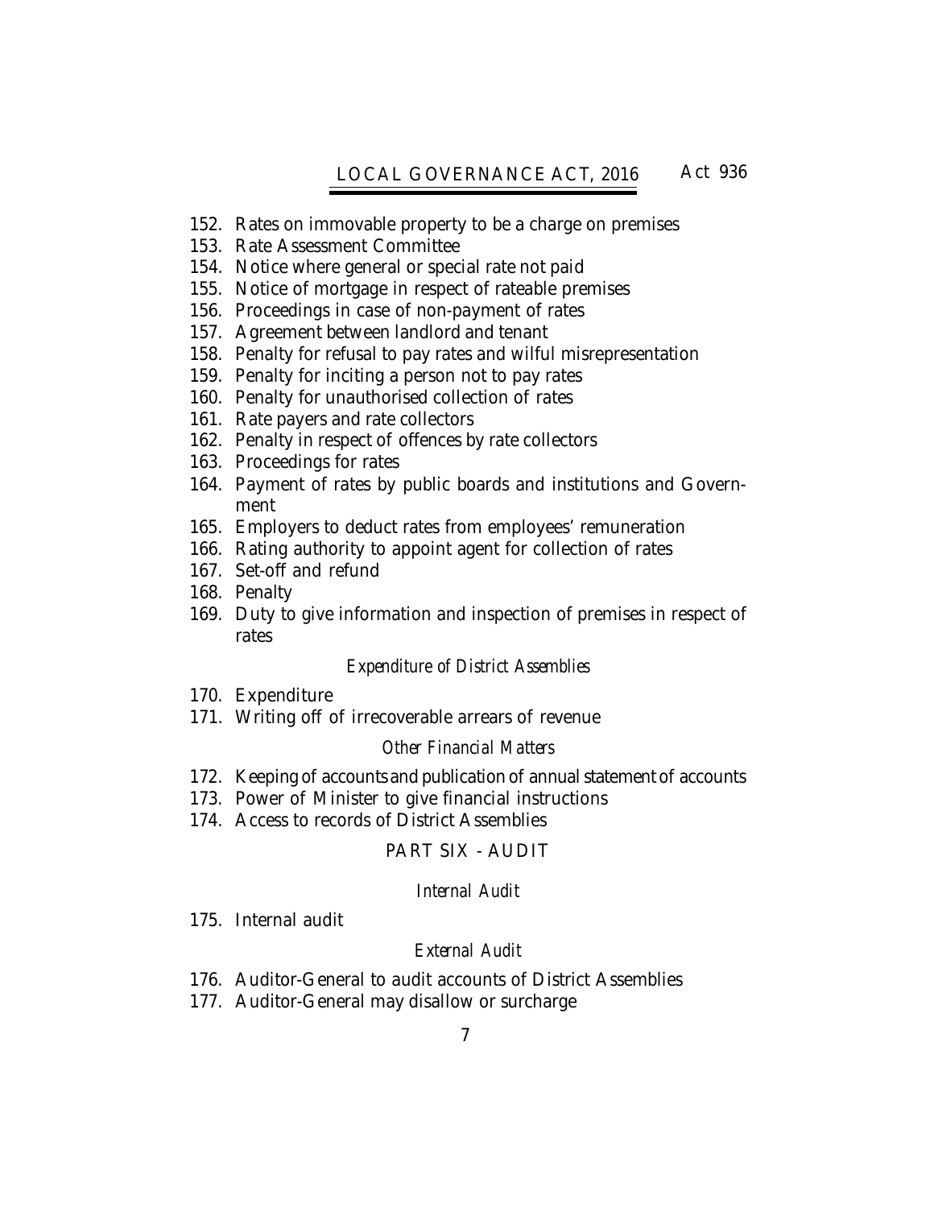152. Rates on immovable property to be a charge on premises
153. Rate Assessment Committee
154. Notice where general or special rate not paid
155. Notice of mortgage in respect of rateable premises
156. Proceedings in case of non-payment of rates
157. Agreement between landlord and tenant
158. Penalty for refusal to pay rates and wilful misrepresentation
159. Penalty for inciting a person not to pay rates
160. Penalty for unauthorised collection of rates
161. Rate payers and rate collectors
162. Penalty in respect of offences by rate collectors
163. Proceedings for rates
164. Payment of rates by public boards and institutions and Government
165. Employers to deduct rates from employees' remuneration
166. Rating authority to appoint agent for collection of rates
167. Set-off and refund
168. Penalty
169. Duty to give information and inspection of premises in respect of rates

*Expenditure of District Assemblies*

170. Expenditure
171. Writing off of irrecoverable arrears of revenue

*Other Financial Matters*

172. Keeping of accounts and publication of annual statement of accounts
173. Power of Minister to give financial instructions
174. Access to records of District Assemblies

## PART SIX - AUDIT

*Internal Audit*

175. Internal audit

*External Audit*

176. Auditor-General to audit accounts of District Assemblies
177. Auditor-General may disallow or surcharge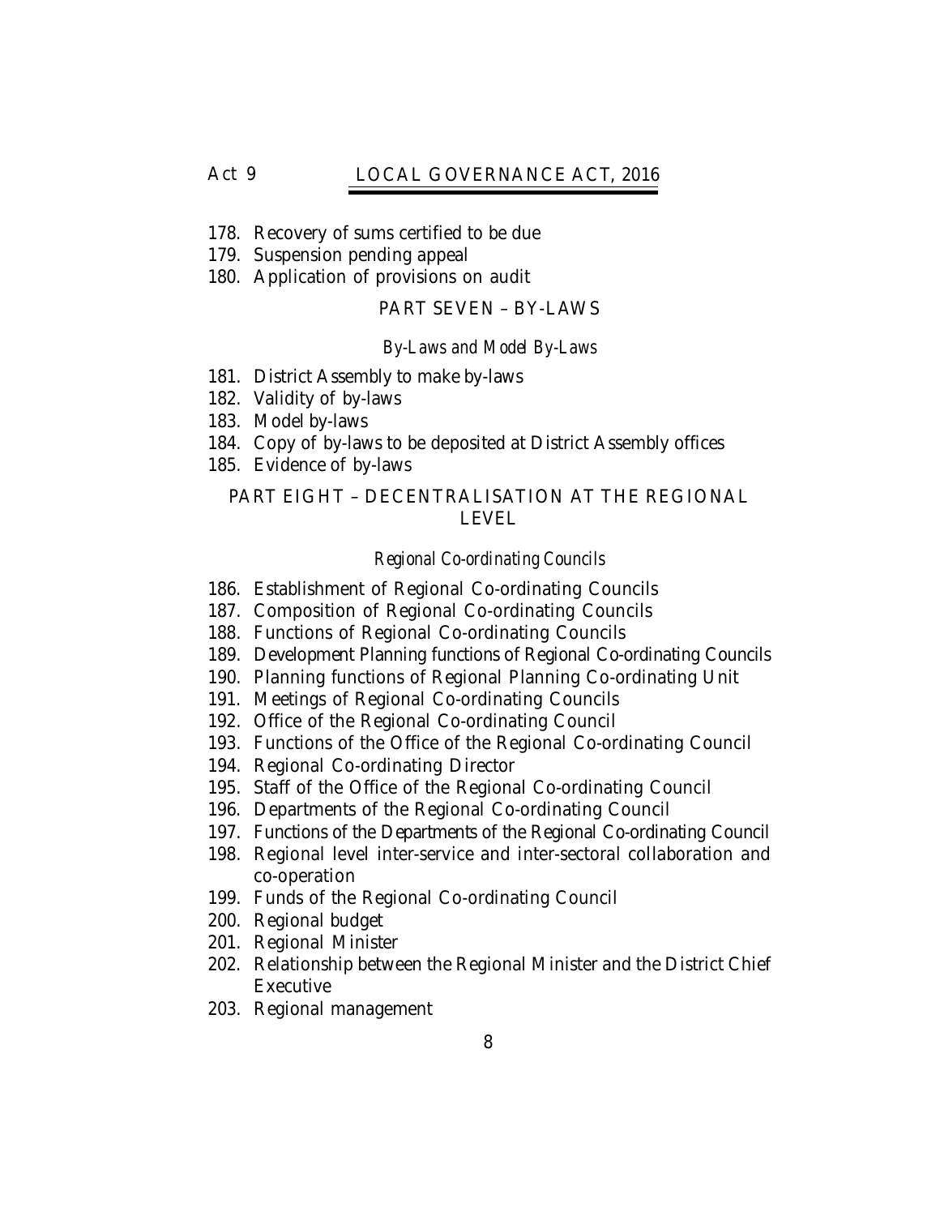178. Recovery of sums certified to be due
179. Suspension pending appeal
180. Application of provisions on audit

## PART SEVEN – BY-LAWS

### *By-Laws and Model By-Laws*

181. District Assembly to make by-laws
182. Validity of by-laws
183. Model by-laws
184. Copy of by-laws to be deposited at District Assembly offices
185. Evidence of by-laws

## PART EIGHT – DECENTRALISATION AT THE REGIONAL LEVEL

### *Regional Co-ordinating Councils*

186. Establishment of Regional Co-ordinating Councils
187. Composition of Regional Co-ordinating Councils
188. Functions of Regional Co-ordinating Councils
189. Development Planning functions of Regional Co-ordinating Councils
190. Planning functions of Regional Planning Co-ordinating Unit
191. Meetings of Regional Co-ordinating Councils
192. Office of the Regional Co-ordinating Council
193. Functions of the Office of the Regional Co-ordinating Council
194. Regional Co-ordinating Director
195. Staff of the Office of the Regional Co-ordinating Council
196. Departments of the Regional Co-ordinating Council
197. Functions of the Departments of the Regional Co-ordinating Council
198. Regional level inter-service and inter-sectoral collaboration and co-operation
199. Funds of the Regional Co-ordinating Council
200. Regional budget
201. Regional Minister
202. Relationship between the Regional Minister and the District Chief Executive
203. Regional management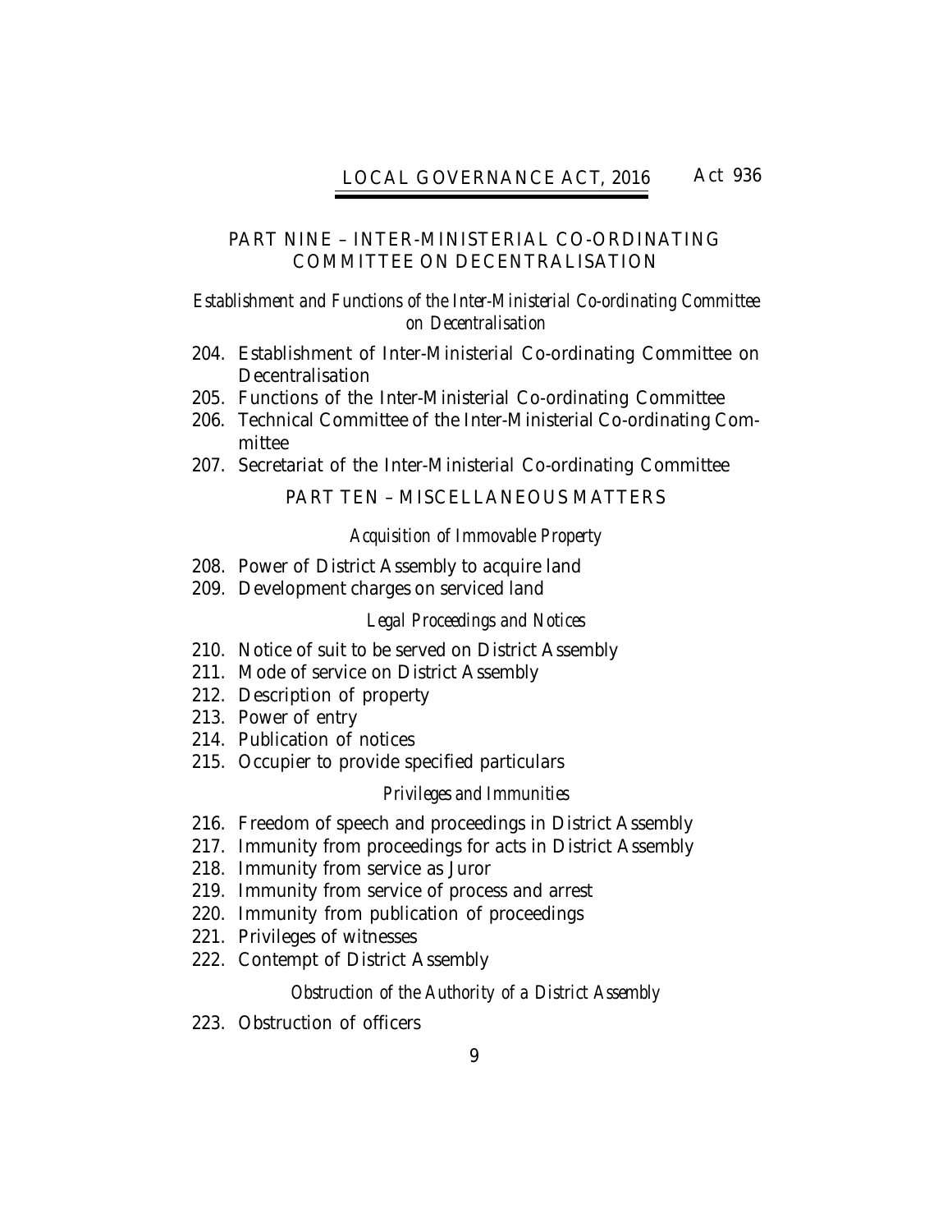## PART NINE – INTER-MINISTERIAL CO-ORDINATING COMMITTEE ON DECENTRALISATION

*Establishment and Functions of the Inter-Ministerial Co-ordinating Committee on Decentralisation*

204. Establishment of Inter-Ministerial Co-ordinating Committee on Decentralisation
205. Functions of the Inter-Ministerial Co-ordinating Committee
206. Technical Committee of the Inter-Ministerial Co-ordinating Committee
207. Secretariat of the Inter-Ministerial Co-ordinating Committee

## PART TEN – MISCELLANEOUS MATTERS

*Acquisition of Immovable Property*

208. Power of District Assembly to acquire land
209. Development charges on serviced land

*Legal Proceedings and Notices*

210. Notice of suit to be served on District Assembly
211. Mode of service on District Assembly
212. Description of property
213. Power of entry
214. Publication of notices
215. Occupier to provide specified particulars

*Privileges and Immunities*

216. Freedom of speech and proceedings in District Assembly
217. Immunity from proceedings for acts in District Assembly
218. Immunity from service as Juror
219. Immunity from service of process and arrest
220. Immunity from publication of proceedings
221. Privileges of witnesses
222. Contempt of District Assembly

*Obstruction of the Authority of a District Assembly*

223. Obstruction of officers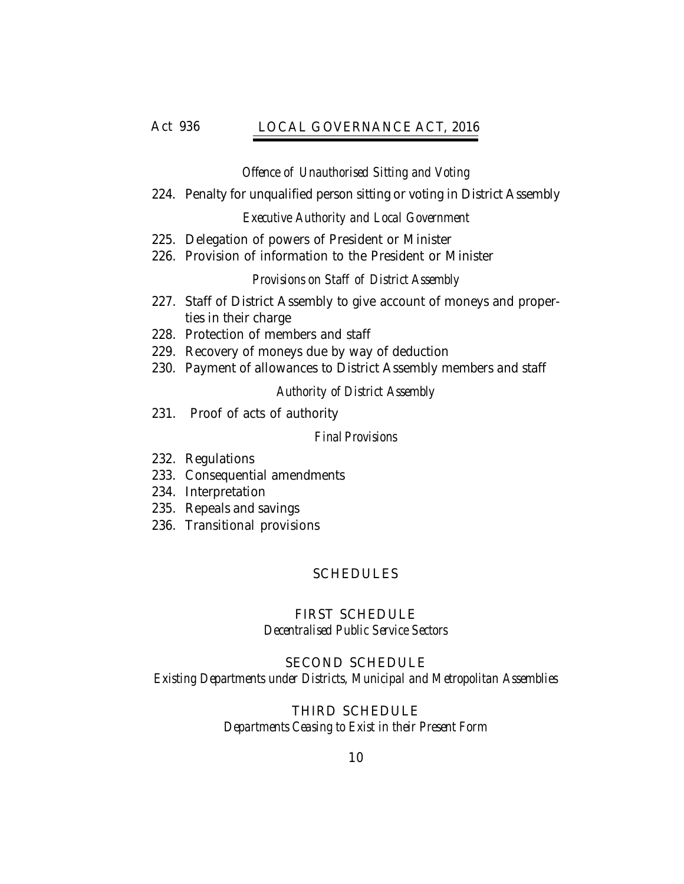*Offence of Unauthorised Sitting and Voting*

224. Penalty for unqualified person sitting or voting in District Assembly

*Executive Authority and Local Government*

225. Delegation of powers of President or Minister
226. Provision of information to the President or Minister

*Provisions on Staff of District Assembly*

227. Staff of District Assembly to give account of moneys and properties in their charge
228. Protection of members and staff
229. Recovery of moneys due by way of deduction
230. Payment of allowances to District Assembly members and staff

*Authority of District Assembly*

231. Proof of acts of authority

*Final Provisions*

232. Regulations
233. Consequential amendments
234. Interpretation
235. Repeals and savings
236. Transitional provisions

## SCHEDULES

### FIRST SCHEDULE
*Decentralised Public Service Sectors*

### SECOND SCHEDULE
*Existing Departments under Districts, Municipal and Metropolitan Assemblies*

### THIRD SCHEDULE
*Departments Ceasing to Exist in their Present Form*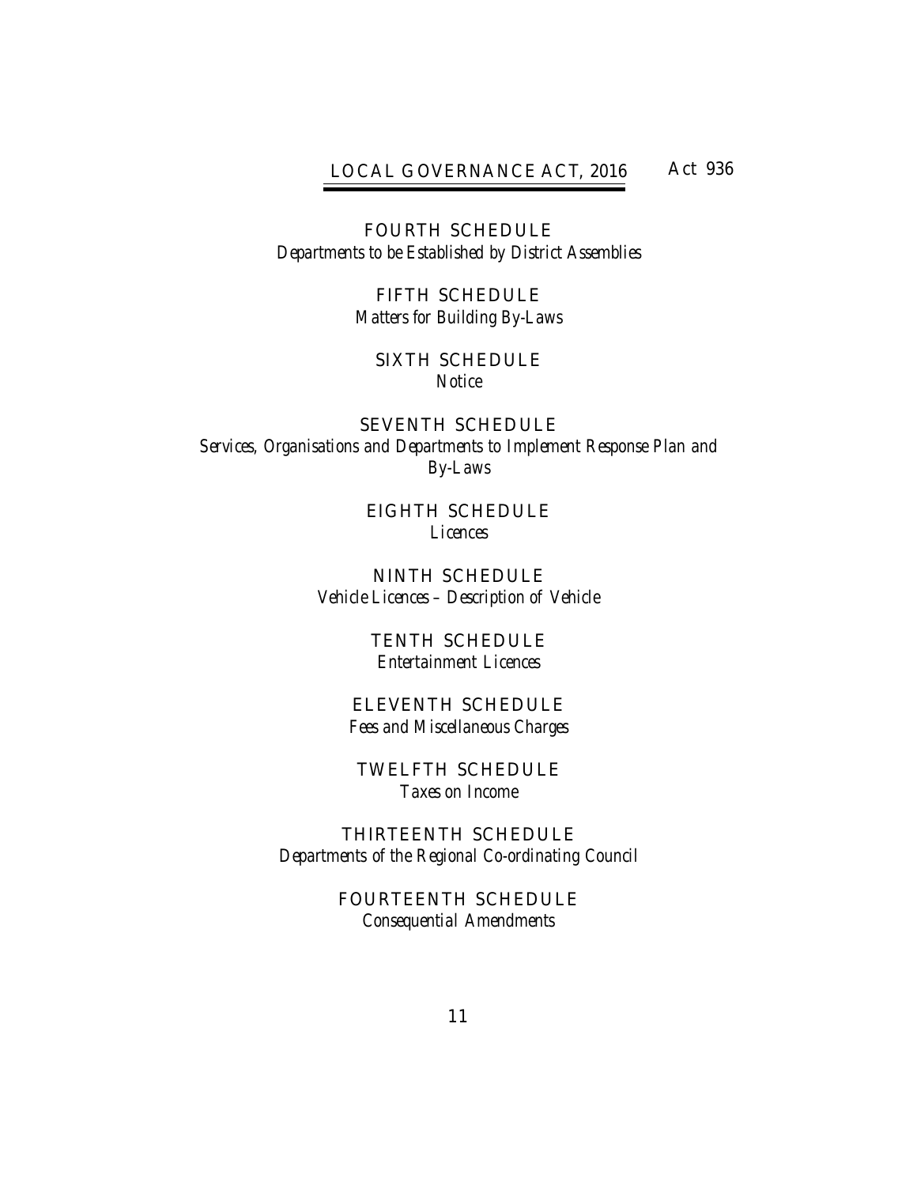FOURTH SCHEDULE
*Departments to be Established by District Assemblies*

FIFTH SCHEDULE
*Matters for Building By-Laws*

SIXTH SCHEDULE
*Notice*

SEVENTH SCHEDULE
*Services, Organisations and Departments to Implement Response Plan and By-Laws*

EIGHTH SCHEDULE
*Licences*

NINTH SCHEDULE
*Vehicle Licences – Description of Vehicle*

TENTH SCHEDULE
*Entertainment Licences*

ELEVENTH SCHEDULE
*Fees and Miscellaneous Charges*

TWELFTH SCHEDULE
*Taxes on Income*

THIRTEENTH SCHEDULE
*Departments of the Regional Co-ordinating Council*

FOURTEENTH SCHEDULE
*Consequential Amendments*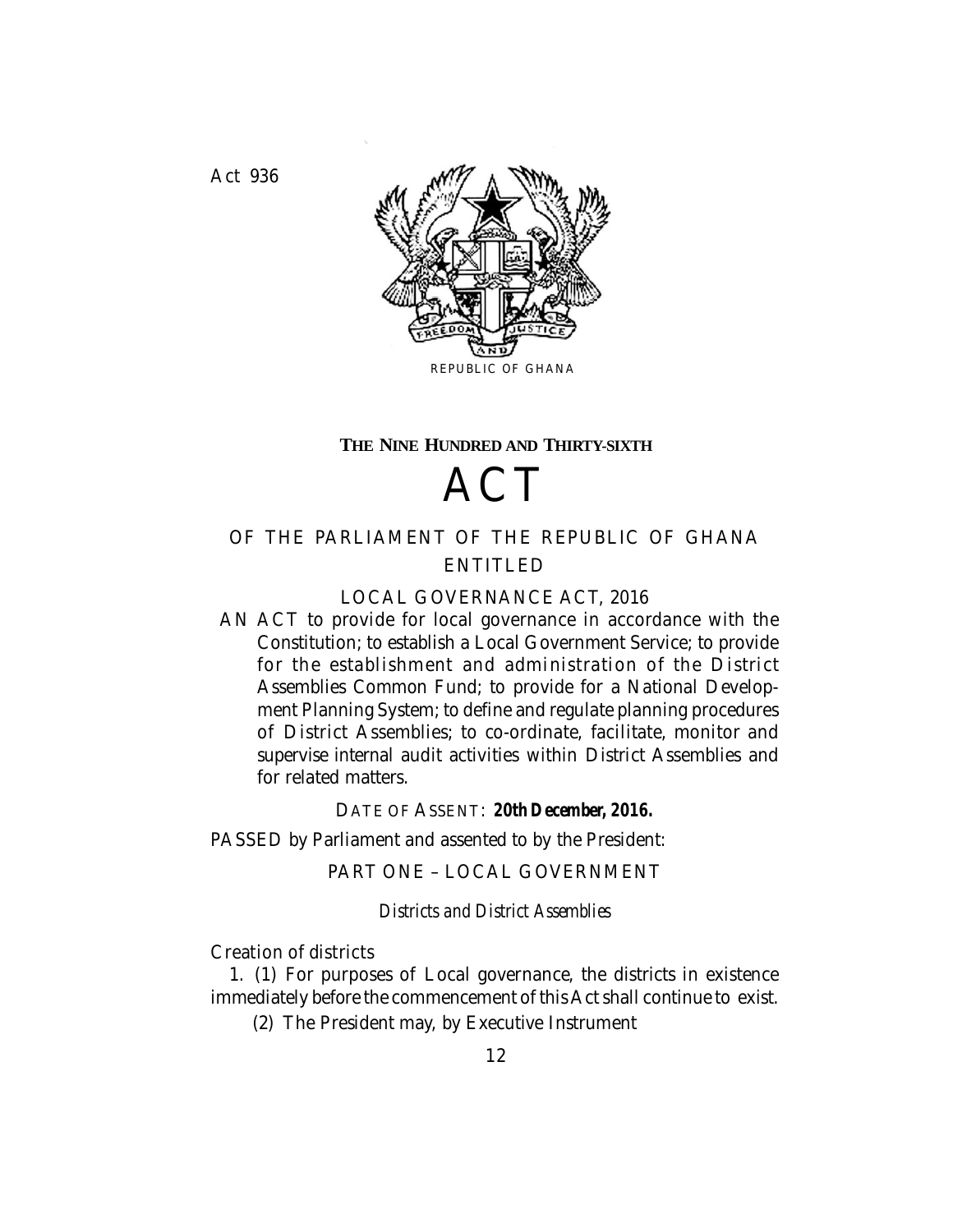Act 936

REPUBLIC OF GHANA

**THE NINE HUNDRED AND THIRTY-SIXTH**

# ACT

## OF THE PARLIAMENT OF THE REPUBLIC OF GHANA ENTITLED

## LOCAL GOVERNANCE ACT, 2016

AN ACT to provide for local governance in accordance with the Constitution; to establish a Local Government Service; to provide for the establishment and administration of the District Assemblies Common Fund; to provide for a National Development Planning System; to define and regulate planning procedures of District Assemblies; to co-ordinate, facilitate, monitor and supervise internal audit activities within District Assemblies and for related matters.

DATE OF ASSENT: **20th December, 2016.**

PASSED by Parliament and assented to by the President:

## PART ONE – LOCAL GOVERNMENT

*Districts and District Assemblies*

Creation of districts

1. (1) For purposes of Local governance, the districts in existence immediately before the commencement of this Act shall continue to exist.

(2) The President may, by Executive Instrument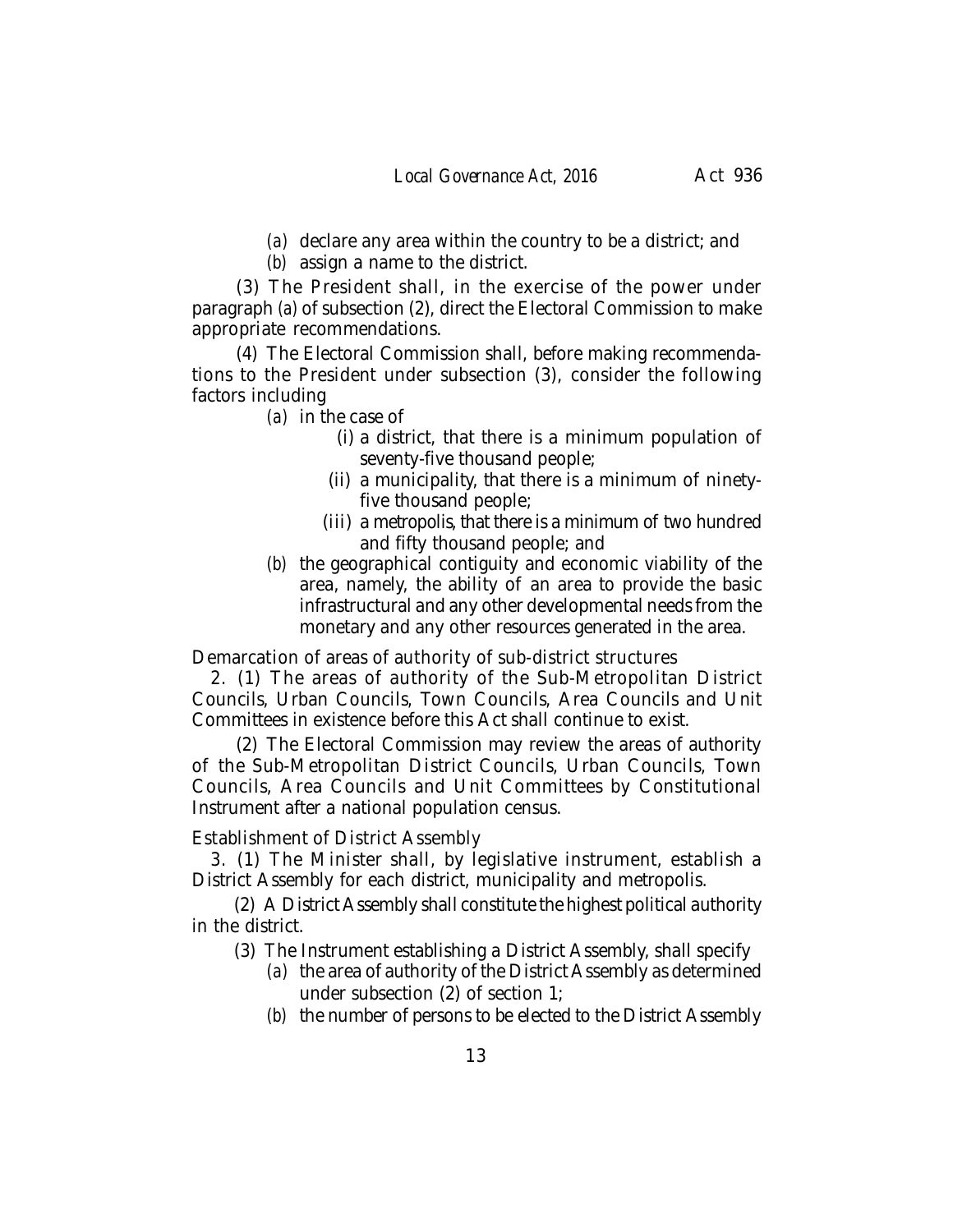(a) declare any area within the country to be a district; and

(b) assign a name to the district.

(3) The President shall, in the exercise of the power under paragraph (a) of subsection (2), direct the Electoral Commission to make appropriate recommendations.

(4) The Electoral Commission shall, before making recommendations to the President under subsection (3), consider the following factors including

(a) in the case of

(i) a district, that there is a minimum population of seventy-five thousand people;

(ii) a municipality, that there is a minimum of ninety-five thousand people;

(iii) a metropolis, that there is a minimum of two hundred and fifty thousand people; and

(b) the geographical contiguity and economic viability of the area, namely, the ability of an area to provide the basic infrastructural and any other developmental needs from the monetary and any other resources generated in the area.

Demarcation of areas of authority of sub-district structures

2. (1) The areas of authority of the Sub-Metropolitan District Councils, Urban Councils, Town Councils, Area Councils and Unit Committees in existence before this Act shall continue to exist.

(2) The Electoral Commission may review the areas of authority of the Sub-Metropolitan District Councils, Urban Councils, Town Councils, Area Councils and Unit Committees by Constitutional Instrument after a national population census.

Establishment of District Assembly

3. (1) The Minister shall, by legislative instrument, establish a District Assembly for each district, municipality and metropolis.

(2) A District Assembly shall constitute the highest political authority in the district.

(3) The Instrument establishing a District Assembly, shall specify

(a) the area of authority of the District Assembly as determined under subsection (2) of section 1;

(b) the number of persons to be elected to the District Assembly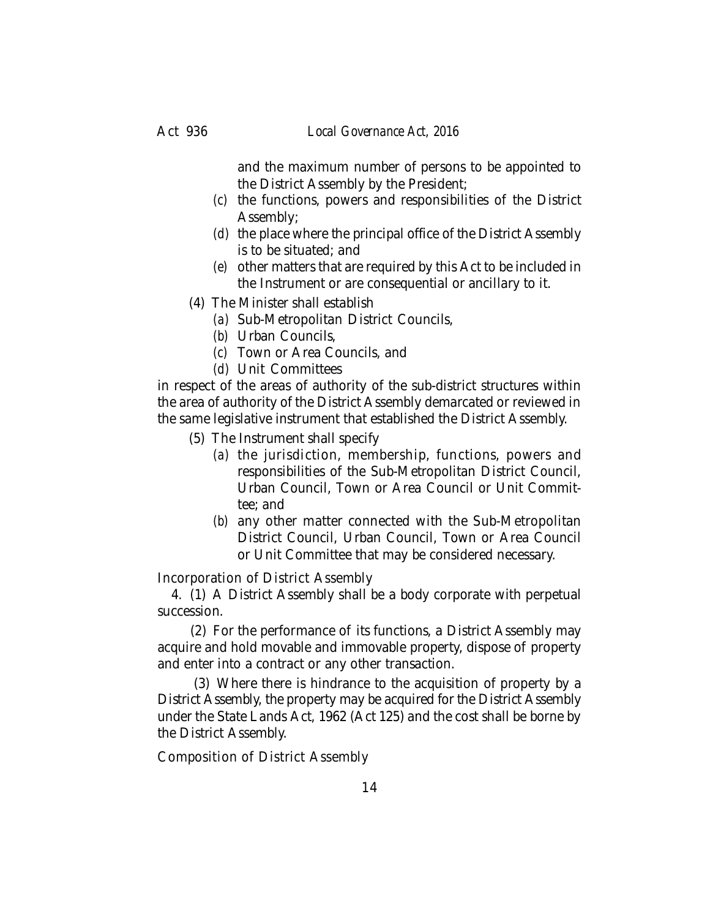and the maximum number of persons to be appointed to the District Assembly by the President;

(*c*) the functions, powers and responsibilities of the District Assembly;

(*d*) the place where the principal office of the District Assembly is to be situated; and

(*e*) other matters that are required by this Act to be included in the Instrument or are consequential or ancillary to it.

(4) The Minister shall establish

(*a*) Sub-Metropolitan District Councils,

(*b*) Urban Councils,

(*c*) Town or Area Councils, and

(*d*) Unit Committees

in respect of the areas of authority of the sub-district structures within the area of authority of the District Assembly demarcated or reviewed in the same legislative instrument that established the District Assembly.

(5) The Instrument shall specify

(*a*) the jurisdiction, membership, functions, powers and responsibilities of the Sub-Metropolitan District Council, Urban Council, Town or Area Council or Unit Committee; and

(*b*) any other matter connected with the Sub-Metropolitan District Council, Urban Council, Town or Area Council or Unit Committee that may be considered necessary.

Incorporation of District Assembly

4. (1) A District Assembly shall be a body corporate with perpetual succession.

(2) For the performance of its functions, a District Assembly may acquire and hold movable and immovable property, dispose of property and enter into a contract or any other transaction.

(3) Where there is hindrance to the acquisition of property by a District Assembly, the property may be acquired for the District Assembly under the State Lands Act, 1962 (Act 125) and the cost shall be borne by the District Assembly.

Composition of District Assembly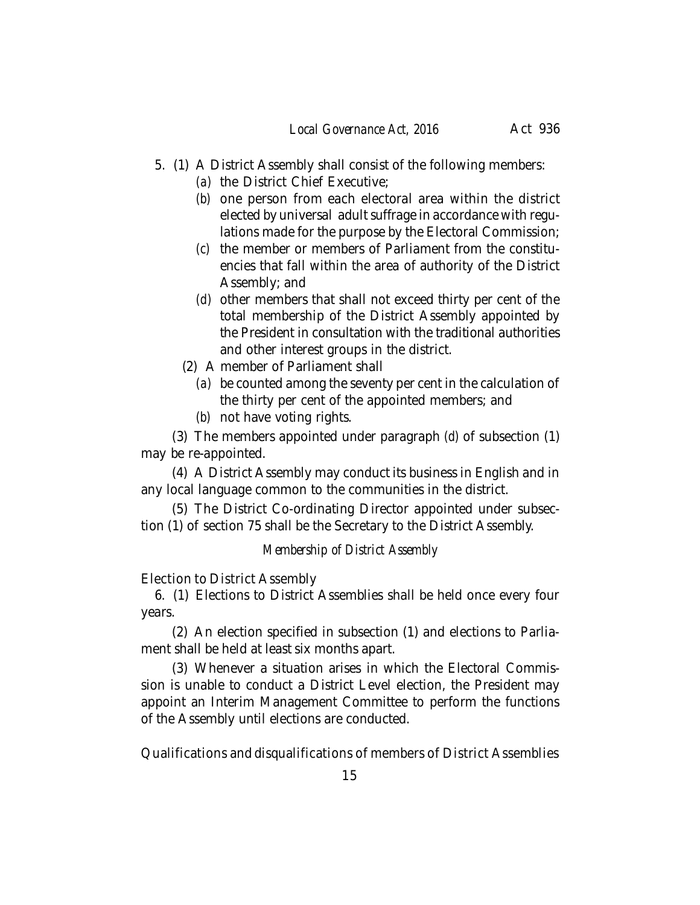5. (1) A District Assembly shall consist of the following members:

   (*a*) the District Chief Executive;

   (*b*) one person from each electoral area within the district elected by universal adult suffrage in accordance with regulations made for the purpose by the Electoral Commission;

   (*c*) the member or members of Parliament from the constituencies that fall within the area of authority of the District Assembly; and

   (*d*) other members that shall not exceed thirty per cent of the total membership of the District Assembly appointed by the President in consultation with the traditional authorities and other interest groups in the district.

   (2) A member of Parliament shall

   (*a*) be counted among the seventy per cent in the calculation of the thirty per cent of the appointed members; and

   (*b*) not have voting rights.

   (3) The members appointed under paragraph (*d*) of subsection (1) may be re-appointed.

   (4) A District Assembly may conduct its business in English and in any local language common to the communities in the district.

   (5) The District Co-ordinating Director appointed under subsection (1) of section 75 shall be the Secretary to the District Assembly.

*Membership of District Assembly*

Election to District Assembly

6. (1) Elections to District Assemblies shall be held once every four years.

   (2) An election specified in subsection (1) and elections to Parliament shall be held at least six months apart.

   (3) Whenever a situation arises in which the Electoral Commission is unable to conduct a District Level election, the President may appoint an Interim Management Committee to perform the functions of the Assembly until elections are conducted.

Qualifications and disqualifications of members of District Assemblies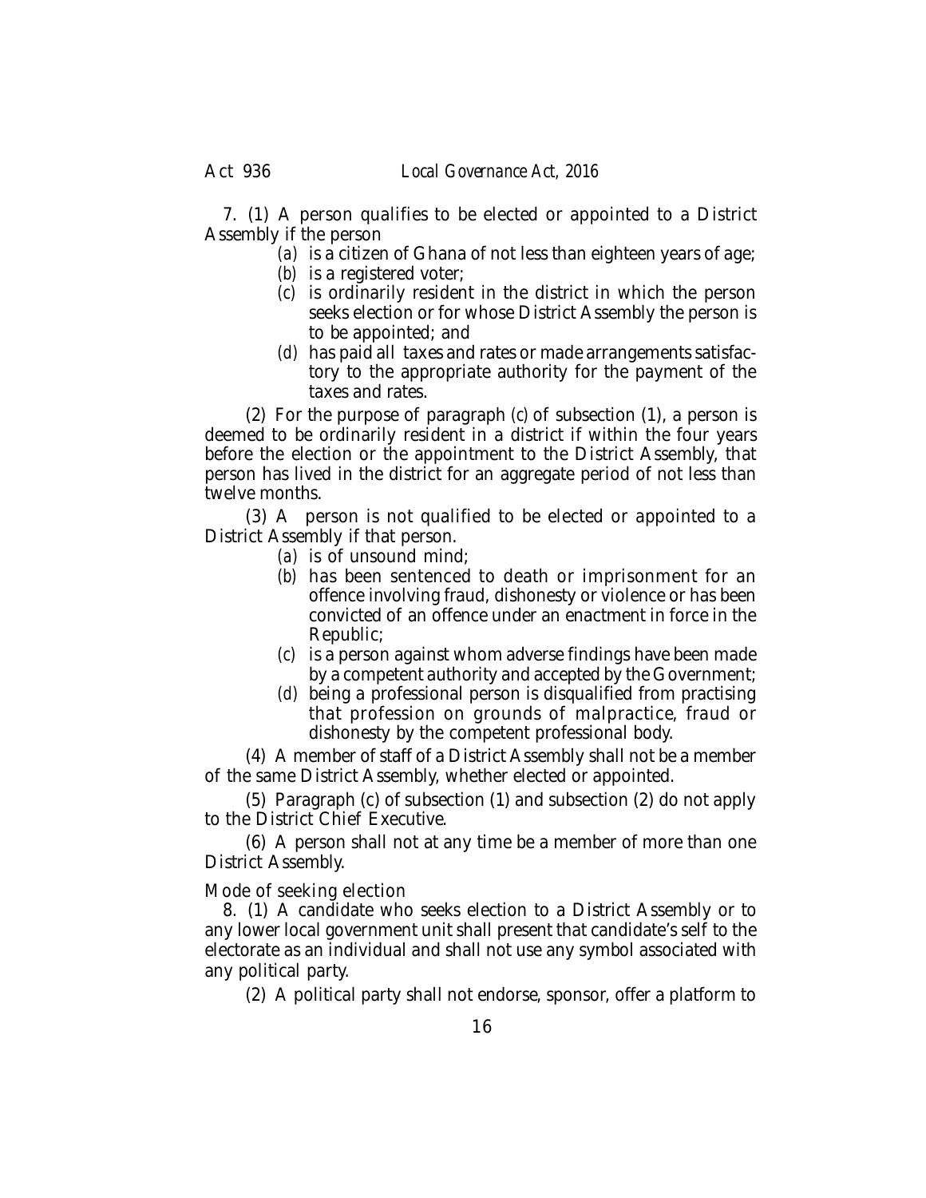7. (1) A person qualifies to be elected or appointed to a District Assembly if the person

- (a) is a citizen of Ghana of not less than eighteen years of age;
- (b) is a registered voter;
- (c) is ordinarily resident in the district in which the person seeks election or for whose District Assembly the person is to be appointed; and
- (d) has paid all taxes and rates or made arrangements satisfactory to the appropriate authority for the payment of the taxes and rates.

(2) For the purpose of paragraph (c) of subsection (1), a person is deemed to be ordinarily resident in a district if within the four years before the election or the appointment to the District Assembly, that person has lived in the district for an aggregate period of not less than twelve months.

(3) A person is not qualified to be elected or appointed to a District Assembly if that person.

- (a) is of unsound mind;
- (b) has been sentenced to death or imprisonment for an offence involving fraud, dishonesty or violence or has been convicted of an offence under an enactment in force in the Republic;
- (c) is a person against whom adverse findings have been made by a competent authority and accepted by the Government;
- (d) being a professional person is disqualified from practising that profession on grounds of malpractice, fraud or dishonesty by the competent professional body.

(4) A member of staff of a District Assembly shall not be a member of the same District Assembly, whether elected or appointed.

(5) Paragraph (c) of subsection (1) and subsection (2) do not apply to the District Chief Executive.

(6) A person shall not at any time be a member of more than one District Assembly.

Mode of seeking election

8. (1) A candidate who seeks election to a District Assembly or to any lower local government unit shall present that candidate's self to the electorate as an individual and shall not use any symbol associated with any political party.

(2) A political party shall not endorse, sponsor, offer a platform to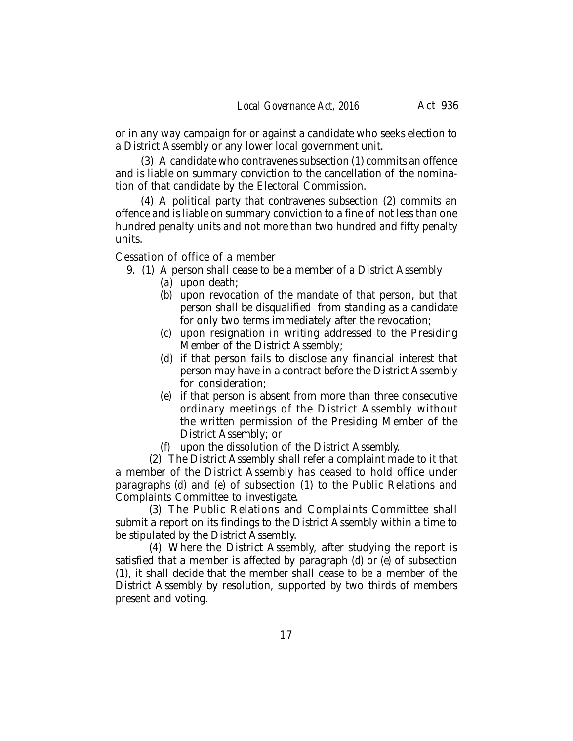or in any way campaign for or against a candidate who seeks election to a District Assembly or any lower local government unit.

(3) A candidate who contravenes subsection (1) commits an offence and is liable on summary conviction to the cancellation of the nomination of that candidate by the Electoral Commission.

(4) A political party that contravenes subsection (2) commits an offence and is liable on summary conviction to a fine of not less than one hundred penalty units and not more than two hundred and fifty penalty units.

Cessation of office of a member

9. (1) A person shall cease to be a member of a District Assembly

   (a) upon death;

   (b) upon revocation of the mandate of that person, but that person shall be disqualified from standing as a candidate for only two terms immediately after the revocation;

   (c) upon resignation in writing addressed to the Presiding Member of the District Assembly;

   (d) if that person fails to disclose any financial interest that person may have in a contract before the District Assembly for consideration;

   (e) if that person is absent from more than three consecutive ordinary meetings of the District Assembly without the written permission of the Presiding Member of the District Assembly; or

   (f) upon the dissolution of the District Assembly.

(2) The District Assembly shall refer a complaint made to it that a member of the District Assembly has ceased to hold office under paragraphs (d) and (e) of subsection (1) to the Public Relations and Complaints Committee to investigate.

(3) The Public Relations and Complaints Committee shall submit a report on its findings to the District Assembly within a time to be stipulated by the District Assembly.

(4) Where the District Assembly, after studying the report is satisfied that a member is affected by paragraph (d) or (e) of subsection (1), it shall decide that the member shall cease to be a member of the District Assembly by resolution, supported by two thirds of members present and voting.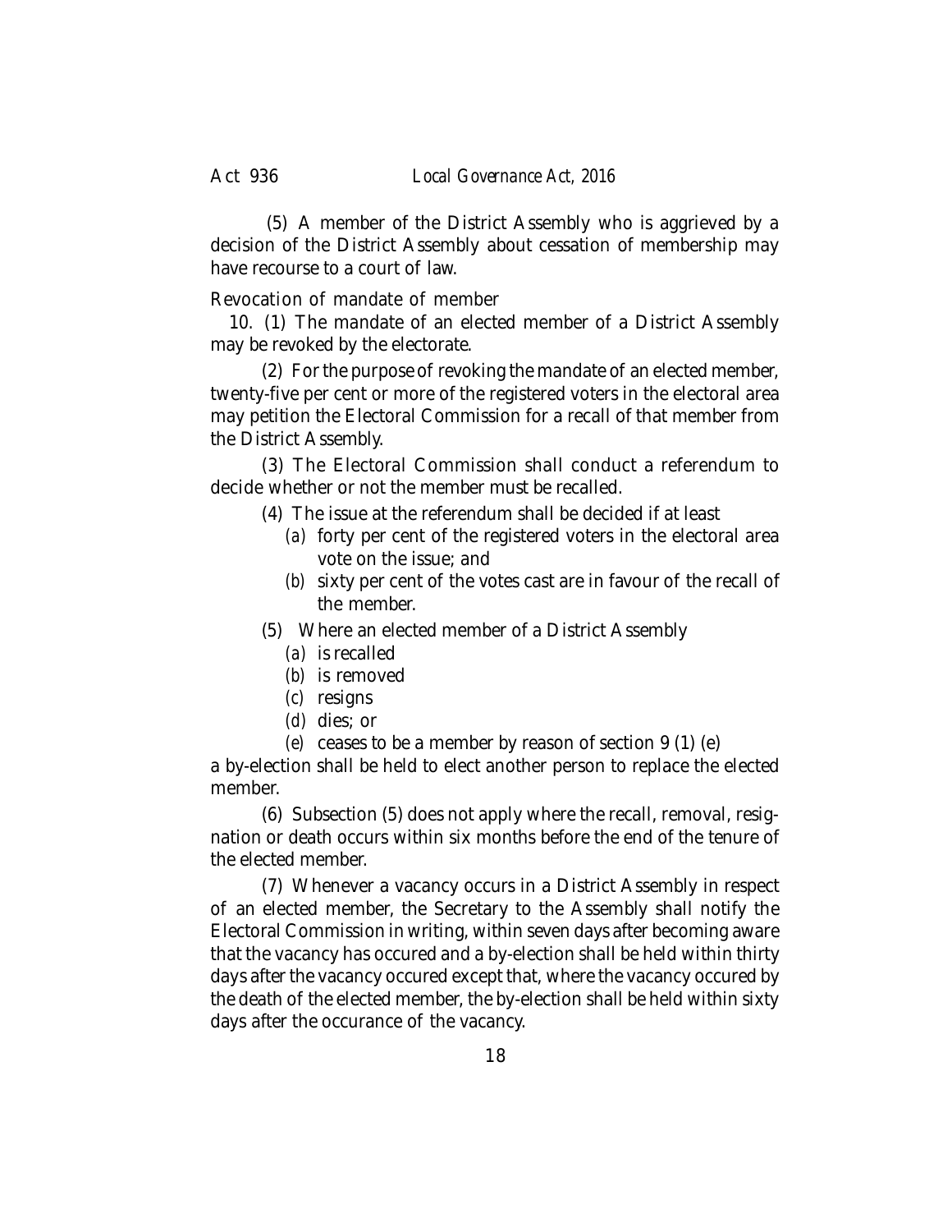(5) A member of the District Assembly who is aggrieved by a decision of the District Assembly about cessation of membership may have recourse to a court of law.

Revocation of mandate of member

10. (1) The mandate of an elected member of a District Assembly may be revoked by the electorate.

(2) For the purpose of revoking the mandate of an elected member, twenty-five per cent or more of the registered voters in the electoral area may petition the Electoral Commission for a recall of that member from the District Assembly.

(3) The Electoral Commission shall conduct a referendum to decide whether or not the member must be recalled.

(4) The issue at the referendum shall be decided if at least

*(a)* forty per cent of the registered voters in the electoral area vote on the issue; and

*(b)* sixty per cent of the votes cast are in favour of the recall of the member.

(5) Where an elected member of a District Assembly

*(a)* is recalled

*(b)* is removed

*(c)* resigns

*(d)* dies; or

*(e)* ceases to be a member by reason of section 9 (1) (e)

a by-election shall be held to elect another person to replace the elected member.

(6) Subsection (5) does not apply where the recall, removal, resignation or death occurs within six months before the end of the tenure of the elected member.

(7) Whenever a vacancy occurs in a District Assembly in respect of an elected member, the Secretary to the Assembly shall notify the Electoral Commission in writing, within seven days after becoming aware that the vacancy has occured and a by-election shall be held within thirty days after the vacancy occured except that, where the vacancy occured by the death of the elected member, the by-election shall be held within sixty days after the occurance of the vacancy.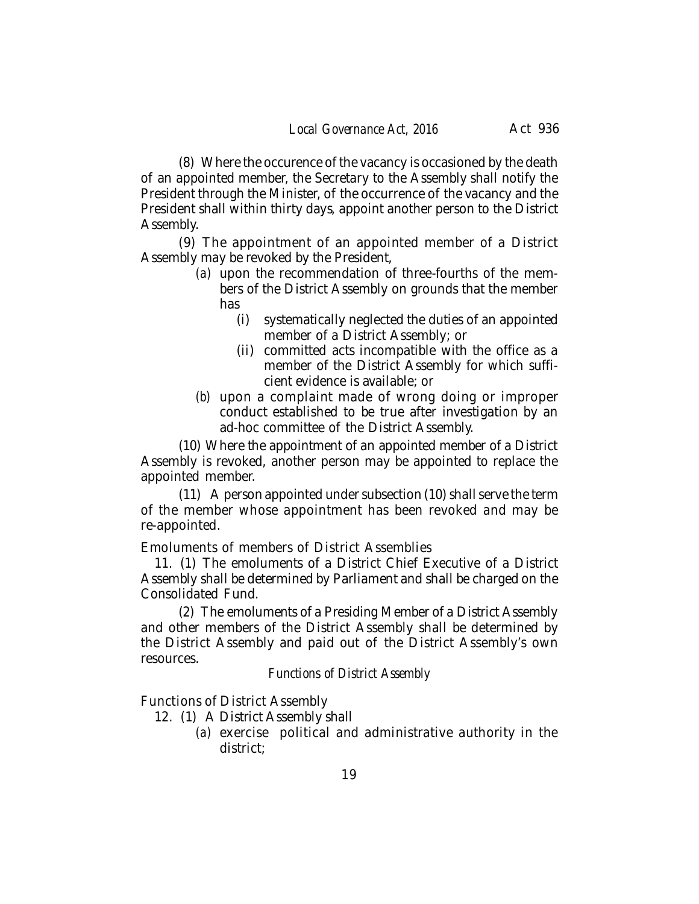(8) Where the occurence of the vacancy is occasioned by the death of an appointed member, the Secretary to the Assembly shall notify the President through the Minister, of the occurrence of the vacancy and the President shall within thirty days, appoint another person to the District Assembly.

(9) The appointment of an appointed member of a District Assembly may be revoked by the President,

- *(a)* upon the recommendation of three-fourths of the members of the District Assembly on grounds that the member has
  - (i) systematically neglected the duties of an appointed member of a District Assembly; or
  - (ii) committed acts incompatible with the office as a member of the District Assembly for which sufficient evidence is available; or
- *(b)* upon a complaint made of wrong doing or improper conduct established to be true after investigation by an ad-hoc committee of the District Assembly.

(10) Where the appointment of an appointed member of a District Assembly is revoked, another person may be appointed to replace the appointed member.

(11) A person appointed under subsection (10) shall serve the term of the member whose appointment has been revoked and may be re-appointed.

Emoluments of members of District Assemblies

11. (1) The emoluments of a District Chief Executive of a District Assembly shall be determined by Parliament and shall be charged on the Consolidated Fund.

(2) The emoluments of a Presiding Member of a District Assembly and other members of the District Assembly shall be determined by the District Assembly and paid out of the District Assembly's own resources.

### *Functions of District Assembly*

Functions of District Assembly

12. (1) A District Assembly shall

- *(a)* exercise political and administrative authority in the district;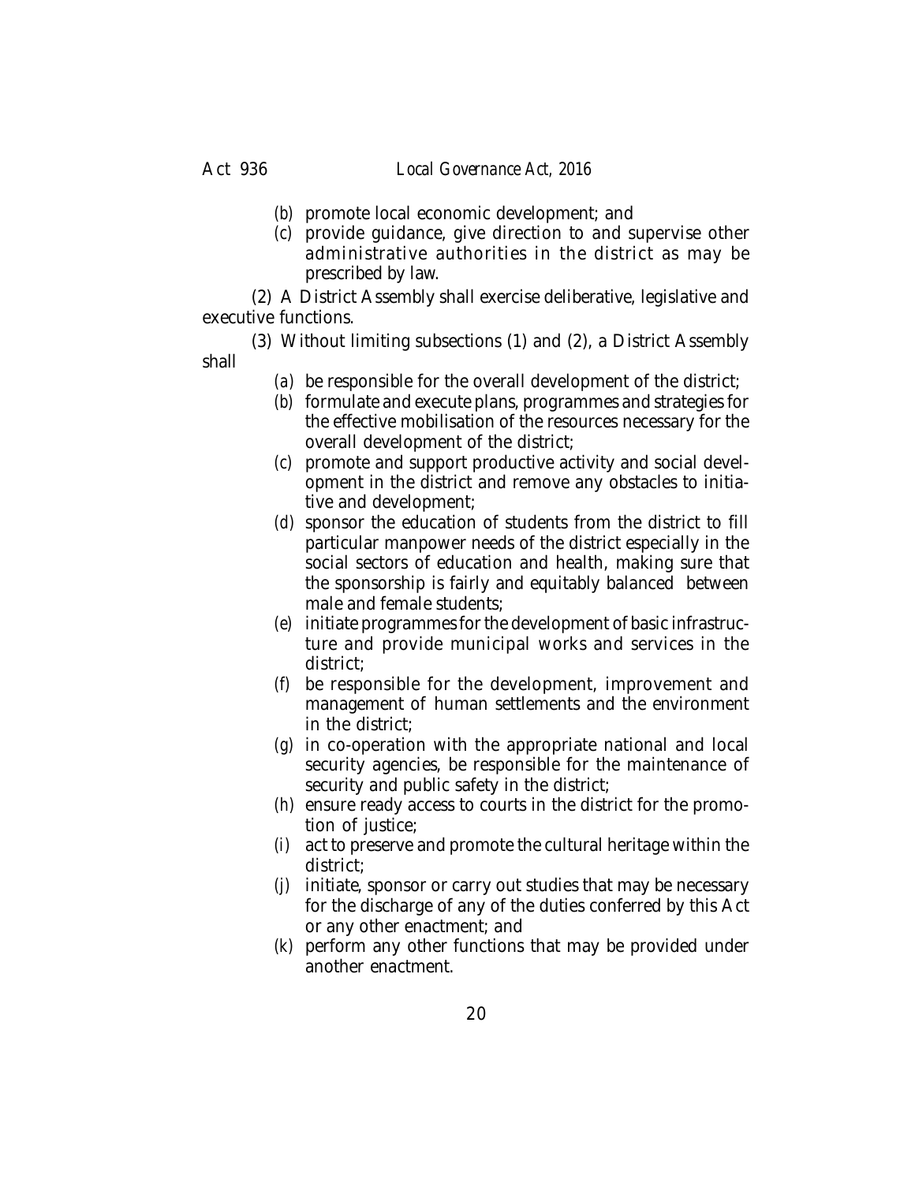(*b*) promote local economic development; and

(*c*) provide guidance, give direction to and supervise other administrative authorities in the district as may be prescribed by law.

(2) A District Assembly shall exercise deliberative, legislative and executive functions.

(3) Without limiting subsections (1) and (2), a District Assembly shall

(*a*) be responsible for the overall development of the district;

(*b*) formulate and execute plans, programmes and strategies for the effective mobilisation of the resources necessary for the overall development of the district;

(*c*) promote and support productive activity and social development in the district and remove any obstacles to initiative and development;

(*d*) sponsor the education of students from the district to fill particular manpower needs of the district especially in the social sectors of education and health, making sure that the sponsorship is fairly and equitably balanced between male and female students;

(*e*) initiate programmes for the development of basic infrastructure and provide municipal works and services in the district;

(*f*) be responsible for the development, improvement and management of human settlements and the environment in the district;

(*g*) in co-operation with the appropriate national and local security agencies, be responsible for the maintenance of security and public safety in the district;

(*h*) ensure ready access to courts in the district for the promotion of justice;

(*i*) act to preserve and promote the cultural heritage within the district;

(*j*) initiate, sponsor or carry out studies that may be necessary for the discharge of any of the duties conferred by this Act or any other enactment; and

(*k*) perform any other functions that may be provided under another enactment.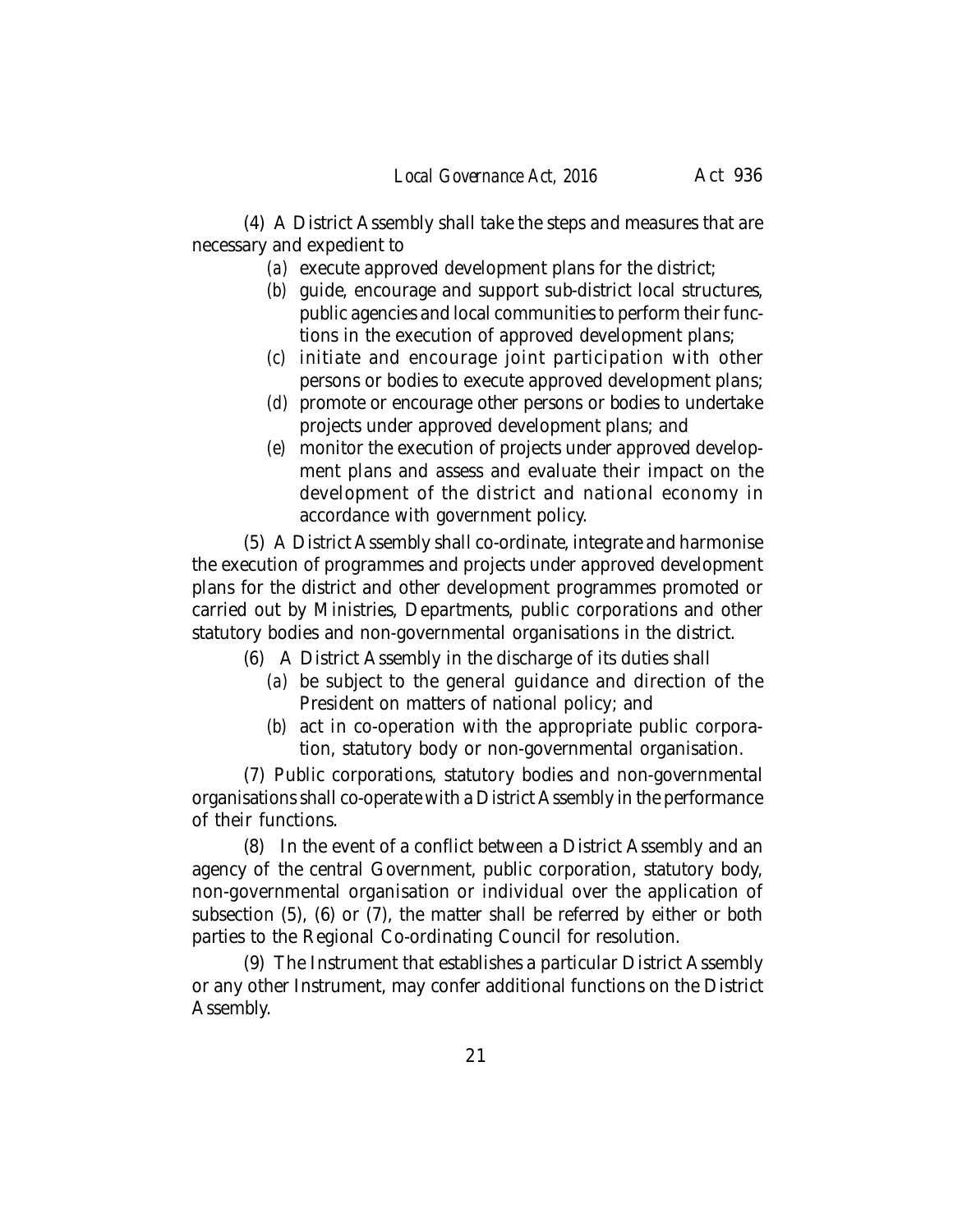(4) A District Assembly shall take the steps and measures that are necessary and expedient to

- *(a)* execute approved development plans for the district;
- *(b)* guide, encourage and support sub-district local structures, public agencies and local communities to perform their functions in the execution of approved development plans;
- *(c)* initiate and encourage joint participation with other persons or bodies to execute approved development plans;
- *(d)* promote or encourage other persons or bodies to undertake projects under approved development plans; and
- *(e)* monitor the execution of projects under approved development plans and assess and evaluate their impact on the development of the district and national economy in accordance with government policy.

(5) A District Assembly shall co-ordinate, integrate and harmonise the execution of programmes and projects under approved development plans for the district and other development programmes promoted or carried out by Ministries, Departments, public corporations and other statutory bodies and non-governmental organisations in the district.

(6) A District Assembly in the discharge of its duties shall

- *(a)* be subject to the general guidance and direction of the President on matters of national policy; and
- *(b)* act in co-operation with the appropriate public corporation, statutory body or non-governmental organisation.

(7) Public corporations, statutory bodies and non-governmental organisations shall co-operate with a District Assembly in the performance of their functions.

(8) In the event of a conflict between a District Assembly and an agency of the central Government, public corporation, statutory body, non-governmental organisation or individual over the application of subsection (5), (6) or (7), the matter shall be referred by either or both parties to the Regional Co-ordinating Council for resolution.

(9) The Instrument that establishes a particular District Assembly or any other Instrument, may confer additional functions on the District Assembly.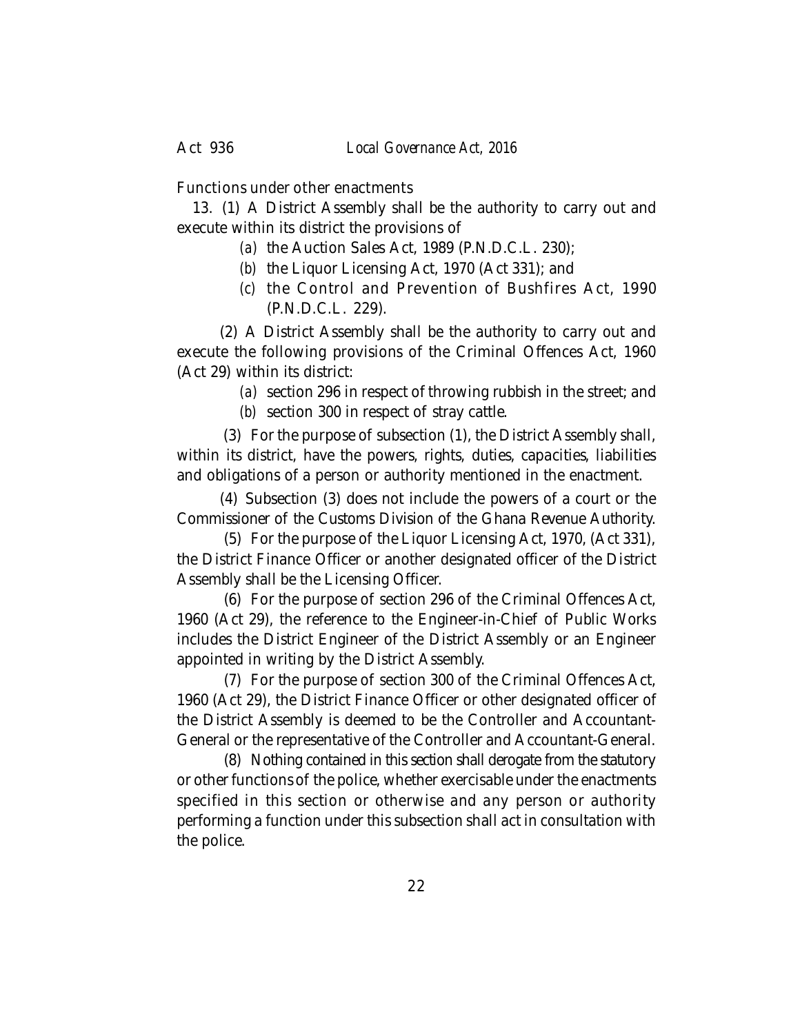Functions under other enactments

13. (1) A District Assembly shall be the authority to carry out and execute within its district the provisions of

*(a)* the Auction Sales Act, 1989 (P.N.D.C.L. 230);

*(b)* the Liquor Licensing Act, 1970 (Act 331); and

*(c)* the Control and Prevention of Bushfires Act, 1990 (P.N.D.C.L. 229).

(2) A District Assembly shall be the authority to carry out and execute the following provisions of the Criminal Offences Act, 1960 (Act 29) within its district:

*(a)* section 296 in respect of throwing rubbish in the street; and

*(b)* section 300 in respect of stray cattle.

(3) For the purpose of subsection (1), the District Assembly shall, within its district, have the powers, rights, duties, capacities, liabilities and obligations of a person or authority mentioned in the enactment.

(4) Subsection (3) does not include the powers of a court or the Commissioner of the Customs Division of the Ghana Revenue Authority.

(5) For the purpose of the Liquor Licensing Act, 1970, (Act 331), the District Finance Officer or another designated officer of the District Assembly shall be the Licensing Officer.

(6) For the purpose of section 296 of the Criminal Offences Act, 1960 (Act 29), the reference to the Engineer-in-Chief of Public Works includes the District Engineer of the District Assembly or an Engineer appointed in writing by the District Assembly.

(7) For the purpose of section 300 of the Criminal Offences Act, 1960 (Act 29), the District Finance Officer or other designated officer of the District Assembly is deemed to be the Controller and Accountant-General or the representative of the Controller and Accountant-General.

(8) Nothing contained in this section shall derogate from the statutory or other functions of the police, whether exercisable under the enactments specified in this section or otherwise and any person or authority performing a function under this subsection shall act in consultation with the police.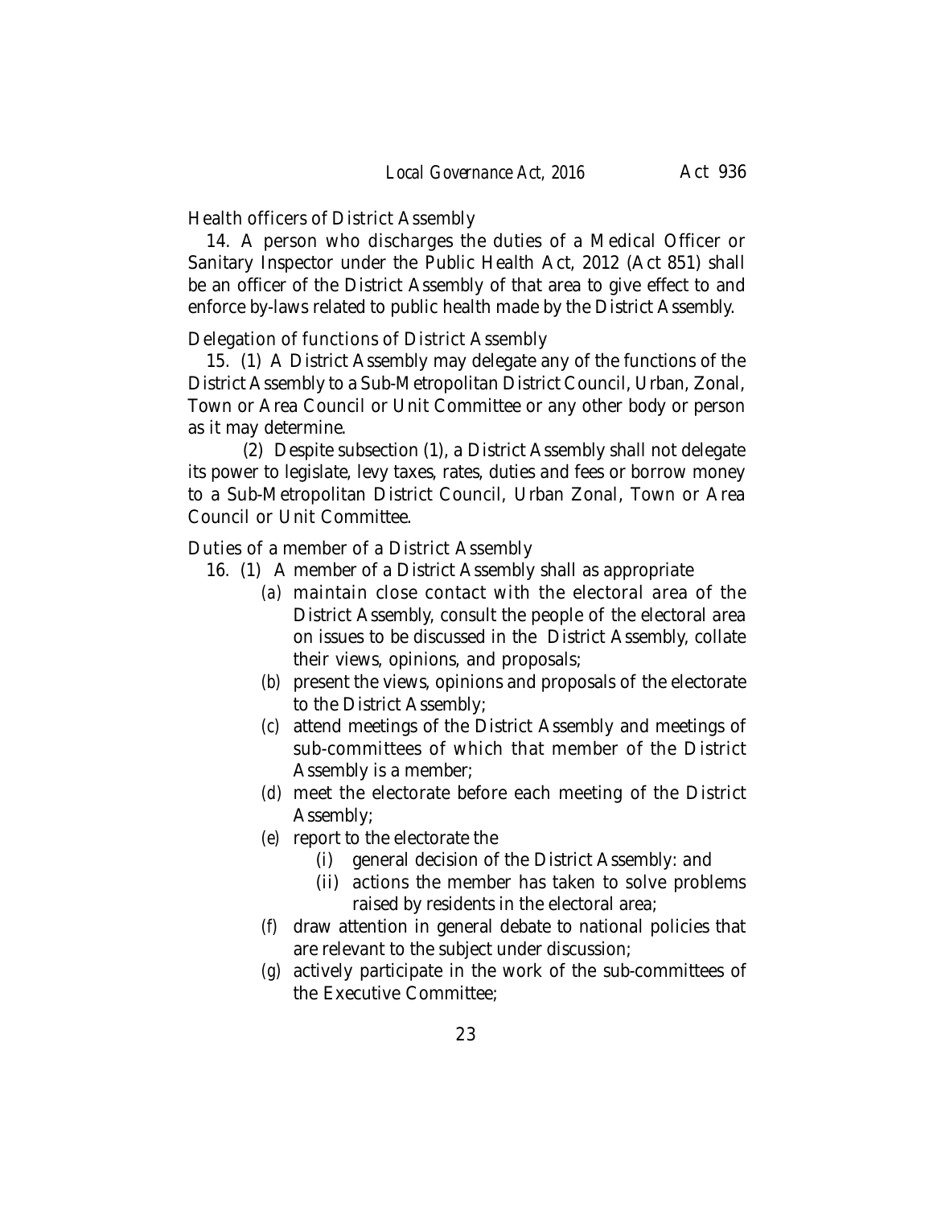Health officers of District Assembly

14. A person who discharges the duties of a Medical Officer or Sanitary Inspector under the Public Health Act, 2012 (Act 851) shall be an officer of the District Assembly of that area to give effect to and enforce by-laws related to public health made by the District Assembly.

Delegation of functions of District Assembly

15. (1) A District Assembly may delegate any of the functions of the District Assembly to a Sub-Metropolitan District Council, Urban, Zonal, Town or Area Council or Unit Committee or any other body or person as it may determine.

(2) Despite subsection (1), a District Assembly shall not delegate its power to legislate, levy taxes, rates, duties and fees or borrow money to a Sub-Metropolitan District Council, Urban Zonal, Town or Area Council or Unit Committee.

Duties of a member of a District Assembly

16. (1) A member of a District Assembly shall as appropriate

- (*a*) maintain close contact with the electoral area of the District Assembly, consult the people of the electoral area on issues to be discussed in the District Assembly, collate their views, opinions, and proposals;
- (*b*) present the views, opinions and proposals of the electorate to the District Assembly;
- (*c*) attend meetings of the District Assembly and meetings of sub-committees of which that member of the District Assembly is a member;
- (*d*) meet the electorate before each meeting of the District Assembly;
- (*e*) report to the electorate the
  - (i) general decision of the District Assembly: and
  - (ii) actions the member has taken to solve problems raised by residents in the electoral area;
- (*f*) draw attention in general debate to national policies that are relevant to the subject under discussion;
- (*g*) actively participate in the work of the sub-committees of the Executive Committee;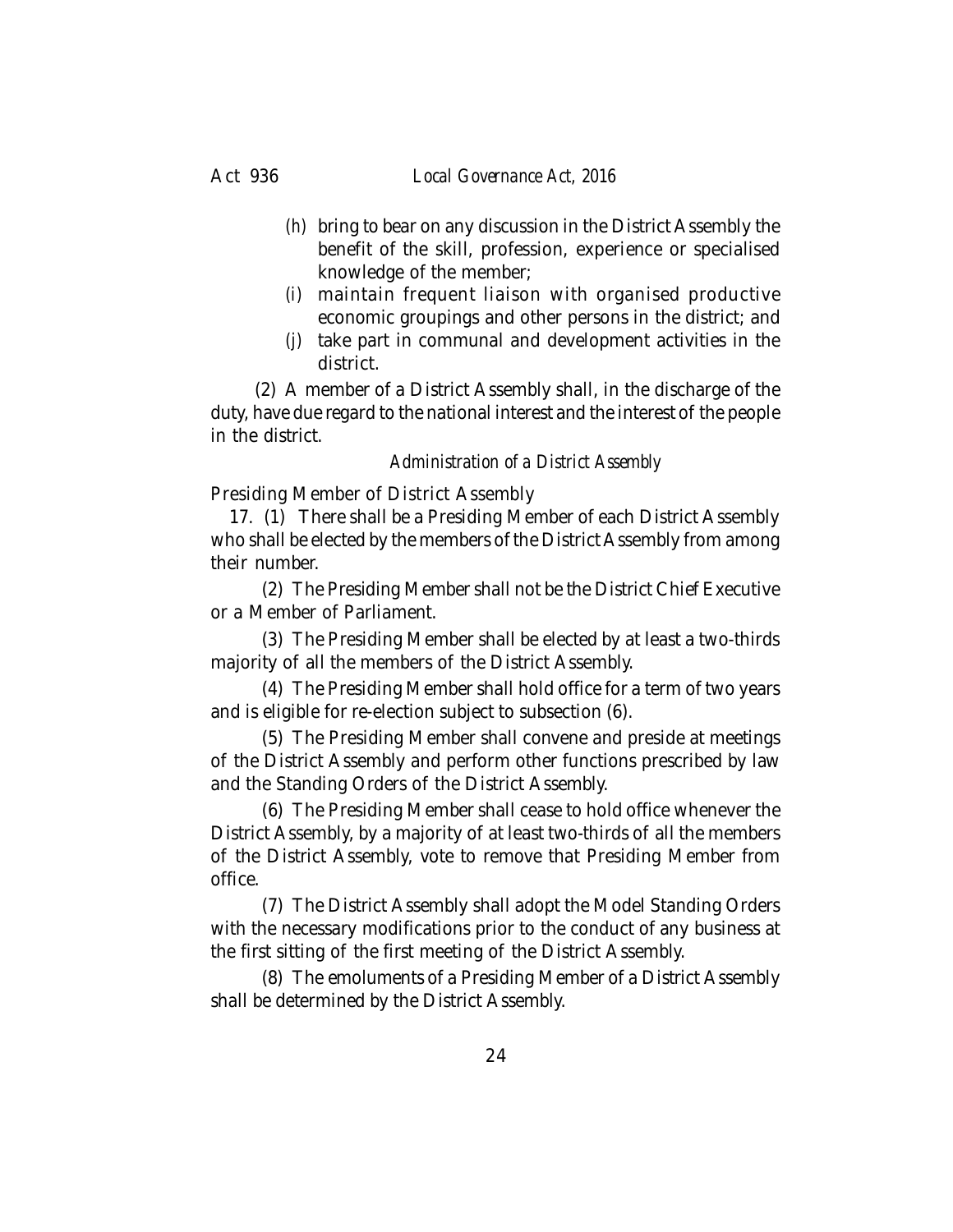(h) bring to bear on any discussion in the District Assembly the benefit of the skill, profession, experience or specialised knowledge of the member;

(i) maintain frequent liaison with organised productive economic groupings and other persons in the district; and

(j) take part in communal and development activities in the district.

(2) A member of a District Assembly shall, in the discharge of the duty, have due regard to the national interest and the interest of the people in the district.

*Administration of a District Assembly*

Presiding Member of District Assembly

17. (1) There shall be a Presiding Member of each District Assembly who shall be elected by the members of the District Assembly from among their number.

(2) The Presiding Member shall not be the District Chief Executive or a Member of Parliament.

(3) The Presiding Member shall be elected by at least a two-thirds majority of all the members of the District Assembly.

(4) The Presiding Member shall hold office for a term of two years and is eligible for re-election subject to subsection (6).

(5) The Presiding Member shall convene and preside at meetings of the District Assembly and perform other functions prescribed by law and the Standing Orders of the District Assembly.

(6) The Presiding Member shall cease to hold office whenever the District Assembly, by a majority of at least two-thirds of all the members of the District Assembly, vote to remove that Presiding Member from office.

(7) The District Assembly shall adopt the Model Standing Orders with the necessary modifications prior to the conduct of any business at the first sitting of the first meeting of the District Assembly.

(8) The emoluments of a Presiding Member of a District Assembly shall be determined by the District Assembly.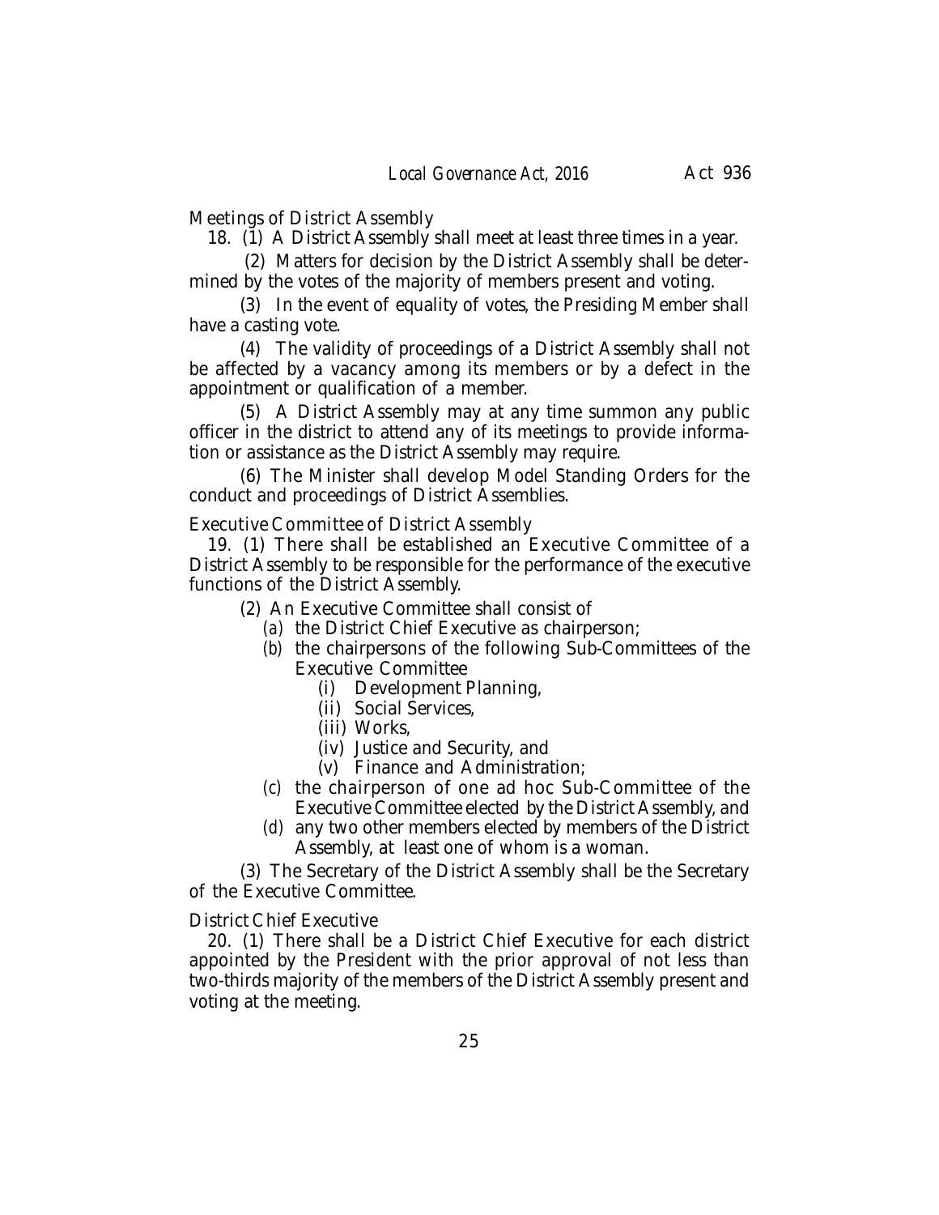Meetings of District Assembly

18. (1) A District Assembly shall meet at least three times in a year.

(2) Matters for decision by the District Assembly shall be determined by the votes of the majority of members present and voting.

(3) In the event of equality of votes, the Presiding Member shall have a casting vote.

(4) The validity of proceedings of a District Assembly shall not be affected by a vacancy among its members or by a defect in the appointment or qualification of a member.

(5) A District Assembly may at any time summon any public officer in the district to attend any of its meetings to provide information or assistance as the District Assembly may require.

(6) The Minister shall develop Model Standing Orders for the conduct and proceedings of District Assemblies.

Executive Committee of District Assembly

19. (1) There shall be established an Executive Committee of a District Assembly to be responsible for the performance of the executive functions of the District Assembly.

(2) An Executive Committee shall consist of

*(a)* the District Chief Executive as chairperson;

*(b)* the chairpersons of the following Sub-Committees of the Executive Committee

(i) Development Planning,

(ii) Social Services,

(iii) Works,

(iv) Justice and Security, and

(v) Finance and Administration;

*(c)* the chairperson of one ad hoc Sub-Committee of the Executive Committee elected by the District Assembly, and

*(d)* any two other members elected by members of the District Assembly, at least one of whom is a woman.

(3) The Secretary of the District Assembly shall be the Secretary of the Executive Committee.

District Chief Executive

20. (1) There shall be a District Chief Executive for each district appointed by the President with the prior approval of not less than two-thirds majority of the members of the District Assembly present and voting at the meeting.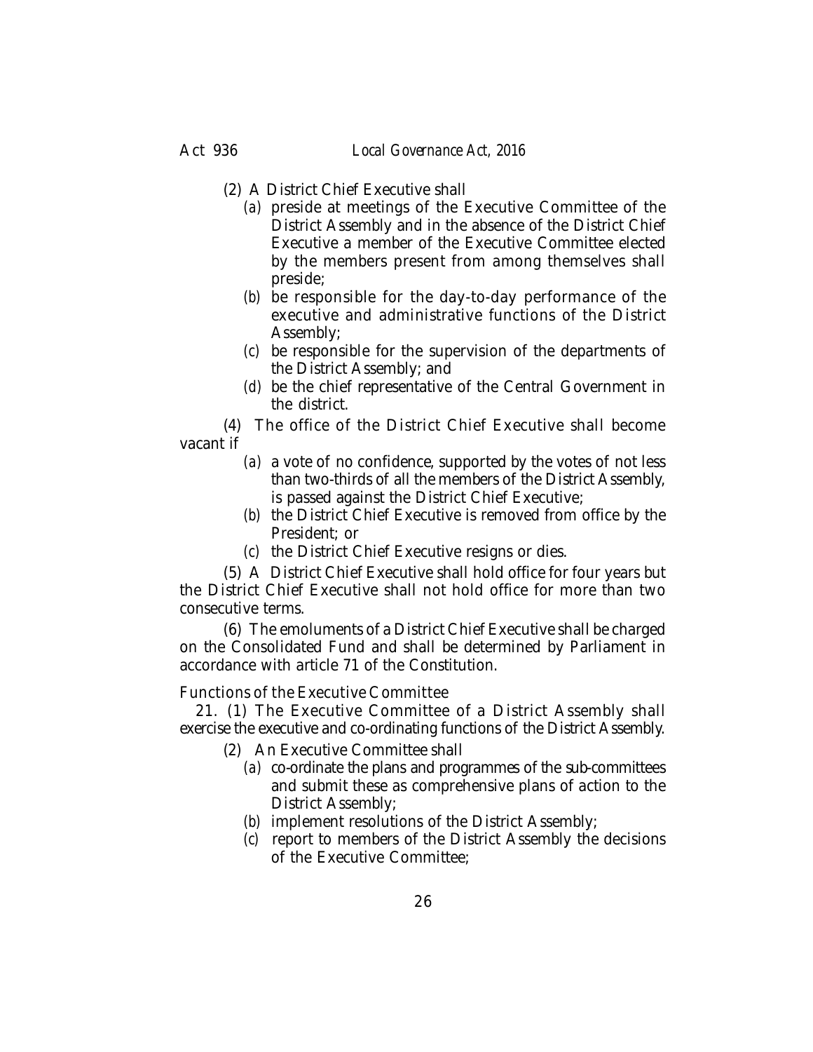(2) A District Chief Executive shall

*(a)* preside at meetings of the Executive Committee of the District Assembly and in the absence of the District Chief Executive a member of the Executive Committee elected by the members present from among themselves shall preside;

*(b)* be responsible for the day-to-day performance of the executive and administrative functions of the District Assembly;

*(c)* be responsible for the supervision of the departments of the District Assembly; and

*(d)* be the chief representative of the Central Government in the district.

(4) The office of the District Chief Executive shall become vacant if

*(a)* a vote of no confidence, supported by the votes of not less than two-thirds of all the members of the District Assembly, is passed against the District Chief Executive;

*(b)* the District Chief Executive is removed from office by the President; or

*(c)* the District Chief Executive resigns or dies.

(5) A District Chief Executive shall hold office for four years but the District Chief Executive shall not hold office for more than two consecutive terms.

(6) The emoluments of a District Chief Executive shall be charged on the Consolidated Fund and shall be determined by Parliament in accordance with article 71 of the Constitution.

Functions of the Executive Committee

21. (1) The Executive Committee of a District Assembly shall exercise the executive and co-ordinating functions of the District Assembly.

(2) An Executive Committee shall

*(a)* co-ordinate the plans and programmes of the sub-committees and submit these as comprehensive plans of action to the District Assembly;

*(b)* implement resolutions of the District Assembly;

*(c)* report to members of the District Assembly the decisions of the Executive Committee;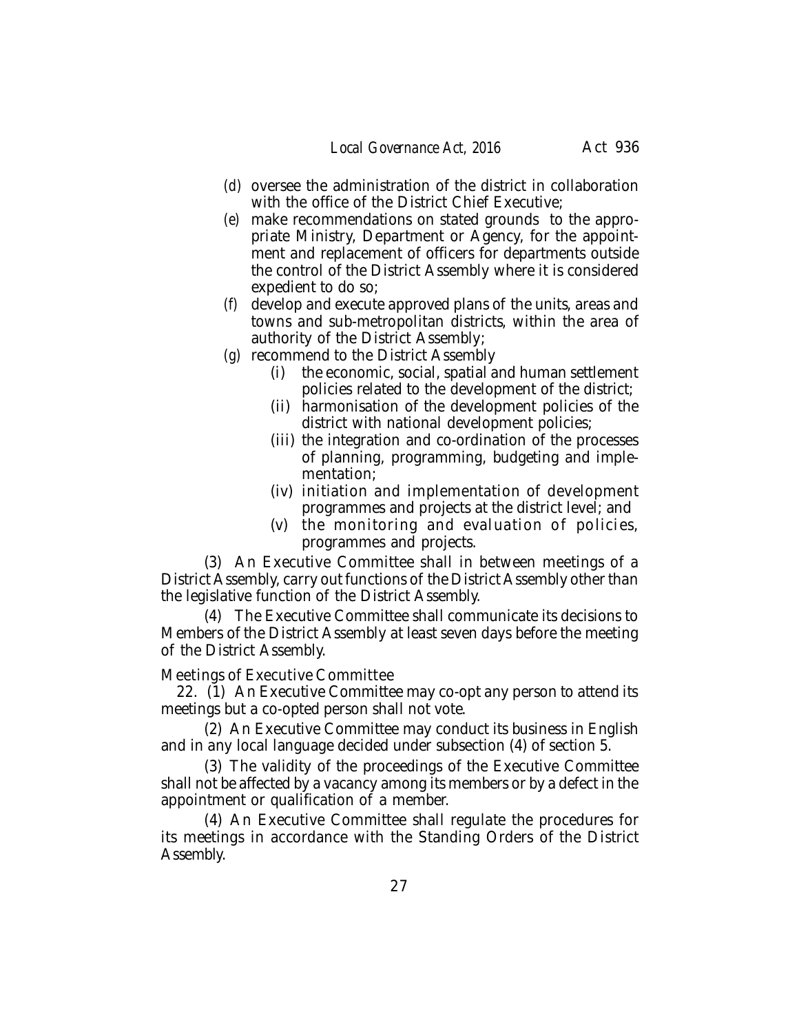(*d*) oversee the administration of the district in collaboration with the office of the District Chief Executive;

(*e*) make recommendations on stated grounds to the appropriate Ministry, Department or Agency, for the appointment and replacement of officers for departments outside the control of the District Assembly where it is considered expedient to do so;

(*f*) develop and execute approved plans of the units, areas and towns and sub-metropolitan districts, within the area of authority of the District Assembly;

(*g*) recommend to the District Assembly

(i) the economic, social, spatial and human settlement policies related to the development of the district;

(ii) harmonisation of the development policies of the district with national development policies;

(iii) the integration and co-ordination of the processes of planning, programming, budgeting and implementation;

(iv) initiation and implementation of development programmes and projects at the district level; and

(v) the monitoring and evaluation of policies, programmes and projects.

(3) An Executive Committee shall in between meetings of a District Assembly, carry out functions of the District Assembly other than the legislative function of the District Assembly.

(4) The Executive Committee shall communicate its decisions to Members of the District Assembly at least seven days before the meeting of the District Assembly.

Meetings of Executive Committee

22. (1) An Executive Committee may co-opt any person to attend its meetings but a co-opted person shall not vote.

(2) An Executive Committee may conduct its business in English and in any local language decided under subsection (4) of section 5.

(3) The validity of the proceedings of the Executive Committee shall not be affected by a vacancy among its members or by a defect in the appointment or qualification of a member.

(4) An Executive Committee shall regulate the procedures for its meetings in accordance with the Standing Orders of the District Assembly.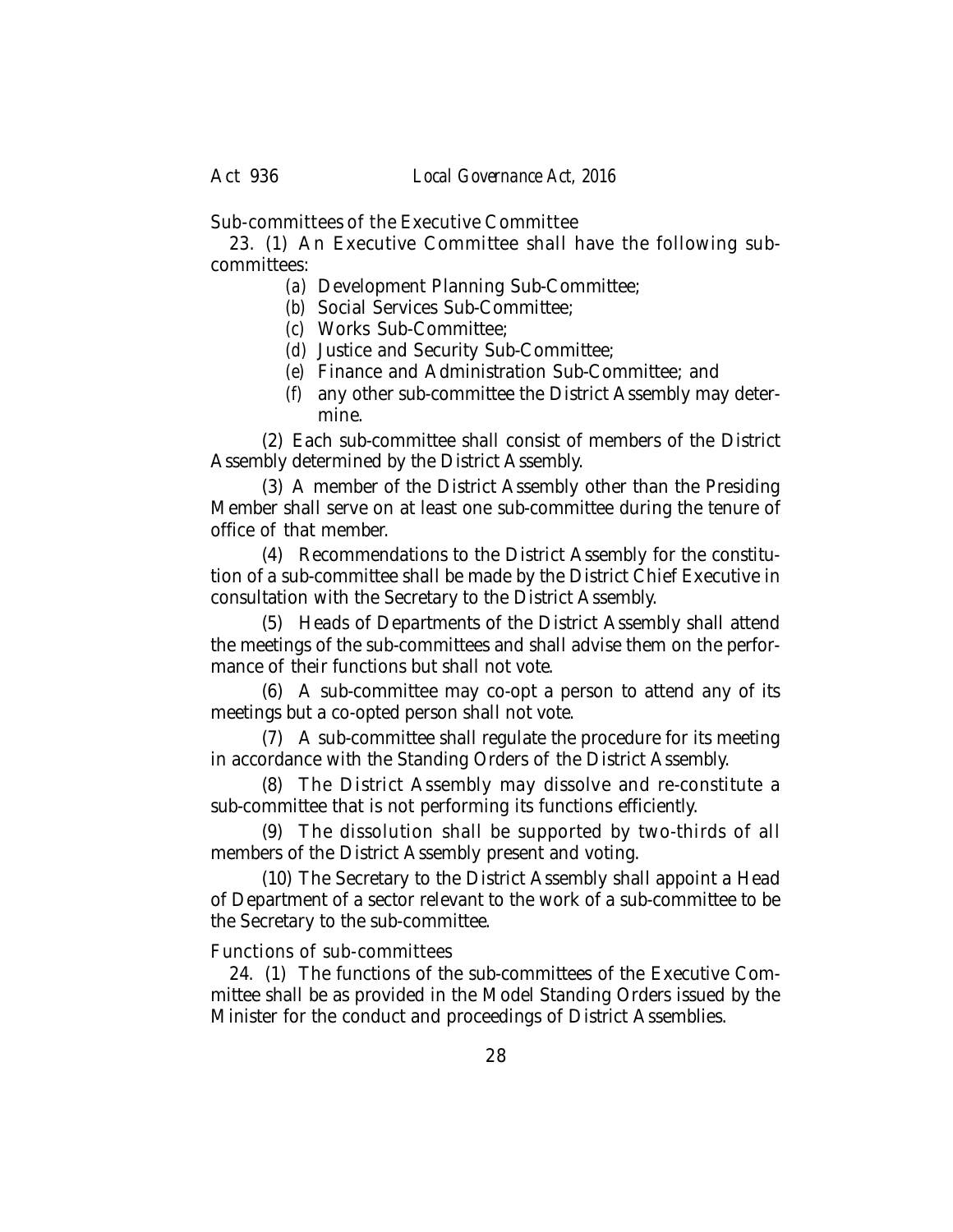Sub-committees of the Executive Committee

23. (1) An Executive Committee shall have the following sub-committees:

- (*a*) Development Planning Sub-Committee;
- (*b*) Social Services Sub-Committee;
- (*c*) Works Sub-Committee;
- (*d*) Justice and Security Sub-Committee;
- (*e*) Finance and Administration Sub-Committee; and
- (*f*) any other sub-committee the District Assembly may determine.

(2) Each sub-committee shall consist of members of the District Assembly determined by the District Assembly.

(3) A member of the District Assembly other than the Presiding Member shall serve on at least one sub-committee during the tenure of office of that member.

(4) Recommendations to the District Assembly for the constitution of a sub-committee shall be made by the District Chief Executive in consultation with the Secretary to the District Assembly.

(5) Heads of Departments of the District Assembly shall attend the meetings of the sub-committees and shall advise them on the performance of their functions but shall not vote.

(6) A sub-committee may co-opt a person to attend any of its meetings but a co-opted person shall not vote.

(7) A sub-committee shall regulate the procedure for its meeting in accordance with the Standing Orders of the District Assembly.

(8) The District Assembly may dissolve and re-constitute a sub-committee that is not performing its functions efficiently.

(9) The dissolution shall be supported by two-thirds of all members of the District Assembly present and voting.

(10) The Secretary to the District Assembly shall appoint a Head of Department of a sector relevant to the work of a sub-committee to be the Secretary to the sub-committee.

Functions of sub-committees

24. (1) The functions of the sub-committees of the Executive Committee shall be as provided in the Model Standing Orders issued by the Minister for the conduct and proceedings of District Assemblies.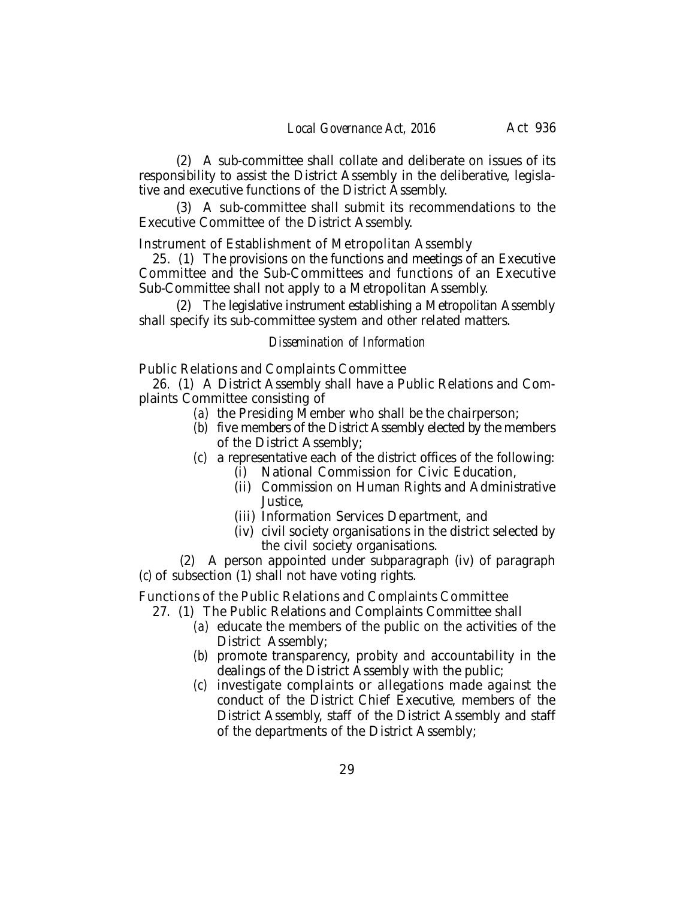(2) A sub-committee shall collate and deliberate on issues of its responsibility to assist the District Assembly in the deliberative, legislative and executive functions of the District Assembly.

(3) A sub-committee shall submit its recommendations to the Executive Committee of the District Assembly.

Instrument of Establishment of Metropolitan Assembly

25. (1) The provisions on the functions and meetings of an Executive Committee and the Sub-Committees and functions of an Executive Sub-Committee shall not apply to a Metropolitan Assembly.

(2) The legislative instrument establishing a Metropolitan Assembly shall specify its sub-committee system and other related matters.

*Dissemination of Information*

Public Relations and Complaints Committee

26. (1) A District Assembly shall have a Public Relations and Complaints Committee consisting of

- *(a)* the Presiding Member who shall be the chairperson;
- *(b)* five members of the District Assembly elected by the members of the District Assembly;
- *(c)* a representative each of the district offices of the following:
  - (i) National Commission for Civic Education,
  - (ii) Commission on Human Rights and Administrative Justice,
  - (iii) Information Services Department, and
  - (iv) civil society organisations in the district selected by the civil society organisations.

(2) A person appointed under subparagraph (iv) of paragraph *(c)* of subsection (1) shall not have voting rights.

Functions of the Public Relations and Complaints Committee

27. (1) The Public Relations and Complaints Committee shall

- *(a)* educate the members of the public on the activities of the District Assembly;
- *(b)* promote transparency, probity and accountability in the dealings of the District Assembly with the public;
- *(c)* investigate complaints or allegations made against the conduct of the District Chief Executive, members of the District Assembly, staff of the District Assembly and staff of the departments of the District Assembly;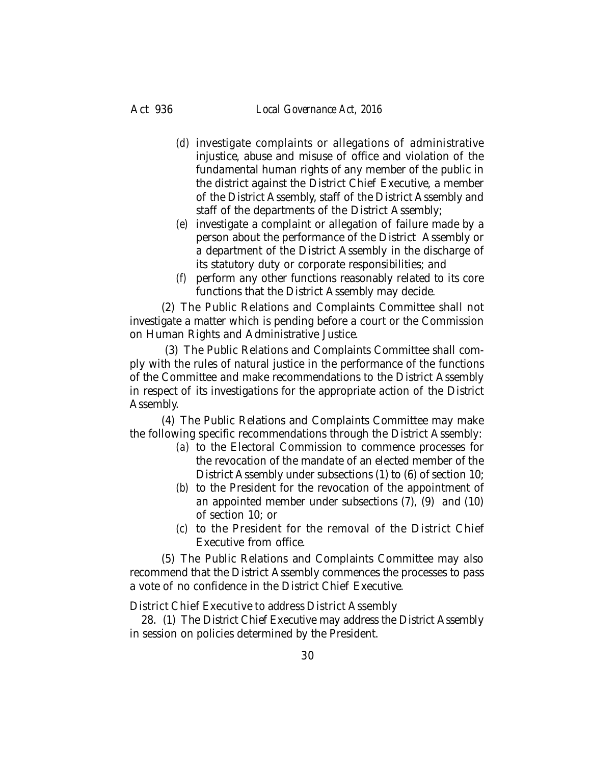(*d*) investigate complaints or allegations of administrative injustice, abuse and misuse of office and violation of the fundamental human rights of any member of the public in the district against the District Chief Executive, a member of the District Assembly, staff of the District Assembly and staff of the departments of the District Assembly;

(*e*) investigate a complaint or allegation of failure made by a person about the performance of the District Assembly or a department of the District Assembly in the discharge of its statutory duty or corporate responsibilities; and

(*f*) perform any other functions reasonably related to its core functions that the District Assembly may decide.

(2) The Public Relations and Complaints Committee shall not investigate a matter which is pending before a court or the Commission on Human Rights and Administrative Justice.

(3) The Public Relations and Complaints Committee shall comply with the rules of natural justice in the performance of the functions of the Committee and make recommendations to the District Assembly in respect of its investigations for the appropriate action of the District Assembly.

(4) The Public Relations and Complaints Committee may make the following specific recommendations through the District Assembly:

(*a*) to the Electoral Commission to commence processes for the revocation of the mandate of an elected member of the District Assembly under subsections (1) to (6) of section 10;

(*b*) to the President for the revocation of the appointment of an appointed member under subsections (7), (9) and (10) of section 10; or

(*c*) to the President for the removal of the District Chief Executive from office.

(5) The Public Relations and Complaints Committee may also recommend that the District Assembly commences the processes to pass a vote of no confidence in the District Chief Executive.

### District Chief Executive to address District Assembly

28. (1) The District Chief Executive may address the District Assembly in session on policies determined by the President.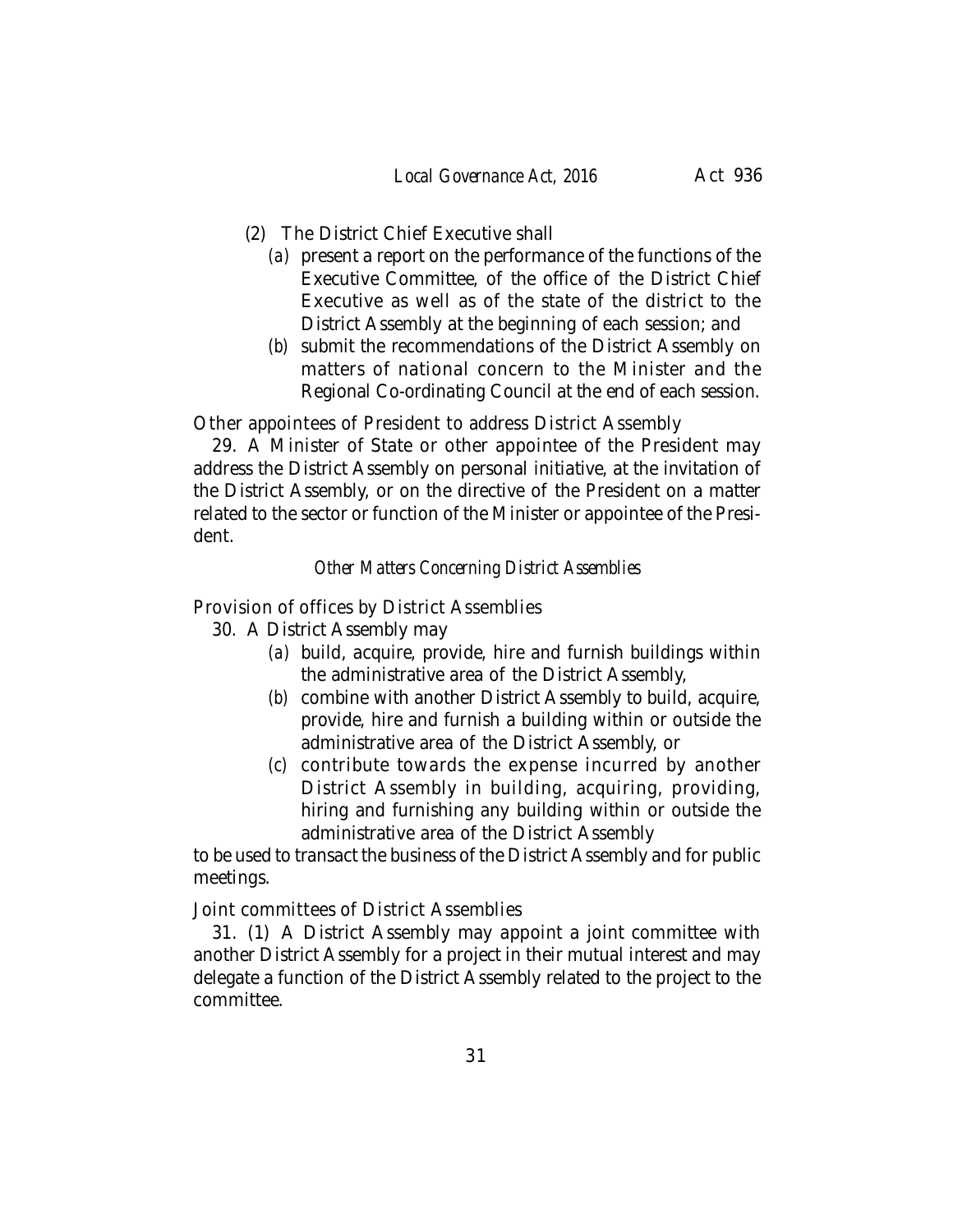(2) The District Chief Executive shall

*(a)* present a report on the performance of the functions of the Executive Committee, of the office of the District Chief Executive as well as of the state of the district to the District Assembly at the beginning of each session; and

*(b)* submit the recommendations of the District Assembly on matters of national concern to the Minister and the Regional Co-ordinating Council at the end of each session.

Other appointees of President to address District Assembly

29. A Minister of State or other appointee of the President may address the District Assembly on personal initiative, at the invitation of the District Assembly, or on the directive of the President on a matter related to the sector or function of the Minister or appointee of the President.

*Other Matters Concerning District Assemblies*

Provision of offices by District Assemblies

30. A District Assembly may

*(a)* build, acquire, provide, hire and furnish buildings within the administrative area of the District Assembly,

*(b)* combine with another District Assembly to build, acquire, provide, hire and furnish a building within or outside the administrative area of the District Assembly, or

*(c)* contribute towards the expense incurred by another District Assembly in building, acquiring, providing, hiring and furnishing any building within or outside the administrative area of the District Assembly

to be used to transact the business of the District Assembly and for public meetings.

Joint committees of District Assemblies

31. (1) A District Assembly may appoint a joint committee with another District Assembly for a project in their mutual interest and may delegate a function of the District Assembly related to the project to the committee.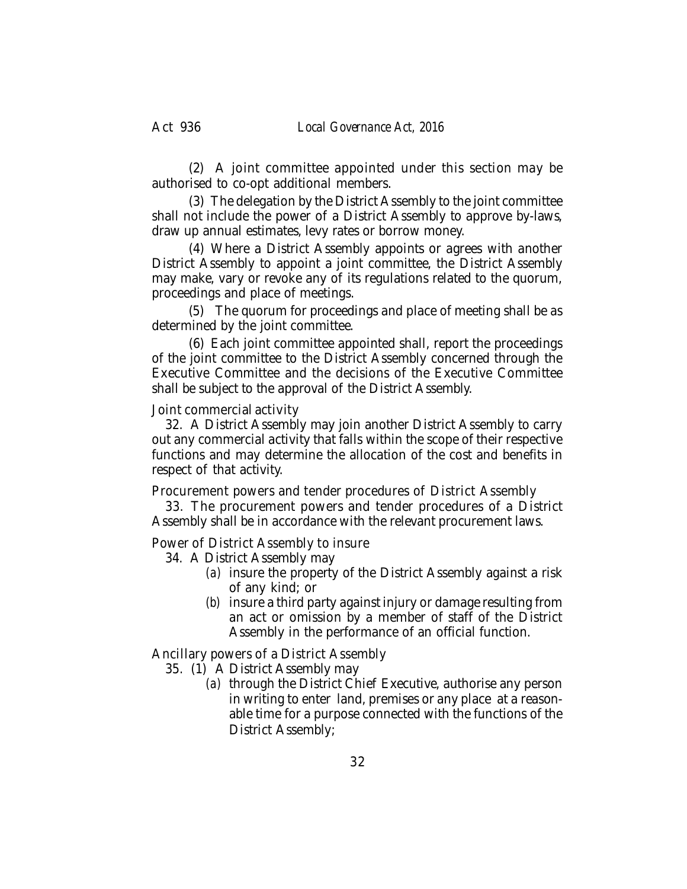(2) A joint committee appointed under this section may be authorised to co-opt additional members.

(3) The delegation by the District Assembly to the joint committee shall not include the power of a District Assembly to approve by-laws, draw up annual estimates, levy rates or borrow money.

(4) Where a District Assembly appoints or agrees with another District Assembly to appoint a joint committee, the District Assembly may make, vary or revoke any of its regulations related to the quorum, proceedings and place of meetings.

(5) The quorum for proceedings and place of meeting shall be as determined by the joint committee.

(6) Each joint committee appointed shall, report the proceedings of the joint committee to the District Assembly concerned through the Executive Committee and the decisions of the Executive Committee shall be subject to the approval of the District Assembly.

Joint commercial activity

32. A District Assembly may join another District Assembly to carry out any commercial activity that falls within the scope of their respective functions and may determine the allocation of the cost and benefits in respect of that activity.

Procurement powers and tender procedures of District Assembly

33. The procurement powers and tender procedures of a District Assembly shall be in accordance with the relevant procurement laws.

Power of District Assembly to insure

34. A District Assembly may

- *(a)* insure the property of the District Assembly against a risk of any kind; or
- *(b)* insure a third party against injury or damage resulting from an act or omission by a member of staff of the District Assembly in the performance of an official function.

Ancillary powers of a District Assembly

35. (1) A District Assembly may

- *(a)* through the District Chief Executive, authorise any person in writing to enter land, premises or any place at a reasonable time for a purpose connected with the functions of the District Assembly;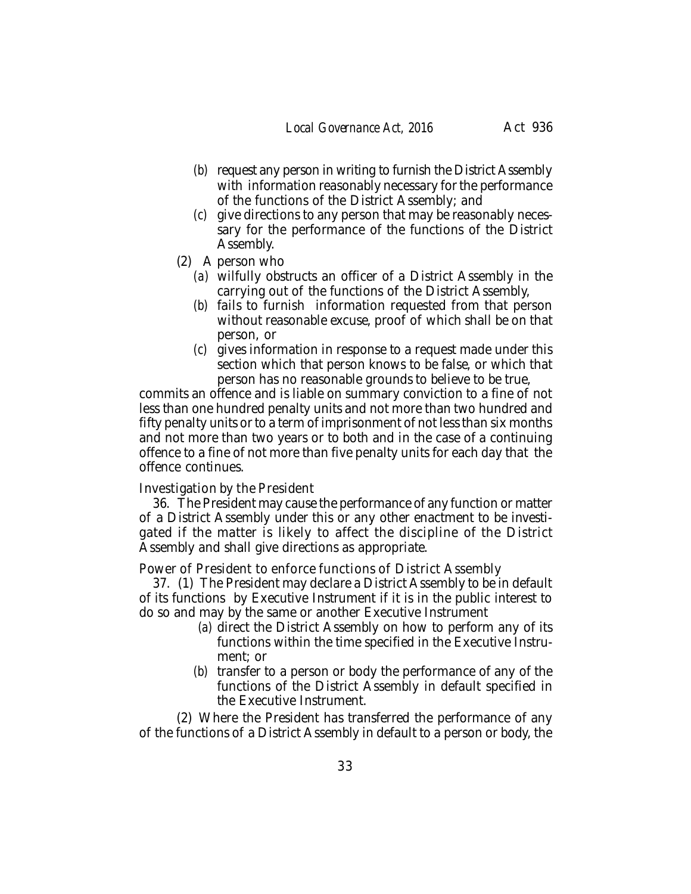(*b*) request any person in writing to furnish the District Assembly with information reasonably necessary for the performance of the functions of the District Assembly; and

(*c*) give directions to any person that may be reasonably necessary for the performance of the functions of the District Assembly.

(2) A person who

(*a*) wilfully obstructs an officer of a District Assembly in the carrying out of the functions of the District Assembly,

(*b*) fails to furnish information requested from that person without reasonable excuse, proof of which shall be on that person, or

(*c*) gives information in response to a request made under this section which that person knows to be false, or which that person has no reasonable grounds to believe to be true,

commits an offence and is liable on summary conviction to a fine of not less than one hundred penalty units and not more than two hundred and fifty penalty units or to a term of imprisonment of not less than six months and not more than two years or to both and in the case of a continuing offence to a fine of not more than five penalty units for each day that the offence continues.

*Investigation by the President*

36. The President may cause the performance of any function or matter of a District Assembly under this or any other enactment to be investigated if the matter is likely to affect the discipline of the District Assembly and shall give directions as appropriate.

*Power of President to enforce functions of District Assembly*

37. (1) The President may declare a District Assembly to be in default of its functions by Executive Instrument if it is in the public interest to do so and may by the same or another Executive Instrument

(*a*) direct the District Assembly on how to perform any of its functions within the time specified in the Executive Instrument; or

(*b*) transfer to a person or body the performance of any of the functions of the District Assembly in default specified in the Executive Instrument.

(2) Where the President has transferred the performance of any of the functions of a District Assembly in default to a person or body, the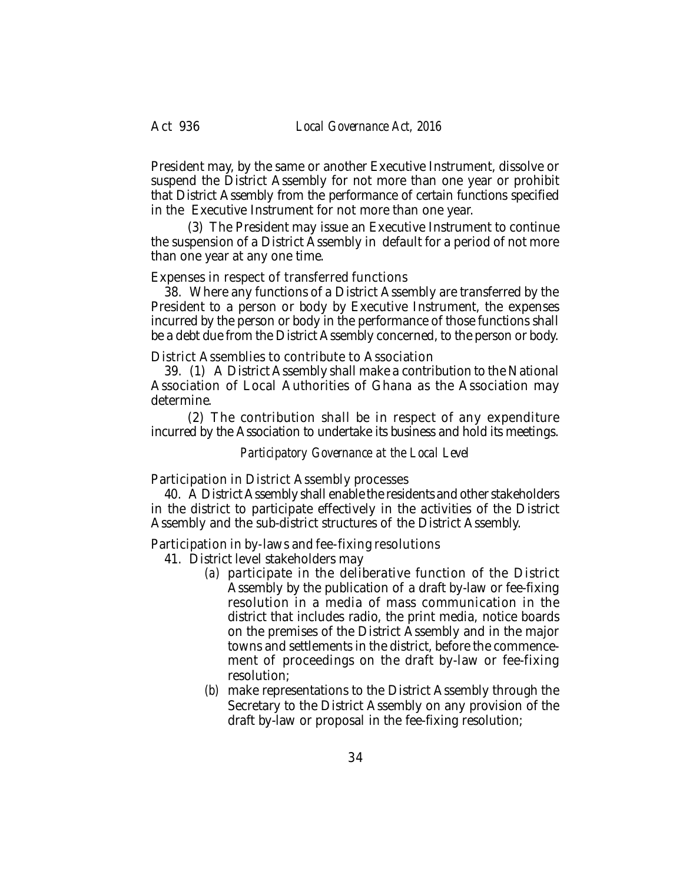President may, by the same or another Executive Instrument, dissolve or suspend the District Assembly for not more than one year or prohibit that District Assembly from the performance of certain functions specified in the Executive Instrument for not more than one year.

(3) The President may issue an Executive Instrument to continue the suspension of a District Assembly in default for a period of not more than one year at any one time.

Expenses in respect of transferred functions

38. Where any functions of a District Assembly are transferred by the President to a person or body by Executive Instrument, the expenses incurred by the person or body in the performance of those functions shall be a debt due from the District Assembly concerned, to the person or body.

District Assemblies to contribute to Association

39. (1) A District Assembly shall make a contribution to the National Association of Local Authorities of Ghana as the Association may determine.

(2) The contribution shall be in respect of any expenditure incurred by the Association to undertake its business and hold its meetings.

*Participatory Governance at the Local Level*

Participation in District Assembly processes

40. A District Assembly shall enable the residents and other stakeholders in the district to participate effectively in the activities of the District Assembly and the sub-district structures of the District Assembly.

Participation in by-laws and fee-fixing resolutions

41. District level stakeholders may

*(a)* participate in the deliberative function of the District Assembly by the publication of a draft by-law or fee-fixing resolution in a media of mass communication in the district that includes radio, the print media, notice boards on the premises of the District Assembly and in the major towns and settlements in the district, before the commencement of proceedings on the draft by-law or fee-fixing resolution;

*(b)* make representations to the District Assembly through the Secretary to the District Assembly on any provision of the draft by-law or proposal in the fee-fixing resolution;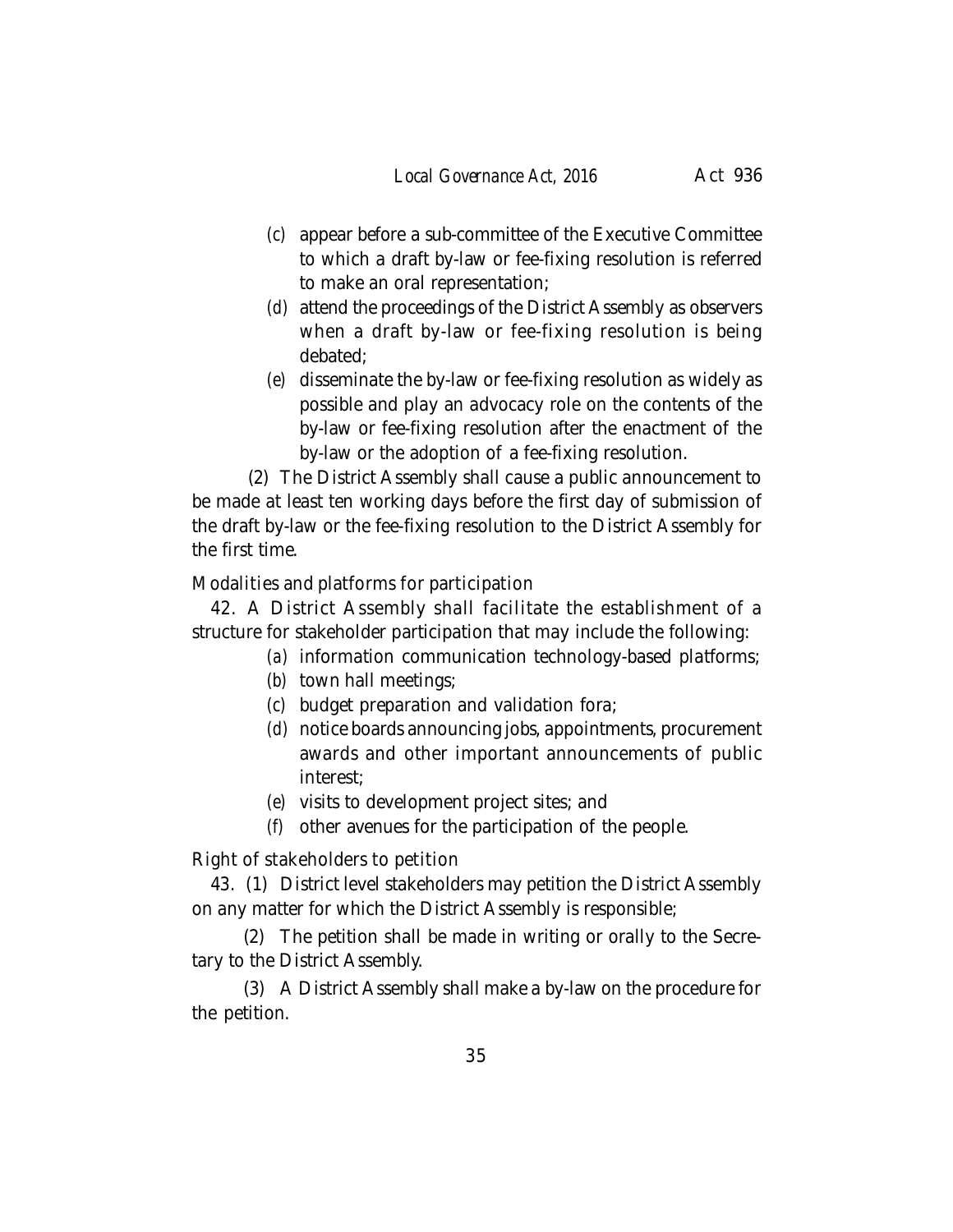(c) appear before a sub-committee of the Executive Committee to which a draft by-law or fee-fixing resolution is referred to make an oral representation;

(d) attend the proceedings of the District Assembly as observers when a draft by-law or fee-fixing resolution is being debated;

(e) disseminate the by-law or fee-fixing resolution as widely as possible and play an advocacy role on the contents of the by-law or fee-fixing resolution after the enactment of the by-law or the adoption of a fee-fixing resolution.

(2) The District Assembly shall cause a public announcement to be made at least ten working days before the first day of submission of the draft by-law or the fee-fixing resolution to the District Assembly for the first time.

Modalities and platforms for participation

42. A District Assembly shall facilitate the establishment of a structure for stakeholder participation that may include the following:

(a) information communication technology-based platforms;

(b) town hall meetings;

(c) budget preparation and validation fora;

(d) notice boards announcing jobs, appointments, procurement awards and other important announcements of public interest;

(e) visits to development project sites; and

(f) other avenues for the participation of the people.

Right of stakeholders to petition

43. (1) District level stakeholders may petition the District Assembly on any matter for which the District Assembly is responsible;

(2) The petition shall be made in writing or orally to the Secretary to the District Assembly.

(3) A District Assembly shall make a by-law on the procedure for the petition.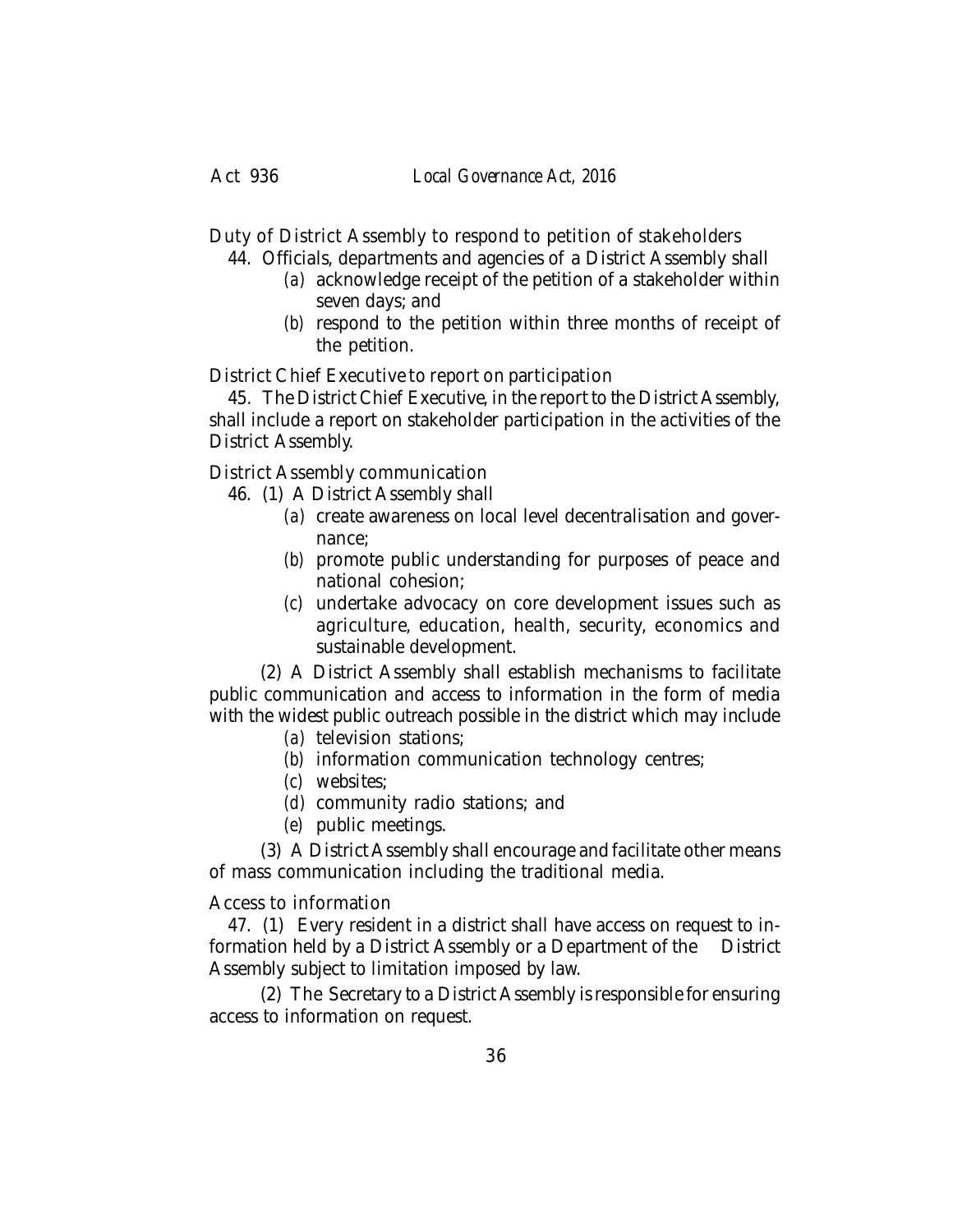Duty of District Assembly to respond to petition of stakeholders

44. Officials, departments and agencies of a District Assembly shall

*(a)* acknowledge receipt of the petition of a stakeholder within seven days; and

*(b)* respond to the petition within three months of receipt of the petition.

District Chief Executive to report on participation

45. The District Chief Executive, in the report to the District Assembly, shall include a report on stakeholder participation in the activities of the District Assembly.

District Assembly communication

46. (1) A District Assembly shall

*(a)* create awareness on local level decentralisation and governance;

*(b)* promote public understanding for purposes of peace and national cohesion;

*(c)* undertake advocacy on core development issues such as agriculture, education, health, security, economics and sustainable development.

(2) A District Assembly shall establish mechanisms to facilitate public communication and access to information in the form of media with the widest public outreach possible in the district which may include

*(a)* television stations;

*(b)* information communication technology centres;

*(c)* websites;

*(d)* community radio stations; and

*(e)* public meetings.

(3) A District Assembly shall encourage and facilitate other means of mass communication including the traditional media.

Access to information

47. (1) Every resident in a district shall have access on request to information held by a District Assembly or a Department of the District Assembly subject to limitation imposed by law.

(2) The Secretary to a District Assembly is responsible for ensuring access to information on request.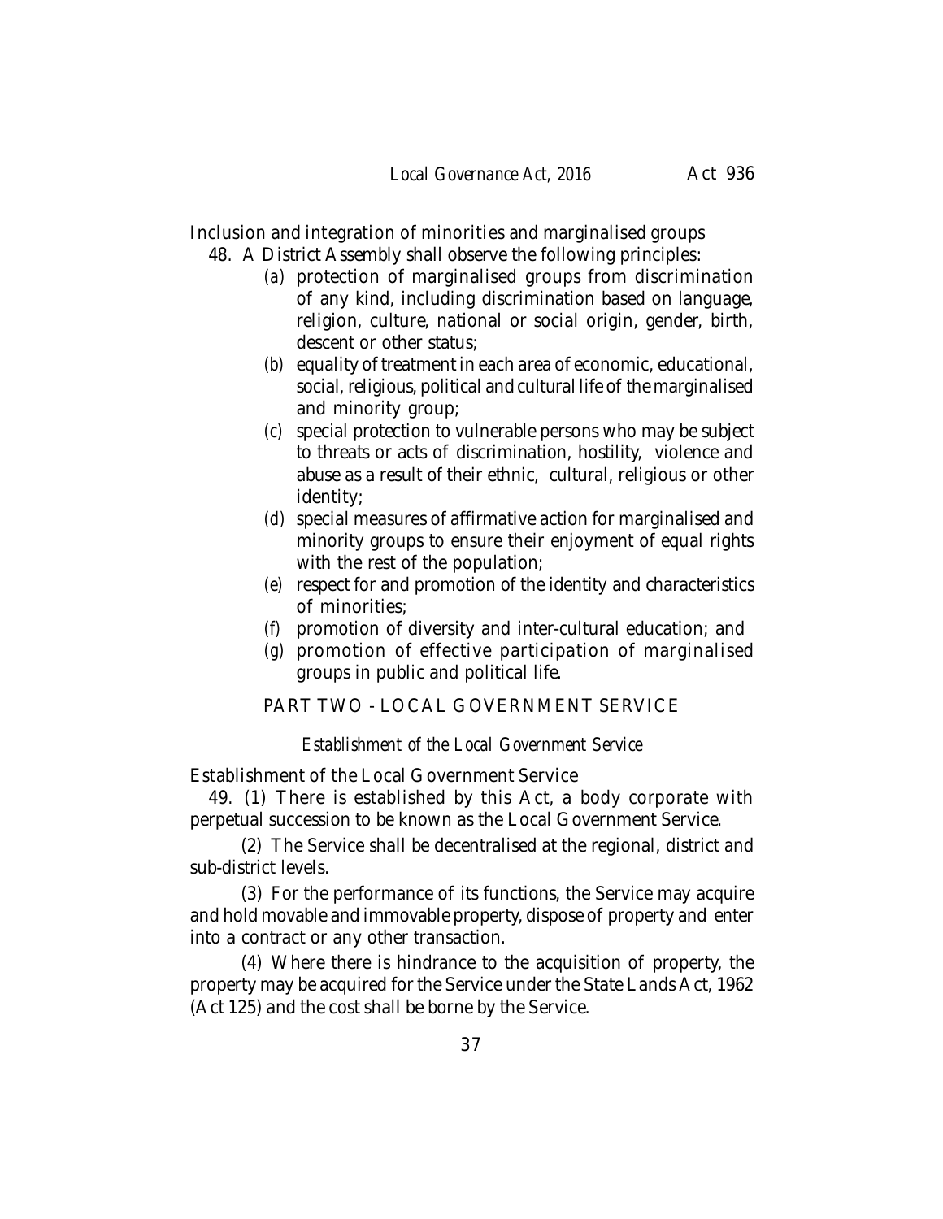Inclusion and integration of minorities and marginalised groups

48. A District Assembly shall observe the following principles:

- *(a)* protection of marginalised groups from discrimination of any kind, including discrimination based on language, religion, culture, national or social origin, gender, birth, descent or other status;
- *(b)* equality of treatment in each area of economic, educational, social, religious, political and cultural life of the marginalised and minority group;
- *(c)* special protection to vulnerable persons who may be subject to threats or acts of discrimination, hostility, violence and abuse as a result of their ethnic, cultural, religious or other identity;
- *(d)* special measures of affirmative action for marginalised and minority groups to ensure their enjoyment of equal rights with the rest of the population;
- *(e)* respect for and promotion of the identity and characteristics of minorities;
- *(f)* promotion of diversity and inter-cultural education; and
- *(g)* promotion of effective participation of marginalised groups in public and political life.

## PART TWO - LOCAL GOVERNMENT SERVICE

### *Establishment of the Local Government Service*

Establishment of the Local Government Service

49. (1) There is established by this Act, a body corporate with perpetual succession to be known as the Local Government Service.

(2) The Service shall be decentralised at the regional, district and sub-district levels.

(3) For the performance of its functions, the Service may acquire and hold movable and immovable property, dispose of property and enter into a contract or any other transaction.

(4) Where there is hindrance to the acquisition of property, the property may be acquired for the Service under the State Lands Act, 1962 (Act 125) and the cost shall be borne by the Service.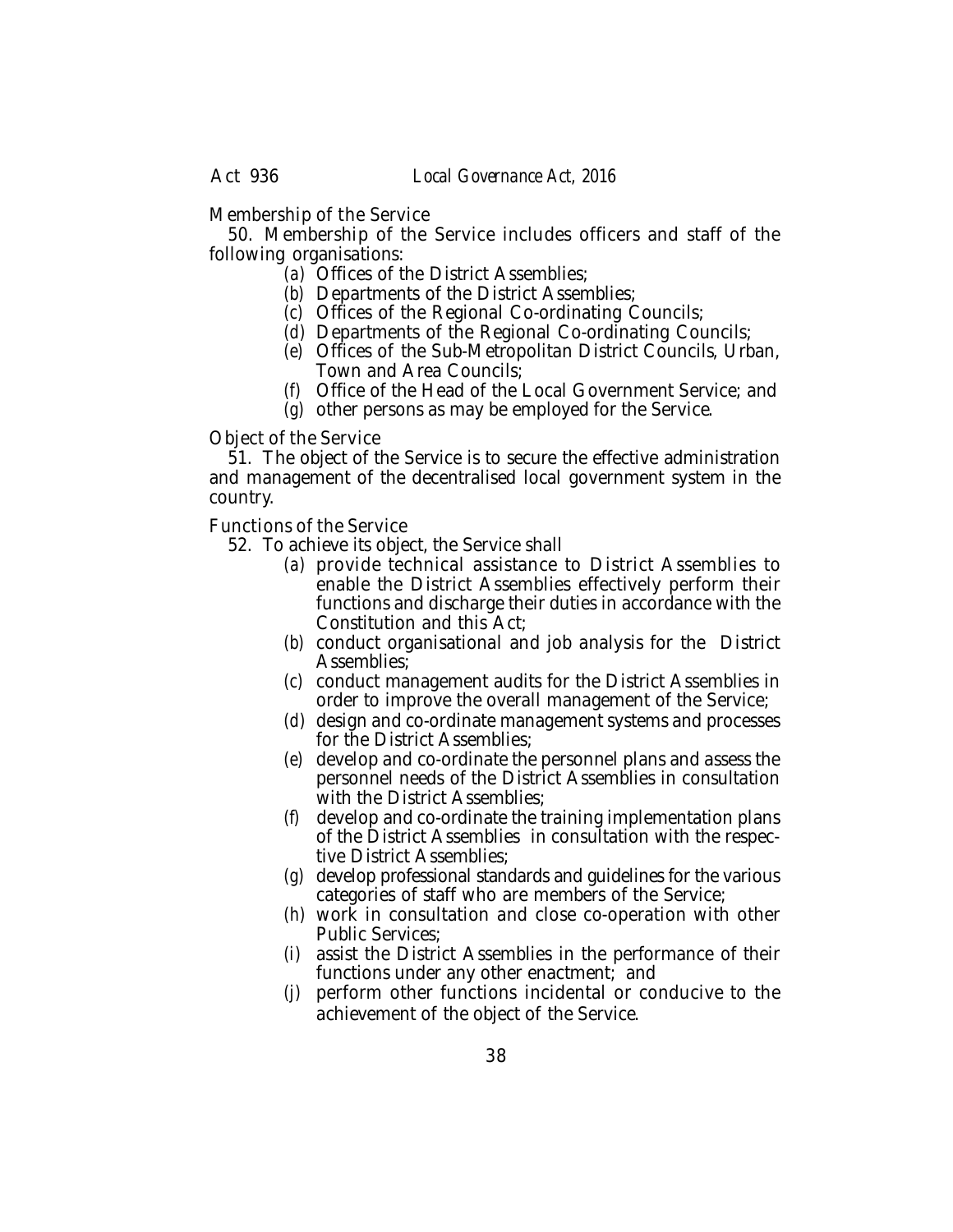Membership of the Service

50. Membership of the Service includes officers and staff of the following organisations:

(a) Offices of the District Assemblies;
(b) Departments of the District Assemblies;
(c) Offices of the Regional Co-ordinating Councils;
(d) Departments of the Regional Co-ordinating Councils;
(e) Offices of the Sub-Metropolitan District Councils, Urban, Town and Area Councils;
(f) Office of the Head of the Local Government Service; and
(g) other persons as may be employed for the Service.

Object of the Service

51. The object of the Service is to secure the effective administration and management of the decentralised local government system in the country.

Functions of the Service

52. To achieve its object, the Service shall

(a) provide technical assistance to District Assemblies to enable the District Assemblies effectively perform their functions and discharge their duties in accordance with the Constitution and this Act;
(b) conduct organisational and job analysis for the District Assemblies;
(c) conduct management audits for the District Assemblies in order to improve the overall management of the Service;
(d) design and co-ordinate management systems and processes for the District Assemblies;
(e) develop and co-ordinate the personnel plans and assess the personnel needs of the District Assemblies in consultation with the District Assemblies;
(f) develop and co-ordinate the training implementation plans of the District Assemblies in consultation with the respective District Assemblies;
(g) develop professional standards and guidelines for the various categories of staff who are members of the Service;
(h) work in consultation and close co-operation with other Public Services;
(i) assist the District Assemblies in the performance of their functions under any other enactment; and
(j) perform other functions incidental or conducive to the achievement of the object of the Service.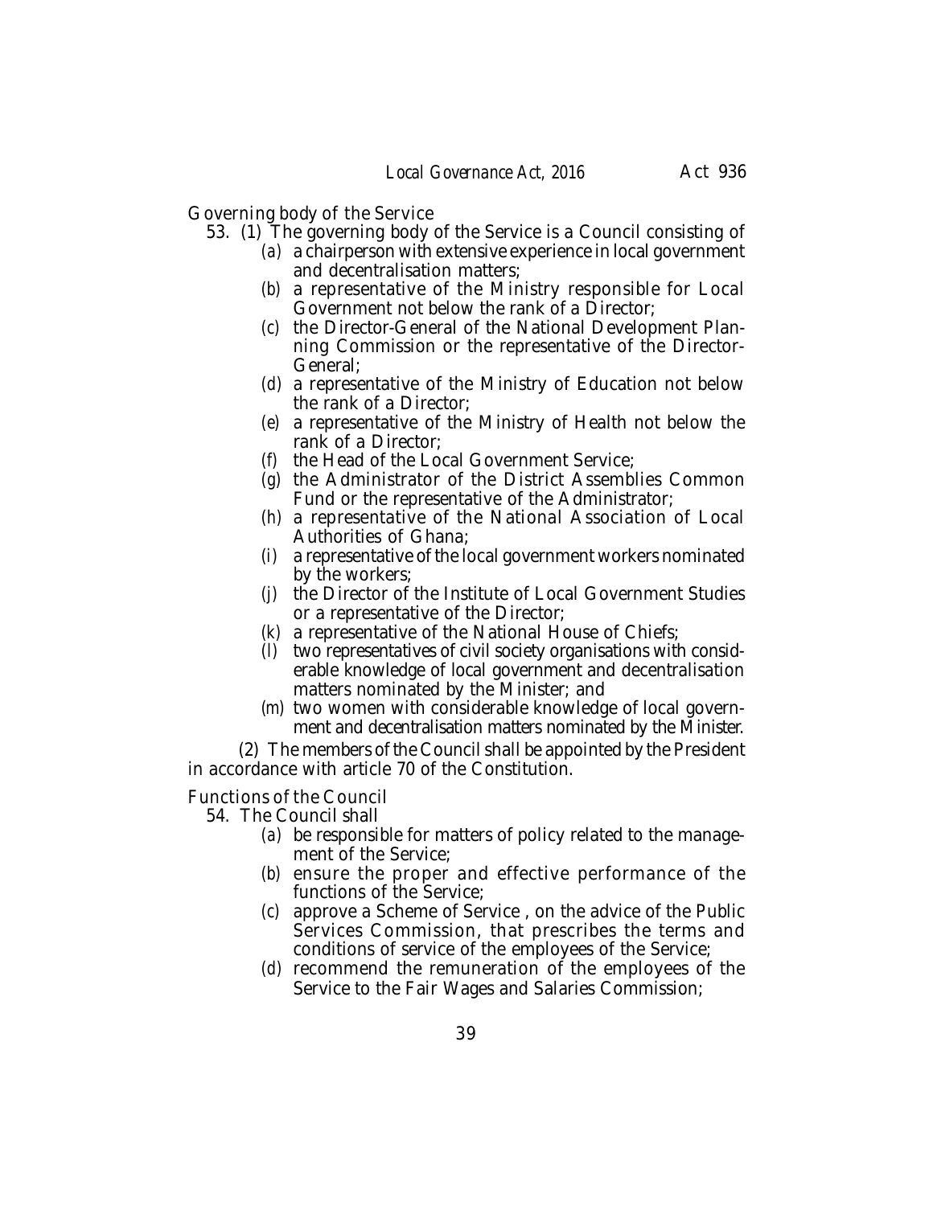### Governing body of the Service

53. (1) The governing body of the Service is a Council consisting of

- (*a*) a chairperson with extensive experience in local government and decentralisation matters;
- (*b*) a representative of the Ministry responsible for Local Government not below the rank of a Director;
- (*c*) the Director-General of the National Development Planning Commission or the representative of the Director-General;
- (*d*) a representative of the Ministry of Education not below the rank of a Director;
- (*e*) a representative of the Ministry of Health not below the rank of a Director;
- (*f*) the Head of the Local Government Service;
- (*g*) the Administrator of the District Assemblies Common Fund or the representative of the Administrator;
- (*h*) a representative of the National Association of Local Authorities of Ghana;
- (*i*) a representative of the local government workers nominated by the workers;
- (*j*) the Director of the Institute of Local Government Studies or a representative of the Director;
- (*k*) a representative of the National House of Chiefs;
- (*l*) two representatives of civil society organisations with considerable knowledge of local government and decentralisation matters nominated by the Minister; and
- (*m*) two women with considerable knowledge of local government and decentralisation matters nominated by the Minister.

(2) The members of the Council shall be appointed by the President in accordance with article 70 of the Constitution.

### Functions of the Council

54. The Council shall

- (*a*) be responsible for matters of policy related to the management of the Service;
- (*b*) ensure the proper and effective performance of the functions of the Service;
- (*c*) approve a Scheme of Service , on the advice of the Public Services Commission, that prescribes the terms and conditions of service of the employees of the Service;
- (*d*) recommend the remuneration of the employees of the Service to the Fair Wages and Salaries Commission;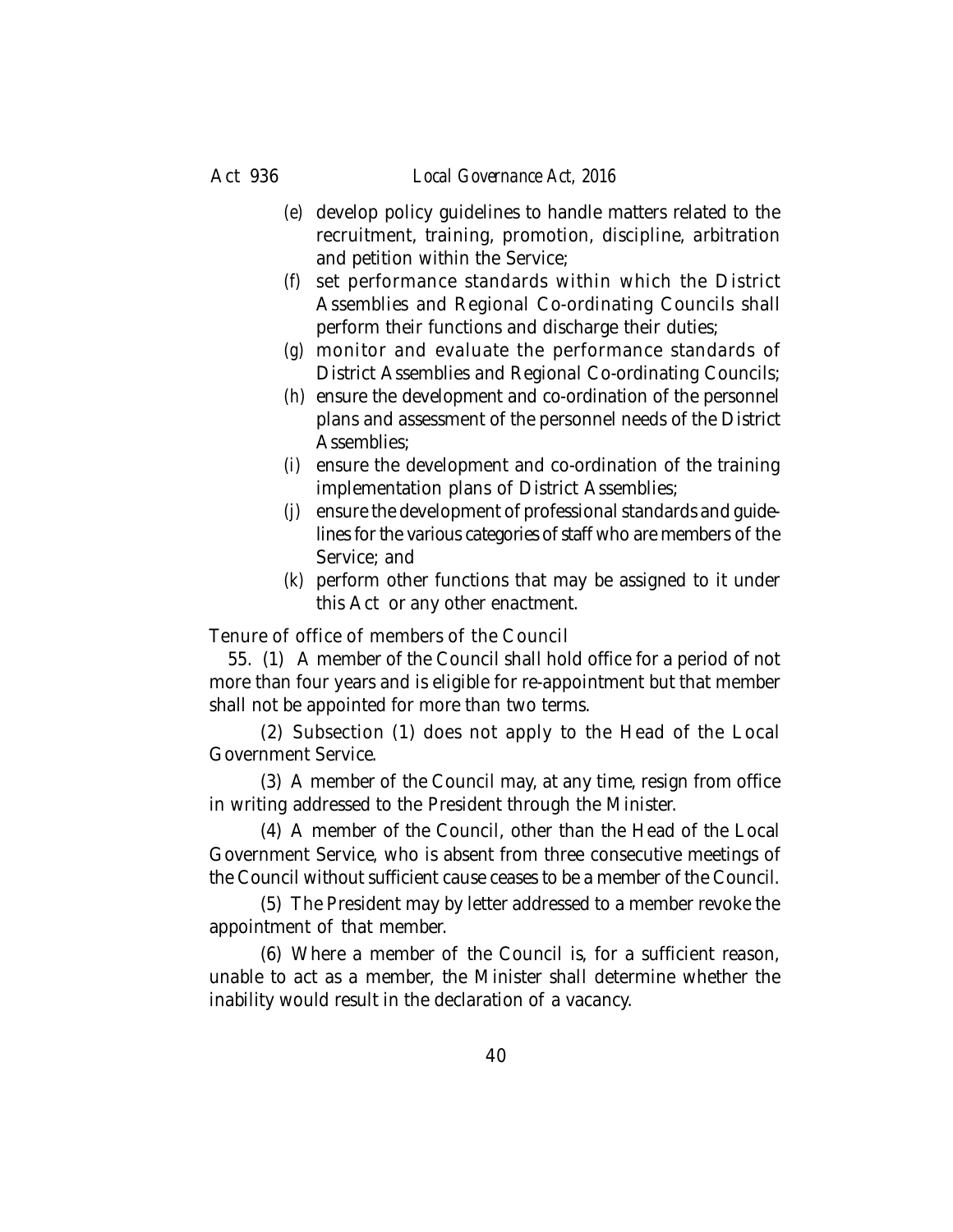(*e*) develop policy guidelines to handle matters related to the recruitment, training, promotion, discipline, arbitration and petition within the Service;

(*f*) set performance standards within which the District Assemblies and Regional Co-ordinating Councils shall perform their functions and discharge their duties;

(*g*) monitor and evaluate the performance standards of District Assemblies and Regional Co-ordinating Councils;

(*h*) ensure the development and co-ordination of the personnel plans and assessment of the personnel needs of the District Assemblies;

(*i*) ensure the development and co-ordination of the training implementation plans of District Assemblies;

(*j*) ensure the development of professional standards and guidelines for the various categories of staff who are members of the Service; and

(*k*) perform other functions that may be assigned to it under this Act or any other enactment.

Tenure of office of members of the Council

55. (1) A member of the Council shall hold office for a period of not more than four years and is eligible for re-appointment but that member shall not be appointed for more than two terms.

(2) Subsection (1) does not apply to the Head of the Local Government Service.

(3) A member of the Council may, at any time, resign from office in writing addressed to the President through the Minister.

(4) A member of the Council, other than the Head of the Local Government Service, who is absent from three consecutive meetings of the Council without sufficient cause ceases to be a member of the Council.

(5) The President may by letter addressed to a member revoke the appointment of that member.

(6) Where a member of the Council is, for a sufficient reason, unable to act as a member, the Minister shall determine whether the inability would result in the declaration of a vacancy.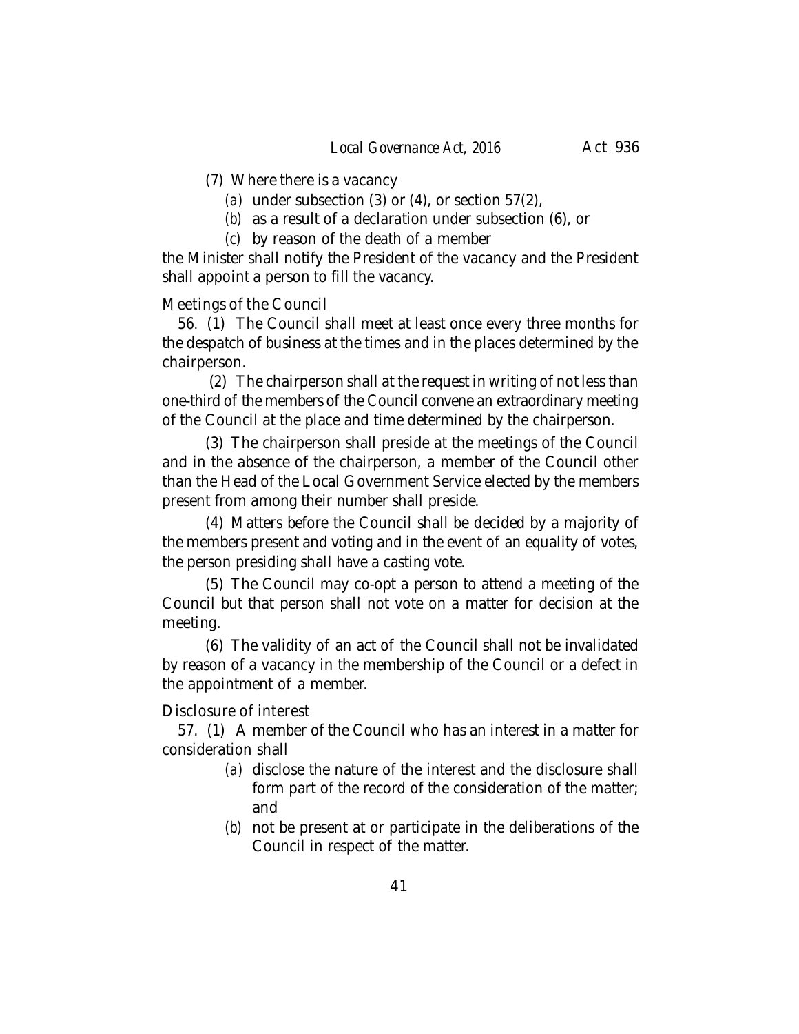(7) Where there is a vacancy

*(a)* under subsection (3) or (4), or section 57(2),

*(b)* as a result of a declaration under subsection (6), or

*(c)* by reason of the death of a member

the Minister shall notify the President of the vacancy and the President shall appoint a person to fill the vacancy.

Meetings of the Council

56. (1) The Council shall meet at least once every three months for the despatch of business at the times and in the places determined by the chairperson.

(2) The chairperson shall at the request in writing of not less than one-third of the members of the Council convene an extraordinary meeting of the Council at the place and time determined by the chairperson.

(3) The chairperson shall preside at the meetings of the Council and in the absence of the chairperson, a member of the Council other than the Head of the Local Government Service elected by the members present from among their number shall preside.

(4) Matters before the Council shall be decided by a majority of the members present and voting and in the event of an equality of votes, the person presiding shall have a casting vote.

(5) The Council may co-opt a person to attend a meeting of the Council but that person shall not vote on a matter for decision at the meeting.

(6) The validity of an act of the Council shall not be invalidated by reason of a vacancy in the membership of the Council or a defect in the appointment of a member.

Disclosure of interest

57. (1) A member of the Council who has an interest in a matter for consideration shall

*(a)* disclose the nature of the interest and the disclosure shall form part of the record of the consideration of the matter; and

*(b)* not be present at or participate in the deliberations of the Council in respect of the matter.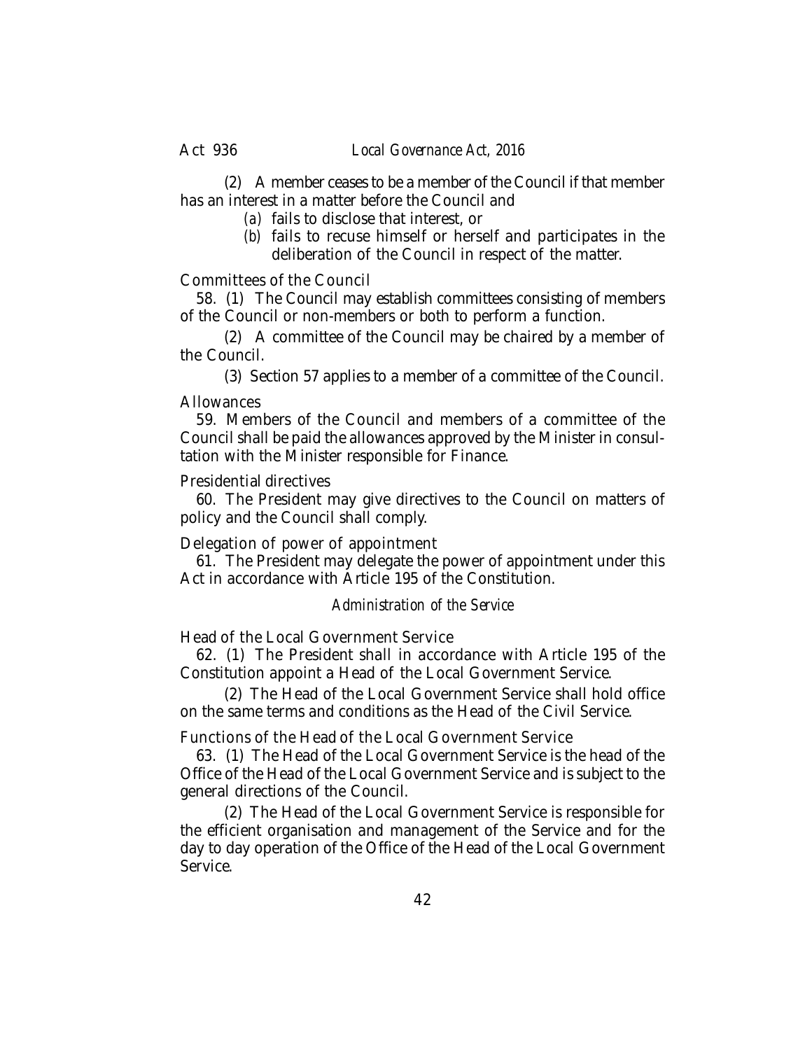(2) A member ceases to be a member of the Council if that member has an interest in a matter before the Council and

*(a)* fails to disclose that interest, or

*(b)* fails to recuse himself or herself and participates in the deliberation of the Council in respect of the matter.

Committees of the Council

58. (1) The Council may establish committees consisting of members of the Council or non-members or both to perform a function.

(2) A committee of the Council may be chaired by a member of the Council.

(3) Section 57 applies to a member of a committee of the Council.

Allowances

59. Members of the Council and members of a committee of the Council shall be paid the allowances approved by the Minister in consultation with the Minister responsible for Finance.

Presidential directives

60. The President may give directives to the Council on matters of policy and the Council shall comply.

Delegation of power of appointment

61. The President may delegate the power of appointment under this Act in accordance with Article 195 of the Constitution.

*Administration of the Service*

Head of the Local Government Service

62. (1) The President shall in accordance with Article 195 of the Constitution appoint a Head of the Local Government Service.

(2) The Head of the Local Government Service shall hold office on the same terms and conditions as the Head of the Civil Service.

Functions of the Head of the Local Government Service

63. (1) The Head of the Local Government Service is the head of the Office of the Head of the Local Government Service and is subject to the general directions of the Council.

(2) The Head of the Local Government Service is responsible for the efficient organisation and management of the Service and for the day to day operation of the Office of the Head of the Local Government Service.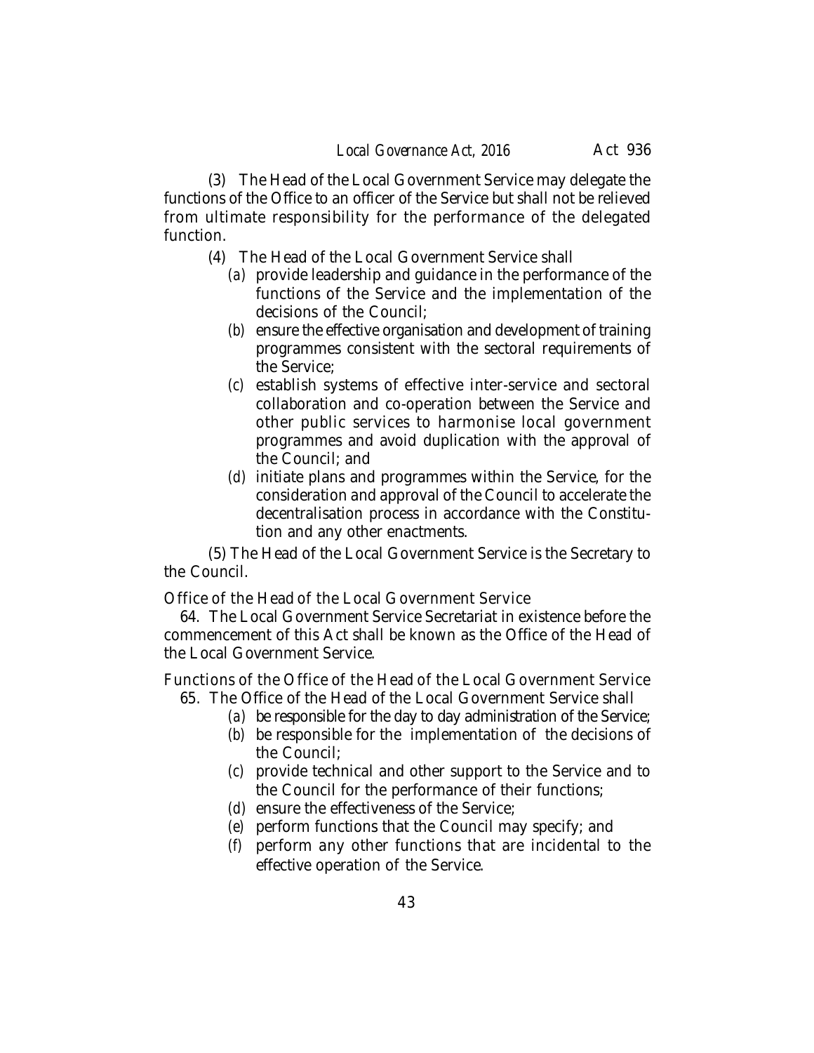(3) The Head of the Local Government Service may delegate the functions of the Office to an officer of the Service but shall not be relieved from ultimate responsibility for the performance of the delegated function.

(4) The Head of the Local Government Service shall

*(a)* provide leadership and guidance in the performance of the functions of the Service and the implementation of the decisions of the Council;

*(b)* ensure the effective organisation and development of training programmes consistent with the sectoral requirements of the Service;

*(c)* establish systems of effective inter-service and sectoral collaboration and co-operation between the Service and other public services to harmonise local government programmes and avoid duplication with the approval of the Council; and

*(d)* initiate plans and programmes within the Service, for the consideration and approval of the Council to accelerate the decentralisation process in accordance with the Constitution and any other enactments.

(5) The Head of the Local Government Service is the Secretary to the Council.

Office of the Head of the Local Government Service

64. The Local Government Service Secretariat in existence before the commencement of this Act shall be known as the Office of the Head of the Local Government Service.

Functions of the Office of the Head of the Local Government Service

65. The Office of the Head of the Local Government Service shall

*(a)* be responsible for the day to day administration of the Service;

*(b)* be responsible for the implementation of the decisions of the Council;

*(c)* provide technical and other support to the Service and to the Council for the performance of their functions;

*(d)* ensure the effectiveness of the Service;

*(e)* perform functions that the Council may specify; and

*(f)* perform any other functions that are incidental to the effective operation of the Service.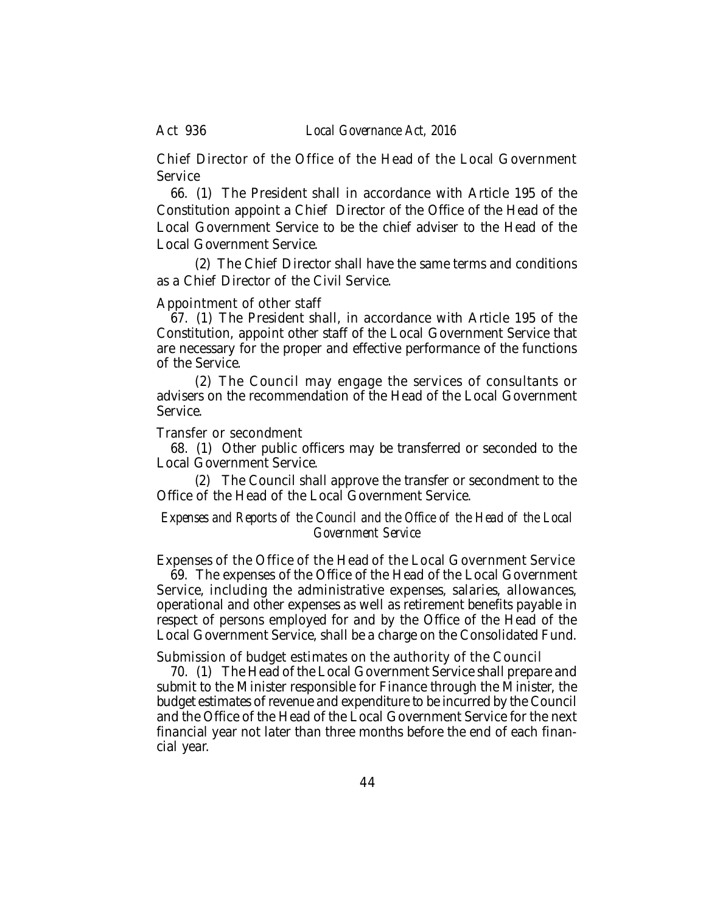Chief Director of the Office of the Head of the Local Government Service

66. (1) The President shall in accordance with Article 195 of the Constitution appoint a Chief Director of the Office of the Head of the Local Government Service to be the chief adviser to the Head of the Local Government Service.

(2) The Chief Director shall have the same terms and conditions as a Chief Director of the Civil Service.

Appointment of other staff

67. (1) The President shall, in accordance with Article 195 of the Constitution, appoint other staff of the Local Government Service that are necessary for the proper and effective performance of the functions of the Service.

(2) The Council may engage the services of consultants or advisers on the recommendation of the Head of the Local Government Service.

Transfer or secondment

68. (1) Other public officers may be transferred or seconded to the Local Government Service.

(2) The Council shall approve the transfer or secondment to the Office of the Head of the Local Government Service.

*Expenses and Reports of the Council and the Office of the Head of the Local Government Service*

Expenses of the Office of the Head of the Local Government Service

69. The expenses of the Office of the Head of the Local Government Service, including the administrative expenses, salaries, allowances, operational and other expenses as well as retirement benefits payable in respect of persons employed for and by the Office of the Head of the Local Government Service, shall be a charge on the Consolidated Fund.

Submission of budget estimates on the authority of the Council

70. (1) The Head of the Local Government Service shall prepare and submit to the Minister responsible for Finance through the Minister, the budget estimates of revenue and expenditure to be incurred by the Council and the Office of the Head of the Local Government Service for the next financial year not later than three months before the end of each financial year.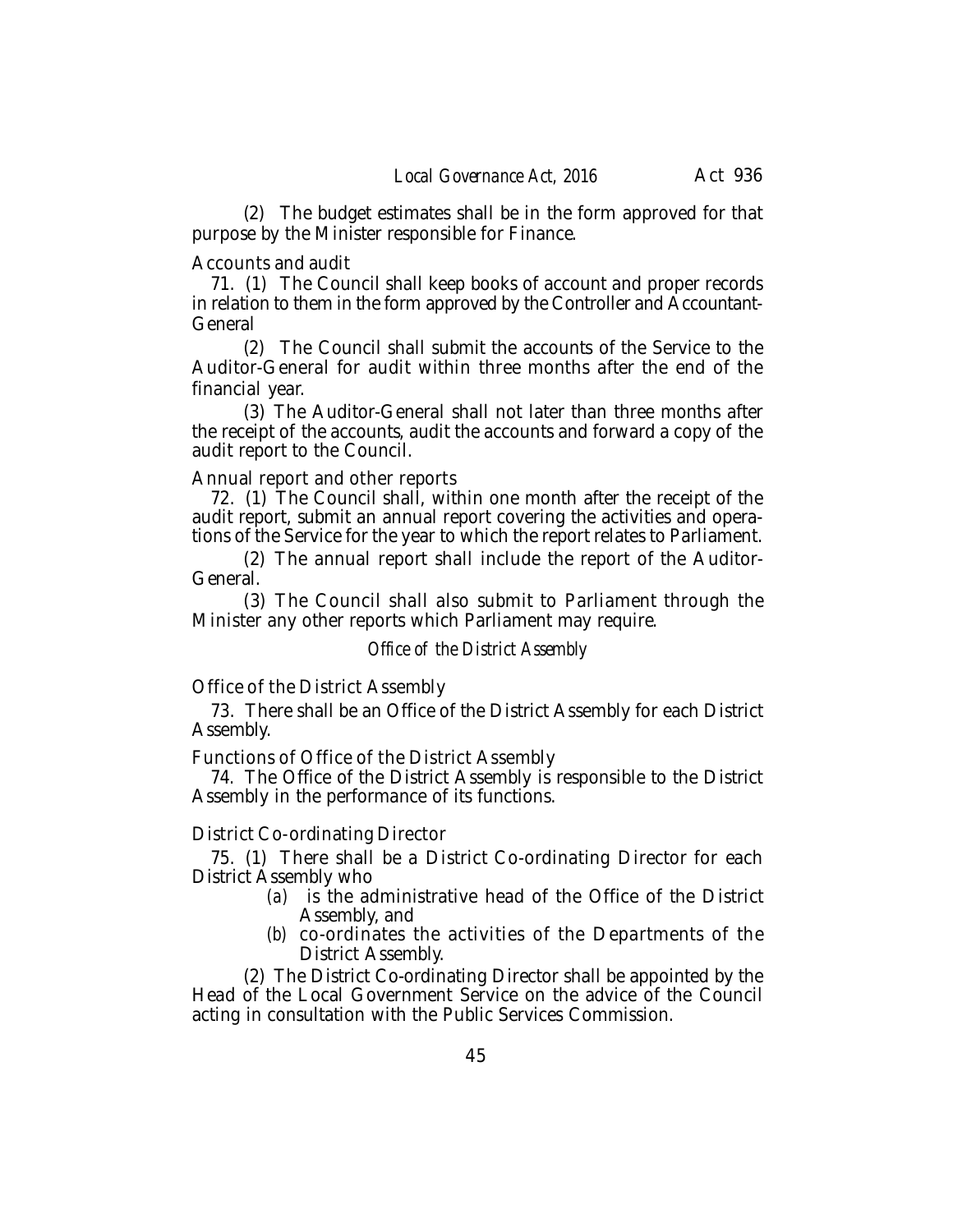(2) The budget estimates shall be in the form approved for that purpose by the Minister responsible for Finance.

Accounts and audit

71. (1) The Council shall keep books of account and proper records in relation to them in the form approved by the Controller and Accountant-General

(2) The Council shall submit the accounts of the Service to the Auditor-General for audit within three months after the end of the financial year.

(3) The Auditor-General shall not later than three months after the receipt of the accounts, audit the accounts and forward a copy of the audit report to the Council.

Annual report and other reports

72. (1) The Council shall, within one month after the receipt of the audit report, submit an annual report covering the activities and operations of the Service for the year to which the report relates to Parliament.

(2) The annual report shall include the report of the Auditor-General.

(3) The Council shall also submit to Parliament through the Minister any other reports which Parliament may require.

*Office of the District Assembly*

Office of the District Assembly

73. There shall be an Office of the District Assembly for each District Assembly.

Functions of Office of the District Assembly

74. The Office of the District Assembly is responsible to the District Assembly in the performance of its functions.

District Co-ordinating Director

75. (1) There shall be a District Co-ordinating Director for each District Assembly who

*(a)* is the administrative head of the Office of the District Assembly, and

*(b)* co-ordinates the activities of the Departments of the District Assembly.

(2) The District Co-ordinating Director shall be appointed by the Head of the Local Government Service on the advice of the Council acting in consultation with the Public Services Commission.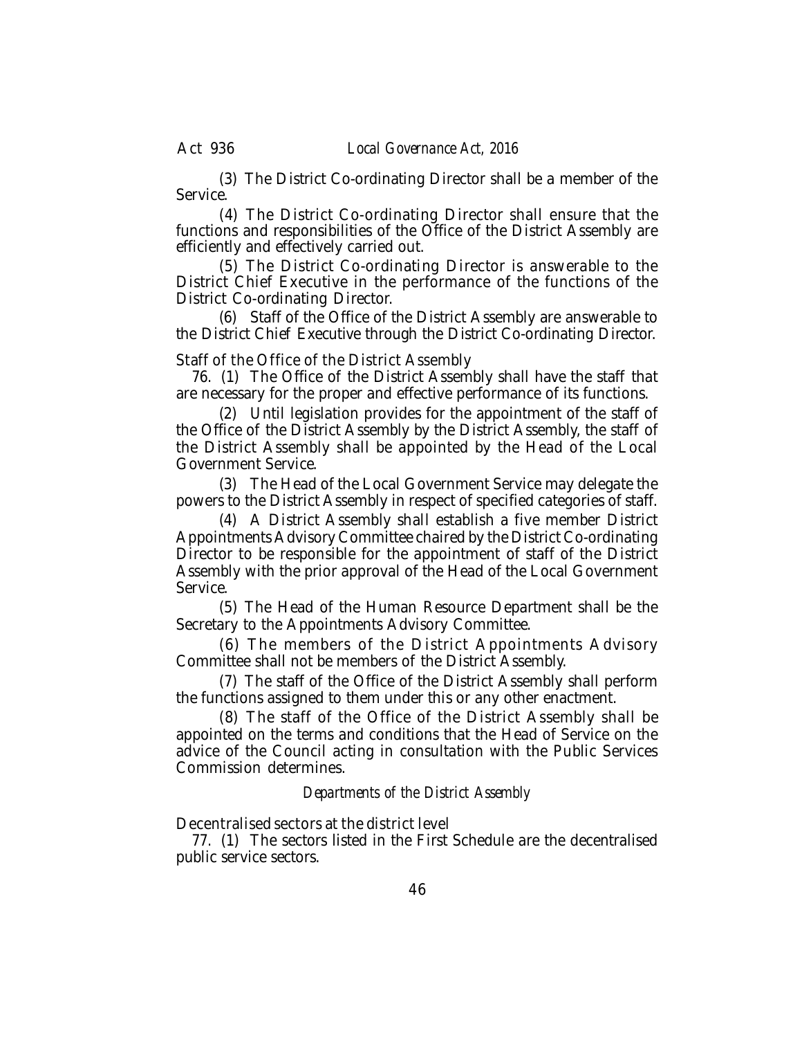(3) The District Co-ordinating Director shall be a member of the Service.

(4) The District Co-ordinating Director shall ensure that the functions and responsibilities of the Office of the District Assembly are efficiently and effectively carried out.

(5) The District Co-ordinating Director is answerable to the District Chief Executive in the performance of the functions of the District Co-ordinating Director.

(6) Staff of the Office of the District Assembly are answerable to the District Chief Executive through the District Co-ordinating Director.

Staff of the Office of the District Assembly

76. (1) The Office of the District Assembly shall have the staff that are necessary for the proper and effective performance of its functions.

(2) Until legislation provides for the appointment of the staff of the Office of the District Assembly by the District Assembly, the staff of the District Assembly shall be appointed by the Head of the Local Government Service.

(3) The Head of the Local Government Service may delegate the powers to the District Assembly in respect of specified categories of staff.

(4) A District Assembly shall establish a five member District Appointments Advisory Committee chaired by the District Co-ordinating Director to be responsible for the appointment of staff of the District Assembly with the prior approval of the Head of the Local Government Service.

(5) The Head of the Human Resource Department shall be the Secretary to the Appointments Advisory Committee.

(6) The members of the District Appointments Advisory Committee shall not be members of the District Assembly.

(7) The staff of the Office of the District Assembly shall perform the functions assigned to them under this or any other enactment.

(8) The staff of the Office of the District Assembly shall be appointed on the terms and conditions that the Head of Service on the advice of the Council acting in consultation with the Public Services Commission determines.

*Departments of the District Assembly*

Decentralised sectors at the district level

77. (1) The sectors listed in the First Schedule are the decentralised public service sectors.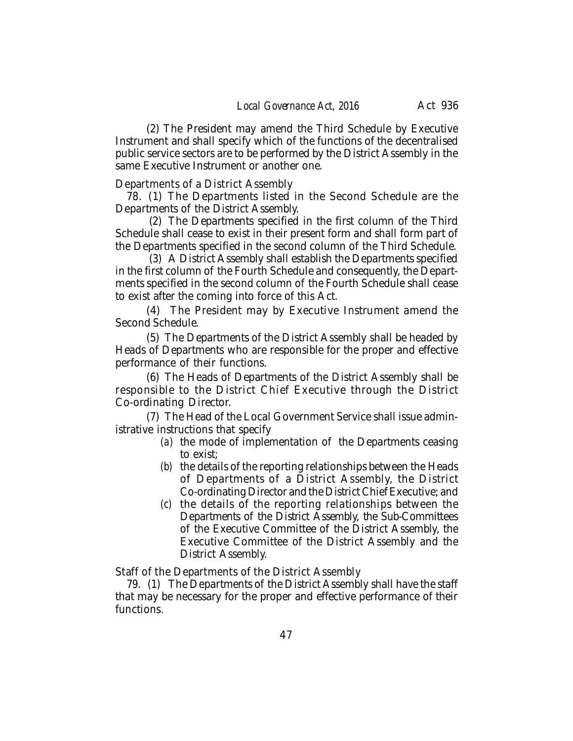(2) The President may amend the Third Schedule by Executive Instrument and shall specify which of the functions of the decentralised public service sectors are to be performed by the District Assembly in the same Executive Instrument or another one.

Departments of a District Assembly

78. (1) The Departments listed in the Second Schedule are the Departments of the District Assembly.

(2) The Departments specified in the first column of the Third Schedule shall cease to exist in their present form and shall form part of the Departments specified in the second column of the Third Schedule.

(3) A District Assembly shall establish the Departments specified in the first column of the Fourth Schedule and consequently, the Departments specified in the second column of the Fourth Schedule shall cease to exist after the coming into force of this Act.

(4) The President may by Executive Instrument amend the Second Schedule.

(5) The Departments of the District Assembly shall be headed by Heads of Departments who are responsible for the proper and effective performance of their functions.

(6) The Heads of Departments of the District Assembly shall be responsible to the District Chief Executive through the District Co-ordinating Director.

(7) The Head of the Local Government Service shall issue administrative instructions that specify

- *(a)* the mode of implementation of the Departments ceasing to exist;
- *(b)* the details of the reporting relationships between the Heads of Departments of a District Assembly, the District Co-ordinating Director and the District Chief Executive; and
- *(c)* the details of the reporting relationships between the Departments of the District Assembly, the Sub-Committees of the Executive Committee of the District Assembly, the Executive Committee of the District Assembly and the District Assembly.

Staff of the Departments of the District Assembly

79. (1) The Departments of the District Assembly shall have the staff that may be necessary for the proper and effective performance of their functions.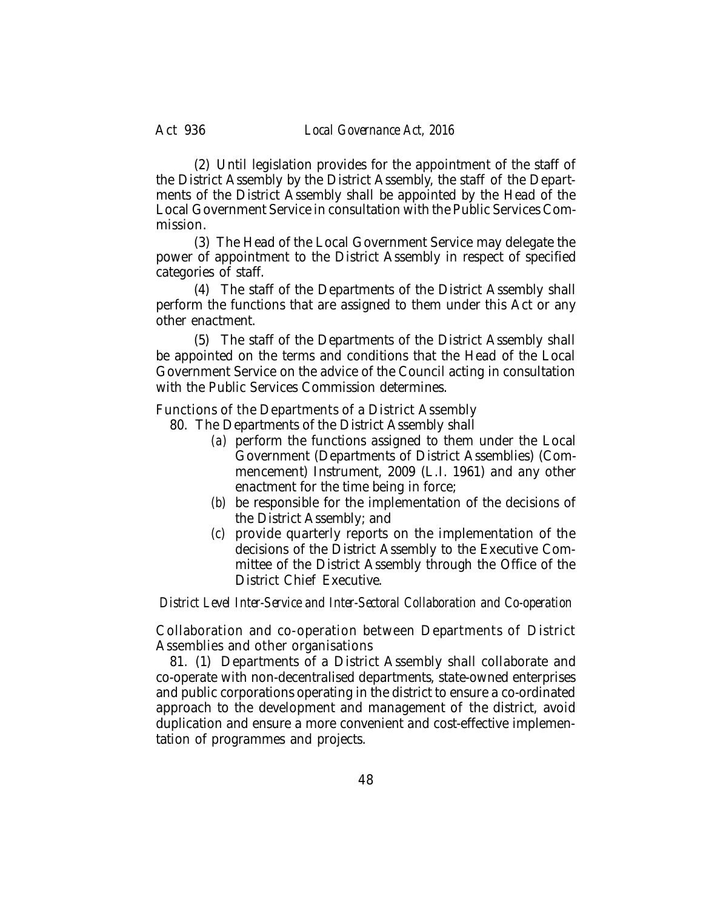(2) Until legislation provides for the appointment of the staff of the District Assembly by the District Assembly, the staff of the Departments of the District Assembly shall be appointed by the Head of the Local Government Service in consultation with the Public Services Commission.

(3) The Head of the Local Government Service may delegate the power of appointment to the District Assembly in respect of specified categories of staff.

(4) The staff of the Departments of the District Assembly shall perform the functions that are assigned to them under this Act or any other enactment.

(5) The staff of the Departments of the District Assembly shall be appointed on the terms and conditions that the Head of the Local Government Service on the advice of the Council acting in consultation with the Public Services Commission determines.

Functions of the Departments of a District Assembly

80. The Departments of the District Assembly shall

*(a)* perform the functions assigned to them under the Local Government (Departments of District Assemblies) (Commencement) Instrument, 2009 (L.I. 1961) and any other enactment for the time being in force;

*(b)* be responsible for the implementation of the decisions of the District Assembly; and

*(c)* provide quarterly reports on the implementation of the decisions of the District Assembly to the Executive Committee of the District Assembly through the Office of the District Chief Executive.

*District Level Inter-Service and Inter-Sectoral Collaboration and Co-operation*

Collaboration and co-operation between Departments of District Assemblies and other organisations

81. (1) Departments of a District Assembly shall collaborate and co-operate with non-decentralised departments, state-owned enterprises and public corporations operating in the district to ensure a co-ordinated approach to the development and management of the district, avoid duplication and ensure a more convenient and cost-effective implementation of programmes and projects.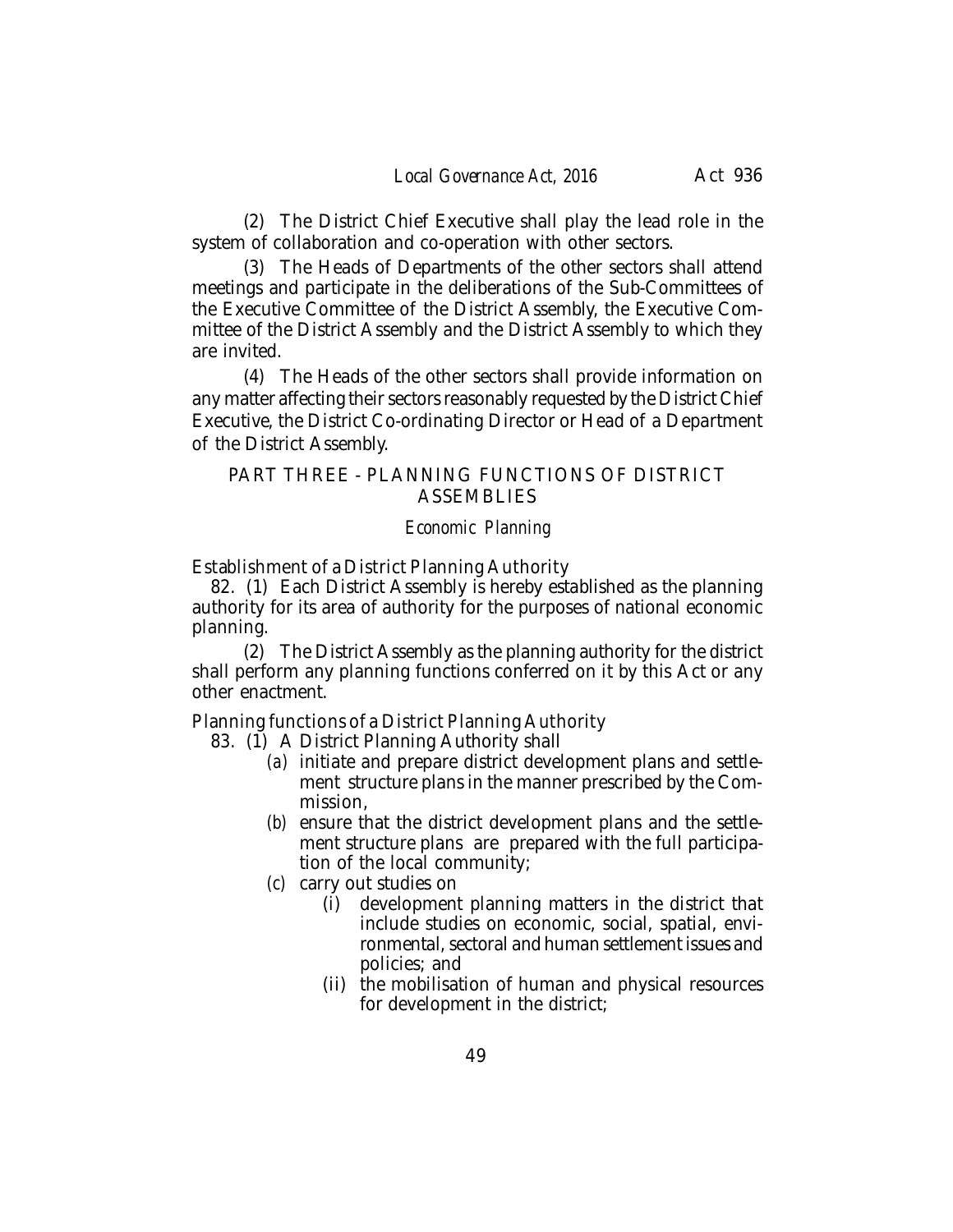(2) The District Chief Executive shall play the lead role in the system of collaboration and co-operation with other sectors.

(3) The Heads of Departments of the other sectors shall attend meetings and participate in the deliberations of the Sub-Committees of the Executive Committee of the District Assembly, the Executive Committee of the District Assembly and the District Assembly to which they are invited.

(4) The Heads of the other sectors shall provide information on any matter affecting their sectors reasonably requested by the District Chief Executive, the District Co-ordinating Director or Head of a Department of the District Assembly.

## PART THREE - PLANNING FUNCTIONS OF DISTRICT ASSEMBLIES

### *Economic Planning*

Establishment of a District Planning Authority

82. (1) Each District Assembly is hereby established as the planning authority for its area of authority for the purposes of national economic planning.

(2) The District Assembly as the planning authority for the district shall perform any planning functions conferred on it by this Act or any other enactment.

Planning functions of a District Planning Authority

83. (1) A District Planning Authority shall

*(a)* initiate and prepare district development plans and settlement structure plans in the manner prescribed by the Commission,

*(b)* ensure that the district development plans and the settlement structure plans are prepared with the full participation of the local community;

*(c)* carry out studies on

(i) development planning matters in the district that include studies on economic, social, spatial, environmental, sectoral and human settlement issues and policies; and

(ii) the mobilisation of human and physical resources for development in the district;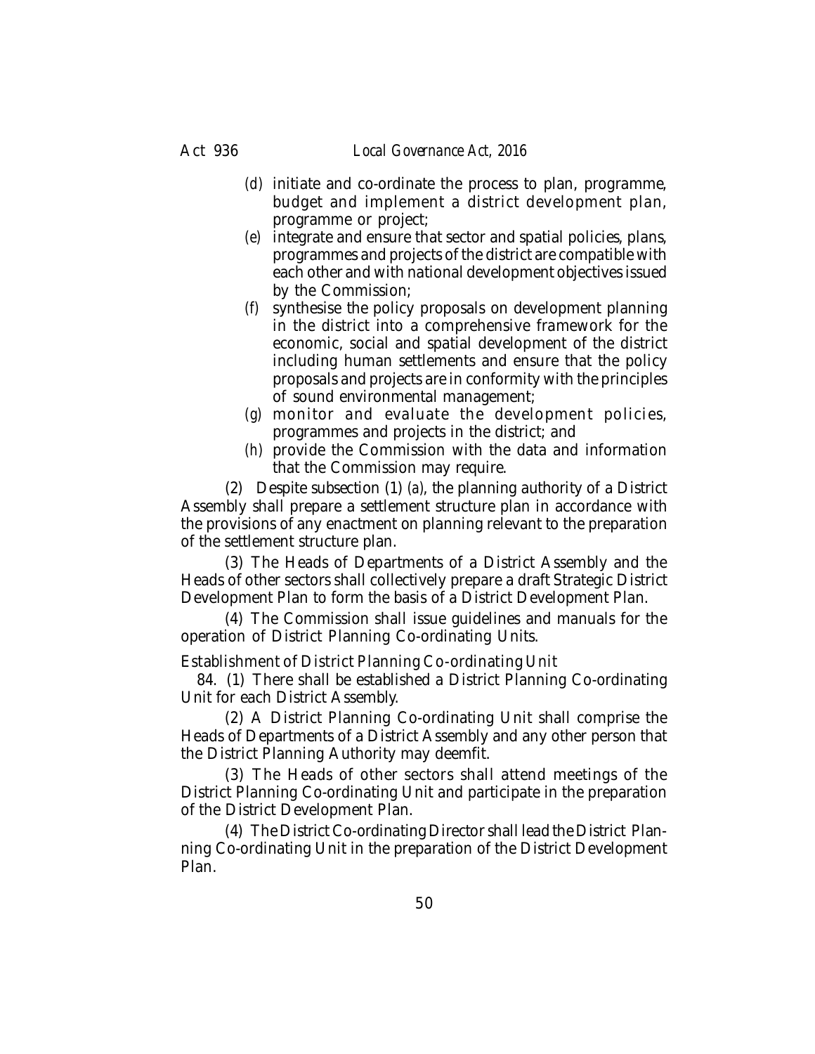(*d*) initiate and co-ordinate the process to plan, programme, budget and implement a district development plan, programme or project;

(*e*) integrate and ensure that sector and spatial policies, plans, programmes and projects of the district are compatible with each other and with national development objectives issued by the Commission;

(*f*) synthesise the policy proposals on development planning in the district into a comprehensive framework for the economic, social and spatial development of the district including human settlements and ensure that the policy proposals and projects are in conformity with the principles of sound environmental management;

(*g*) monitor and evaluate the development policies, programmes and projects in the district; and

(*h*) provide the Commission with the data and information that the Commission may require.

(2) Despite subsection (1) (*a*), the planning authority of a District Assembly shall prepare a settlement structure plan in accordance with the provisions of any enactment on planning relevant to the preparation of the settlement structure plan.

(3) The Heads of Departments of a District Assembly and the Heads of other sectors shall collectively prepare a draft Strategic District Development Plan to form the basis of a District Development Plan.

(4) The Commission shall issue guidelines and manuals for the operation of District Planning Co-ordinating Units.

Establishment of District Planning Co-ordinating Unit

84. (1) There shall be established a District Planning Co-ordinating Unit for each District Assembly.

(2) A District Planning Co-ordinating Unit shall comprise the Heads of Departments of a District Assembly and any other person that the District Planning Authority may deemfit.

(3) The Heads of other sectors shall attend meetings of the District Planning Co-ordinating Unit and participate in the preparation of the District Development Plan.

(4) The District Co-ordinating Director shall lead the District Planning Co-ordinating Unit in the preparation of the District Development Plan.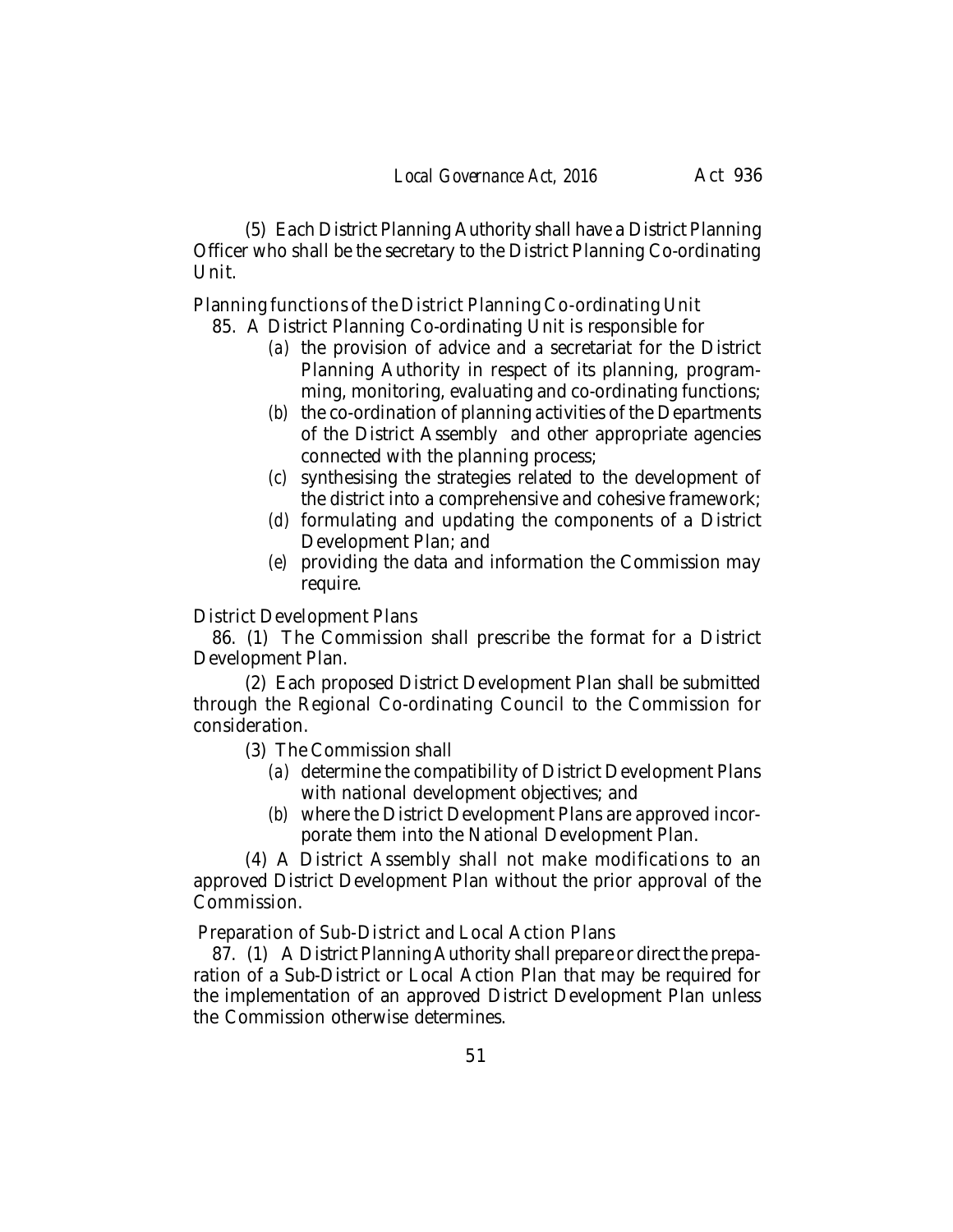(5) Each District Planning Authority shall have a District Planning Officer who shall be the secretary to the District Planning Co-ordinating Unit.

Planning functions of the District Planning Co-ordinating Unit

85. A District Planning Co-ordinating Unit is responsible for

- *(a)* the provision of advice and a secretariat for the District Planning Authority in respect of its planning, programming, monitoring, evaluating and co-ordinating functions;
- *(b)* the co-ordination of planning activities of the Departments of the District Assembly and other appropriate agencies connected with the planning process;
- *(c)* synthesising the strategies related to the development of the district into a comprehensive and cohesive framework;
- *(d)* formulating and updating the components of a District Development Plan; and
- *(e)* providing the data and information the Commission may require.

District Development Plans

86. (1) The Commission shall prescribe the format for a District Development Plan.

(2) Each proposed District Development Plan shall be submitted through the Regional Co-ordinating Council to the Commission for consideration.

(3) The Commission shall

- *(a)* determine the compatibility of District Development Plans with national development objectives; and
- *(b)* where the District Development Plans are approved incorporate them into the National Development Plan.

(4) A District Assembly shall not make modifications to an approved District Development Plan without the prior approval of the Commission.

Preparation of Sub-District and Local Action Plans

87. (1) A District Planning Authority shall prepare or direct the preparation of a Sub-District or Local Action Plan that may be required for the implementation of an approved District Development Plan unless the Commission otherwise determines.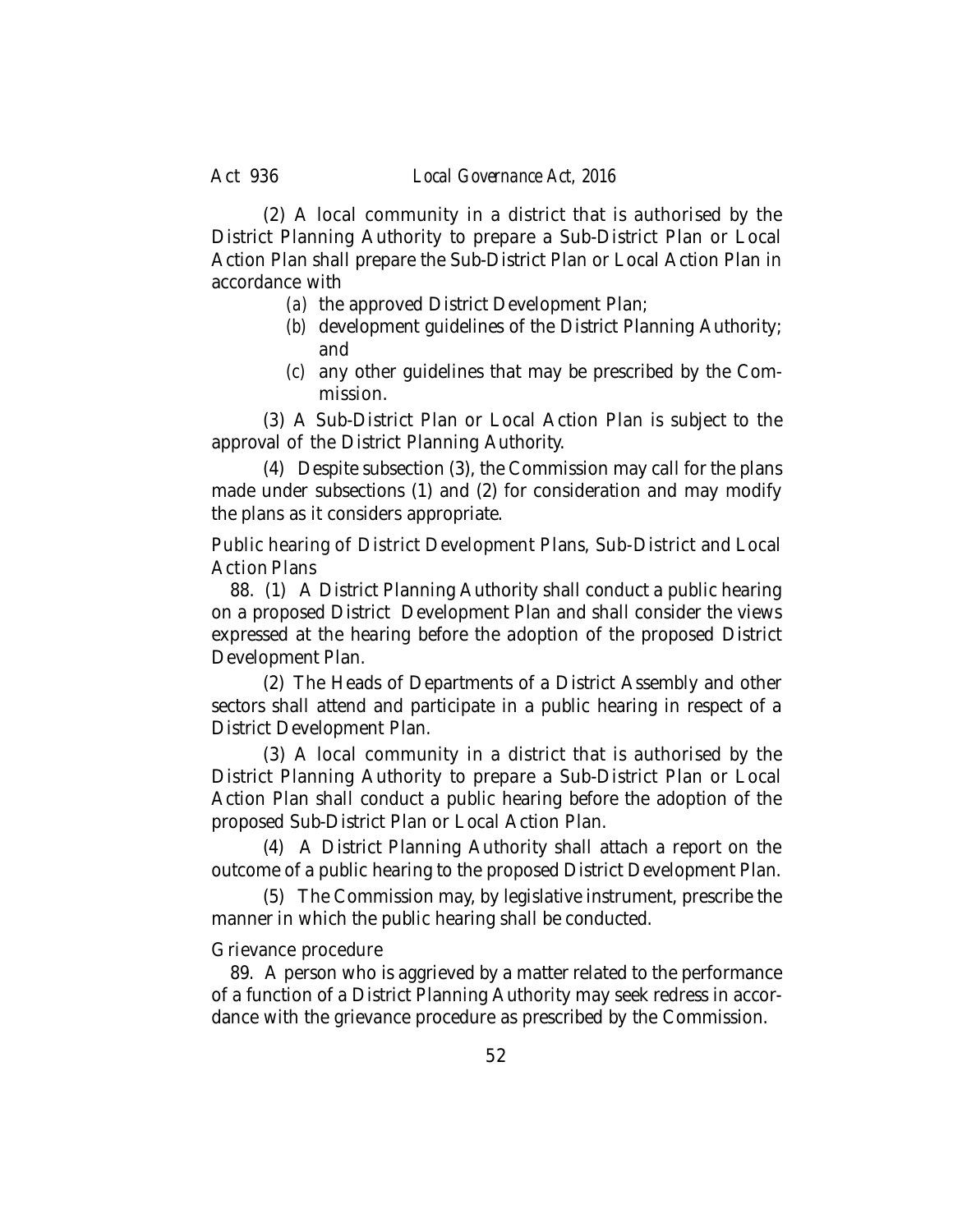(2) A local community in a district that is authorised by the District Planning Authority to prepare a Sub-District Plan or Local Action Plan shall prepare the Sub-District Plan or Local Action Plan in accordance with

*(a)* the approved District Development Plan;

*(b)* development guidelines of the District Planning Authority; and

*(c)* any other guidelines that may be prescribed by the Commission.

(3) A Sub-District Plan or Local Action Plan is subject to the approval of the District Planning Authority.

(4) Despite subsection (3), the Commission may call for the plans made under subsections (1) and (2) for consideration and may modify the plans as it considers appropriate.

Public hearing of District Development Plans, Sub-District and Local Action Plans

88. (1) A District Planning Authority shall conduct a public hearing on a proposed District Development Plan and shall consider the views expressed at the hearing before the adoption of the proposed District Development Plan.

(2) The Heads of Departments of a District Assembly and other sectors shall attend and participate in a public hearing in respect of a District Development Plan.

(3) A local community in a district that is authorised by the District Planning Authority to prepare a Sub-District Plan or Local Action Plan shall conduct a public hearing before the adoption of the proposed Sub-District Plan or Local Action Plan.

(4) A District Planning Authority shall attach a report on the outcome of a public hearing to the proposed District Development Plan.

(5) The Commission may, by legislative instrument, prescribe the manner in which the public hearing shall be conducted.

Grievance procedure

89. A person who is aggrieved by a matter related to the performance of a function of a District Planning Authority may seek redress in accordance with the grievance procedure as prescribed by the Commission.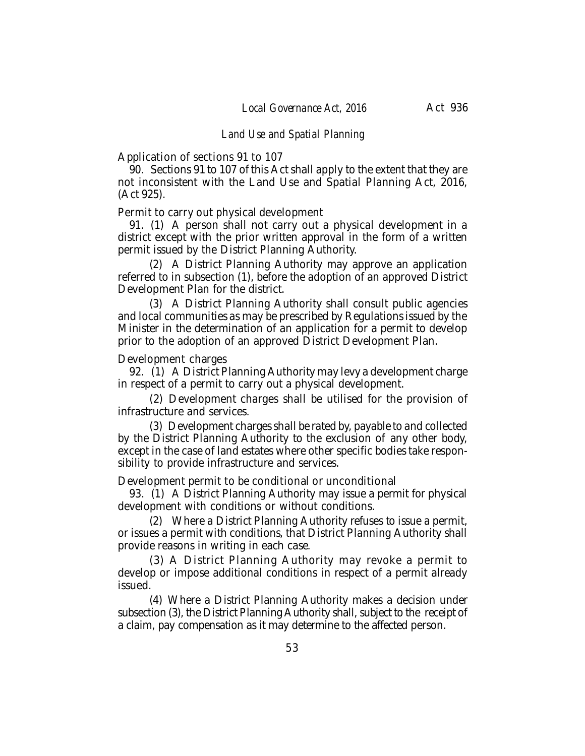### *Land Use and Spatial Planning*

*Application of sections 91 to 107*

90. Sections 91 to 107 of this Act shall apply to the extent that they are not inconsistent with the Land Use and Spatial Planning Act, 2016, (Act 925).

*Permit to carry out physical development*

91. (1) A person shall not carry out a physical development in a district except with the prior written approval in the form of a written permit issued by the District Planning Authority.

(2) A District Planning Authority may approve an application referred to in subsection (1), before the adoption of an approved District Development Plan for the district.

(3) A District Planning Authority shall consult public agencies and local communities as may be prescribed by Regulations issued by the Minister in the determination of an application for a permit to develop prior to the adoption of an approved District Development Plan.

*Development charges*

92. (1) A District Planning Authority may levy a development charge in respect of a permit to carry out a physical development.

(2) Development charges shall be utilised for the provision of infrastructure and services.

(3) Development charges shall be rated by, payable to and collected by the District Planning Authority to the exclusion of any other body, except in the case of land estates where other specific bodies take responsibility to provide infrastructure and services.

*Development permit to be conditional or unconditional*

93. (1) A District Planning Authority may issue a permit for physical development with conditions or without conditions.

(2) Where a District Planning Authority refuses to issue a permit, or issues a permit with conditions, that District Planning Authority shall provide reasons in writing in each case.

(3) A District Planning Authority may revoke a permit to develop or impose additional conditions in respect of a permit already issued.

(4) Where a District Planning Authority makes a decision under subsection (3), the District Planning Authority shall, subject to the receipt of a claim, pay compensation as it may determine to the affected person.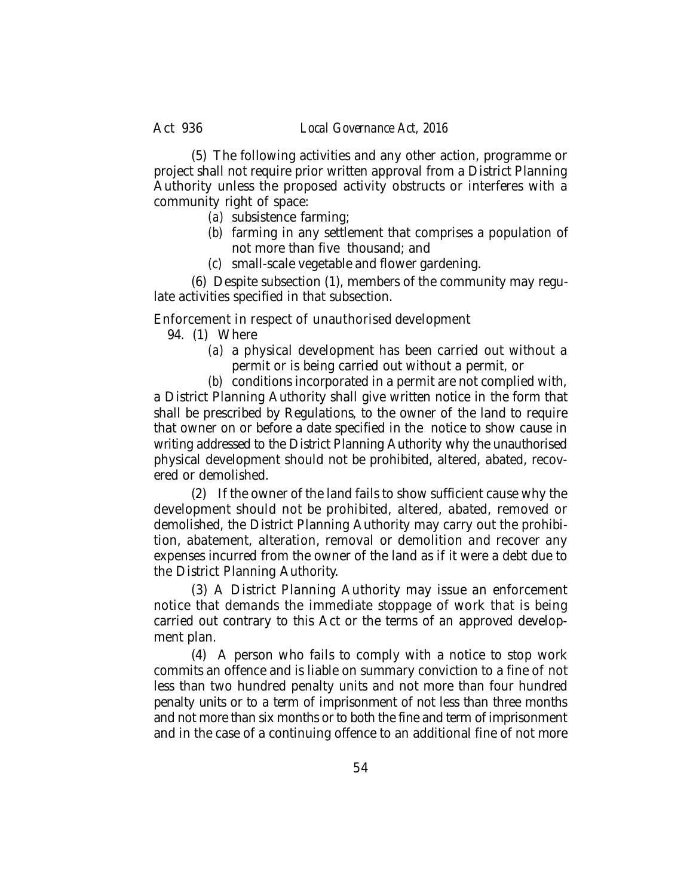(5) The following activities and any other action, programme or project shall not require prior written approval from a District Planning Authority unless the proposed activity obstructs or interferes with a community right of space:

*(a)* subsistence farming;

*(b)* farming in any settlement that comprises a population of not more than five thousand; and

*(c)* small-scale vegetable and flower gardening.

(6) Despite subsection (1), members of the community may regulate activities specified in that subsection.

*Enforcement in respect of unauthorised development*

94. (1) Where

*(a)* a physical development has been carried out without a permit or is being carried out without a permit, or

*(b)* conditions incorporated in a permit are not complied with,

a District Planning Authority shall give written notice in the form that shall be prescribed by Regulations, to the owner of the land to require that owner on or before a date specified in the notice to show cause in writing addressed to the District Planning Authority why the unauthorised physical development should not be prohibited, altered, abated, recovered or demolished.

(2) If the owner of the land fails to show sufficient cause why the development should not be prohibited, altered, abated, removed or demolished, the District Planning Authority may carry out the prohibition, abatement, alteration, removal or demolition and recover any expenses incurred from the owner of the land as if it were a debt due to the District Planning Authority.

(3) A District Planning Authority may issue an enforcement notice that demands the immediate stoppage of work that is being carried out contrary to this Act or the terms of an approved development plan.

(4) A person who fails to comply with a notice to stop work commits an offence and is liable on summary conviction to a fine of not less than two hundred penalty units and not more than four hundred penalty units or to a term of imprisonment of not less than three months and not more than six months or to both the fine and term of imprisonment and in the case of a continuing offence to an additional fine of not more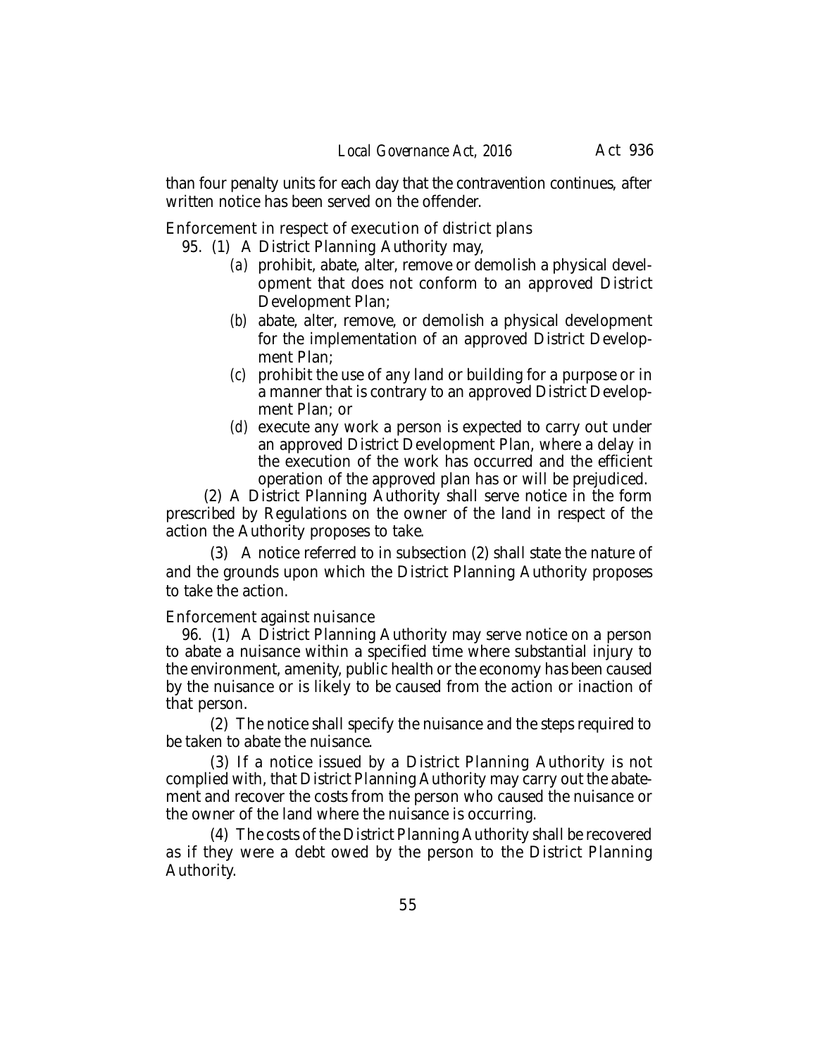than four penalty units for each day that the contravention continues, after written notice has been served on the offender.

Enforcement in respect of execution of district plans

95. (1) A District Planning Authority may,

*(a)* prohibit, abate, alter, remove or demolish a physical development that does not conform to an approved District Development Plan;

*(b)* abate, alter, remove, or demolish a physical development for the implementation of an approved District Development Plan;

*(c)* prohibit the use of any land or building for a purpose or in a manner that is contrary to an approved District Development Plan; or

*(d)* execute any work a person is expected to carry out under an approved District Development Plan, where a delay in the execution of the work has occurred and the efficient operation of the approved plan has or will be prejudiced.

(2) A District Planning Authority shall serve notice in the form prescribed by Regulations on the owner of the land in respect of the action the Authority proposes to take.

(3) A notice referred to in subsection (2) shall state the nature of and the grounds upon which the District Planning Authority proposes to take the action.

Enforcement against nuisance

96. (1) A District Planning Authority may serve notice on a person to abate a nuisance within a specified time where substantial injury to the environment, amenity, public health or the economy has been caused by the nuisance or is likely to be caused from the action or inaction of that person.

(2) The notice shall specify the nuisance and the steps required to be taken to abate the nuisance.

(3) If a notice issued by a District Planning Authority is not complied with, that District Planning Authority may carry out the abatement and recover the costs from the person who caused the nuisance or the owner of the land where the nuisance is occurring.

(4) The costs of the District Planning Authority shall be recovered as if they were a debt owed by the person to the District Planning Authority.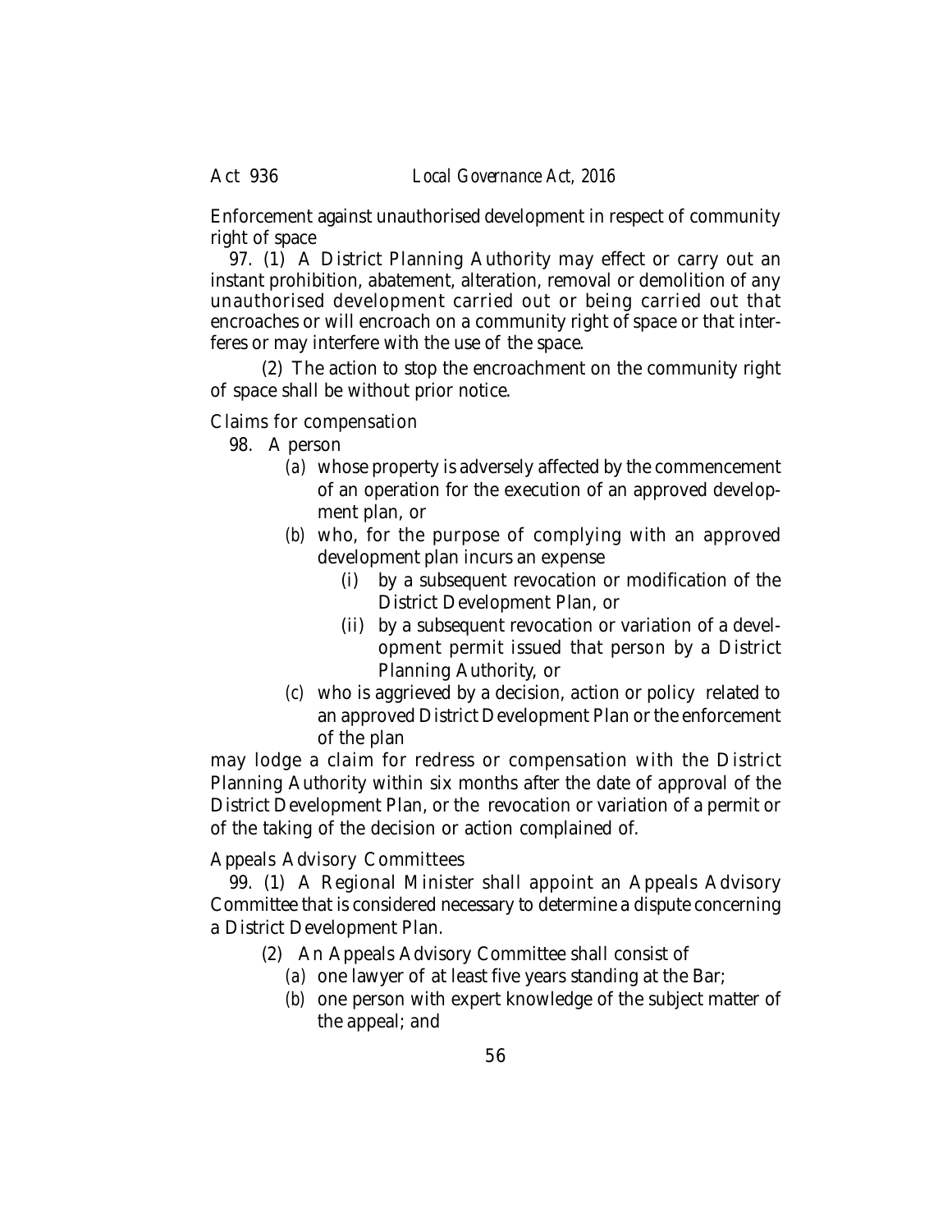Enforcement against unauthorised development in respect of community right of space

97. (1) A District Planning Authority may effect or carry out an instant prohibition, abatement, alteration, removal or demolition of any unauthorised development carried out or being carried out that encroaches or will encroach on a community right of space or that interferes or may interfere with the use of the space.

(2) The action to stop the encroachment on the community right of space shall be without prior notice.

Claims for compensation

98. A person

*(a)* whose property is adversely affected by the commencement of an operation for the execution of an approved development plan, or

*(b)* who, for the purpose of complying with an approved development plan incurs an expense

(i) by a subsequent revocation or modification of the District Development Plan, or

(ii) by a subsequent revocation or variation of a development permit issued that person by a District Planning Authority, or

*(c)* who is aggrieved by a decision, action or policy related to an approved District Development Plan or the enforcement of the plan

may lodge a claim for redress or compensation with the District Planning Authority within six months after the date of approval of the District Development Plan, or the revocation or variation of a permit or of the taking of the decision or action complained of.

Appeals Advisory Committees

99. (1) A Regional Minister shall appoint an Appeals Advisory Committee that is considered necessary to determine a dispute concerning a District Development Plan.

(2) An Appeals Advisory Committee shall consist of

*(a)* one lawyer of at least five years standing at the Bar;

*(b)* one person with expert knowledge of the subject matter of the appeal; and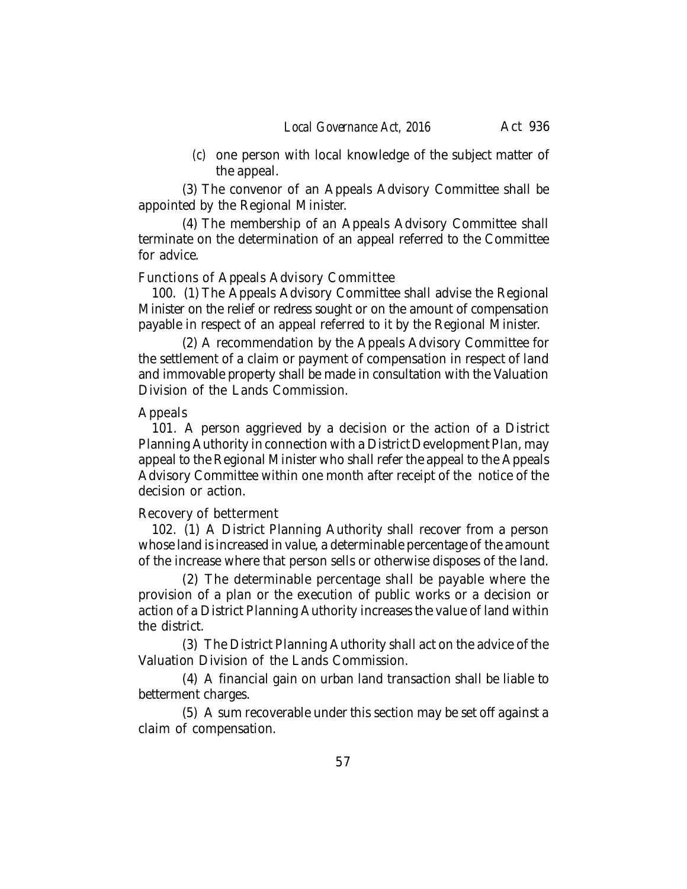(c) one person with local knowledge of the subject matter of the appeal.

(3) The convenor of an Appeals Advisory Committee shall be appointed by the Regional Minister.

(4) The membership of an Appeals Advisory Committee shall terminate on the determination of an appeal referred to the Committee for advice.

Functions of Appeals Advisory Committee

100. (1) The Appeals Advisory Committee shall advise the Regional Minister on the relief or redress sought or on the amount of compensation payable in respect of an appeal referred to it by the Regional Minister.

(2) A recommendation by the Appeals Advisory Committee for the settlement of a claim or payment of compensation in respect of land and immovable property shall be made in consultation with the Valuation Division of the Lands Commission.

Appeals

101. A person aggrieved by a decision or the action of a District Planning Authority in connection with a District Development Plan, may appeal to the Regional Minister who shall refer the appeal to the Appeals Advisory Committee within one month after receipt of the notice of the decision or action.

Recovery of betterment

102. (1) A District Planning Authority shall recover from a person whose land is increased in value, a determinable percentage of the amount of the increase where that person sells or otherwise disposes of the land.

(2) The determinable percentage shall be payable where the provision of a plan or the execution of public works or a decision or action of a District Planning Authority increases the value of land within the district.

(3) The District Planning Authority shall act on the advice of the Valuation Division of the Lands Commission.

(4) A financial gain on urban land transaction shall be liable to betterment charges.

(5) A sum recoverable under this section may be set off against a claim of compensation.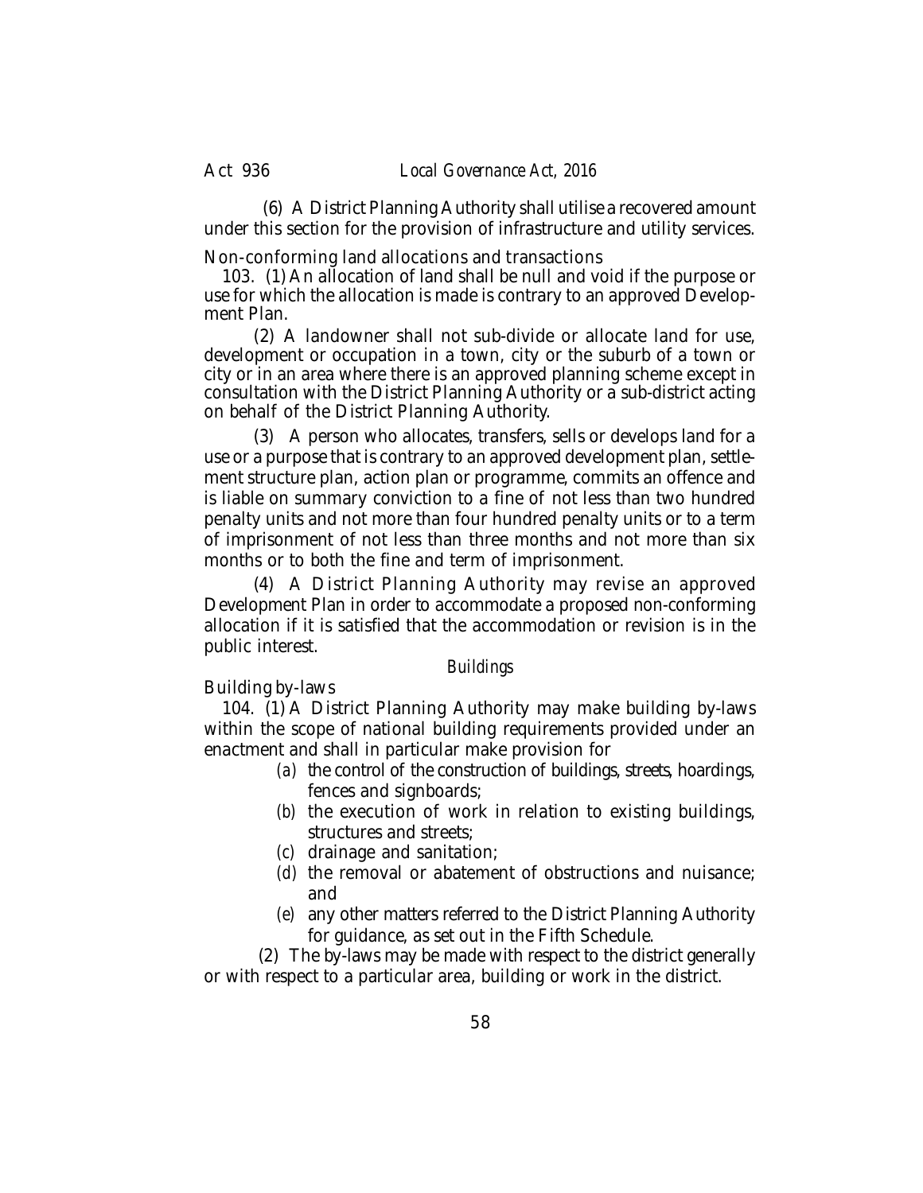(6) A District Planning Authority shall utilise a recovered amount under this section for the provision of infrastructure and utility services.

Non-conforming land allocations and transactions

103. (1) An allocation of land shall be null and void if the purpose or use for which the allocation is made is contrary to an approved Development Plan.

(2) A landowner shall not sub-divide or allocate land for use, development or occupation in a town, city or the suburb of a town or city or in an area where there is an approved planning scheme except in consultation with the District Planning Authority or a sub-district acting on behalf of the District Planning Authority.

(3) A person who allocates, transfers, sells or develops land for a use or a purpose that is contrary to an approved development plan, settlement structure plan, action plan or programme, commits an offence and is liable on summary conviction to a fine of not less than two hundred penalty units and not more than four hundred penalty units or to a term of imprisonment of not less than three months and not more than six months or to both the fine and term of imprisonment.

(4) A District Planning Authority may revise an approved Development Plan in order to accommodate a proposed non-conforming allocation if it is satisfied that the accommodation or revision is in the public interest.

*Buildings*

Building by-laws

104. (1) A District Planning Authority may make building by-laws within the scope of national building requirements provided under an enactment and shall in particular make provision for

(*a*) the control of the construction of buildings, streets, hoardings, fences and signboards;

(*b*) the execution of work in relation to existing buildings, structures and streets;

(*c*) drainage and sanitation;

(*d*) the removal or abatement of obstructions and nuisance; and

(*e*) any other matters referred to the District Planning Authority for guidance, as set out in the Fifth Schedule.

(2) The by-laws may be made with respect to the district generally or with respect to a particular area, building or work in the district.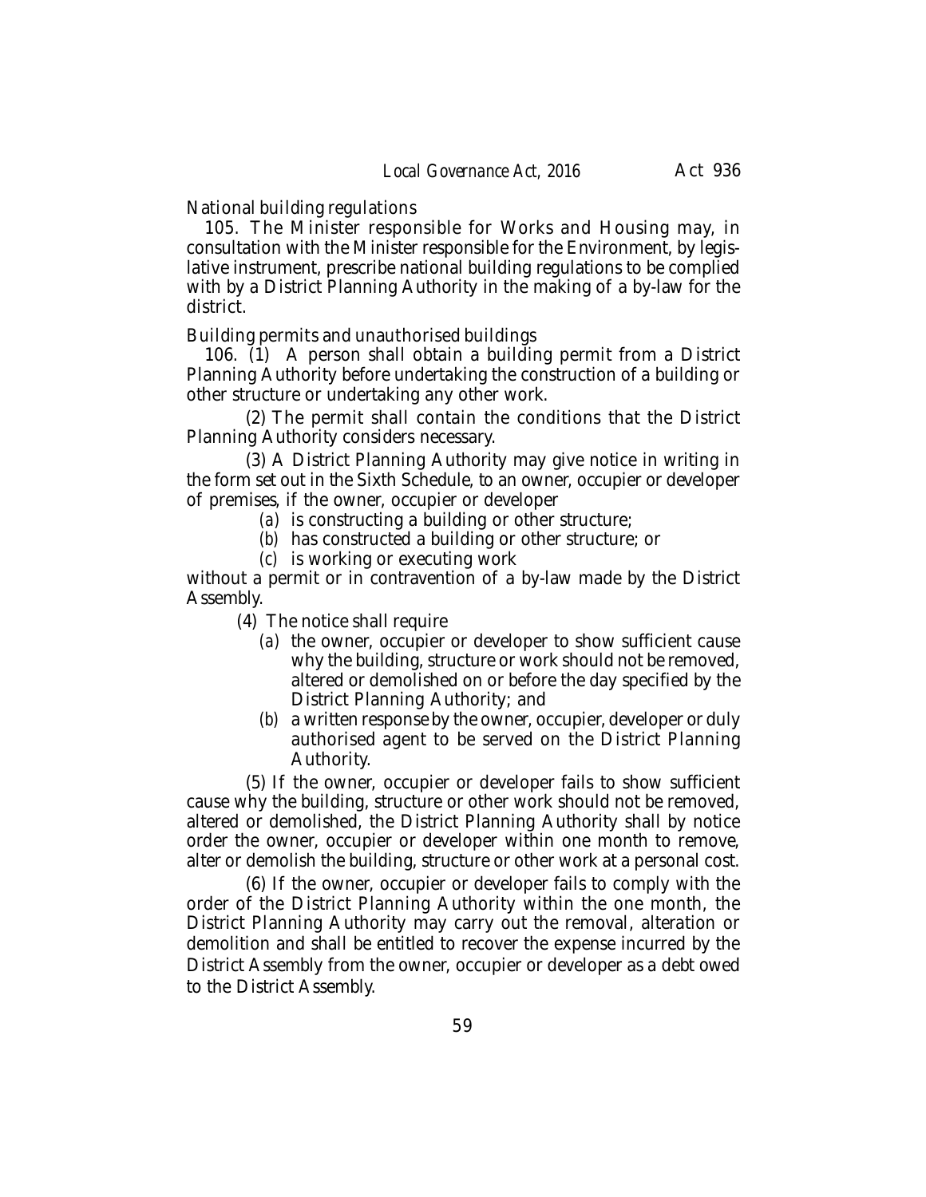National building regulations

105. The Minister responsible for Works and Housing may, in consultation with the Minister responsible for the Environment, by legislative instrument, prescribe national building regulations to be complied with by a District Planning Authority in the making of a by-law for the district.

Building permits and unauthorised buildings

106. (1) A person shall obtain a building permit from a District Planning Authority before undertaking the construction of a building or other structure or undertaking any other work.

(2) The permit shall contain the conditions that the District Planning Authority considers necessary.

(3) A District Planning Authority may give notice in writing in the form set out in the Sixth Schedule, to an owner, occupier or developer of premises, if the owner, occupier or developer

*(a)* is constructing a building or other structure;

*(b)* has constructed a building or other structure; or

*(c)* is working or executing work

without a permit or in contravention of a by-law made by the District Assembly.

(4) The notice shall require

*(a)* the owner, occupier or developer to show sufficient cause why the building, structure or work should not be removed, altered or demolished on or before the day specified by the District Planning Authority; and

*(b)* a written response by the owner, occupier, developer or duly authorised agent to be served on the District Planning Authority.

(5) If the owner, occupier or developer fails to show sufficient cause why the building, structure or other work should not be removed, altered or demolished, the District Planning Authority shall by notice order the owner, occupier or developer within one month to remove, alter or demolish the building, structure or other work at a personal cost.

(6) If the owner, occupier or developer fails to comply with the order of the District Planning Authority within the one month, the District Planning Authority may carry out the removal, alteration or demolition and shall be entitled to recover the expense incurred by the District Assembly from the owner, occupier or developer as a debt owed to the District Assembly.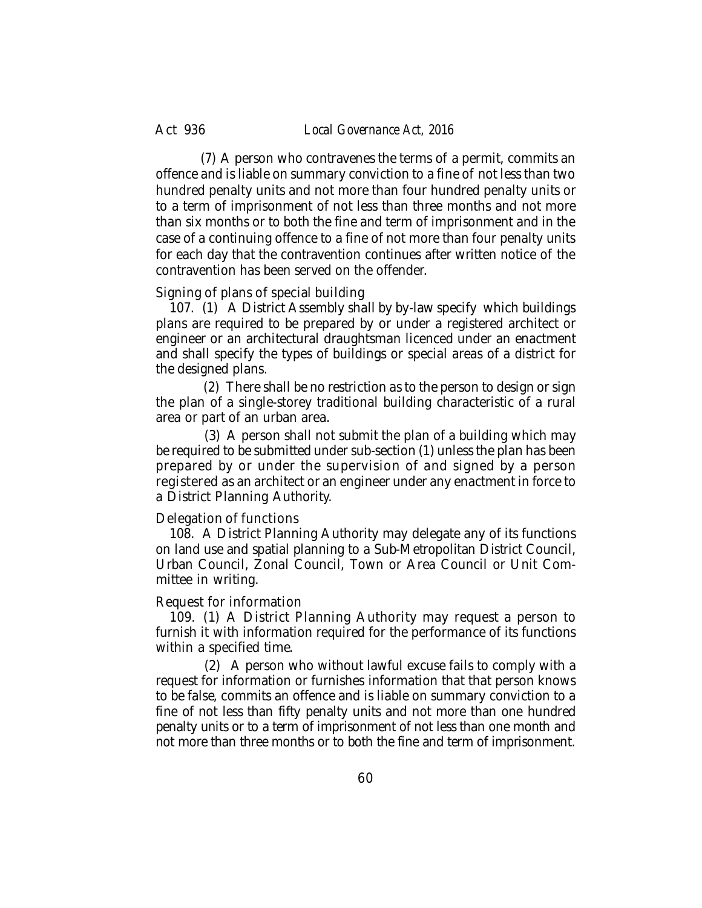(7) A person who contravenes the terms of a permit, commits an offence and is liable on summary conviction to a fine of not less than two hundred penalty units and not more than four hundred penalty units or to a term of imprisonment of not less than three months and not more than six months or to both the fine and term of imprisonment and in the case of a continuing offence to a fine of not more than four penalty units for each day that the contravention continues after written notice of the contravention has been served on the offender.

*Signing of plans of special building*

107. (1) A District Assembly shall by by-law specify which buildings plans are required to be prepared by or under a registered architect or engineer or an architectural draughtsman licenced under an enactment and shall specify the types of buildings or special areas of a district for the designed plans.

(2) There shall be no restriction as to the person to design or sign the plan of a single-storey traditional building characteristic of a rural area or part of an urban area.

(3) A person shall not submit the plan of a building which may be required to be submitted under sub-section (1) unless the plan has been prepared by or under the supervision of and signed by a person registered as an architect or an engineer under any enactment in force to a District Planning Authority.

*Delegation of functions*

108. A District Planning Authority may delegate any of its functions on land use and spatial planning to a Sub-Metropolitan District Council, Urban Council, Zonal Council, Town or Area Council or Unit Committee in writing.

*Request for information*

109. (1) A District Planning Authority may request a person to furnish it with information required for the performance of its functions within a specified time.

(2) A person who without lawful excuse fails to comply with a request for information or furnishes information that that person knows to be false, commits an offence and is liable on summary conviction to a fine of not less than fifty penalty units and not more than one hundred penalty units or to a term of imprisonment of not less than one month and not more than three months or to both the fine and term of imprisonment.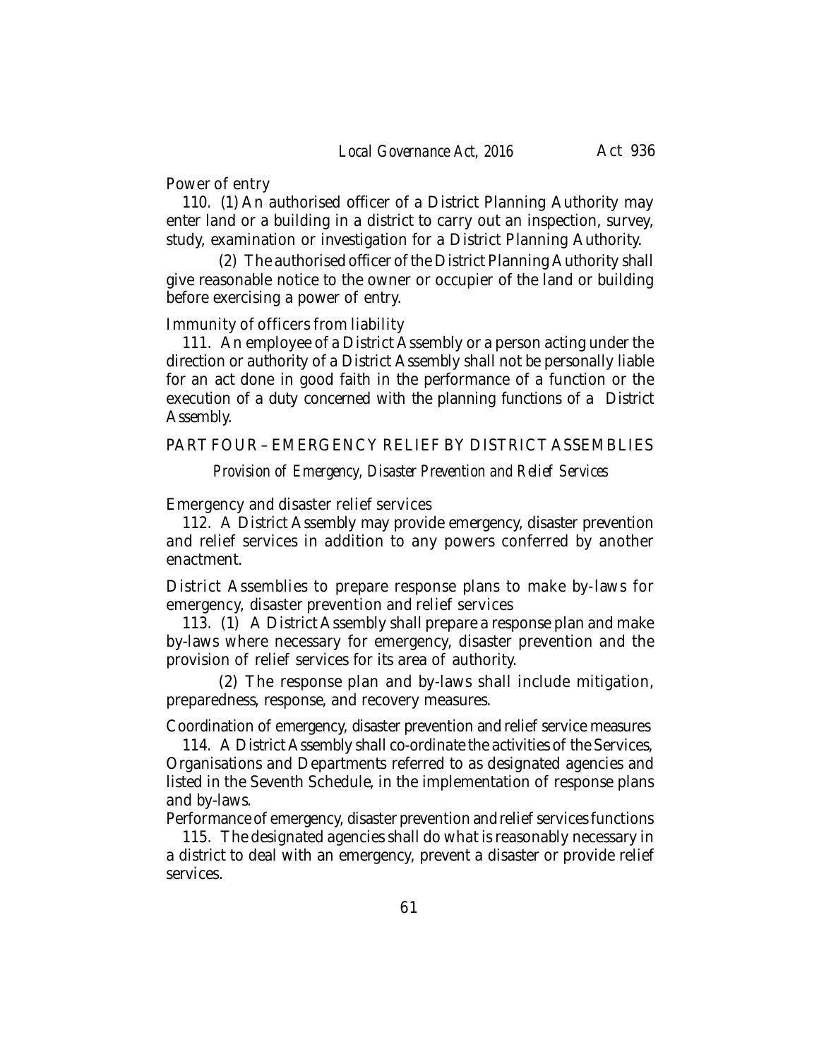Power of entry

110. (1) An authorised officer of a District Planning Authority may enter land or a building in a district to carry out an inspection, survey, study, examination or investigation for a District Planning Authority.

(2) The authorised officer of the District Planning Authority shall give reasonable notice to the owner or occupier of the land or building before exercising a power of entry.

Immunity of officers from liability

111. An employee of a District Assembly or a person acting under the direction or authority of a District Assembly shall not be personally liable for an act done in good faith in the performance of a function or the execution of a duty concerned with the planning functions of a District Assembly.

## PART FOUR – EMERGENCY RELIEF BY DISTRICT ASSEMBLIES

### *Provision of Emergency, Disaster Prevention and Relief Services*

Emergency and disaster relief services

112. A District Assembly may provide emergency, disaster prevention and relief services in addition to any powers conferred by another enactment.

District Assemblies to prepare response plans to make by-laws for emergency, disaster prevention and relief services

113. (1) A District Assembly shall prepare a response plan and make by-laws where necessary for emergency, disaster prevention and the provision of relief services for its area of authority.

(2) The response plan and by-laws shall include mitigation, preparedness, response, and recovery measures.

Coordination of emergency, disaster prevention and relief service measures

114. A District Assembly shall co-ordinate the activities of the Services, Organisations and Departments referred to as designated agencies and listed in the Seventh Schedule, in the implementation of response plans and by-laws.

Performance of emergency, disaster prevention and relief services functions

115. The designated agencies shall do what is reasonably necessary in a district to deal with an emergency, prevent a disaster or provide relief services.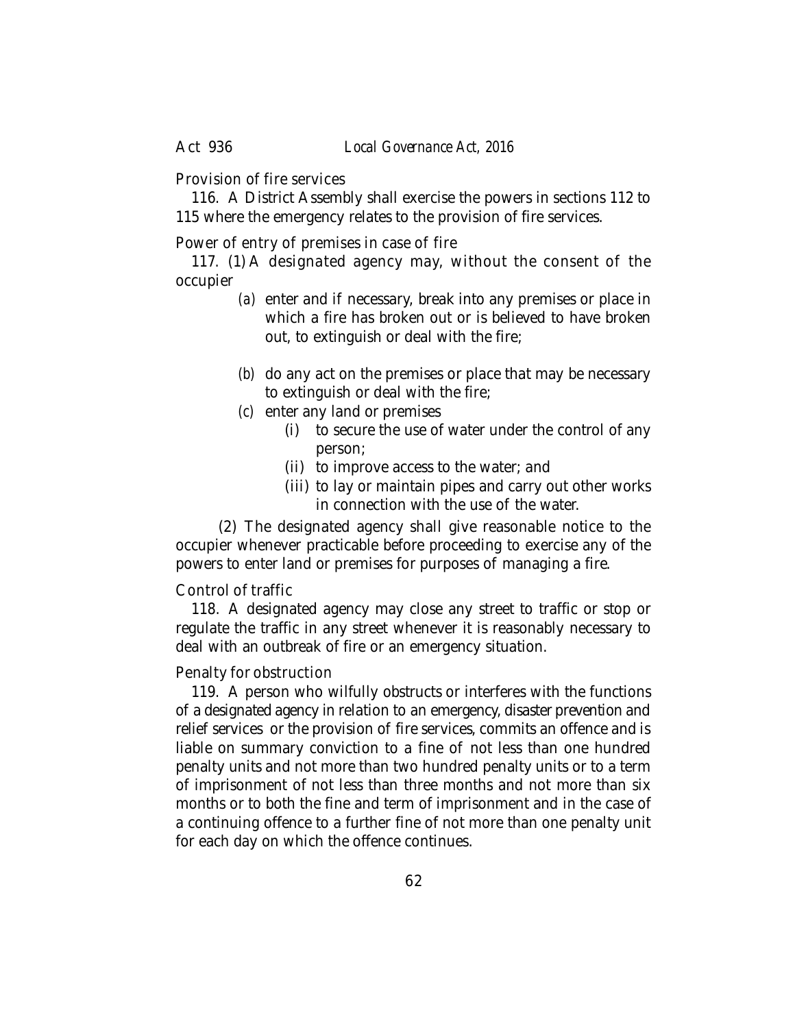Provision of fire services

116. A District Assembly shall exercise the powers in sections 112 to 115 where the emergency relates to the provision of fire services.

Power of entry of premises in case of fire

117. (1) A designated agency may, without the consent of the occupier

- *(a)* enter and if necessary, break into any premises or place in which a fire has broken out or is believed to have broken out, to extinguish or deal with the fire;
- *(b)* do any act on the premises or place that may be necessary to extinguish or deal with the fire;
- *(c)* enter any land or premises
  - (i) to secure the use of water under the control of any person;
  - (ii) to improve access to the water; and
  - (iii) to lay or maintain pipes and carry out other works in connection with the use of the water.

(2) The designated agency shall give reasonable notice to the occupier whenever practicable before proceeding to exercise any of the powers to enter land or premises for purposes of managing a fire.

Control of traffic

118. A designated agency may close any street to traffic or stop or regulate the traffic in any street whenever it is reasonably necessary to deal with an outbreak of fire or an emergency situation.

Penalty for obstruction

119. A person who wilfully obstructs or interferes with the functions of a designated agency in relation to an emergency, disaster prevention and relief services or the provision of fire services, commits an offence and is liable on summary conviction to a fine of not less than one hundred penalty units and not more than two hundred penalty units or to a term of imprisonment of not less than three months and not more than six months or to both the fine and term of imprisonment and in the case of a continuing offence to a further fine of not more than one penalty unit for each day on which the offence continues.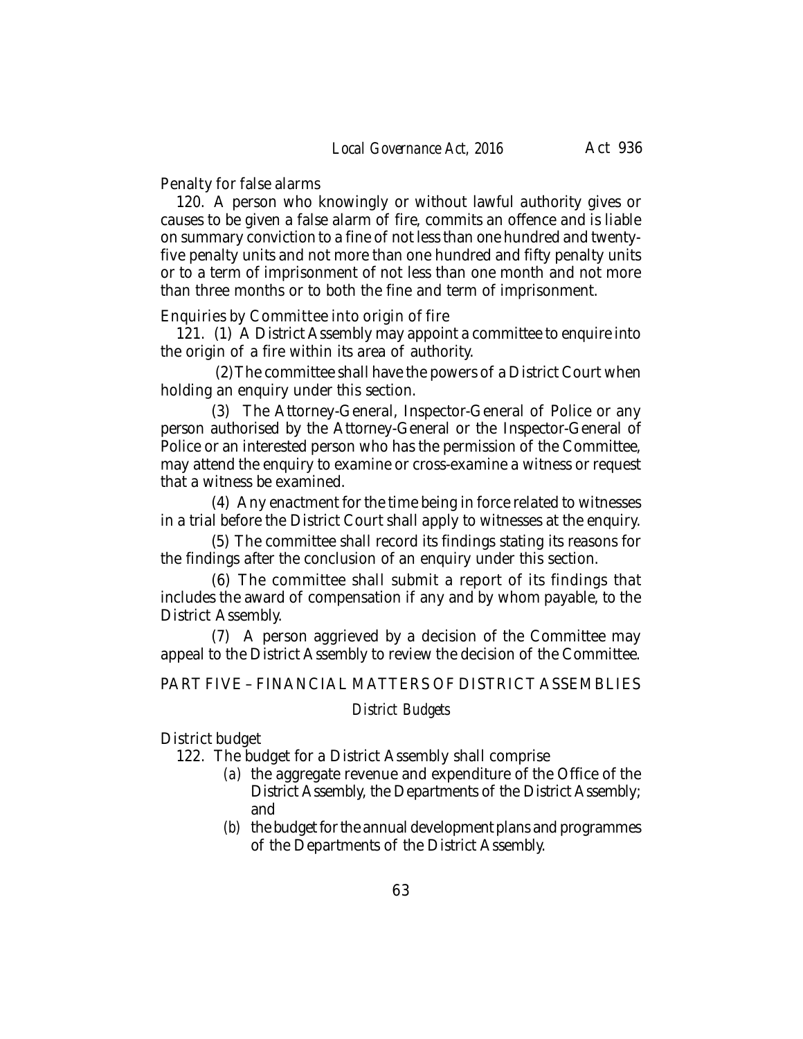Penalty for false alarms

120. A person who knowingly or without lawful authority gives or causes to be given a false alarm of fire, commits an offence and is liable on summary conviction to a fine of not less than one hundred and twenty-five penalty units and not more than one hundred and fifty penalty units or to a term of imprisonment of not less than one month and not more than three months or to both the fine and term of imprisonment.

Enquiries by Committee into origin of fire

121. (1) A District Assembly may appoint a committee to enquire into the origin of a fire within its area of authority.

(2) The committee shall have the powers of a District Court when holding an enquiry under this section.

(3) The Attorney-General, Inspector-General of Police or any person authorised by the Attorney-General or the Inspector-General of Police or an interested person who has the permission of the Committee, may attend the enquiry to examine or cross-examine a witness or request that a witness be examined.

(4) Any enactment for the time being in force related to witnesses in a trial before the District Court shall apply to witnesses at the enquiry.

(5) The committee shall record its findings stating its reasons for the findings after the conclusion of an enquiry under this section.

(6) The committee shall submit a report of its findings that includes the award of compensation if any and by whom payable, to the District Assembly.

(7) A person aggrieved by a decision of the Committee may appeal to the District Assembly to review the decision of the Committee.

## PART FIVE – FINANCIAL MATTERS OF DISTRICT ASSEMBLIES

### *District Budgets*

District budget

122. The budget for a District Assembly shall comprise

*(a)* the aggregate revenue and expenditure of the Office of the District Assembly, the Departments of the District Assembly; and

*(b)* the budget for the annual development plans and programmes of the Departments of the District Assembly.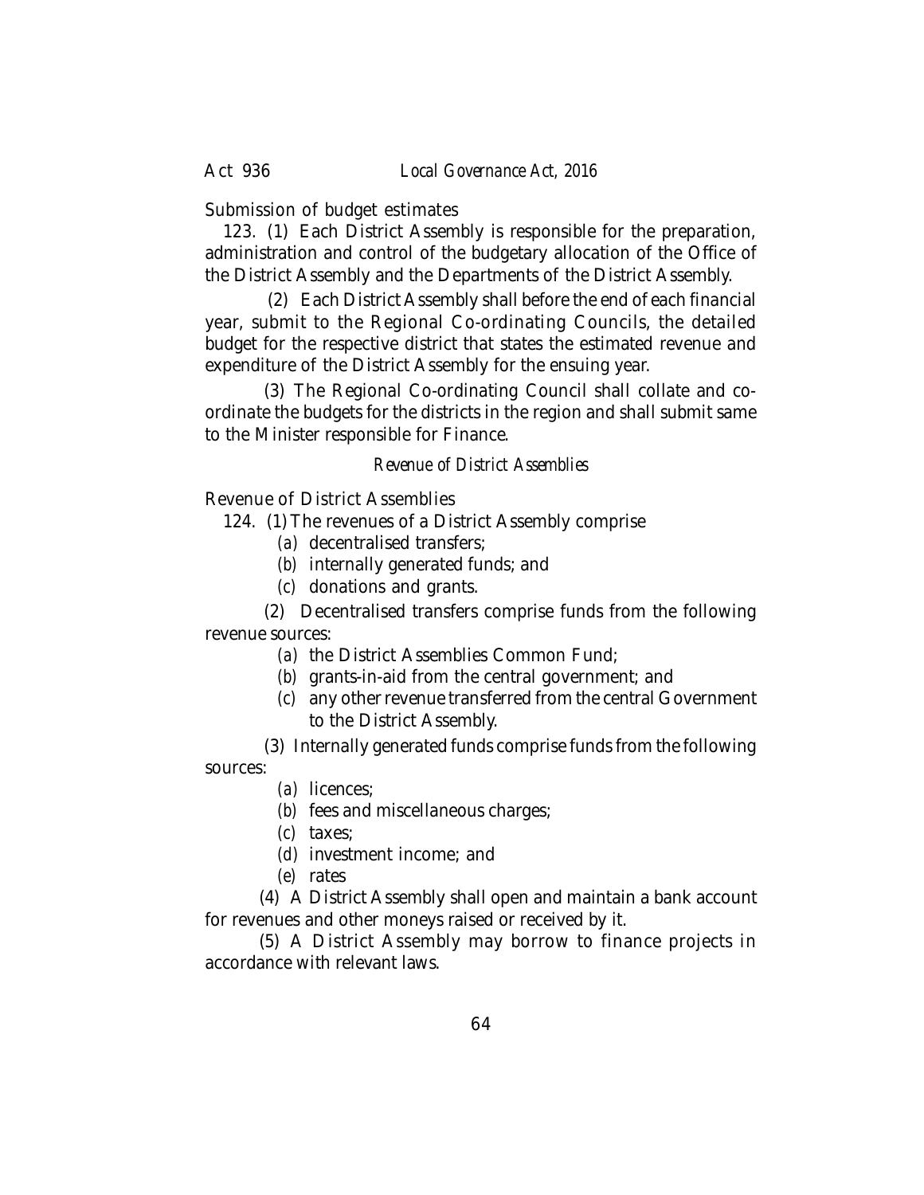Submission of budget estimates

123. (1) Each District Assembly is responsible for the preparation, administration and control of the budgetary allocation of the Office of the District Assembly and the Departments of the District Assembly.

(2) Each District Assembly shall before the end of each financial year, submit to the Regional Co-ordinating Councils, the detailed budget for the respective district that states the estimated revenue and expenditure of the District Assembly for the ensuing year.

(3) The Regional Co-ordinating Council shall collate and co-ordinate the budgets for the districts in the region and shall submit same to the Minister responsible for Finance.

*Revenue of District Assemblies*

Revenue of District Assemblies

124. (1) The revenues of a District Assembly comprise

- *(a)* decentralised transfers;
- *(b)* internally generated funds; and
- *(c)* donations and grants.

(2) Decentralised transfers comprise funds from the following revenue sources:

- *(a)* the District Assemblies Common Fund;
- *(b)* grants-in-aid from the central government; and
- *(c)* any other revenue transferred from the central Government to the District Assembly.

(3) Internally generated funds comprise funds from the following sources:

- *(a)* licences;
- *(b)* fees and miscellaneous charges;
- *(c)* taxes;
- *(d)* investment income; and
- *(e)* rates

(4) A District Assembly shall open and maintain a bank account for revenues and other moneys raised or received by it.

(5) A District Assembly may borrow to finance projects in accordance with relevant laws.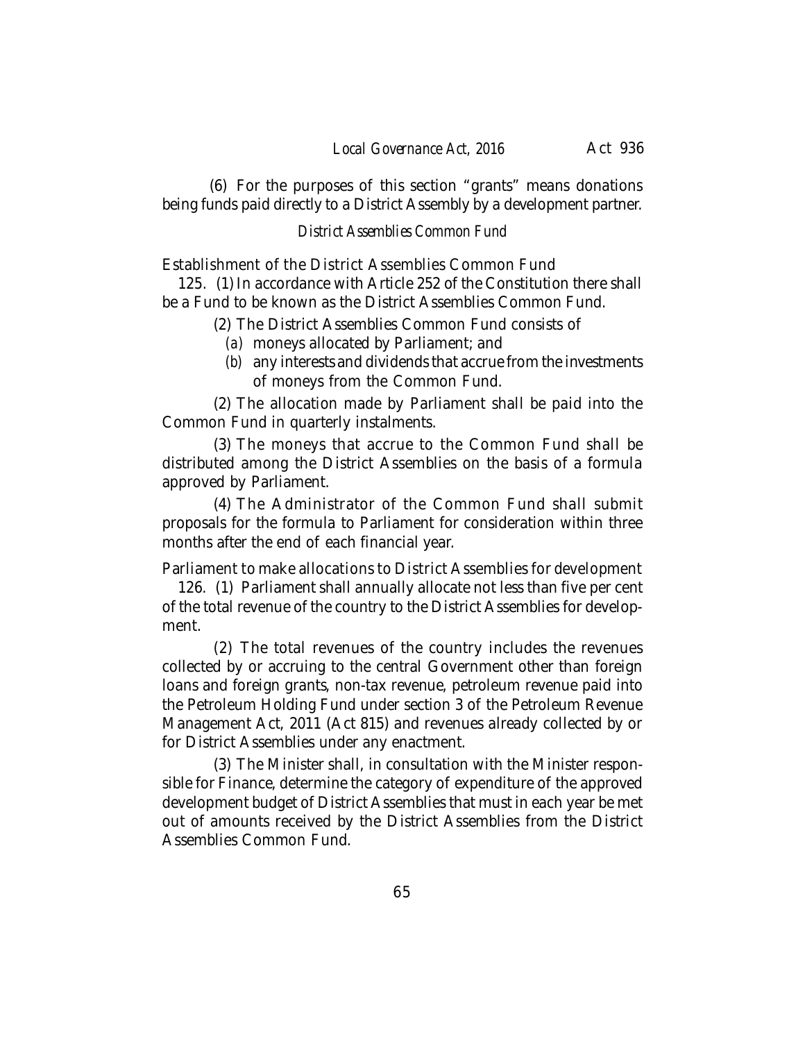(6) For the purposes of this section "grants" means donations being funds paid directly to a District Assembly by a development partner.

*District Assemblies Common Fund*

Establishment of the District Assemblies Common Fund

125. (1) In accordance with Article 252 of the Constitution there shall be a Fund to be known as the District Assemblies Common Fund.

(2) The District Assemblies Common Fund consists of

*(a)* moneys allocated by Parliament; and

*(b)* any interests and dividends that accrue from the investments of moneys from the Common Fund.

(2) The allocation made by Parliament shall be paid into the Common Fund in quarterly instalments.

(3) The moneys that accrue to the Common Fund shall be distributed among the District Assemblies on the basis of a formula approved by Parliament.

(4) The Administrator of the Common Fund shall submit proposals for the formula to Parliament for consideration within three months after the end of each financial year.

Parliament to make allocations to District Assemblies for development

126. (1) Parliament shall annually allocate not less than five per cent of the total revenue of the country to the District Assemblies for development.

(2) The total revenues of the country includes the revenues collected by or accruing to the central Government other than foreign loans and foreign grants, non-tax revenue, petroleum revenue paid into the Petroleum Holding Fund under section 3 of the Petroleum Revenue Management Act, 2011 (Act 815) and revenues already collected by or for District Assemblies under any enactment.

(3) The Minister shall, in consultation with the Minister responsible for Finance, determine the category of expenditure of the approved development budget of District Assemblies that must in each year be met out of amounts received by the District Assemblies from the District Assemblies Common Fund.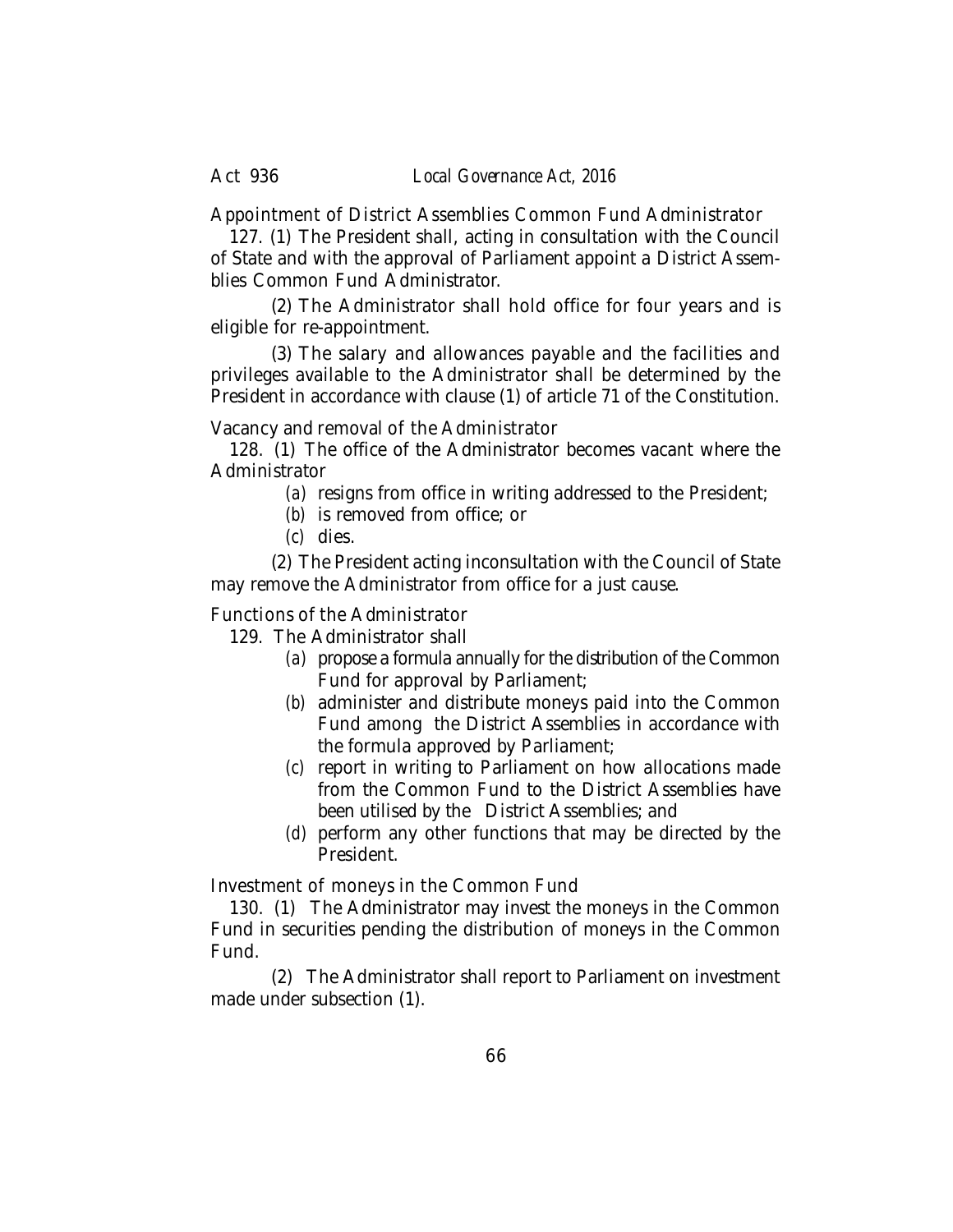### Appointment of District Assemblies Common Fund Administrator

127. (1) The President shall, acting in consultation with the Council of State and with the approval of Parliament appoint a District Assemblies Common Fund Administrator.

(2) The Administrator shall hold office for four years and is eligible for re-appointment.

(3) The salary and allowances payable and the facilities and privileges available to the Administrator shall be determined by the President in accordance with clause (1) of article 71 of the Constitution.

### Vacancy and removal of the Administrator

128. (1) The office of the Administrator becomes vacant where the Administrator

(*a*) resigns from office in writing addressed to the President;

(*b*) is removed from office; or

(*c*) dies.

(2) The President acting inconsultation with the Council of State may remove the Administrator from office for a just cause.

### Functions of the Administrator

129. The Administrator shall

(*a*) propose a formula annually for the distribution of the Common Fund for approval by Parliament;

(*b*) administer and distribute moneys paid into the Common Fund among the District Assemblies in accordance with the formula approved by Parliament;

(*c*) report in writing to Parliament on how allocations made from the Common Fund to the District Assemblies have been utilised by the District Assemblies; and

(*d*) perform any other functions that may be directed by the President.

### Investment of moneys in the Common Fund

130. (1) The Administrator may invest the moneys in the Common Fund in securities pending the distribution of moneys in the Common Fund.

(2) The Administrator shall report to Parliament on investment made under subsection (1).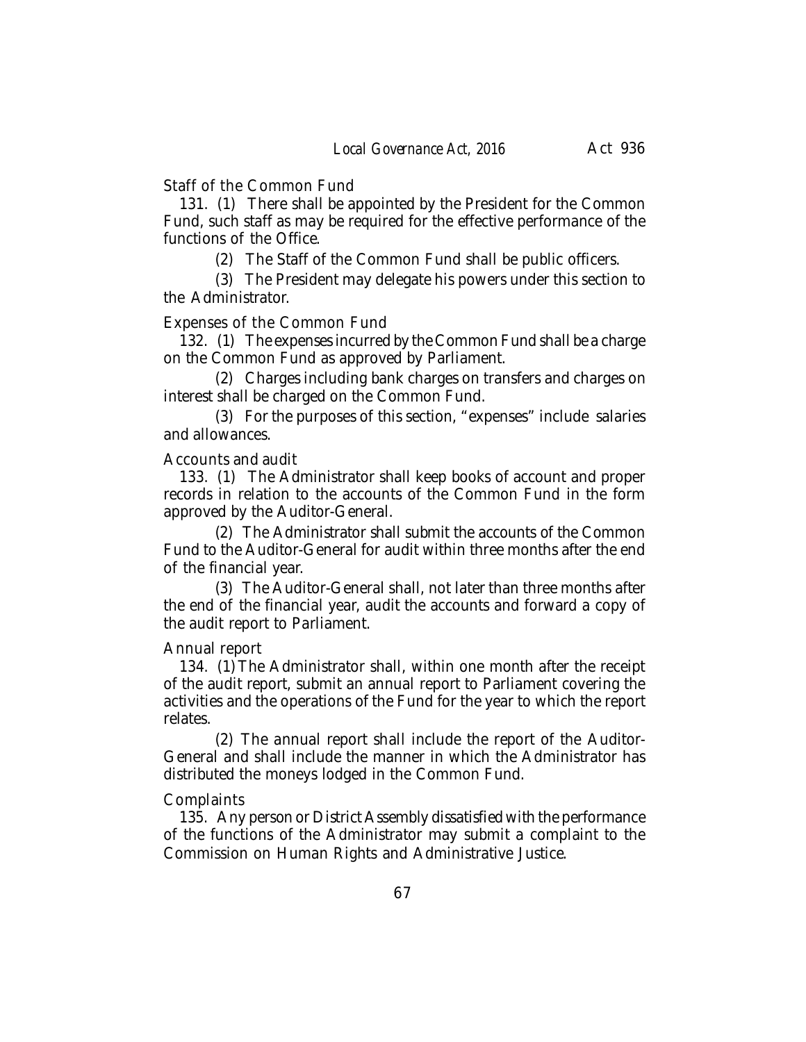Staff of the Common Fund

131. (1) There shall be appointed by the President for the Common Fund, such staff as may be required for the effective performance of the functions of the Office.

(2) The Staff of the Common Fund shall be public officers.

(3) The President may delegate his powers under this section to the Administrator.

Expenses of the Common Fund

132. (1) The expenses incurred by the Common Fund shall be a charge on the Common Fund as approved by Parliament.

(2) Charges including bank charges on transfers and charges on interest shall be charged on the Common Fund.

(3) For the purposes of this section, "expenses" include salaries and allowances.

Accounts and audit

133. (1) The Administrator shall keep books of account and proper records in relation to the accounts of the Common Fund in the form approved by the Auditor-General.

(2) The Administrator shall submit the accounts of the Common Fund to the Auditor-General for audit within three months after the end of the financial year.

(3) The Auditor-General shall, not later than three months after the end of the financial year, audit the accounts and forward a copy of the audit report to Parliament.

Annual report

134. (1) The Administrator shall, within one month after the receipt of the audit report, submit an annual report to Parliament covering the activities and the operations of the Fund for the year to which the report relates.

(2) The annual report shall include the report of the Auditor-General and shall include the manner in which the Administrator has distributed the moneys lodged in the Common Fund.

Complaints

135. Any person or District Assembly dissatisfied with the performance of the functions of the Administrator may submit a complaint to the Commission on Human Rights and Administrative Justice.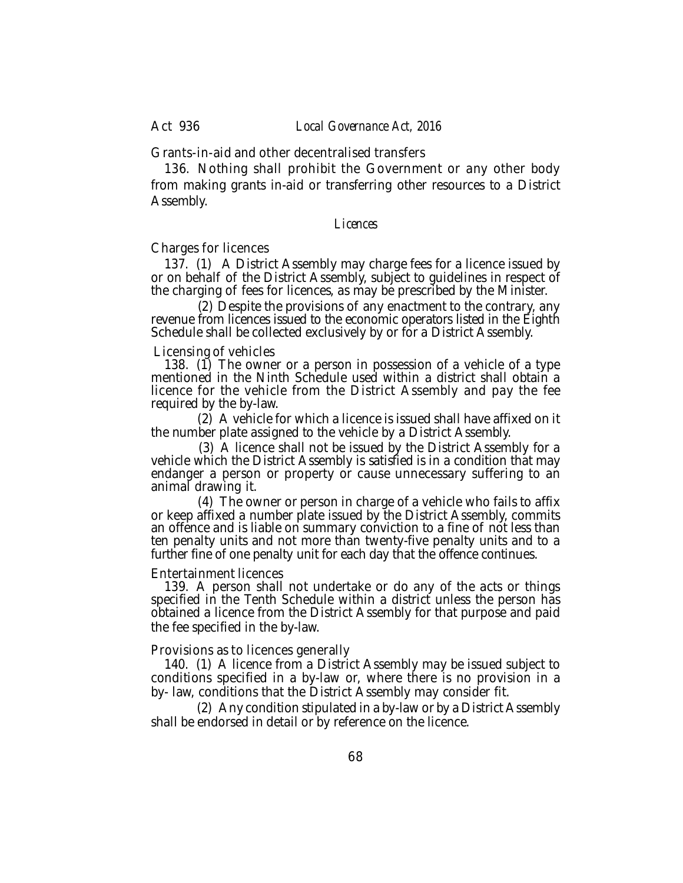Grants-in-aid and other decentralised transfers

136. Nothing shall prohibit the Government or any other body from making grants in-aid or transferring other resources to a District Assembly.

*Licences*

Charges for licences

137. (1) A District Assembly may charge fees for a licence issued by or on behalf of the District Assembly, subject to guidelines in respect of the charging of fees for licences, as may be prescribed by the Minister.

(2) Despite the provisions of any enactment to the contrary, any revenue from licences issued to the economic operators listed in the Eighth Schedule shall be collected exclusively by or for a District Assembly.

Licensing of vehicles

138. (1) The owner or a person in possession of a vehicle of a type mentioned in the Ninth Schedule used within a district shall obtain a licence for the vehicle from the District Assembly and pay the fee required by the by-law.

(2) A vehicle for which a licence is issued shall have affixed on it the number plate assigned to the vehicle by a District Assembly.

(3) A licence shall not be issued by the District Assembly for a vehicle which the District Assembly is satisfied is in a condition that may endanger a person or property or cause unnecessary suffering to an animal drawing it.

(4) The owner or person in charge of a vehicle who fails to affix or keep affixed a number plate issued by the District Assembly, commits an offence and is liable on summary conviction to a fine of not less than ten penalty units and not more than twenty-five penalty units and to a further fine of one penalty unit for each day that the offence continues.

Entertainment licences

139. A person shall not undertake or do any of the acts or things specified in the Tenth Schedule within a district unless the person has obtained a licence from the District Assembly for that purpose and paid the fee specified in the by-law.

Provisions as to licences generally

140. (1) A licence from a District Assembly may be issued subject to conditions specified in a by-law or, where there is no provision in a by- law, conditions that the District Assembly may consider fit.

(2) Any condition stipulated in a by-law or by a District Assembly shall be endorsed in detail or by reference on the licence.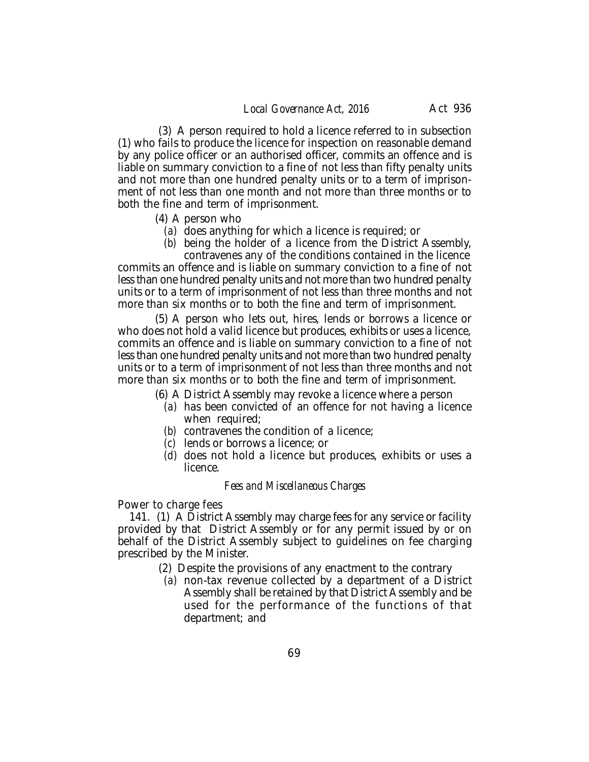(3) A person required to hold a licence referred to in subsection (1) who fails to produce the licence for inspection on reasonable demand by any police officer or an authorised officer, commits an offence and is liable on summary conviction to a fine of not less than fifty penalty units and not more than one hundred penalty units or to a term of imprisonment of not less than one month and not more than three months or to both the fine and term of imprisonment.

(4) A person who

(a) does anything for which a licence is required; or

(b) being the holder of a licence from the District Assembly, contravenes any of the conditions contained in the licence

commits an offence and is liable on summary conviction to a fine of not less than one hundred penalty units and not more than two hundred penalty units or to a term of imprisonment of not less than three months and not more than six months or to both the fine and term of imprisonment.

(5) A person who lets out, hires, lends or borrows a licence or who does not hold a valid licence but produces, exhibits or uses a licence, commits an offence and is liable on summary conviction to a fine of not less than one hundred penalty units and not more than two hundred penalty units or to a term of imprisonment of not less than three months and not more than six months or to both the fine and term of imprisonment.

(6) A District Assembly may revoke a licence where a person

(a) has been convicted of an offence for not having a licence when required;

(b) contravenes the condition of a licence;

(c) lends or borrows a licence; or

(d) does not hold a licence but produces, exhibits or uses a licence.

*Fees and Miscellaneous Charges*

Power to charge fees

141. (1) A District Assembly may charge fees for any service or facility provided by that District Assembly or for any permit issued by or on behalf of the District Assembly subject to guidelines on fee charging prescribed by the Minister.

(2) Despite the provisions of any enactment to the contrary

(a) non-tax revenue collected by a department of a District Assembly shall be retained by that District Assembly and be used for the performance of the functions of that department; and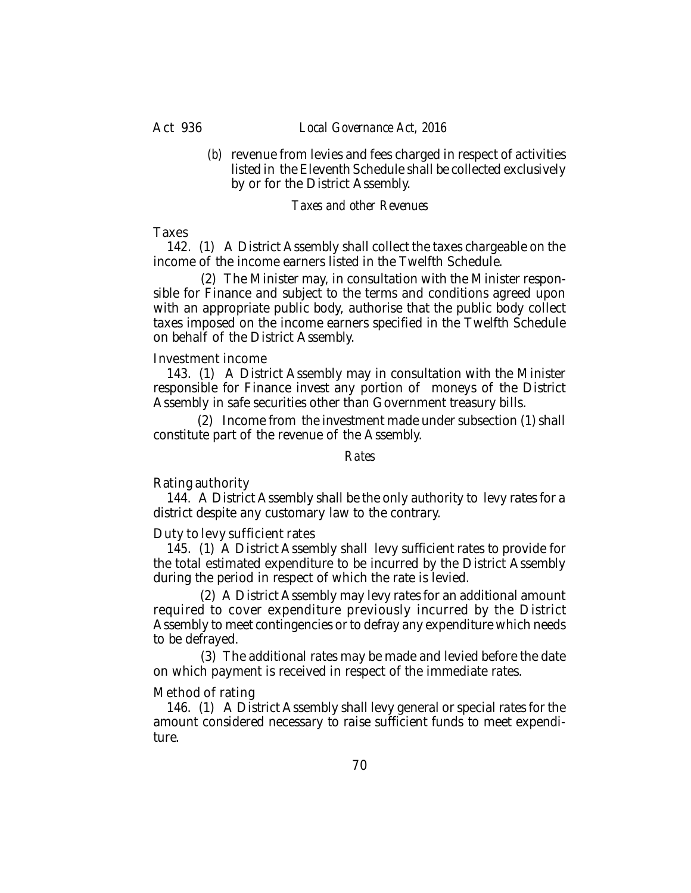(*b*) revenue from levies and fees charged in respect of activities listed in the Eleventh Schedule shall be collected exclusively by or for the District Assembly.

### *Taxes and other Revenues*

Taxes

142. (1) A District Assembly shall collect the taxes chargeable on the income of the income earners listed in the Twelfth Schedule.

(2) The Minister may, in consultation with the Minister responsible for Finance and subject to the terms and conditions agreed upon with an appropriate public body, authorise that the public body collect taxes imposed on the income earners specified in the Twelfth Schedule on behalf of the District Assembly.

Investment income

143. (1) A District Assembly may in consultation with the Minister responsible for Finance invest any portion of moneys of the District Assembly in safe securities other than Government treasury bills.

(2) Income from the investment made under subsection (1) shall constitute part of the revenue of the Assembly.

### *Rates*

Rating authority

144. A District Assembly shall be the only authority to levy rates for a district despite any customary law to the contrary.

Duty to levy sufficient rates

145. (1) A District Assembly shall levy sufficient rates to provide for the total estimated expenditure to be incurred by the District Assembly during the period in respect of which the rate is levied.

(2) A District Assembly may levy rates for an additional amount required to cover expenditure previously incurred by the District Assembly to meet contingencies or to defray any expenditure which needs to be defrayed.

(3) The additional rates may be made and levied before the date on which payment is received in respect of the immediate rates.

Method of rating

146. (1) A District Assembly shall levy general or special rates for the amount considered necessary to raise sufficient funds to meet expenditure.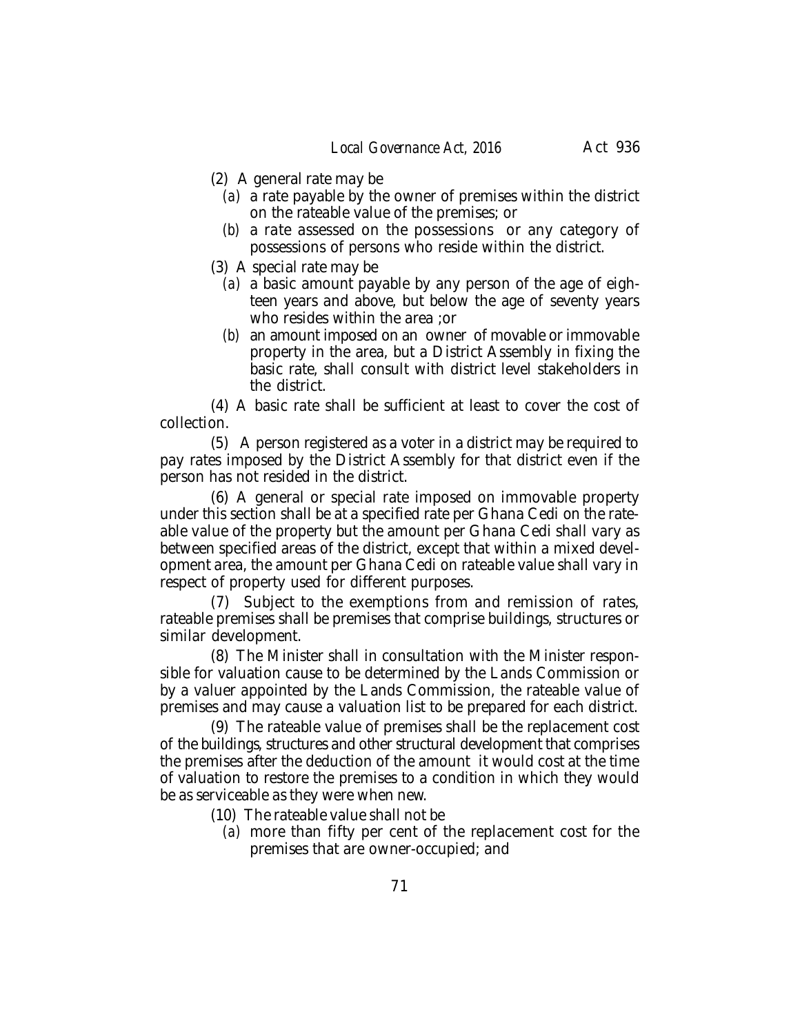(2) A general rate may be

(a) a rate payable by the owner of premises within the district on the rateable value of the premises; or

(b) a rate assessed on the possessions or any category of possessions of persons who reside within the district.

(3) A special rate may be

(a) a basic amount payable by any person of the age of eighteen years and above, but below the age of seventy years who resides within the area ;or

(b) an amount imposed on an owner of movable or immovable property in the area, but a District Assembly in fixing the basic rate, shall consult with district level stakeholders in the district.

(4) A basic rate shall be sufficient at least to cover the cost of collection.

(5) A person registered as a voter in a district may be required to pay rates imposed by the District Assembly for that district even if the person has not resided in the district.

(6) A general or special rate imposed on immovable property under this section shall be at a specified rate per Ghana Cedi on the rateable value of the property but the amount per Ghana Cedi shall vary as between specified areas of the district, except that within a mixed development area, the amount per Ghana Cedi on rateable value shall vary in respect of property used for different purposes.

(7) Subject to the exemptions from and remission of rates, rateable premises shall be premises that comprise buildings, structures or similar development.

(8) The Minister shall in consultation with the Minister responsible for valuation cause to be determined by the Lands Commission or by a valuer appointed by the Lands Commission, the rateable value of premises and may cause a valuation list to be prepared for each district.

(9) The rateable value of premises shall be the replacement cost of the buildings, structures and other structural development that comprises the premises after the deduction of the amount it would cost at the time of valuation to restore the premises to a condition in which they would be as serviceable as they were when new.

(10) The rateable value shall not be

(a) more than fifty per cent of the replacement cost for the premises that are owner-occupied; and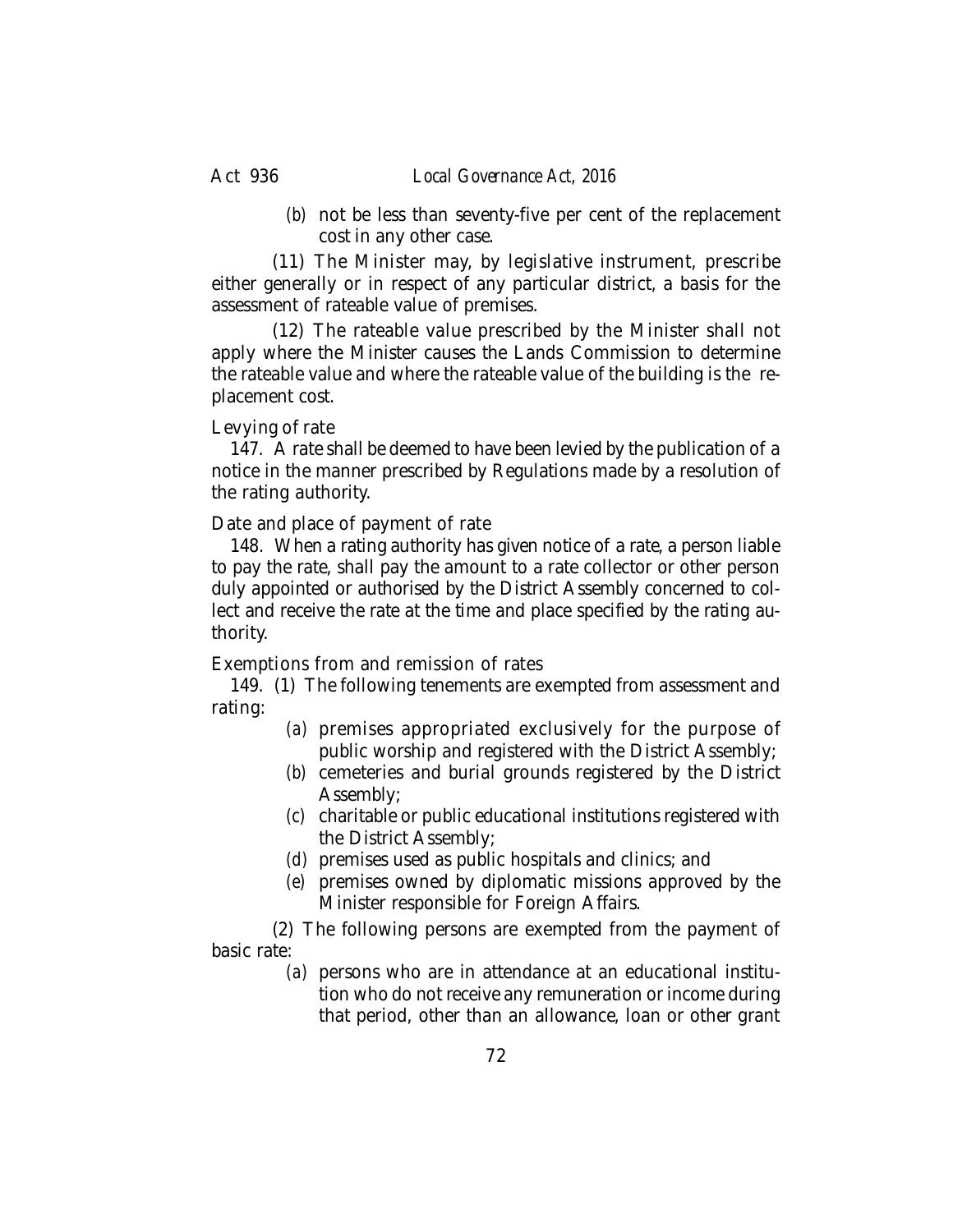(*b*) not be less than seventy-five per cent of the replacement cost in any other case.

(11) The Minister may, by legislative instrument, prescribe either generally or in respect of any particular district, a basis for the assessment of rateable value of premises.

(12) The rateable value prescribed by the Minister shall not apply where the Minister causes the Lands Commission to determine the rateable value and where the rateable value of the building is the replacement cost.

Levying of rate

147. A rate shall be deemed to have been levied by the publication of a notice in the manner prescribed by Regulations made by a resolution of the rating authority.

Date and place of payment of rate

148. When a rating authority has given notice of a rate, a person liable to pay the rate, shall pay the amount to a rate collector or other person duly appointed or authorised by the District Assembly concerned to collect and receive the rate at the time and place specified by the rating authority.

Exemptions from and remission of rates

149. (1) The following tenements are exempted from assessment and rating:

(*a*) premises appropriated exclusively for the purpose of public worship and registered with the District Assembly;

(*b*) cemeteries and burial grounds registered by the District Assembly;

(*c*) charitable or public educational institutions registered with the District Assembly;

(*d*) premises used as public hospitals and clinics; and

(*e*) premises owned by diplomatic missions approved by the Minister responsible for Foreign Affairs.

(2) The following persons are exempted from the payment of basic rate:

(*a*) persons who are in attendance at an educational institution who do not receive any remuneration or income during that period, other than an allowance, loan or other grant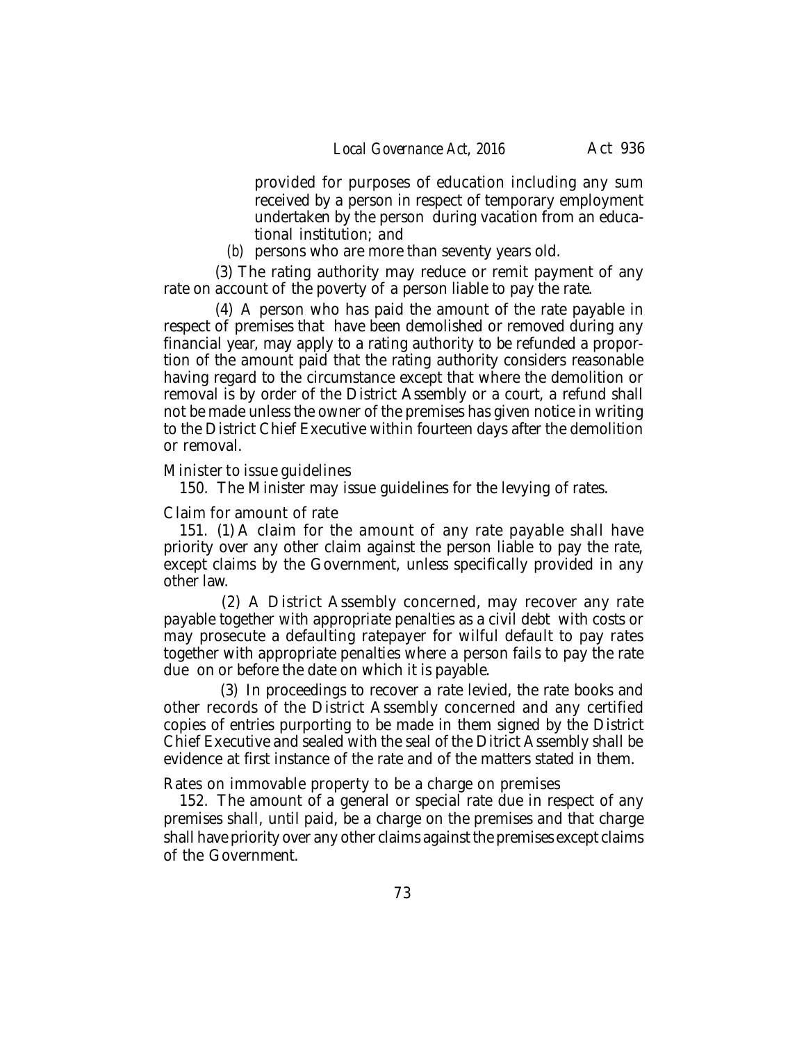provided for purposes of education including any sum received by a person in respect of temporary employment undertaken by the person during vacation from an educational institution; and

(b) persons who are more than seventy years old.

(3) The rating authority may reduce or remit payment of any rate on account of the poverty of a person liable to pay the rate.

(4) A person who has paid the amount of the rate payable in respect of premises that have been demolished or removed during any financial year, may apply to a rating authority to be refunded a proportion of the amount paid that the rating authority considers reasonable having regard to the circumstance except that where the demolition or removal is by order of the District Assembly or a court, a refund shall not be made unless the owner of the premises has given notice in writing to the District Chief Executive within fourteen days after the demolition or removal.

Minister to issue guidelines

150. The Minister may issue guidelines for the levying of rates.

Claim for amount of rate

151. (1) A claim for the amount of any rate payable shall have priority over any other claim against the person liable to pay the rate, except claims by the Government, unless specifically provided in any other law.

(2) A District Assembly concerned, may recover any rate payable together with appropriate penalties as a civil debt with costs or may prosecute a defaulting ratepayer for wilful default to pay rates together with appropriate penalties where a person fails to pay the rate due on or before the date on which it is payable.

(3) In proceedings to recover a rate levied, the rate books and other records of the District Assembly concerned and any certified copies of entries purporting to be made in them signed by the District Chief Executive and sealed with the seal of the Ditrict Assembly shall be evidence at first instance of the rate and of the matters stated in them.

Rates on immovable property to be a charge on premises

152. The amount of a general or special rate due in respect of any premises shall, until paid, be a charge on the premises and that charge shall have priority over any other claims against the premises except claims of the Government.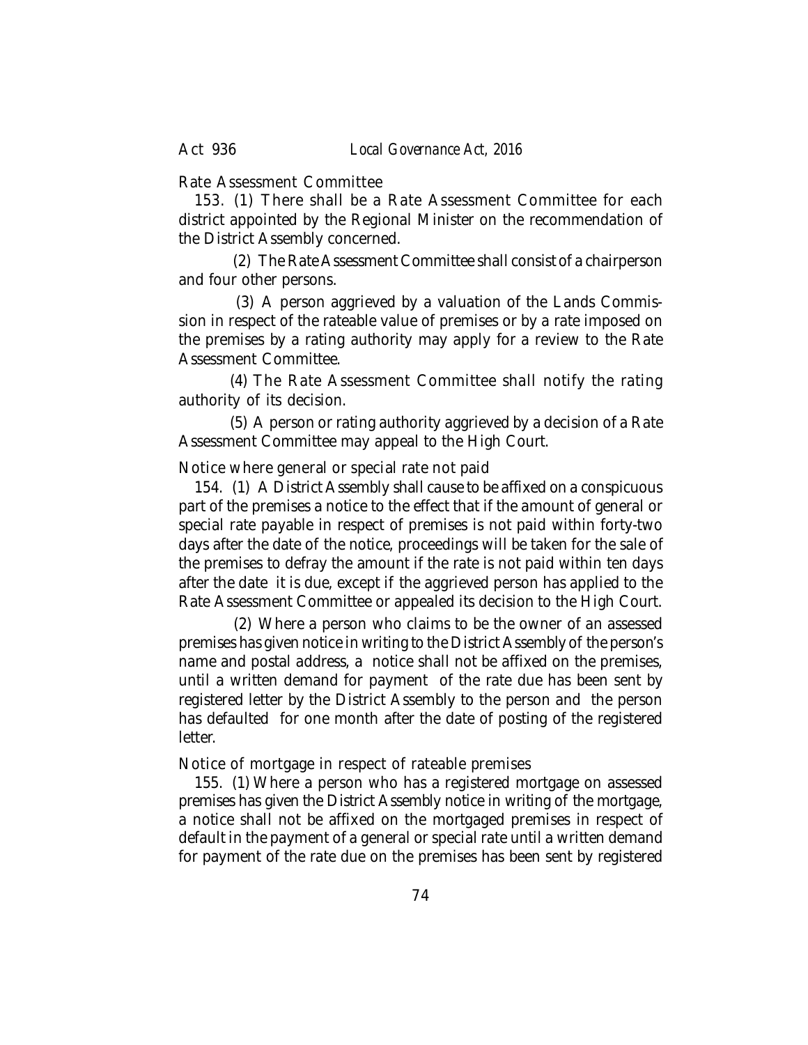Rate Assessment Committee

153. (1) There shall be a Rate Assessment Committee for each district appointed by the Regional Minister on the recommendation of the District Assembly concerned.

(2) The Rate Assessment Committee shall consist of a chairperson and four other persons.

(3) A person aggrieved by a valuation of the Lands Commission in respect of the rateable value of premises or by a rate imposed on the premises by a rating authority may apply for a review to the Rate Assessment Committee.

(4) The Rate Assessment Committee shall notify the rating authority of its decision.

(5) A person or rating authority aggrieved by a decision of a Rate Assessment Committee may appeal to the High Court.

Notice where general or special rate not paid

154. (1) A District Assembly shall cause to be affixed on a conspicuous part of the premises a notice to the effect that if the amount of general or special rate payable in respect of premises is not paid within forty-two days after the date of the notice, proceedings will be taken for the sale of the premises to defray the amount if the rate is not paid within ten days after the date it is due, except if the aggrieved person has applied to the Rate Assessment Committee or appealed its decision to the High Court.

(2) Where a person who claims to be the owner of an assessed premises has given notice in writing to the District Assembly of the person's name and postal address, a notice shall not be affixed on the premises, until a written demand for payment of the rate due has been sent by registered letter by the District Assembly to the person and the person has defaulted for one month after the date of posting of the registered letter.

Notice of mortgage in respect of rateable premises

155. (1) Where a person who has a registered mortgage on assessed premises has given the District Assembly notice in writing of the mortgage, a notice shall not be affixed on the mortgaged premises in respect of default in the payment of a general or special rate until a written demand for payment of the rate due on the premises has been sent by registered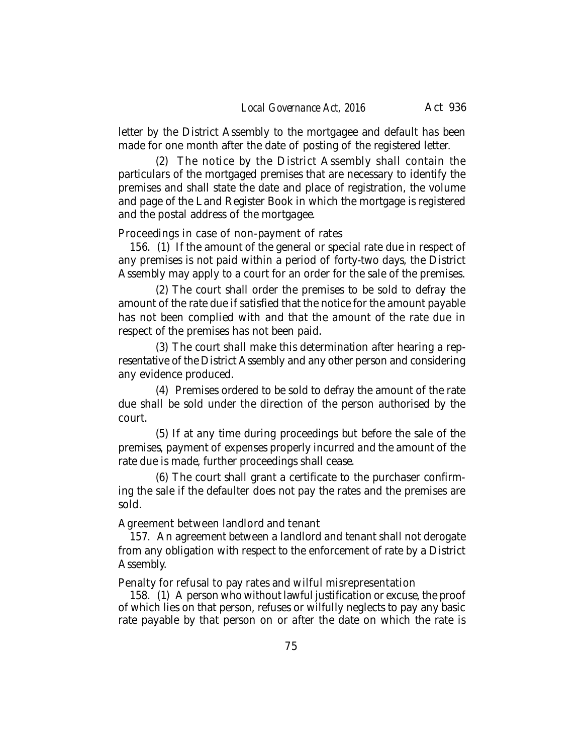letter by the District Assembly to the mortgagee and default has been made for one month after the date of posting of the registered letter.

(2) The notice by the District Assembly shall contain the particulars of the mortgaged premises that are necessary to identify the premises and shall state the date and place of registration, the volume and page of the Land Register Book in which the mortgage is registered and the postal address of the mortgagee.

Proceedings in case of non-payment of rates

156. (1) If the amount of the general or special rate due in respect of any premises is not paid within a period of forty-two days, the District Assembly may apply to a court for an order for the sale of the premises.

(2) The court shall order the premises to be sold to defray the amount of the rate due if satisfied that the notice for the amount payable has not been complied with and that the amount of the rate due in respect of the premises has not been paid.

(3) The court shall make this determination after hearing a representative of the District Assembly and any other person and considering any evidence produced.

(4) Premises ordered to be sold to defray the amount of the rate due shall be sold under the direction of the person authorised by the court.

(5) If at any time during proceedings but before the sale of the premises, payment of expenses properly incurred and the amount of the rate due is made, further proceedings shall cease.

(6) The court shall grant a certificate to the purchaser confirming the sale if the defaulter does not pay the rates and the premises are sold.

Agreement between landlord and tenant

157. An agreement between a landlord and tenant shall not derogate from any obligation with respect to the enforcement of rate by a District Assembly.

Penalty for refusal to pay rates and wilful misrepresentation

158. (1) A person who without lawful justification or excuse, the proof of which lies on that person, refuses or wilfully neglects to pay any basic rate payable by that person on or after the date on which the rate is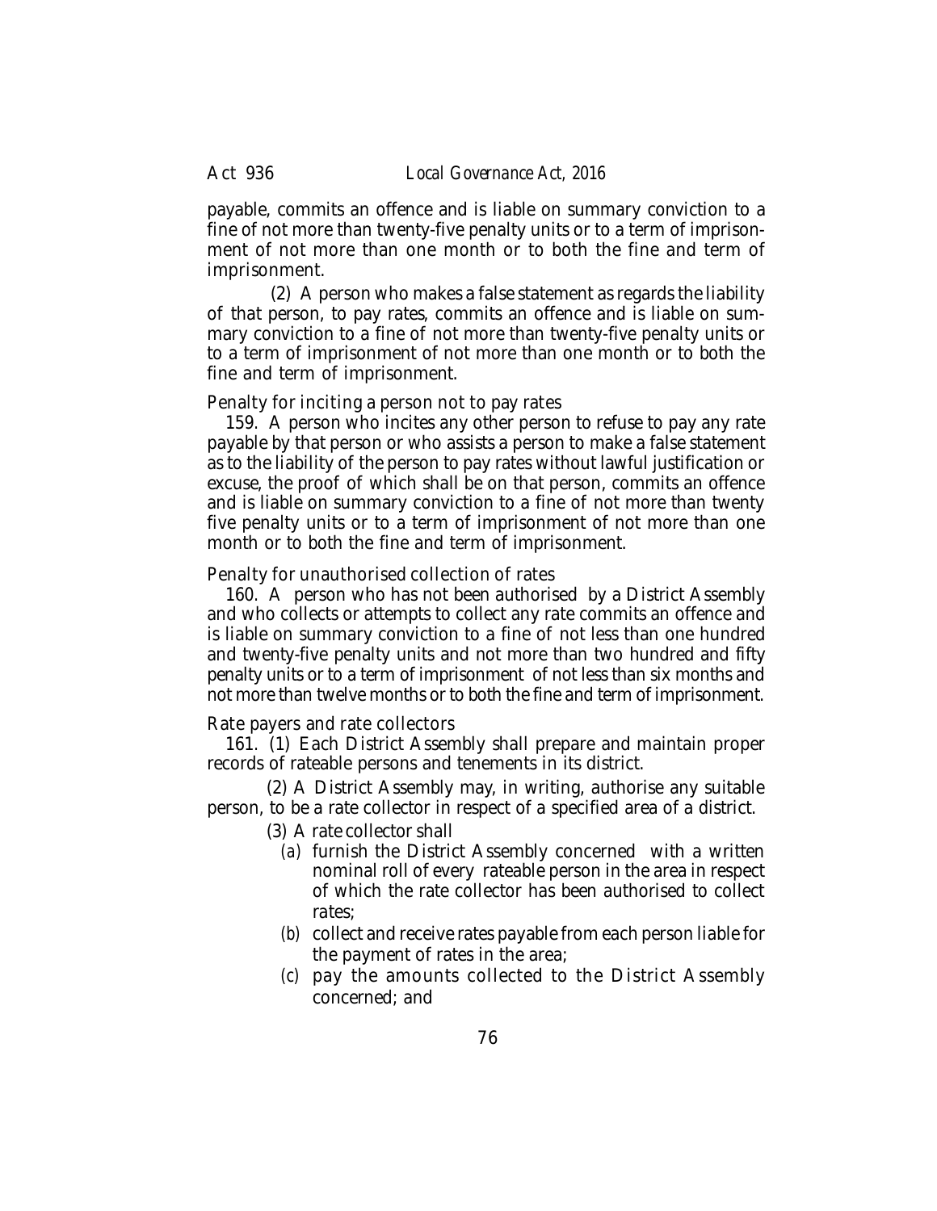payable, commits an offence and is liable on summary conviction to a fine of not more than twenty-five penalty units or to a term of imprisonment of not more than one month or to both the fine and term of imprisonment.

(2) A person who makes a false statement as regards the liability of that person, to pay rates, commits an offence and is liable on summary conviction to a fine of not more than twenty-five penalty units or to a term of imprisonment of not more than one month or to both the fine and term of imprisonment.

Penalty for inciting a person not to pay rates

159. A person who incites any other person to refuse to pay any rate payable by that person or who assists a person to make a false statement as to the liability of the person to pay rates without lawful justification or excuse, the proof of which shall be on that person, commits an offence and is liable on summary conviction to a fine of not more than twenty five penalty units or to a term of imprisonment of not more than one month or to both the fine and term of imprisonment.

Penalty for unauthorised collection of rates

160. A person who has not been authorised by a District Assembly and who collects or attempts to collect any rate commits an offence and is liable on summary conviction to a fine of not less than one hundred and twenty-five penalty units and not more than two hundred and fifty penalty units or to a term of imprisonment of not less than six months and not more than twelve months or to both the fine and term of imprisonment.

Rate payers and rate collectors

161. (1) Each District Assembly shall prepare and maintain proper records of rateable persons and tenements in its district.

(2) A District Assembly may, in writing, authorise any suitable person, to be a rate collector in respect of a specified area of a district.

(3) A rate collector shall

*(a)* furnish the District Assembly concerned with a written nominal roll of every rateable person in the area in respect of which the rate collector has been authorised to collect rates;

*(b)* collect and receive rates payable from each person liable for the payment of rates in the area;

*(c)* pay the amounts collected to the District Assembly concerned; and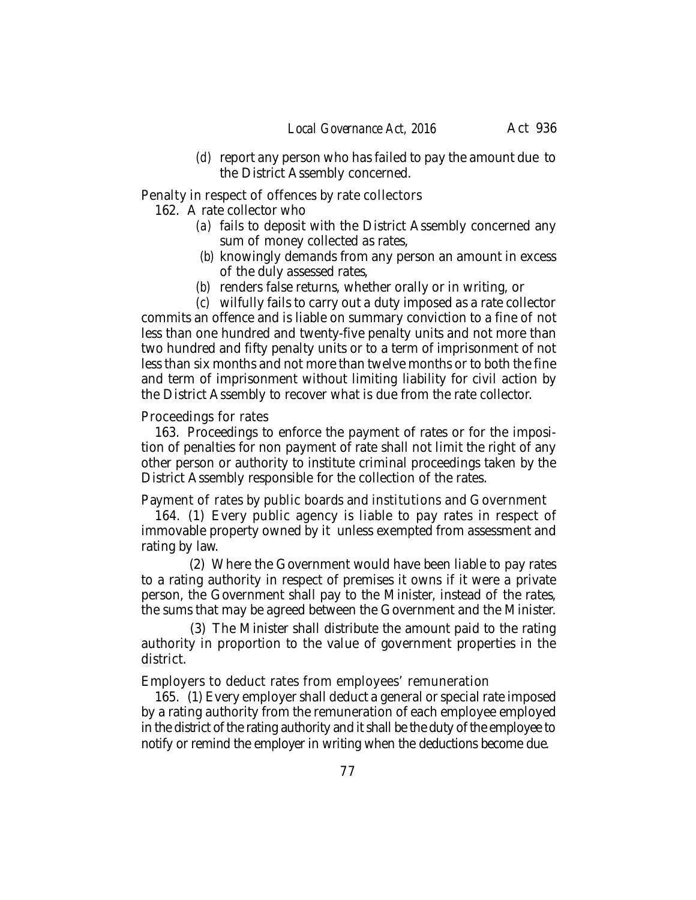(d) report any person who has failed to pay the amount due to the District Assembly concerned.

Penalty in respect of offences by rate collectors

162. A rate collector who

(a) fails to deposit with the District Assembly concerned any sum of money collected as rates,

(b) knowingly demands from any person an amount in excess of the duly assessed rates,

(b) renders false returns, whether orally or in writing, or

(c) wilfully fails to carry out a duty imposed as a rate collector

commits an offence and is liable on summary conviction to a fine of not less than one hundred and twenty-five penalty units and not more than two hundred and fifty penalty units or to a term of imprisonment of not less than six months and not more than twelve months or to both the fine and term of imprisonment without limiting liability for civil action by the District Assembly to recover what is due from the rate collector.

Proceedings for rates

163. Proceedings to enforce the payment of rates or for the imposition of penalties for non payment of rate shall not limit the right of any other person or authority to institute criminal proceedings taken by the District Assembly responsible for the collection of the rates.

Payment of rates by public boards and institutions and Government

164. (1) Every public agency is liable to pay rates in respect of immovable property owned by it unless exempted from assessment and rating by law.

(2) Where the Government would have been liable to pay rates to a rating authority in respect of premises it owns if it were a private person, the Government shall pay to the Minister, instead of the rates, the sums that may be agreed between the Government and the Minister.

(3) The Minister shall distribute the amount paid to the rating authority in proportion to the value of government properties in the district.

Employers to deduct rates from employees' remuneration

165. (1) Every employer shall deduct a general or special rate imposed by a rating authority from the remuneration of each employee employed in the district of the rating authority and it shall be the duty of the employee to notify or remind the employer in writing when the deductions become due.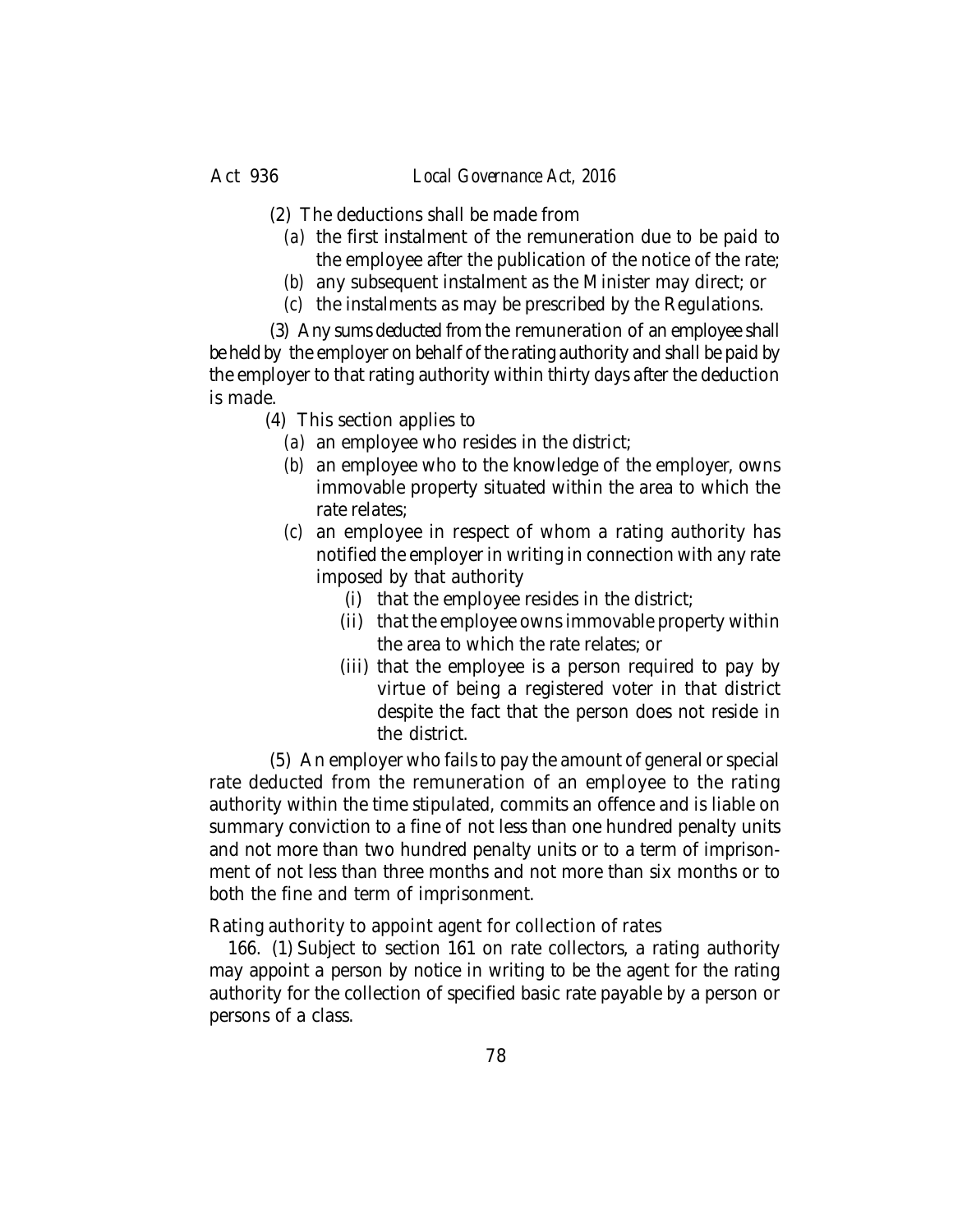(2) The deductions shall be made from

*(a)* the first instalment of the remuneration due to be paid to the employee after the publication of the notice of the rate;

*(b)* any subsequent instalment as the Minister may direct; or

*(c)* the instalments as may be prescribed by the Regulations.

(3) Any sums deducted from the remuneration of an employee shall be held by the employer on behalf of the rating authority and shall be paid by the employer to that rating authority within thirty days after the deduction is made.

(4) This section applies to

*(a)* an employee who resides in the district;

*(b)* an employee who to the knowledge of the employer, owns immovable property situated within the area to which the rate relates;

*(c)* an employee in respect of whom a rating authority has notified the employer in writing in connection with any rate imposed by that authority

(i) that the employee resides in the district;

(ii) that the employee owns immovable property within the area to which the rate relates; or

(iii) that the employee is a person required to pay by virtue of being a registered voter in that district despite the fact that the person does not reside in the district.

(5) An employer who fails to pay the amount of general or special rate deducted from the remuneration of an employee to the rating authority within the time stipulated, commits an offence and is liable on summary conviction to a fine of not less than one hundred penalty units and not more than two hundred penalty units or to a term of imprisonment of not less than three months and not more than six months or to both the fine and term of imprisonment.

Rating authority to appoint agent for collection of rates

166. (1) Subject to section 161 on rate collectors, a rating authority may appoint a person by notice in writing to be the agent for the rating authority for the collection of specified basic rate payable by a person or persons of a class.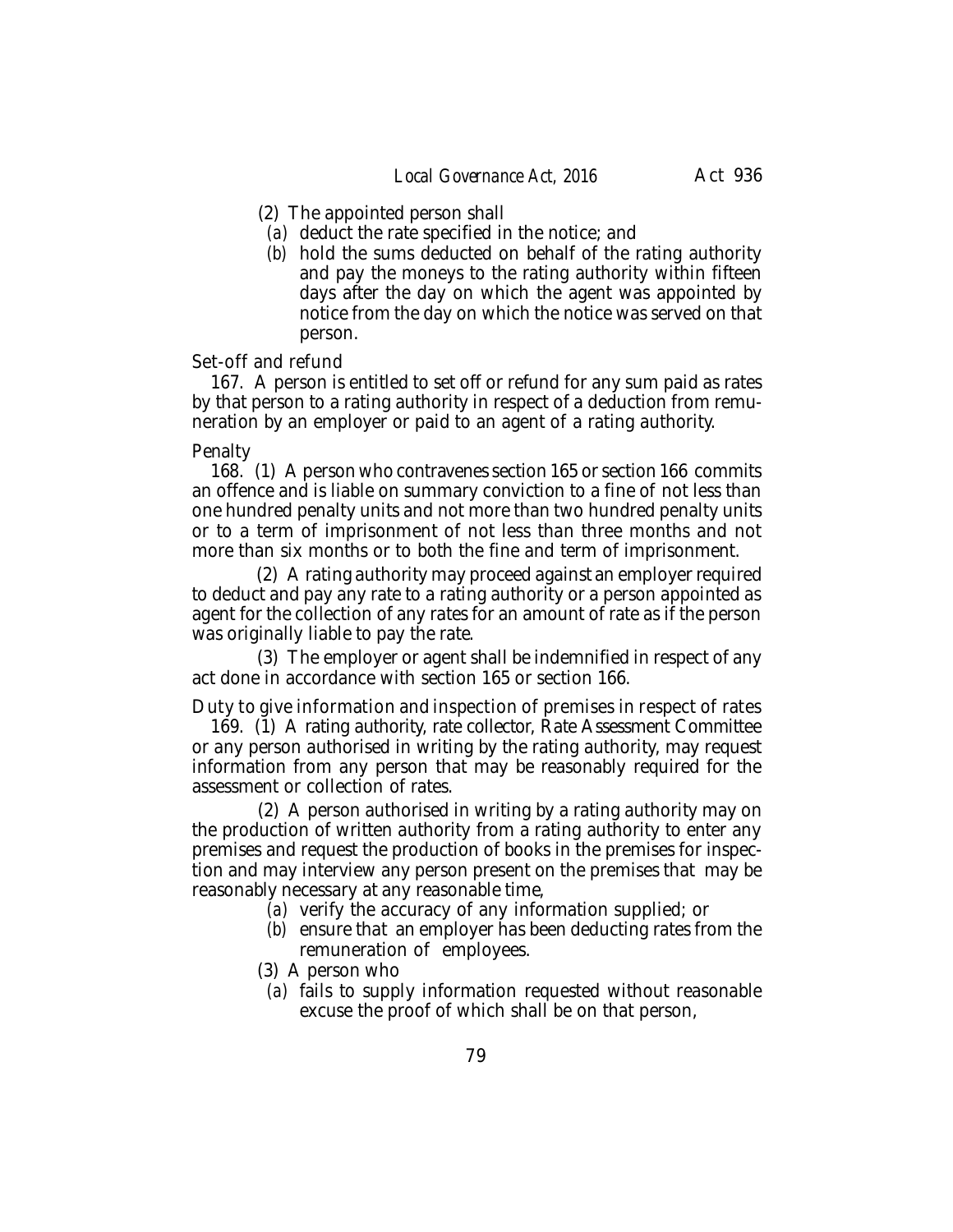(2) The appointed person shall

(a) deduct the rate specified in the notice; and

(b) hold the sums deducted on behalf of the rating authority and pay the moneys to the rating authority within fifteen days after the day on which the agent was appointed by notice from the day on which the notice was served on that person.

Set-off and refund

167. A person is entitled to set off or refund for any sum paid as rates by that person to a rating authority in respect of a deduction from remuneration by an employer or paid to an agent of a rating authority.

Penalty

168. (1) A person who contravenes section 165 or section 166 commits an offence and is liable on summary conviction to a fine of not less than one hundred penalty units and not more than two hundred penalty units or to a term of imprisonment of not less than three months and not more than six months or to both the fine and term of imprisonment.

(2) A rating authority may proceed against an employer required to deduct and pay any rate to a rating authority or a person appointed as agent for the collection of any rates for an amount of rate as if the person was originally liable to pay the rate.

(3) The employer or agent shall be indemnified in respect of any act done in accordance with section 165 or section 166.

Duty to give information and inspection of premises in respect of rates

169. (1) A rating authority, rate collector, Rate Assessment Committee or any person authorised in writing by the rating authority, may request information from any person that may be reasonably required for the assessment or collection of rates.

(2) A person authorised in writing by a rating authority may on the production of written authority from a rating authority to enter any premises and request the production of books in the premises for inspection and may interview any person present on the premises that may be reasonably necessary at any reasonable time,

(a) verify the accuracy of any information supplied; or

(b) ensure that an employer has been deducting rates from the remuneration of employees.

(3) A person who

(a) fails to supply information requested without reasonable excuse the proof of which shall be on that person,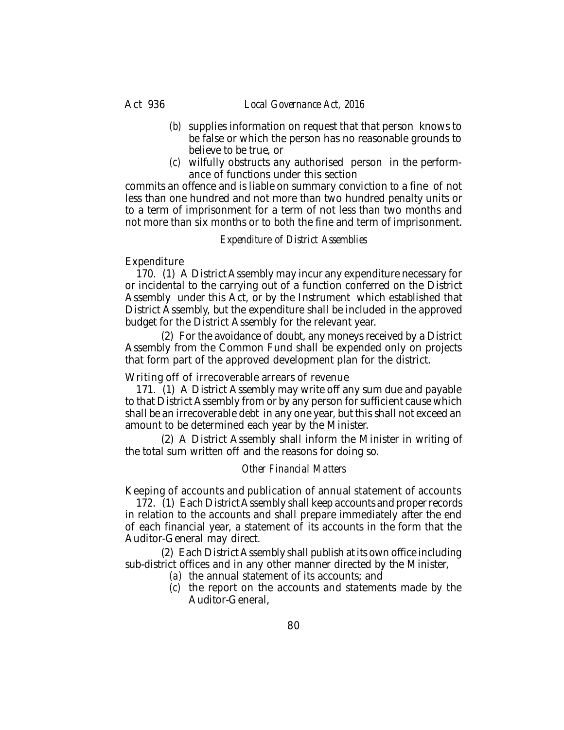(b) supplies information on request that that person knows to be false or which the person has no reasonable grounds to believe to be true, or

(c) wilfully obstructs any authorised person in the performance of functions under this section

commits an offence and is liable on summary conviction to a fine of not less than one hundred and not more than two hundred penalty units or to a term of imprisonment for a term of not less than two months and not more than six months or to both the fine and term of imprisonment.

### *Expenditure of District Assemblies*

Expenditure

170. (1) A District Assembly may incur any expenditure necessary for or incidental to the carrying out of a function conferred on the District Assembly under this Act, or by the Instrument which established that District Assembly, but the expenditure shall be included in the approved budget for the District Assembly for the relevant year.

(2) For the avoidance of doubt, any moneys received by a District Assembly from the Common Fund shall be expended only on projects that form part of the approved development plan for the district.

Writing off of irrecoverable arrears of revenue

171. (1) A District Assembly may write off any sum due and payable to that District Assembly from or by any person for sufficient cause which shall be an irrecoverable debt in any one year, but this shall not exceed an amount to be determined each year by the Minister.

(2) A District Assembly shall inform the Minister in writing of the total sum written off and the reasons for doing so.

### *Other Financial Matters*

Keeping of accounts and publication of annual statement of accounts

172. (1) Each District Assembly shall keep accounts and proper records in relation to the accounts and shall prepare immediately after the end of each financial year, a statement of its accounts in the form that the Auditor-General may direct.

(2) Each District Assembly shall publish at its own office including sub-district offices and in any other manner directed by the Minister,

(a) the annual statement of its accounts; and

(c) the report on the accounts and statements made by the Auditor-General,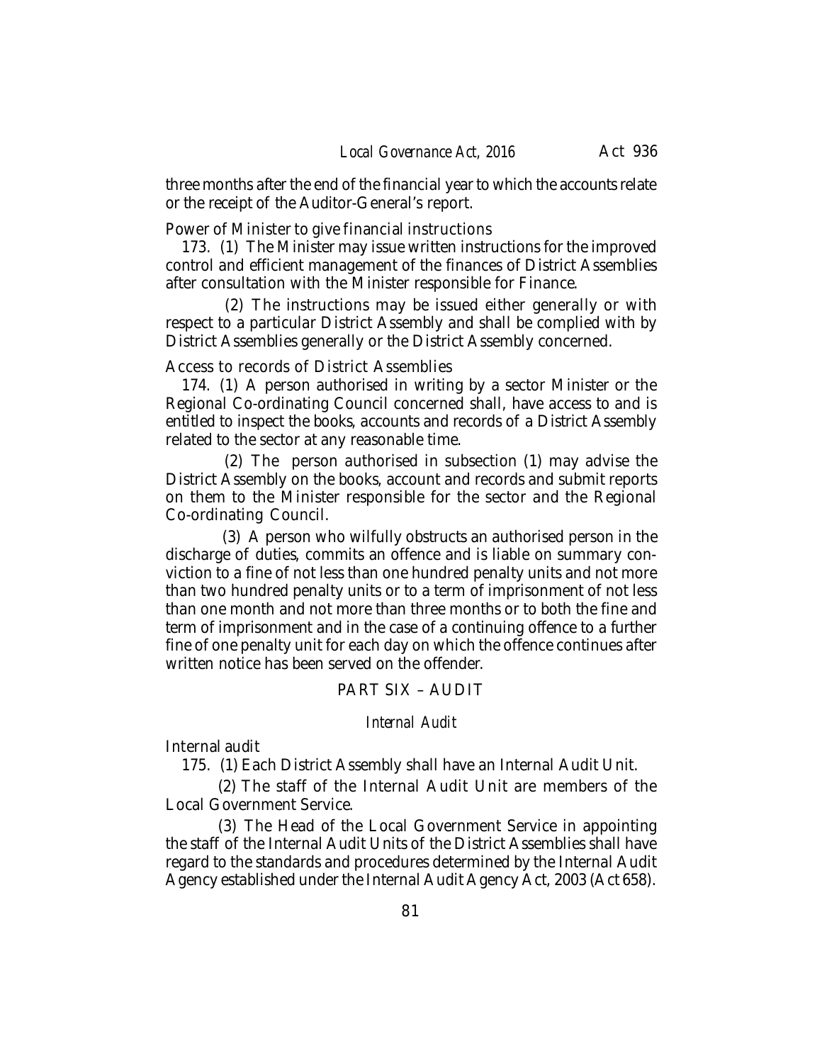three months after the end of the financial year to which the accounts relate or the receipt of the Auditor-General's report.

Power of Minister to give financial instructions

173. (1) The Minister may issue written instructions for the improved control and efficient management of the finances of District Assemblies after consultation with the Minister responsible for Finance.

(2) The instructions may be issued either generally or with respect to a particular District Assembly and shall be complied with by District Assemblies generally or the District Assembly concerned.

Access to records of District Assemblies

174. (1) A person authorised in writing by a sector Minister or the Regional Co-ordinating Council concerned shall, have access to and is entitled to inspect the books, accounts and records of a District Assembly related to the sector at any reasonable time.

(2) The person authorised in subsection (1) may advise the District Assembly on the books, account and records and submit reports on them to the Minister responsible for the sector and the Regional Co-ordinating Council.

(3) A person who wilfully obstructs an authorised person in the discharge of duties, commits an offence and is liable on summary conviction to a fine of not less than one hundred penalty units and not more than two hundred penalty units or to a term of imprisonment of not less than one month and not more than three months or to both the fine and term of imprisonment and in the case of a continuing offence to a further fine of one penalty unit for each day on which the offence continues after written notice has been served on the offender.

## PART SIX – AUDIT

### *Internal Audit*

Internal audit

175. (1) Each District Assembly shall have an Internal Audit Unit.

(2) The staff of the Internal Audit Unit are members of the Local Government Service.

(3) The Head of the Local Government Service in appointing the staff of the Internal Audit Units of the District Assemblies shall have regard to the standards and procedures determined by the Internal Audit Agency established under the Internal Audit Agency Act, 2003 (Act 658).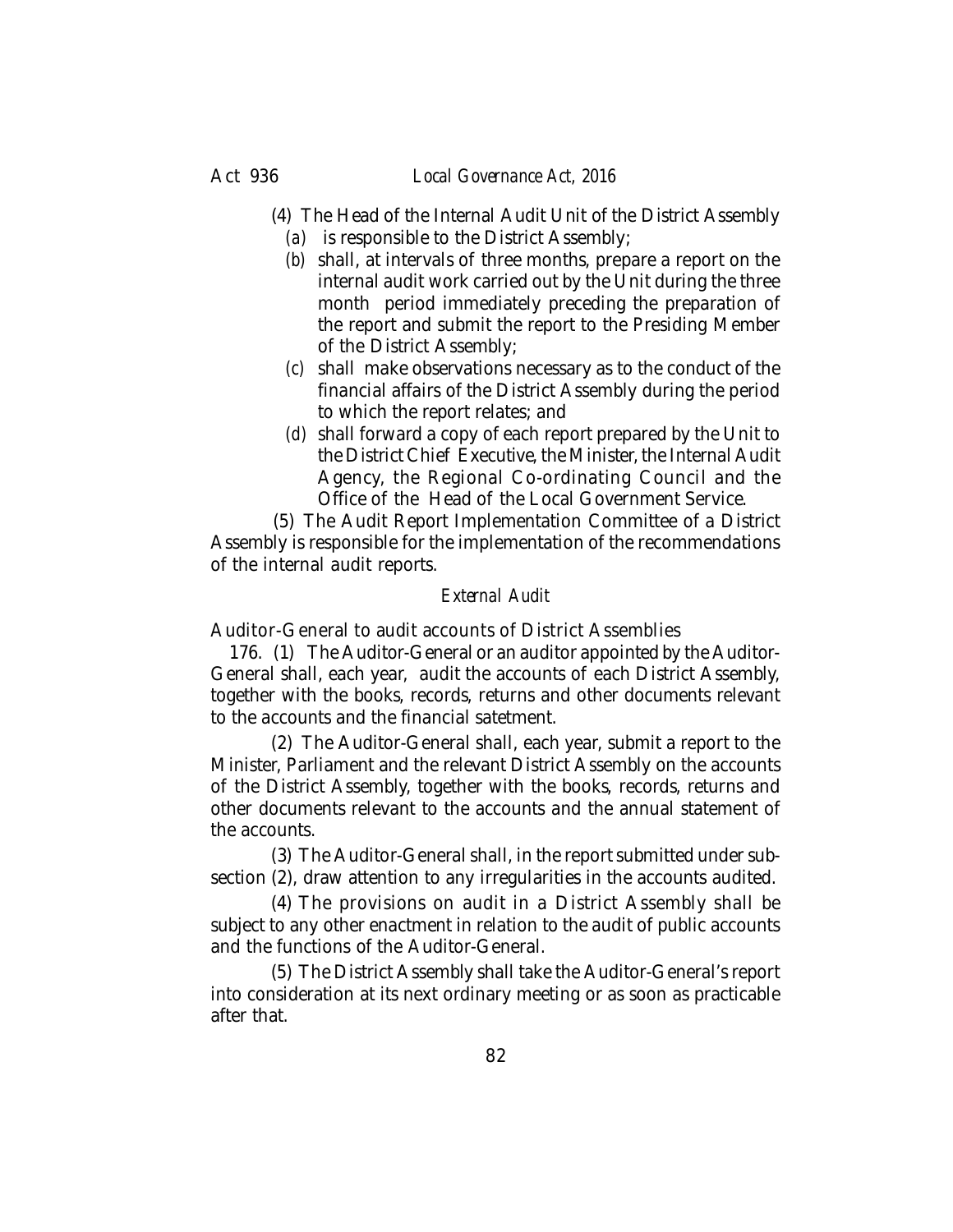(4) The Head of the Internal Audit Unit of the District Assembly

*(a)* is responsible to the District Assembly;

*(b)* shall, at intervals of three months, prepare a report on the internal audit work carried out by the Unit during the three month period immediately preceding the preparation of the report and submit the report to the Presiding Member of the District Assembly;

*(c)* shall make observations necessary as to the conduct of the financial affairs of the District Assembly during the period to which the report relates; and

*(d)* shall forward a copy of each report prepared by the Unit to the District Chief Executive, the Minister, the Internal Audit Agency, the Regional Co-ordinating Council and the Office of the Head of the Local Government Service.

(5) The Audit Report Implementation Committee of a District Assembly is responsible for the implementation of the recommendations of the internal audit reports.

*External Audit*

Auditor-General to audit accounts of District Assemblies

176. (1) The Auditor-General or an auditor appointed by the Auditor-General shall, each year, audit the accounts of each District Assembly, together with the books, records, returns and other documents relevant to the accounts and the financial satetment.

(2) The Auditor-General shall, each year, submit a report to the Minister, Parliament and the relevant District Assembly on the accounts of the District Assembly, together with the books, records, returns and other documents relevant to the accounts and the annual statement of the accounts.

(3) The Auditor-General shall, in the report submitted under sub-section (2), draw attention to any irregularities in the accounts audited.

(4) The provisions on audit in a District Assembly shall be subject to any other enactment in relation to the audit of public accounts and the functions of the Auditor-General.

(5) The District Assembly shall take the Auditor-General's report into consideration at its next ordinary meeting or as soon as practicable after that.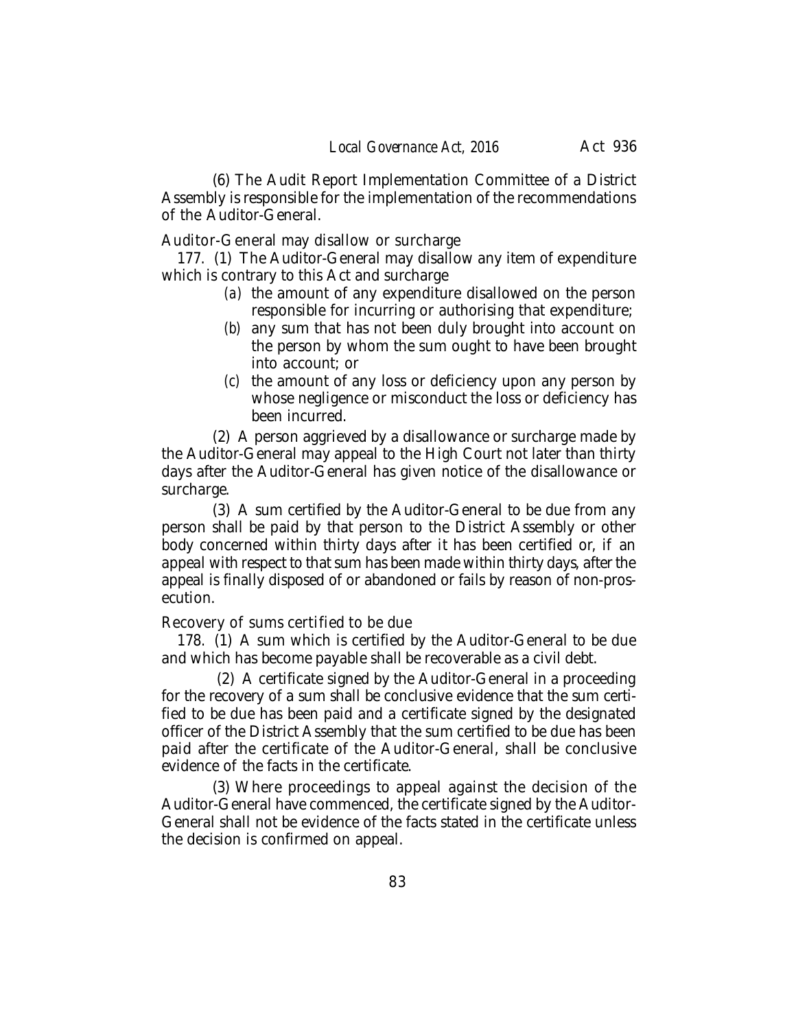(6) The Audit Report Implementation Committee of a District Assembly is responsible for the implementation of the recommendations of the Auditor-General.

Auditor-General may disallow or surcharge

177. (1) The Auditor-General may disallow any item of expenditure which is contrary to this Act and surcharge

(a) the amount of any expenditure disallowed on the person responsible for incurring or authorising that expenditure;

(b) any sum that has not been duly brought into account on the person by whom the sum ought to have been brought into account; or

(c) the amount of any loss or deficiency upon any person by whose negligence or misconduct the loss or deficiency has been incurred.

(2) A person aggrieved by a disallowance or surcharge made by the Auditor-General may appeal to the High Court not later than thirty days after the Auditor-General has given notice of the disallowance or surcharge.

(3) A sum certified by the Auditor-General to be due from any person shall be paid by that person to the District Assembly or other body concerned within thirty days after it has been certified or, if an appeal with respect to that sum has been made within thirty days, after the appeal is finally disposed of or abandoned or fails by reason of non-prosecution.

Recovery of sums certified to be due

178. (1) A sum which is certified by the Auditor-General to be due and which has become payable shall be recoverable as a civil debt.

(2) A certificate signed by the Auditor-General in a proceeding for the recovery of a sum shall be conclusive evidence that the sum certified to be due has been paid and a certificate signed by the designated officer of the District Assembly that the sum certified to be due has been paid after the certificate of the Auditor-General, shall be conclusive evidence of the facts in the certificate.

(3) Where proceedings to appeal against the decision of the Auditor-General have commenced, the certificate signed by the Auditor-General shall not be evidence of the facts stated in the certificate unless the decision is confirmed on appeal.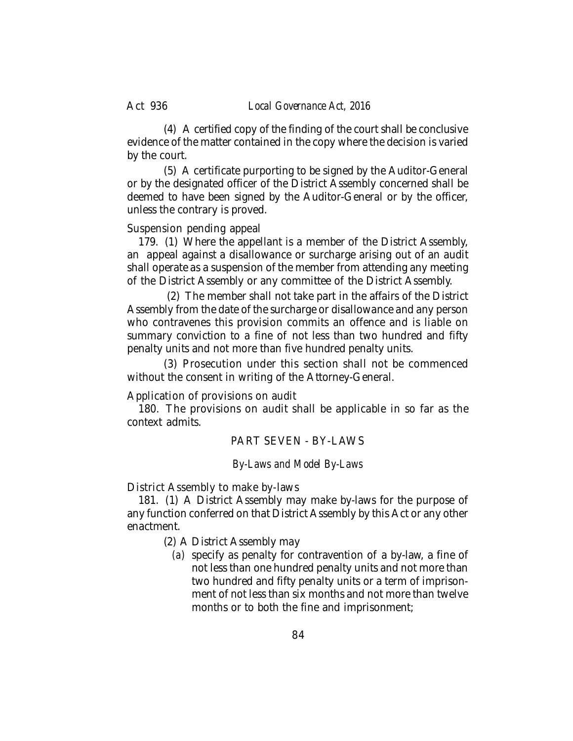(4) A certified copy of the finding of the court shall be conclusive evidence of the matter contained in the copy where the decision is varied by the court.

(5) A certificate purporting to be signed by the Auditor-General or by the designated officer of the District Assembly concerned shall be deemed to have been signed by the Auditor-General or by the officer, unless the contrary is proved.

Suspension pending appeal

179. (1) Where the appellant is a member of the District Assembly, an appeal against a disallowance or surcharge arising out of an audit shall operate as a suspension of the member from attending any meeting of the District Assembly or any committee of the District Assembly.

(2) The member shall not take part in the affairs of the District Assembly from the date of the surcharge or disallowance and any person who contravenes this provision commits an offence and is liable on summary conviction to a fine of not less than two hundred and fifty penalty units and not more than five hundred penalty units.

(3) Prosecution under this section shall not be commenced without the consent in writing of the Attorney-General.

Application of provisions on audit

180. The provisions on audit shall be applicable in so far as the context admits.

## PART SEVEN - BY-LAWS

### *By-Laws and Model By-Laws*

District Assembly to make by-laws

181. (1) A District Assembly may make by-laws for the purpose of any function conferred on that District Assembly by this Act or any other enactment.

(2) A District Assembly may

*(a)* specify as penalty for contravention of a by-law, a fine of not less than one hundred penalty units and not more than two hundred and fifty penalty units or a term of imprisonment of not less than six months and not more than twelve months or to both the fine and imprisonment;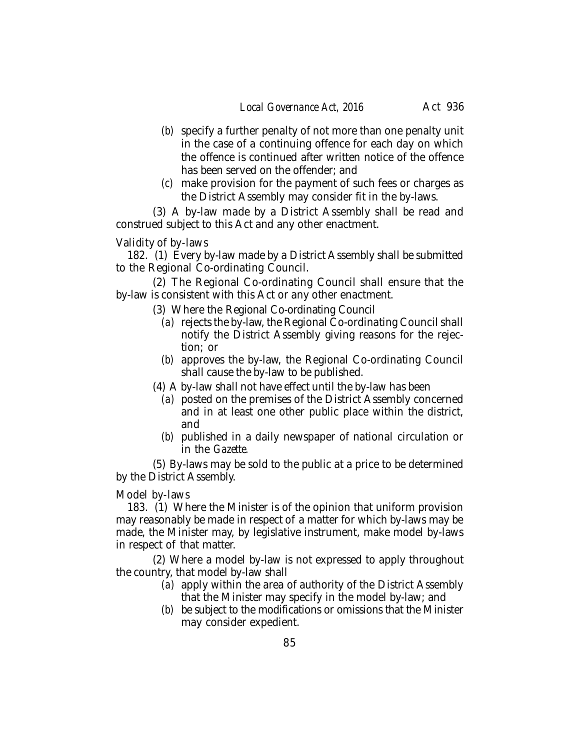(b) specify a further penalty of not more than one penalty unit in the case of a continuing offence for each day on which the offence is continued after written notice of the offence has been served on the offender; and

(c) make provision for the payment of such fees or charges as the District Assembly may consider fit in the by-laws.

(3) A by-law made by a District Assembly shall be read and construed subject to this Act and any other enactment.

Validity of by-laws

182. (1) Every by-law made by a District Assembly shall be submitted to the Regional Co-ordinating Council.

(2) The Regional Co-ordinating Council shall ensure that the by-law is consistent with this Act or any other enactment.

(3) Where the Regional Co-ordinating Council

(a) rejects the by-law, the Regional Co-ordinating Council shall notify the District Assembly giving reasons for the rejection; or

(b) approves the by-law, the Regional Co-ordinating Council shall cause the by-law to be published.

(4) A by-law shall not have effect until the by-law has been

(a) posted on the premises of the District Assembly concerned and in at least one other public place within the district, and

(b) published in a daily newspaper of national circulation or in the *Gazette*.

(5) By-laws may be sold to the public at a price to be determined by the District Assembly.

Model by-laws

183. (1) Where the Minister is of the opinion that uniform provision may reasonably be made in respect of a matter for which by-laws may be made, the Minister may, by legislative instrument, make model by-laws in respect of that matter.

(2) Where a model by-law is not expressed to apply throughout the country, that model by-law shall

(a) apply within the area of authority of the District Assembly that the Minister may specify in the model by-law; and

(b) be subject to the modifications or omissions that the Minister may consider expedient.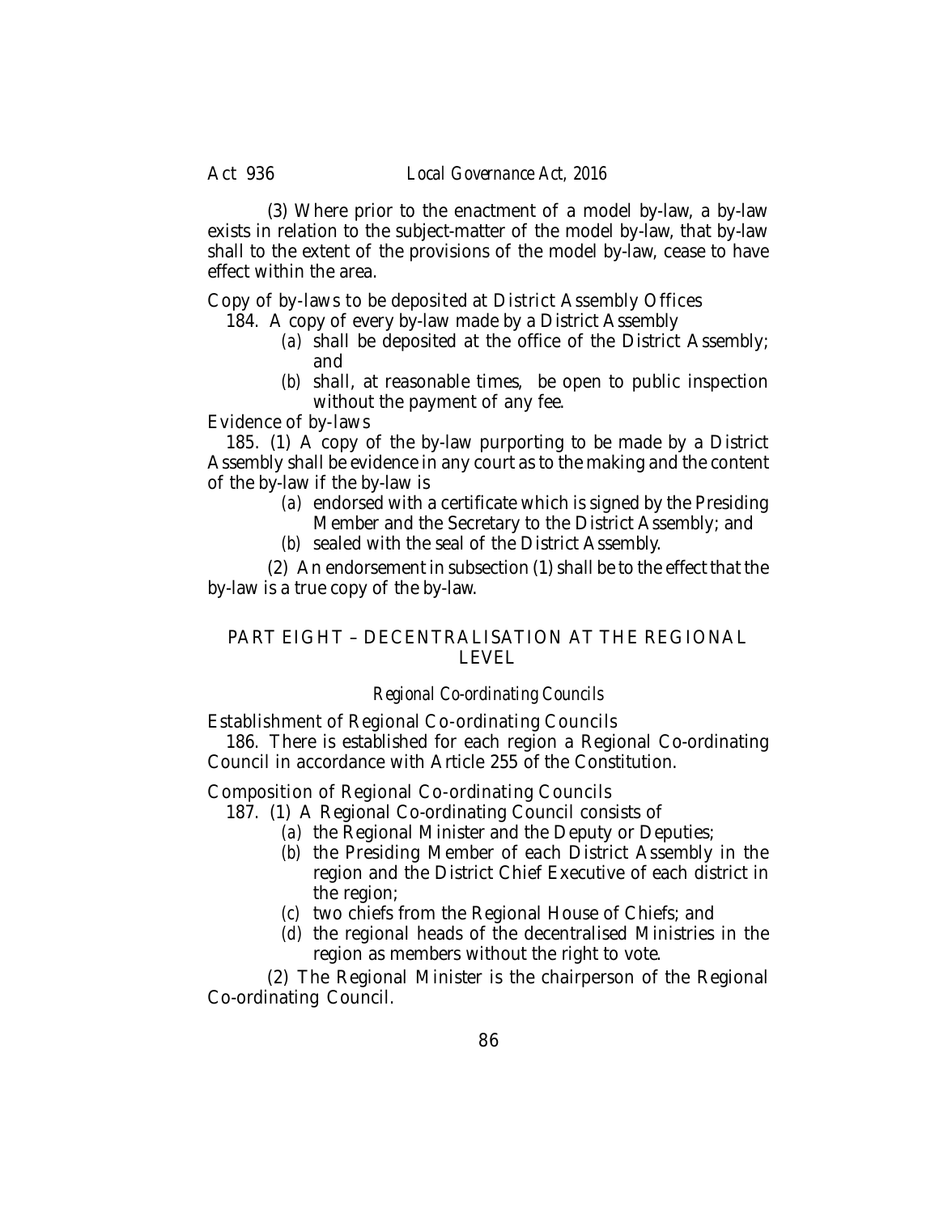(3) Where prior to the enactment of a model by-law, a by-law exists in relation to the subject-matter of the model by-law, that by-law shall to the extent of the provisions of the model by-law, cease to have effect within the area.

Copy of by-laws to be deposited at District Assembly Offices

184. A copy of every by-law made by a District Assembly

*(a)* shall be deposited at the office of the District Assembly; and

*(b)* shall, at reasonable times, be open to public inspection without the payment of any fee.

Evidence of by-laws

185. (1) A copy of the by-law purporting to be made by a District Assembly shall be evidence in any court as to the making and the content of the by-law if the by-law is

*(a)* endorsed with a certificate which is signed by the Presiding Member and the Secretary to the District Assembly; and

*(b)* sealed with the seal of the District Assembly.

(2) An endorsement in subsection (1) shall be to the effect that the by-law is a true copy of the by-law.

## PART EIGHT – DECENTRALISATION AT THE REGIONAL LEVEL

### *Regional Co-ordinating Councils*

Establishment of Regional Co-ordinating Councils

186. There is established for each region a Regional Co-ordinating Council in accordance with Article 255 of the Constitution.

Composition of Regional Co-ordinating Councils

187. (1) A Regional Co-ordinating Council consists of

*(a)* the Regional Minister and the Deputy or Deputies;

*(b)* the Presiding Member of each District Assembly in the region and the District Chief Executive of each district in the region;

*(c)* two chiefs from the Regional House of Chiefs; and

*(d)* the regional heads of the decentralised Ministries in the region as members without the right to vote.

(2) The Regional Minister is the chairperson of the Regional Co-ordinating Council.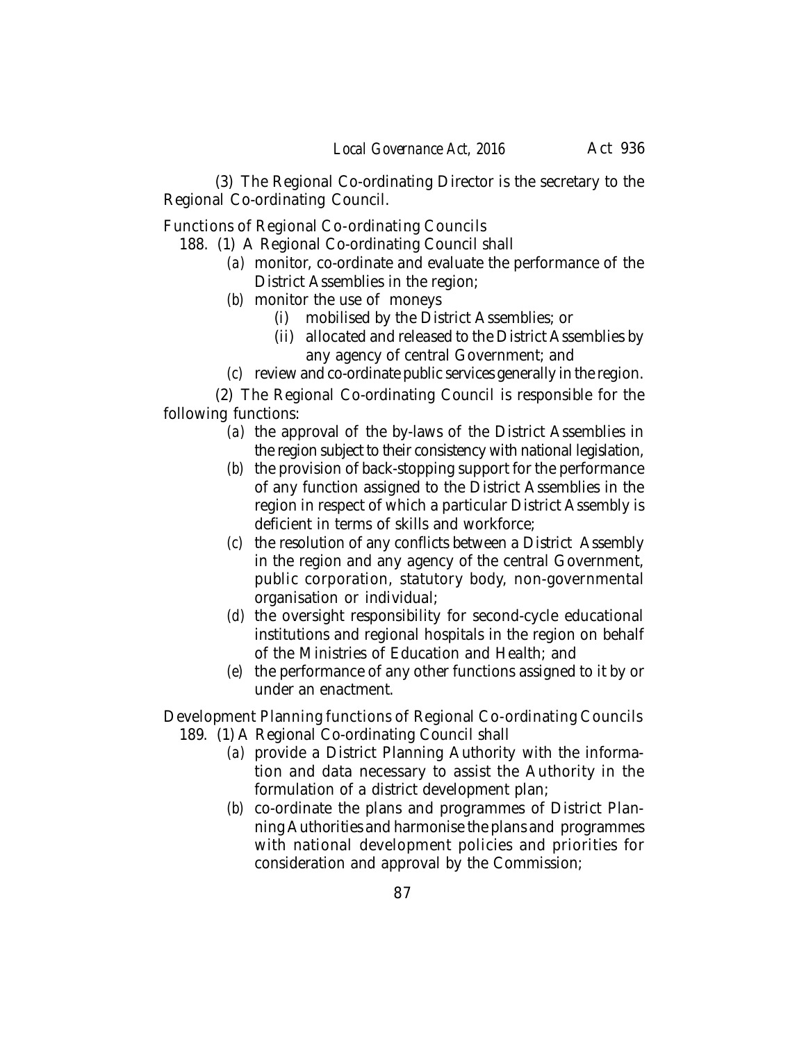(3) The Regional Co-ordinating Director is the secretary to the Regional Co-ordinating Council.

Functions of Regional Co-ordinating Councils

188. (1) A Regional Co-ordinating Council shall

- (*a*) monitor, co-ordinate and evaluate the performance of the District Assemblies in the region;
- (*b*) monitor the use of moneys
  - (*i*) mobilised by the District Assemblies; or
  - (*ii*) allocated and released to the District Assemblies by any agency of central Government; and
- (*c*) review and co-ordinate public services generally in the region.

(2) The Regional Co-ordinating Council is responsible for the following functions:

- (*a*) the approval of the by-laws of the District Assemblies in the region subject to their consistency with national legislation,
- (*b*) the provision of back-stopping support for the performance of any function assigned to the District Assemblies in the region in respect of which a particular District Assembly is deficient in terms of skills and workforce;
- (*c*) the resolution of any conflicts between a District Assembly in the region and any agency of the central Government, public corporation, statutory body, non-governmental organisation or individual;
- (*d*) the oversight responsibility for second-cycle educational institutions and regional hospitals in the region on behalf of the Ministries of Education and Health; and
- (*e*) the performance of any other functions assigned to it by or under an enactment.

Development Planning functions of Regional Co-ordinating Councils

189. (1) A Regional Co-ordinating Council shall

- (*a*) provide a District Planning Authority with the information and data necessary to assist the Authority in the formulation of a district development plan;
- (*b*) co-ordinate the plans and programmes of District Planning Authorities and harmonise the plans and programmes with national development policies and priorities for consideration and approval by the Commission;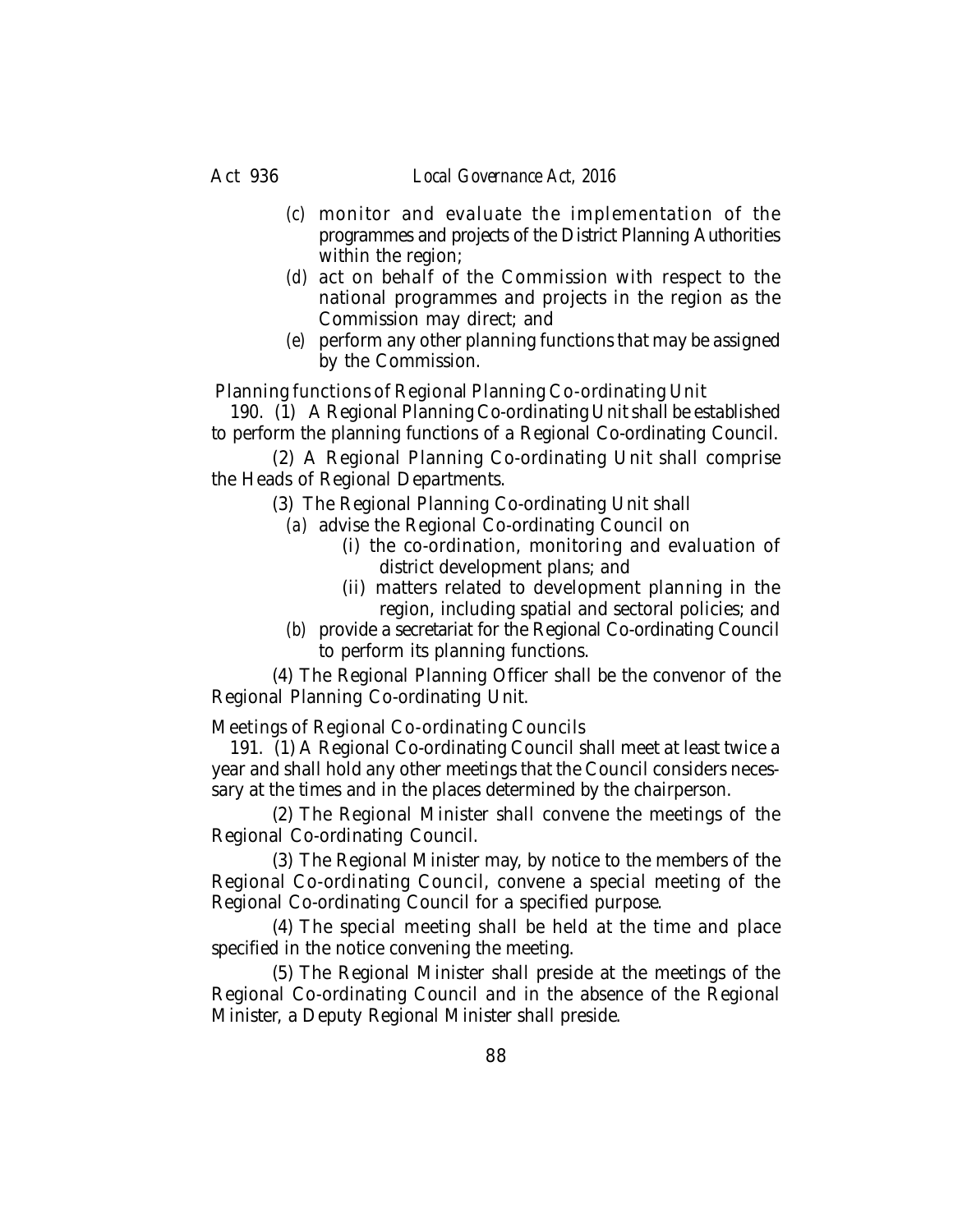(*c*) monitor and evaluate the implementation of the programmes and projects of the District Planning Authorities within the region;

(*d*) act on behalf of the Commission with respect to the national programmes and projects in the region as the Commission may direct; and

(*e*) perform any other planning functions that may be assigned by the Commission.

Planning functions of Regional Planning Co-ordinating Unit

190. (1) A Regional Planning Co-ordinating Unit shall be established to perform the planning functions of a Regional Co-ordinating Council.

(2) A Regional Planning Co-ordinating Unit shall comprise the Heads of Regional Departments.

(3) The Regional Planning Co-ordinating Unit shall

(*a*) advise the Regional Co-ordinating Council on

(i) the co-ordination, monitoring and evaluation of district development plans; and

(ii) matters related to development planning in the region, including spatial and sectoral policies; and

(*b*) provide a secretariat for the Regional Co-ordinating Council to perform its planning functions.

(4) The Regional Planning Officer shall be the convenor of the Regional Planning Co-ordinating Unit.

Meetings of Regional Co-ordinating Councils

191. (1) A Regional Co-ordinating Council shall meet at least twice a year and shall hold any other meetings that the Council considers necessary at the times and in the places determined by the chairperson.

(2) The Regional Minister shall convene the meetings of the Regional Co-ordinating Council.

(3) The Regional Minister may, by notice to the members of the Regional Co-ordinating Council, convene a special meeting of the Regional Co-ordinating Council for a specified purpose.

(4) The special meeting shall be held at the time and place specified in the notice convening the meeting.

(5) The Regional Minister shall preside at the meetings of the Regional Co-ordinating Council and in the absence of the Regional Minister, a Deputy Regional Minister shall preside.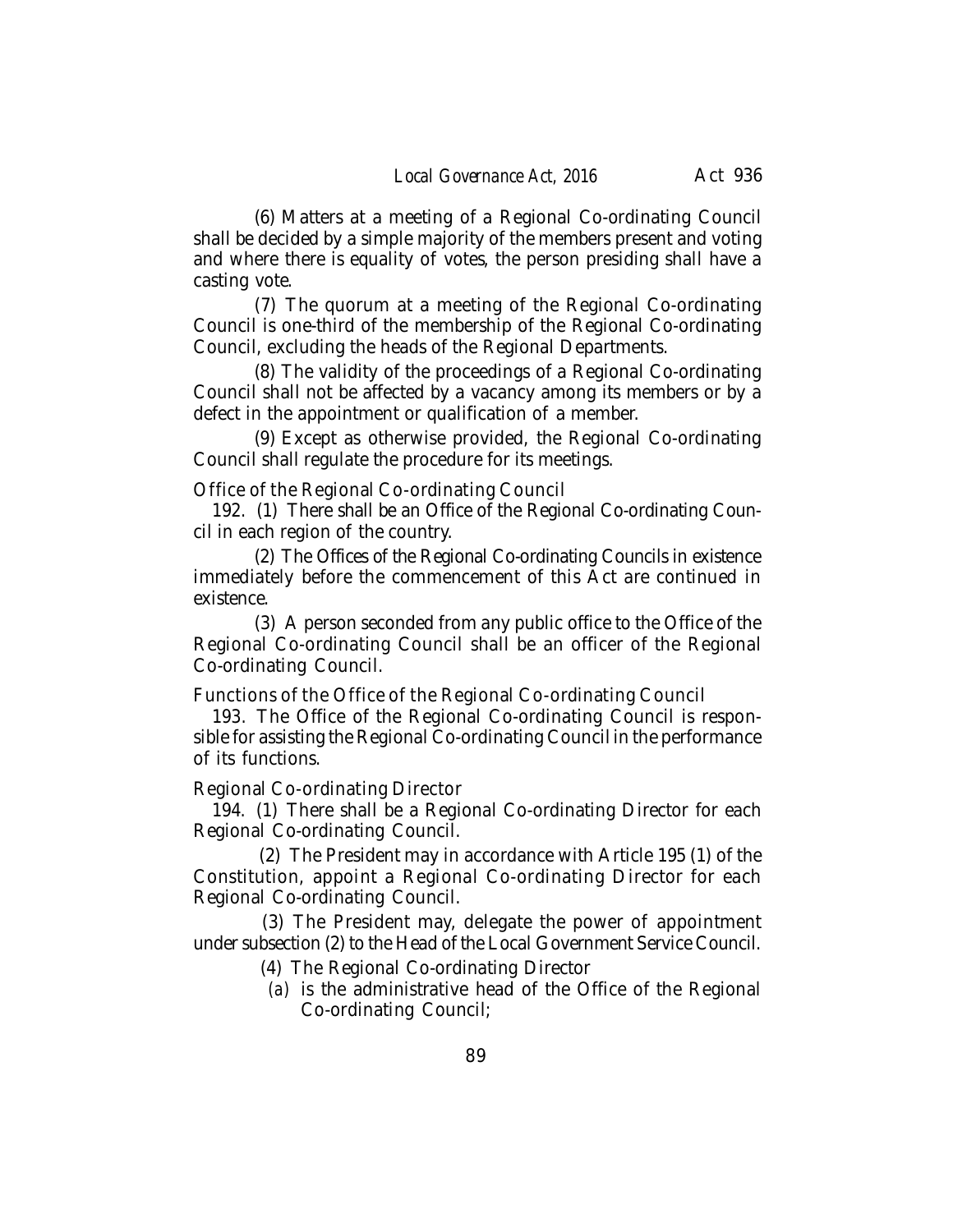(6) Matters at a meeting of a Regional Co-ordinating Council shall be decided by a simple majority of the members present and voting and where there is equality of votes, the person presiding shall have a casting vote.

(7) The quorum at a meeting of the Regional Co-ordinating Council is one-third of the membership of the Regional Co-ordinating Council, excluding the heads of the Regional Departments.

(8) The validity of the proceedings of a Regional Co-ordinating Council shall not be affected by a vacancy among its members or by a defect in the appointment or qualification of a member.

(9) Except as otherwise provided, the Regional Co-ordinating Council shall regulate the procedure for its meetings.

Office of the Regional Co-ordinating Council

192. (1) There shall be an Office of the Regional Co-ordinating Council in each region of the country.

(2) The Offices of the Regional Co-ordinating Councils in existence immediately before the commencement of this Act are continued in existence.

(3) A person seconded from any public office to the Office of the Regional Co-ordinating Council shall be an officer of the Regional Co-ordinating Council.

Functions of the Office of the Regional Co-ordinating Council

193. The Office of the Regional Co-ordinating Council is responsible for assisting the Regional Co-ordinating Council in the performance of its functions.

Regional Co-ordinating Director

194. (1) There shall be a Regional Co-ordinating Director for each Regional Co-ordinating Council.

(2) The President may in accordance with Article 195 (1) of the Constitution, appoint a Regional Co-ordinating Director for each Regional Co-ordinating Council.

(3) The President may, delegate the power of appointment under subsection (2) to the Head of the Local Government Service Council.

(4) The Regional Co-ordinating Director

*(a)* is the administrative head of the Office of the Regional Co-ordinating Council;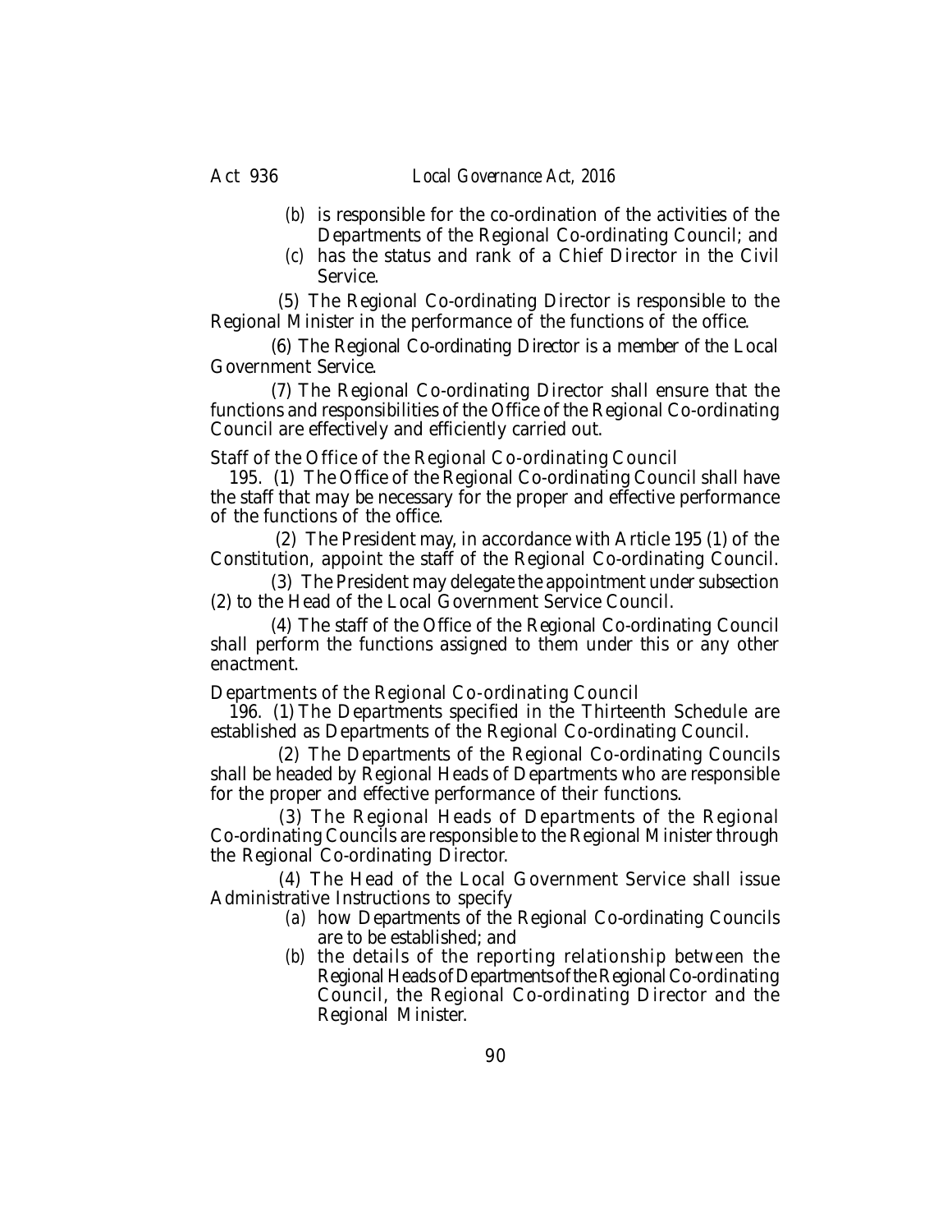(b) is responsible for the co-ordination of the activities of the Departments of the Regional Co-ordinating Council; and

(c) has the status and rank of a Chief Director in the Civil Service.

(5) The Regional Co-ordinating Director is responsible to the Regional Minister in the performance of the functions of the office.

(6) The Regional Co-ordinating Director is a member of the Local Government Service.

(7) The Regional Co-ordinating Director shall ensure that the functions and responsibilities of the Office of the Regional Co-ordinating Council are effectively and efficiently carried out.

### Staff of the Office of the Regional Co-ordinating Council

195. (1) The Office of the Regional Co-ordinating Council shall have the staff that may be necessary for the proper and effective performance of the functions of the office.

(2) The President may, in accordance with Article 195 (1) of the Constitution, appoint the staff of the Regional Co-ordinating Council.

(3) The President may delegate the appointment under subsection (2) to the Head of the Local Government Service Council.

(4) The staff of the Office of the Regional Co-ordinating Council shall perform the functions assigned to them under this or any other enactment.

### Departments of the Regional Co-ordinating Council

196. (1) The Departments specified in the Thirteenth Schedule are established as Departments of the Regional Co-ordinating Council.

(2) The Departments of the Regional Co-ordinating Councils shall be headed by Regional Heads of Departments who are responsible for the proper and effective performance of their functions.

(3) The Regional Heads of Departments of the Regional Co-ordinating Councils are responsible to the Regional Minister through the Regional Co-ordinating Director.

(4) The Head of the Local Government Service shall issue Administrative Instructions to specify

(a) how Departments of the Regional Co-ordinating Councils are to be established; and

(b) the details of the reporting relationship between the Regional Heads of Departments of the Regional Co-ordinating Council, the Regional Co-ordinating Director and the Regional Minister.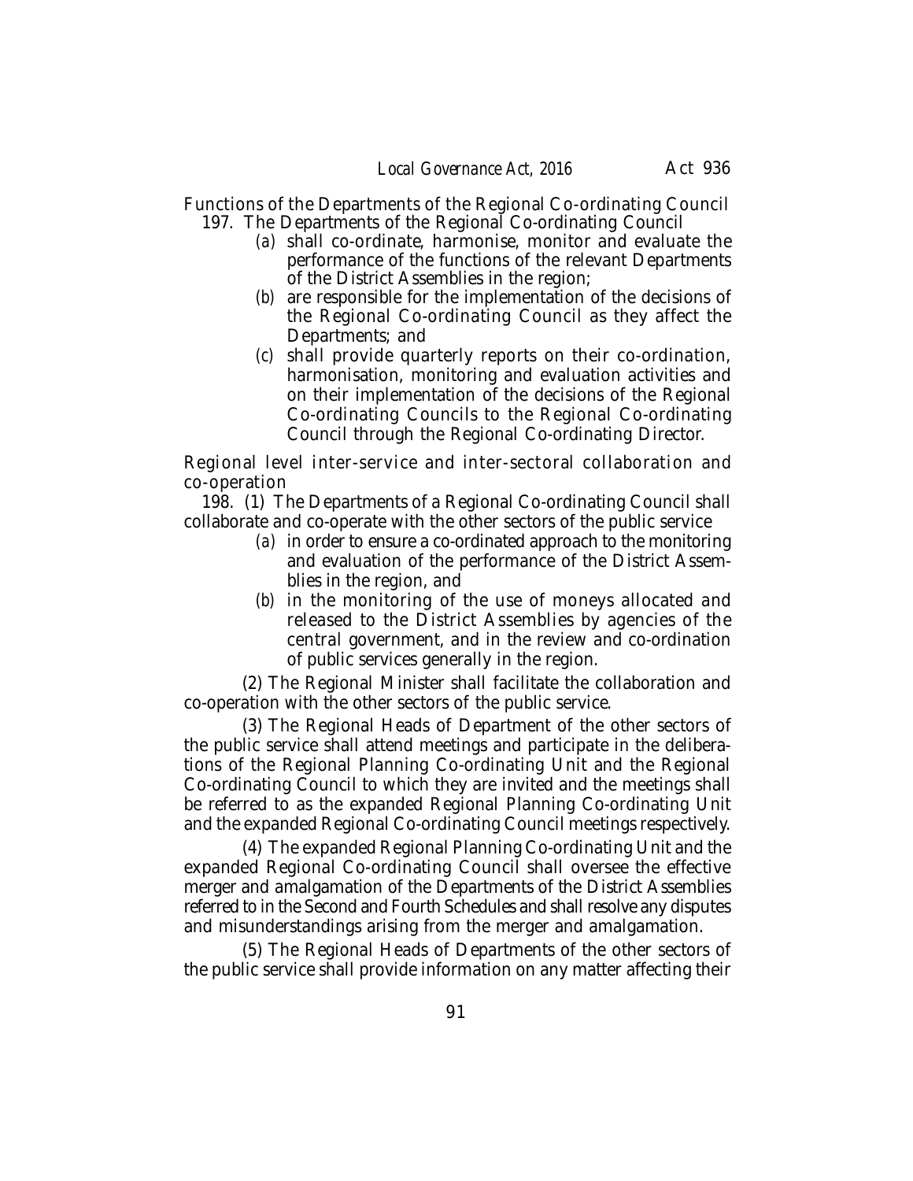*Functions of the Departments of the Regional Co-ordinating Council*

197. The Departments of the Regional Co-ordinating Council

(*a*) shall co-ordinate, harmonise, monitor and evaluate the performance of the functions of the relevant Departments of the District Assemblies in the region;

(*b*) are responsible for the implementation of the decisions of the Regional Co-ordinating Council as they affect the Departments; and

(*c*) shall provide quarterly reports on their co-ordination, harmonisation, monitoring and evaluation activities and on their implementation of the decisions of the Regional Co-ordinating Councils to the Regional Co-ordinating Council through the Regional Co-ordinating Director.

*Regional level inter-service and inter-sectoral collaboration and co-operation*

198. (1) The Departments of a Regional Co-ordinating Council shall collaborate and co-operate with the other sectors of the public service

(*a*) in order to ensure a co-ordinated approach to the monitoring and evaluation of the performance of the District Assemblies in the region, and

(*b*) in the monitoring of the use of moneys allocated and released to the District Assemblies by agencies of the central government, and in the review and co-ordination of public services generally in the region.

(2) The Regional Minister shall facilitate the collaboration and co-operation with the other sectors of the public service.

(3) The Regional Heads of Department of the other sectors of the public service shall attend meetings and participate in the deliberations of the Regional Planning Co-ordinating Unit and the Regional Co-ordinating Council to which they are invited and the meetings shall be referred to as the expanded Regional Planning Co-ordinating Unit and the expanded Regional Co-ordinating Council meetings respectively.

(4) The expanded Regional Planning Co-ordinating Unit and the expanded Regional Co-ordinating Council shall oversee the effective merger and amalgamation of the Departments of the District Assemblies referred to in the Second and Fourth Schedules and shall resolve any disputes and misunderstandings arising from the merger and amalgamation.

(5) The Regional Heads of Departments of the other sectors of the public service shall provide information on any matter affecting their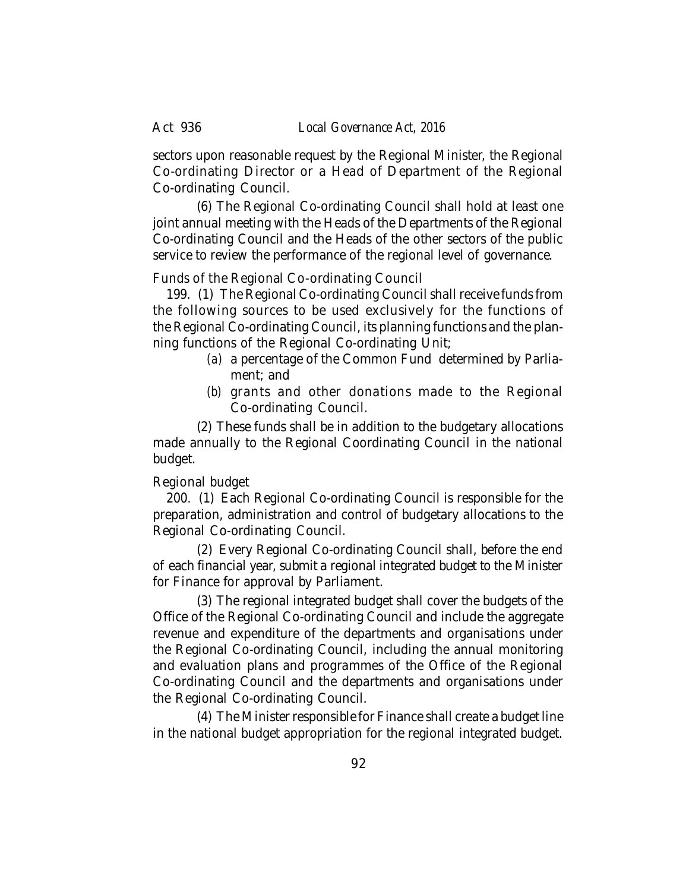sectors upon reasonable request by the Regional Minister, the Regional Co-ordinating Director or a Head of Department of the Regional Co-ordinating Council.

(6) The Regional Co-ordinating Council shall hold at least one joint annual meeting with the Heads of the Departments of the Regional Co-ordinating Council and the Heads of the other sectors of the public service to review the performance of the regional level of governance.

Funds of the Regional Co-ordinating Council

199. (1) The Regional Co-ordinating Council shall receive funds from the following sources to be used exclusively for the functions of the Regional Co-ordinating Council, its planning functions and the planning functions of the Regional Co-ordinating Unit;

*(a)* a percentage of the Common Fund determined by Parliament; and

*(b)* grants and other donations made to the Regional Co-ordinating Council.

(2) These funds shall be in addition to the budgetary allocations made annually to the Regional Coordinating Council in the national budget.

Regional budget

200. (1) Each Regional Co-ordinating Council is responsible for the preparation, administration and control of budgetary allocations to the Regional Co-ordinating Council.

(2) Every Regional Co-ordinating Council shall, before the end of each financial year, submit a regional integrated budget to the Minister for Finance for approval by Parliament.

(3) The regional integrated budget shall cover the budgets of the Office of the Regional Co-ordinating Council and include the aggregate revenue and expenditure of the departments and organisations under the Regional Co-ordinating Council, including the annual monitoring and evaluation plans and programmes of the Office of the Regional Co-ordinating Council and the departments and organisations under the Regional Co-ordinating Council.

(4) The Minister responsible for Finance shall create a budget line in the national budget appropriation for the regional integrated budget.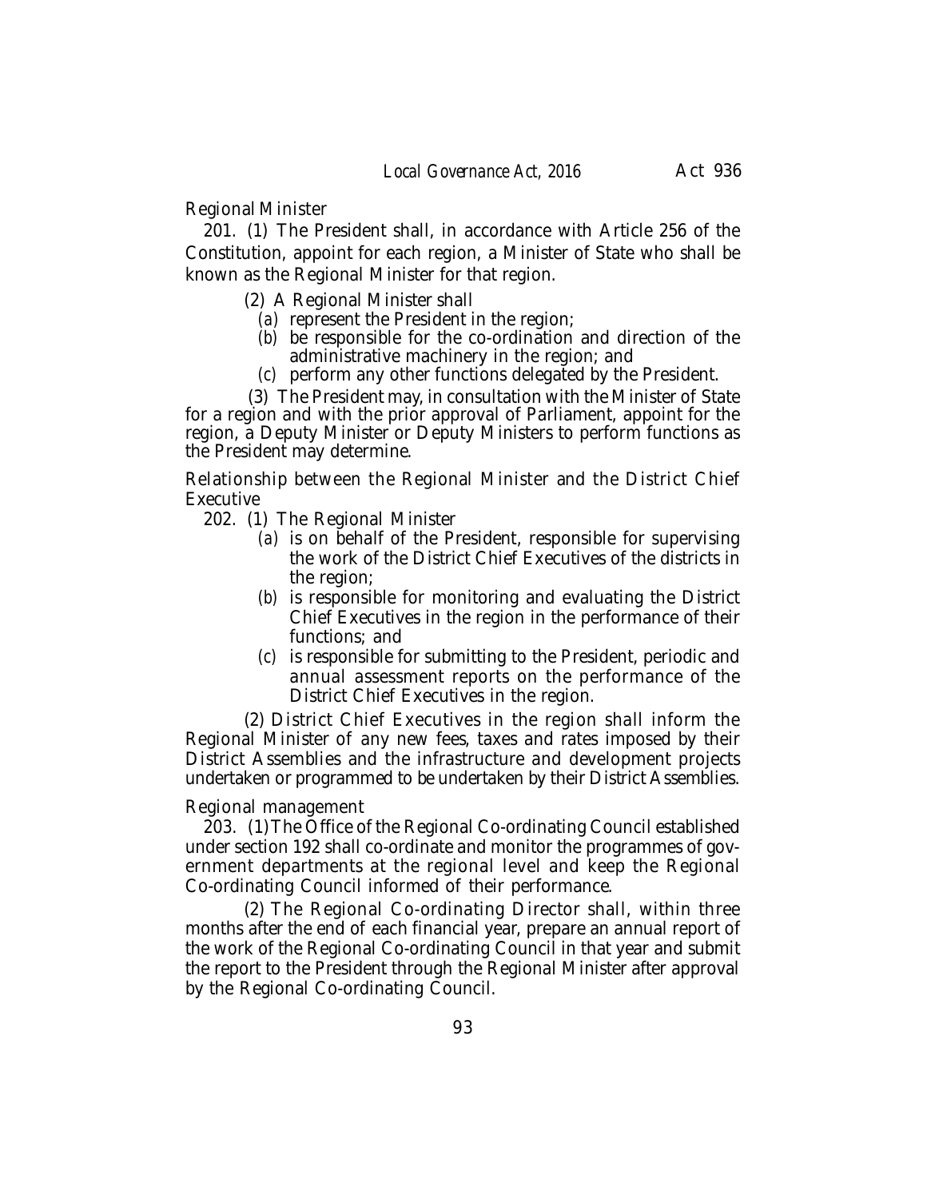Regional Minister

201. (1) The President shall, in accordance with Article 256 of the Constitution, appoint for each region, a Minister of State who shall be known as the Regional Minister for that region.

(2) A Regional Minister shall

(*a*) represent the President in the region;

(*b*) be responsible for the co-ordination and direction of the administrative machinery in the region; and

(*c*) perform any other functions delegated by the President.

(3) The President may, in consultation with the Minister of State for a region and with the prior approval of Parliament, appoint for the region, a Deputy Minister or Deputy Ministers to perform functions as the President may determine.

Relationship between the Regional Minister and the District Chief Executive

202. (1) The Regional Minister

(*a*) is on behalf of the President, responsible for supervising the work of the District Chief Executives of the districts in the region;

(*b*) is responsible for monitoring and evaluating the District Chief Executives in the region in the performance of their functions; and

(*c*) is responsible for submitting to the President, periodic and annual assessment reports on the performance of the District Chief Executives in the region.

(2) District Chief Executives in the region shall inform the Regional Minister of any new fees, taxes and rates imposed by their District Assemblies and the infrastructure and development projects undertaken or programmed to be undertaken by their District Assemblies.

Regional management

203. (1) The Office of the Regional Co-ordinating Council established under section 192 shall co-ordinate and monitor the programmes of government departments at the regional level and keep the Regional Co-ordinating Council informed of their performance.

(2) The Regional Co-ordinating Director shall, within three months after the end of each financial year, prepare an annual report of the work of the Regional Co-ordinating Council in that year and submit the report to the President through the Regional Minister after approval by the Regional Co-ordinating Council.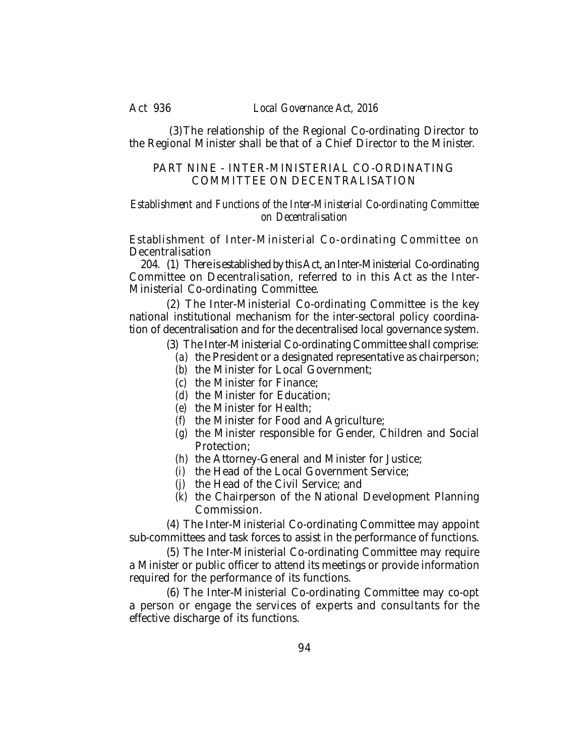(3) The relationship of the Regional Co-ordinating Director to the Regional Minister shall be that of a Chief Director to the Minister.

## PART NINE - INTER-MINISTERIAL CO-ORDINATING COMMITTEE ON DECENTRALISATION

*Establishment and Functions of the Inter-Ministerial Co-ordinating Committee on Decentralisation*

### Establishment of Inter-Ministerial Co-ordinating Committee on Decentralisation

204. (1) There is established by this Act, an Inter-Ministerial Co-ordinating Committee on Decentralisation, referred to in this Act as the Inter-Ministerial Co-ordinating Committee.

(2) The Inter-Ministerial Co-ordinating Committee is the key national institutional mechanism for the inter-sectoral policy coordination of decentralisation and for the decentralised local governance system.

(3) The Inter-Ministerial Co-ordinating Committee shall comprise:

(*a*) the President or a designated representative as chairperson;

(*b*) the Minister for Local Government;

(*c*) the Minister for Finance;

(*d*) the Minister for Education;

(*e*) the Minister for Health;

(*f*) the Minister for Food and Agriculture;

(*g*) the Minister responsible for Gender, Children and Social Protection;

(*h*) the Attorney-General and Minister for Justice;

(*i*) the Head of the Local Government Service;

(*j*) the Head of the Civil Service; and

(*k*) the Chairperson of the National Development Planning Commission.

(4) The Inter-Ministerial Co-ordinating Committee may appoint sub-committees and task forces to assist in the performance of functions.

(5) The Inter-Ministerial Co-ordinating Committee may require a Minister or public officer to attend its meetings or provide information required for the performance of its functions.

(6) The Inter-Ministerial Co-ordinating Committee may co-opt a person or engage the services of experts and consultants for the effective discharge of its functions.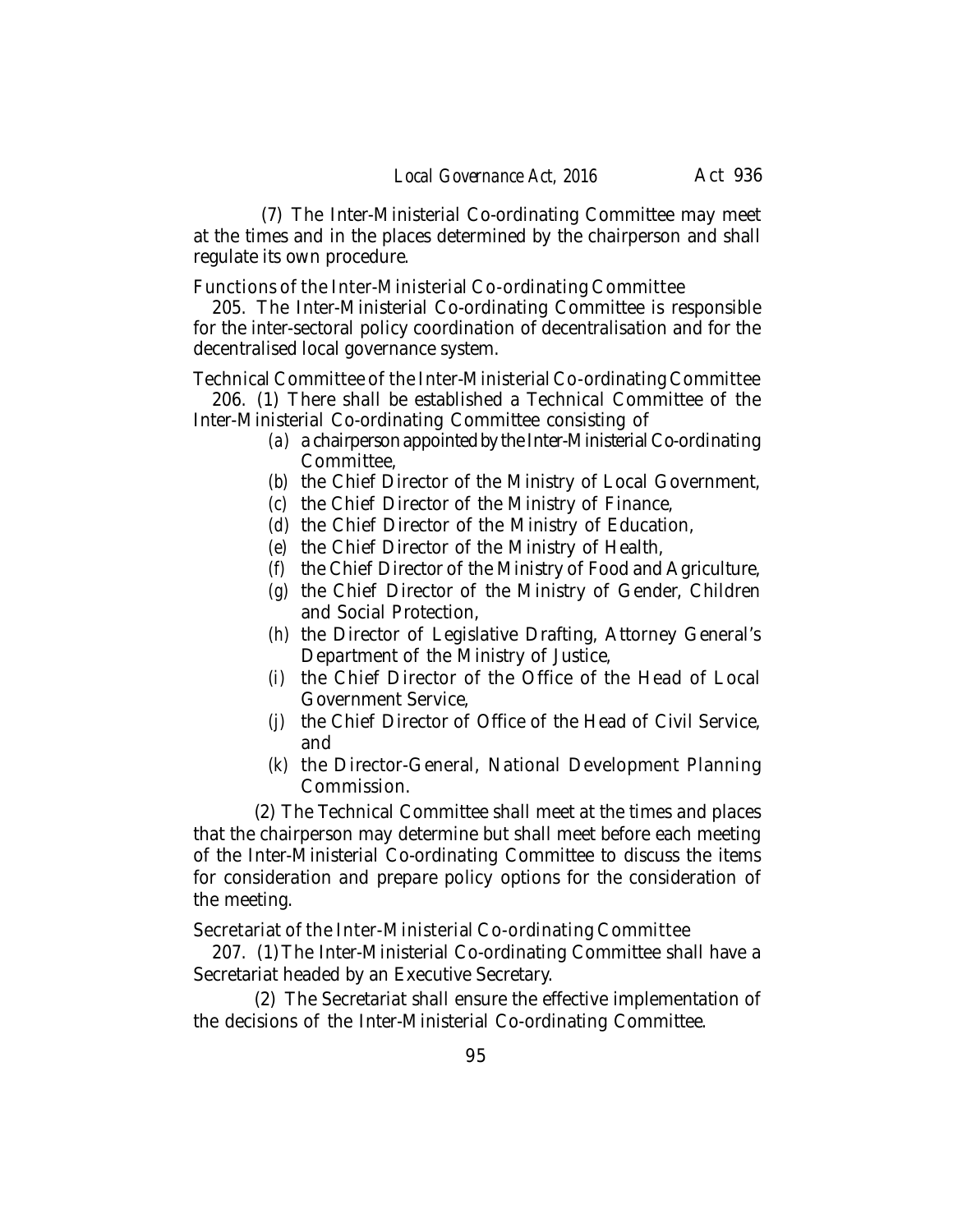(7) The Inter-Ministerial Co-ordinating Committee may meet at the times and in the places determined by the chairperson and shall regulate its own procedure.

Functions of the Inter-Ministerial Co-ordinating Committee

205. The Inter-Ministerial Co-ordinating Committee is responsible for the inter-sectoral policy coordination of decentralisation and for the decentralised local governance system.

Technical Committee of the Inter-Ministerial Co-ordinating Committee

206. (1) There shall be established a Technical Committee of the Inter-Ministerial Co-ordinating Committee consisting of

- (a) a chairperson appointed by the Inter-Ministerial Co-ordinating Committee,
- (b) the Chief Director of the Ministry of Local Government,
- (c) the Chief Director of the Ministry of Finance,
- (d) the Chief Director of the Ministry of Education,
- (e) the Chief Director of the Ministry of Health,
- (f) the Chief Director of the Ministry of Food and Agriculture,
- (g) the Chief Director of the Ministry of Gender, Children and Social Protection,
- (h) the Director of Legislative Drafting, Attorney General's Department of the Ministry of Justice,
- (i) the Chief Director of the Office of the Head of Local Government Service,
- (j) the Chief Director of Office of the Head of Civil Service, and
- (k) the Director-General, National Development Planning Commission.

(2) The Technical Committee shall meet at the times and places that the chairperson may determine but shall meet before each meeting of the Inter-Ministerial Co-ordinating Committee to discuss the items for consideration and prepare policy options for the consideration of the meeting.

Secretariat of the Inter-Ministerial Co-ordinating Committee

207. (1) The Inter-Ministerial Co-ordinating Committee shall have a Secretariat headed by an Executive Secretary.

(2) The Secretariat shall ensure the effective implementation of the decisions of the Inter-Ministerial Co-ordinating Committee.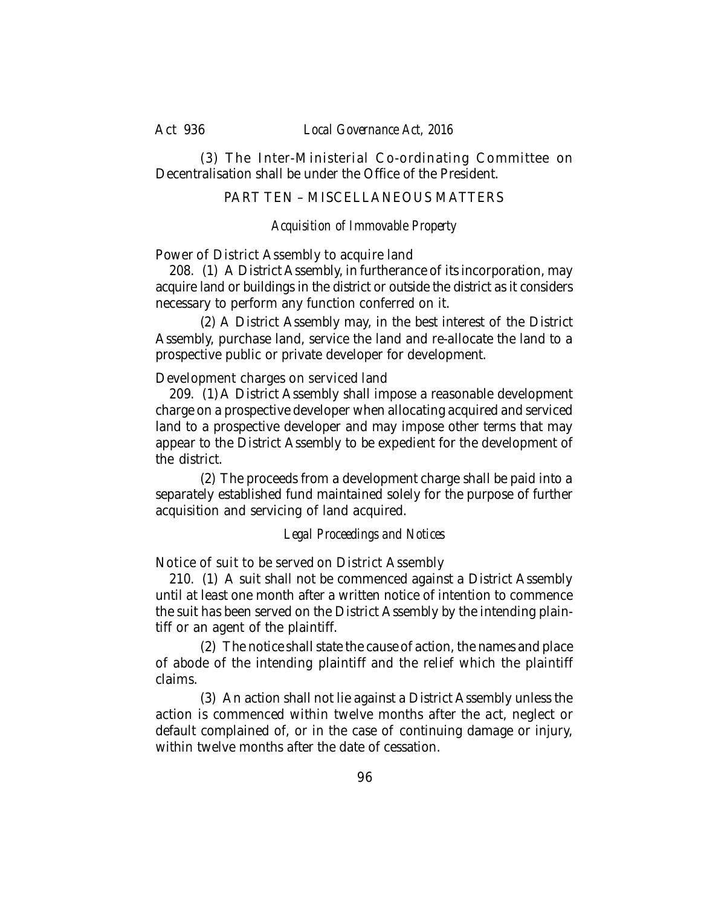(3) The Inter-Ministerial Co-ordinating Committee on Decentralisation shall be under the Office of the President.

## PART TEN – MISCELLANEOUS MATTERS

### *Acquisition of Immovable Property*

Power of District Assembly to acquire land

208. (1) A District Assembly, in furtherance of its incorporation, may acquire land or buildings in the district or outside the district as it considers necessary to perform any function conferred on it.

(2) A District Assembly may, in the best interest of the District Assembly, purchase land, service the land and re-allocate the land to a prospective public or private developer for development.

Development charges on serviced land

209. (1) A District Assembly shall impose a reasonable development charge on a prospective developer when allocating acquired and serviced land to a prospective developer and may impose other terms that may appear to the District Assembly to be expedient for the development of the district.

(2) The proceeds from a development charge shall be paid into a separately established fund maintained solely for the purpose of further acquisition and servicing of land acquired.

### *Legal Proceedings and Notices*

Notice of suit to be served on District Assembly

210. (1) A suit shall not be commenced against a District Assembly until at least one month after a written notice of intention to commence the suit has been served on the District Assembly by the intending plaintiff or an agent of the plaintiff.

(2) The notice shall state the cause of action, the names and place of abode of the intending plaintiff and the relief which the plaintiff claims.

(3) An action shall not lie against a District Assembly unless the action is commenced within twelve months after the act, neglect or default complained of, or in the case of continuing damage or injury, within twelve months after the date of cessation.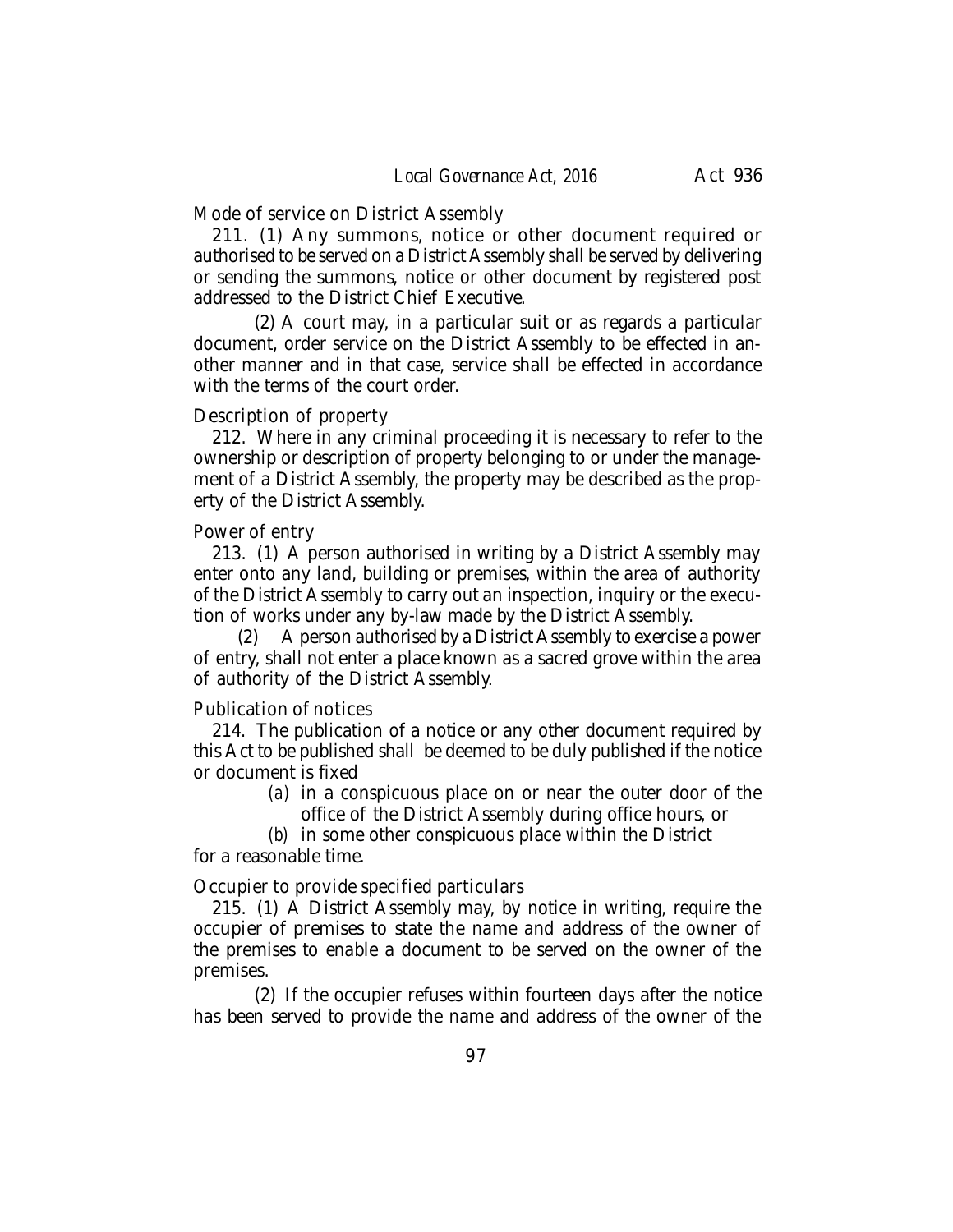Mode of service on District Assembly

211. (1) Any summons, notice or other document required or authorised to be served on a District Assembly shall be served by delivering or sending the summons, notice or other document by registered post addressed to the District Chief Executive.

(2) A court may, in a particular suit or as regards a particular document, order service on the District Assembly to be effected in another manner and in that case, service shall be effected in accordance with the terms of the court order.

Description of property

212. Where in any criminal proceeding it is necessary to refer to the ownership or description of property belonging to or under the management of a District Assembly, the property may be described as the property of the District Assembly.

Power of entry

213. (1) A person authorised in writing by a District Assembly may enter onto any land, building or premises, within the area of authority of the District Assembly to carry out an inspection, inquiry or the execution of works under any by-law made by the District Assembly.

(2) A person authorised by a District Assembly to exercise a power of entry, shall not enter a place known as a sacred grove within the area of authority of the District Assembly.

Publication of notices

214. The publication of a notice or any other document required by this Act to be published shall be deemed to be duly published if the notice or document is fixed

*(a)* in a conspicuous place on or near the outer door of the office of the District Assembly during office hours, or

*(b)* in some other conspicuous place within the District

for a reasonable time.

Occupier to provide specified particulars

215. (1) A District Assembly may, by notice in writing, require the occupier of premises to state the name and address of the owner of the premises to enable a document to be served on the owner of the premises.

(2) If the occupier refuses within fourteen days after the notice has been served to provide the name and address of the owner of the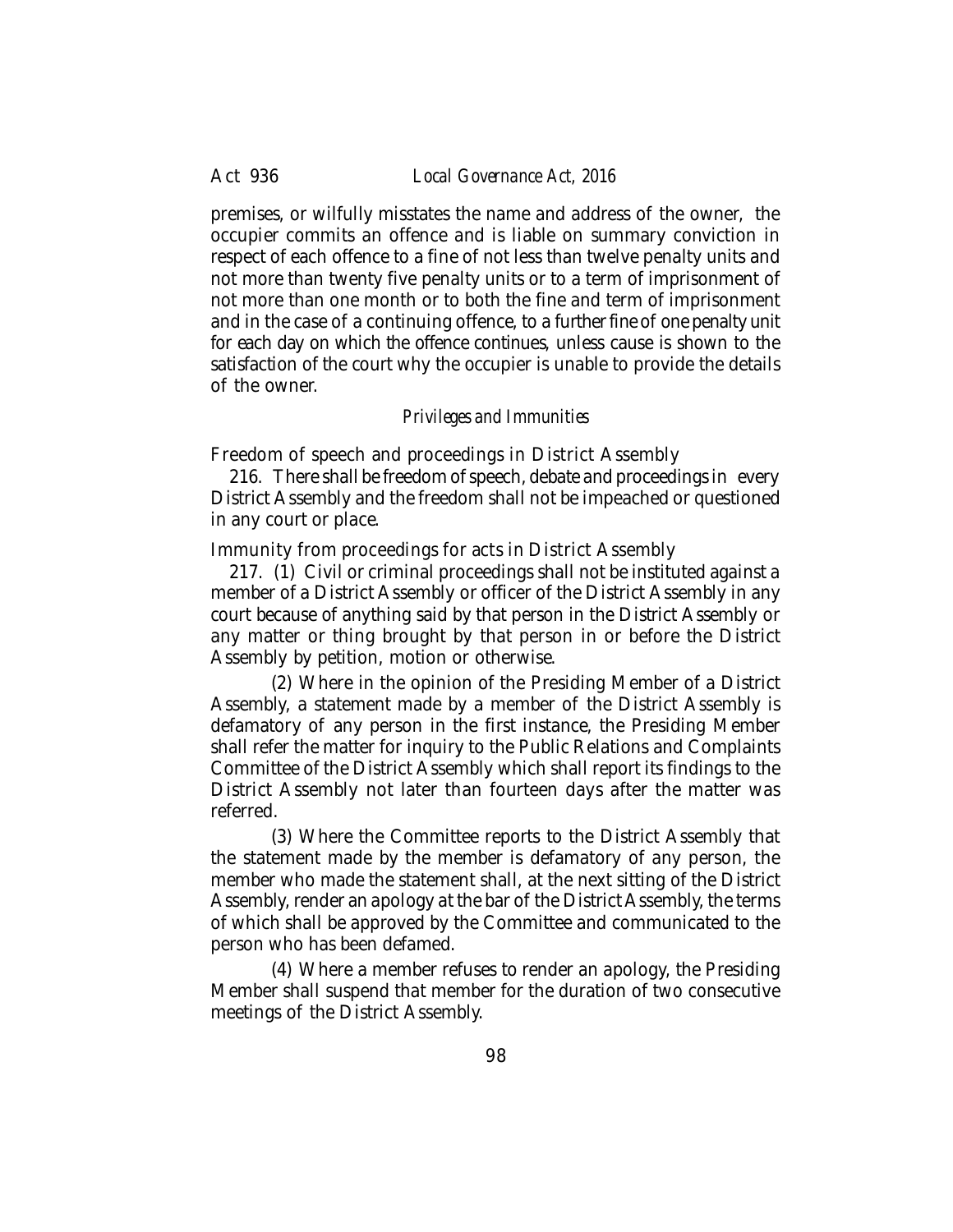premises, or wilfully misstates the name and address of the owner, the occupier commits an offence and is liable on summary conviction in respect of each offence to a fine of not less than twelve penalty units and not more than twenty five penalty units or to a term of imprisonment of not more than one month or to both the fine and term of imprisonment and in the case of a continuing offence, to a further fine of one penalty unit for each day on which the offence continues, unless cause is shown to the satisfaction of the court why the occupier is unable to provide the details of the owner.

*Privileges and Immunities*

Freedom of speech and proceedings in District Assembly

216. There shall be freedom of speech, debate and proceedings in every District Assembly and the freedom shall not be impeached or questioned in any court or place.

Immunity from proceedings for acts in District Assembly

217. (1) Civil or criminal proceedings shall not be instituted against a member of a District Assembly or officer of the District Assembly in any court because of anything said by that person in the District Assembly or any matter or thing brought by that person in or before the District Assembly by petition, motion or otherwise.

(2) Where in the opinion of the Presiding Member of a District Assembly, a statement made by a member of the District Assembly is defamatory of any person in the first instance, the Presiding Member shall refer the matter for inquiry to the Public Relations and Complaints Committee of the District Assembly which shall report its findings to the District Assembly not later than fourteen days after the matter was referred.

(3) Where the Committee reports to the District Assembly that the statement made by the member is defamatory of any person, the member who made the statement shall, at the next sitting of the District Assembly, render an apology at the bar of the District Assembly, the terms of which shall be approved by the Committee and communicated to the person who has been defamed.

(4) Where a member refuses to render an apology, the Presiding Member shall suspend that member for the duration of two consecutive meetings of the District Assembly.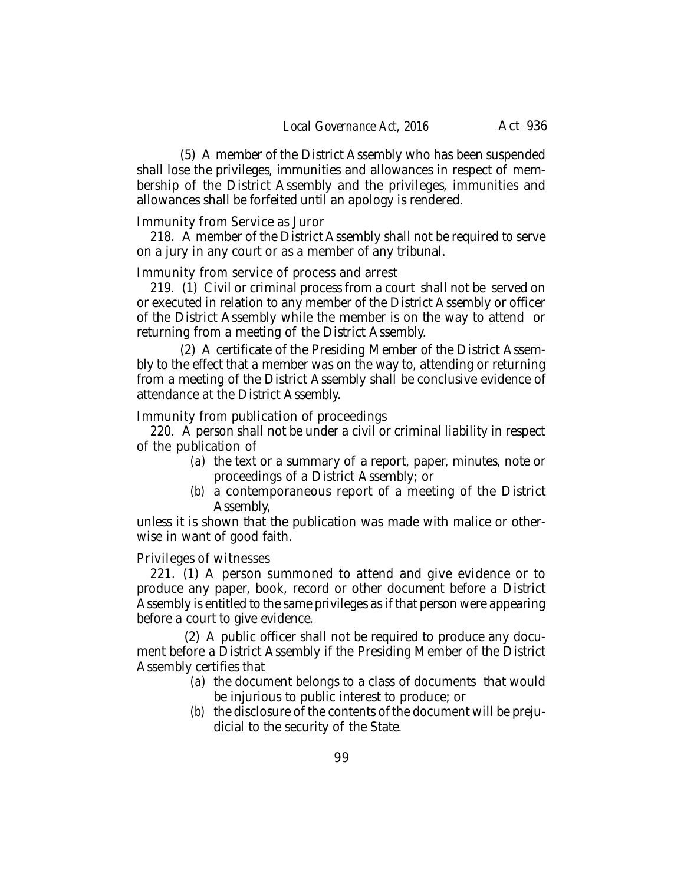(5) A member of the District Assembly who has been suspended shall lose the privileges, immunities and allowances in respect of membership of the District Assembly and the privileges, immunities and allowances shall be forfeited until an apology is rendered.

Immunity from Service as Juror

218. A member of the District Assembly shall not be required to serve on a jury in any court or as a member of any tribunal.

Immunity from service of process and arrest

219. (1) Civil or criminal process from a court shall not be served on or executed in relation to any member of the District Assembly or officer of the District Assembly while the member is on the way to attend or returning from a meeting of the District Assembly.

(2) A certificate of the Presiding Member of the District Assembly to the effect that a member was on the way to, attending or returning from a meeting of the District Assembly shall be conclusive evidence of attendance at the District Assembly.

Immunity from publication of proceedings

220. A person shall not be under a civil or criminal liability in respect of the publication of

*(a)* the text or a summary of a report, paper, minutes, note or proceedings of a District Assembly; or

*(b)* a contemporaneous report of a meeting of the District Assembly,

unless it is shown that the publication was made with malice or otherwise in want of good faith.

Privileges of witnesses

221. (1) A person summoned to attend and give evidence or to produce any paper, book, record or other document before a District Assembly is entitled to the same privileges as if that person were appearing before a court to give evidence.

(2) A public officer shall not be required to produce any document before a District Assembly if the Presiding Member of the District Assembly certifies that

*(a)* the document belongs to a class of documents that would be injurious to public interest to produce; or

*(b)* the disclosure of the contents of the document will be prejudicial to the security of the State.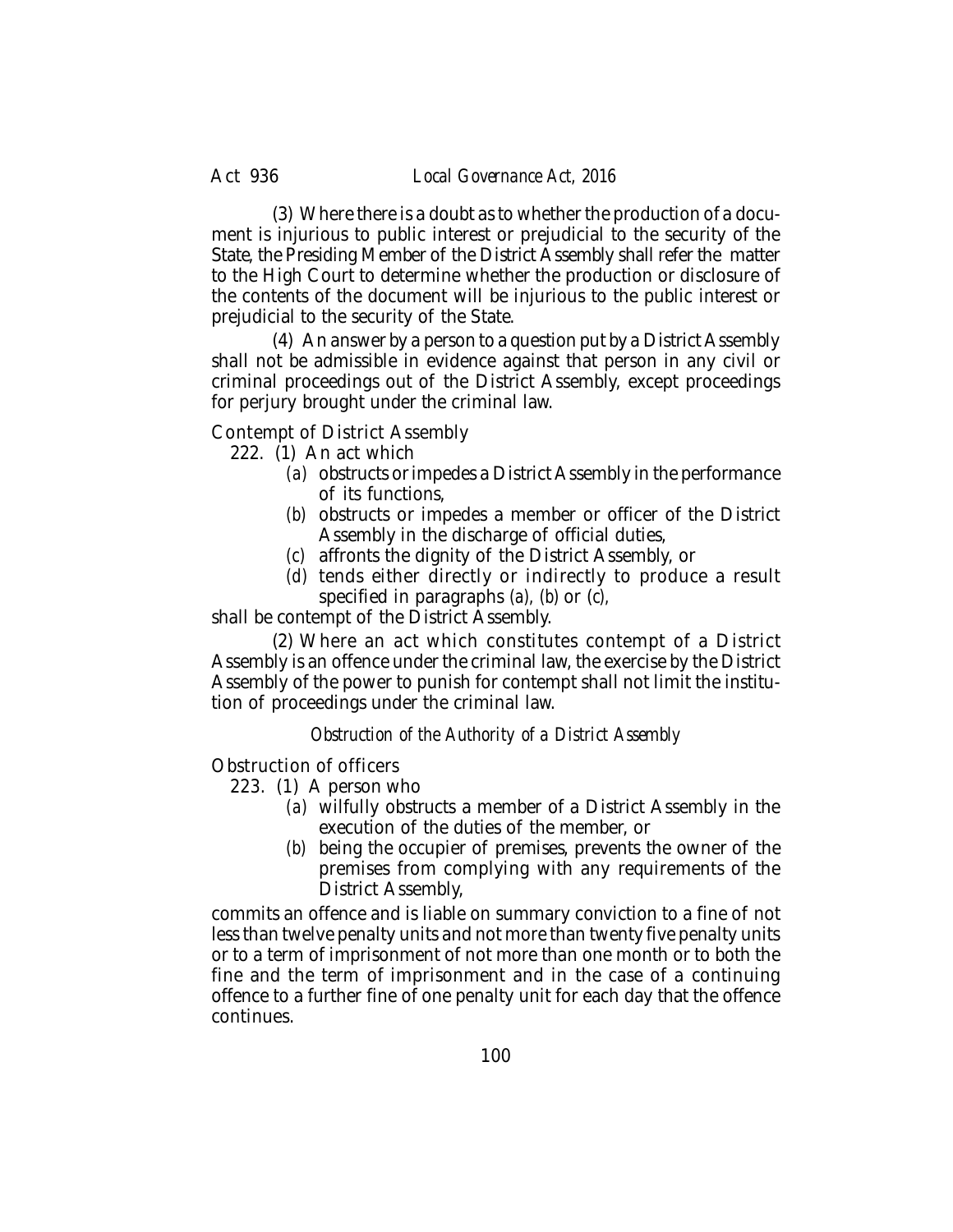(3) Where there is a doubt as to whether the production of a document is injurious to public interest or prejudicial to the security of the State, the Presiding Member of the District Assembly shall refer the matter to the High Court to determine whether the production or disclosure of the contents of the document will be injurious to the public interest or prejudicial to the security of the State.

(4) An answer by a person to a question put by a District Assembly shall not be admissible in evidence against that person in any civil or criminal proceedings out of the District Assembly, except proceedings for perjury brought under the criminal law.

Contempt of District Assembly

222. (1) An act which

*(a)* obstructs or impedes a District Assembly in the performance of its functions,

*(b)* obstructs or impedes a member or officer of the District Assembly in the discharge of official duties,

*(c)* affronts the dignity of the District Assembly, or

*(d)* tends either directly or indirectly to produce a result specified in paragraphs *(a)*, *(b)* or *(c)*,

shall be contempt of the District Assembly.

(2) Where an act which constitutes contempt of a District Assembly is an offence under the criminal law, the exercise by the District Assembly of the power to punish for contempt shall not limit the institution of proceedings under the criminal law.

*Obstruction of the Authority of a District Assembly*

Obstruction of officers

223. (1) A person who

*(a)* wilfully obstructs a member of a District Assembly in the execution of the duties of the member, or

*(b)* being the occupier of premises, prevents the owner of the premises from complying with any requirements of the District Assembly,

commits an offence and is liable on summary conviction to a fine of not less than twelve penalty units and not more than twenty five penalty units or to a term of imprisonment of not more than one month or to both the fine and the term of imprisonment and in the case of a continuing offence to a further fine of one penalty unit for each day that the offence continues.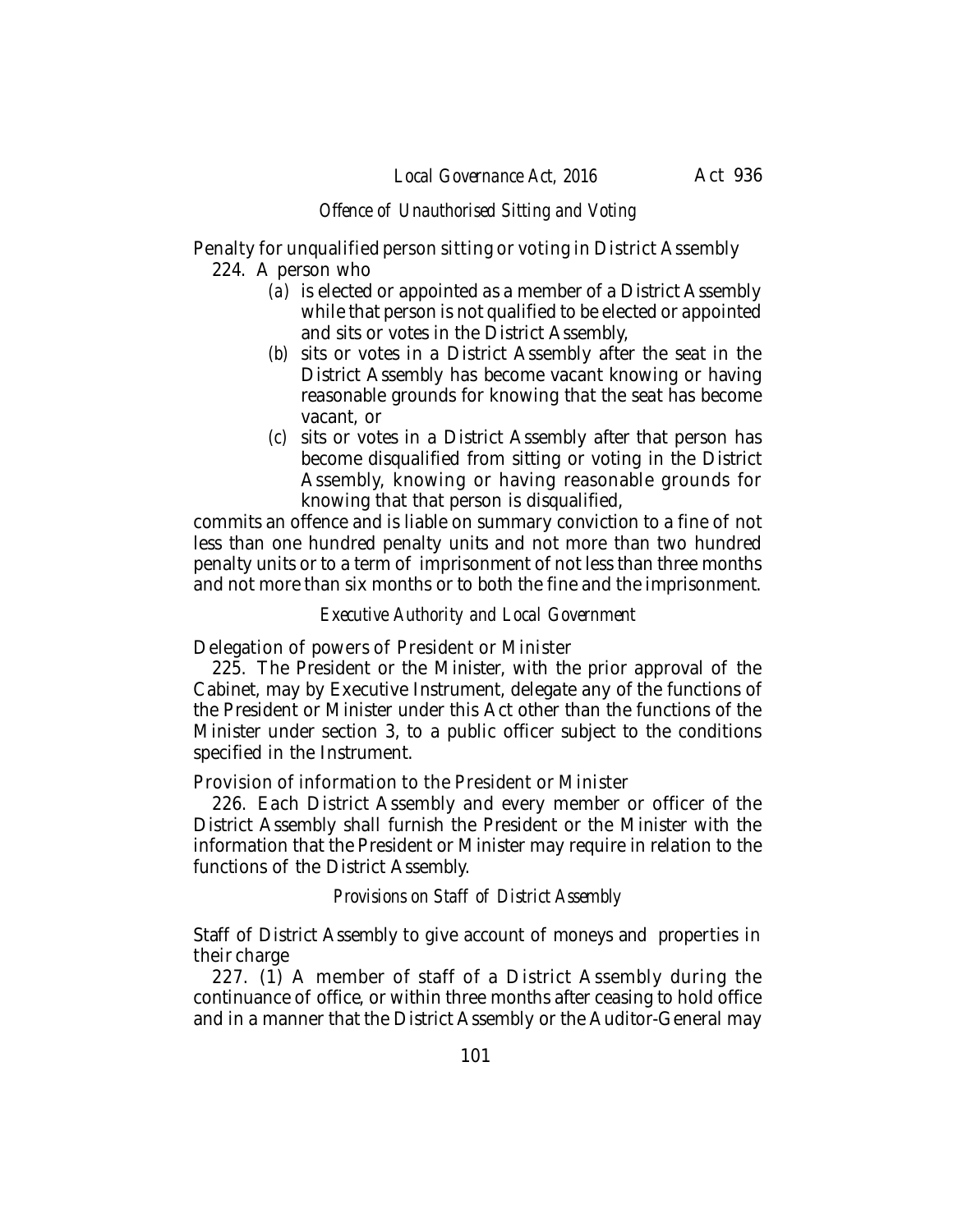*Offence of Unauthorised Sitting and Voting*

Penalty for unqualified person sitting or voting in District Assembly

224. A person who

(a) is elected or appointed as a member of a District Assembly while that person is not qualified to be elected or appointed and sits or votes in the District Assembly,

(b) sits or votes in a District Assembly after the seat in the District Assembly has become vacant knowing or having reasonable grounds for knowing that the seat has become vacant, or

(c) sits or votes in a District Assembly after that person has become disqualified from sitting or voting in the District Assembly, knowing or having reasonable grounds for knowing that that person is disqualified,

commits an offence and is liable on summary conviction to a fine of not less than one hundred penalty units and not more than two hundred penalty units or to a term of imprisonment of not less than three months and not more than six months or to both the fine and the imprisonment.

*Executive Authority and Local Government*

Delegation of powers of President or Minister

225. The President or the Minister, with the prior approval of the Cabinet, may by Executive Instrument, delegate any of the functions of the President or Minister under this Act other than the functions of the Minister under section 3, to a public officer subject to the conditions specified in the Instrument.

Provision of information to the President or Minister

226. Each District Assembly and every member or officer of the District Assembly shall furnish the President or the Minister with the information that the President or Minister may require in relation to the functions of the District Assembly.

*Provisions on Staff of District Assembly*

Staff of District Assembly to give account of moneys and properties in their charge

227. (1) A member of staff of a District Assembly during the continuance of office, or within three months after ceasing to hold office and in a manner that the District Assembly or the Auditor-General may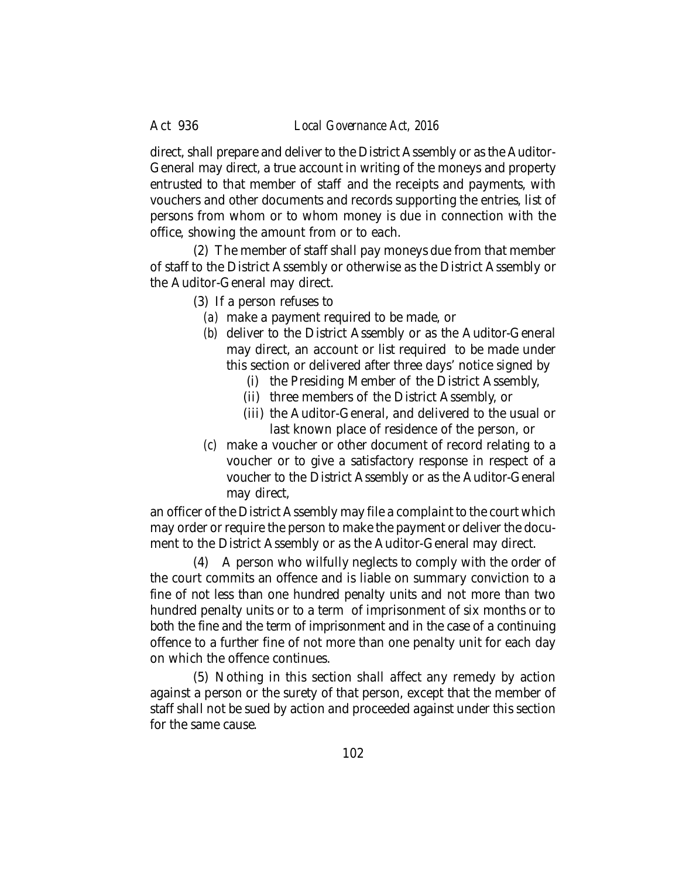direct, shall prepare and deliver to the District Assembly or as the Auditor-General may direct, a true account in writing of the moneys and property entrusted to that member of staff and the receipts and payments, with vouchers and other documents and records supporting the entries, list of persons from whom or to whom money is due in connection with the office, showing the amount from or to each.

(2) The member of staff shall pay moneys due from that member of staff to the District Assembly or otherwise as the District Assembly or the Auditor-General may direct.

(3) If a person refuses to

*(a)* make a payment required to be made, or

*(b)* deliver to the District Assembly or as the Auditor-General may direct, an account or list required to be made under this section or delivered after three days' notice signed by

(i) the Presiding Member of the District Assembly,

(ii) three members of the District Assembly, or

(iii) the Auditor-General, and delivered to the usual or last known place of residence of the person, or

*(c)* make a voucher or other document of record relating to a voucher or to give a satisfactory response in respect of a voucher to the District Assembly or as the Auditor-General may direct,

an officer of the District Assembly may file a complaint to the court which may order or require the person to make the payment or deliver the document to the District Assembly or as the Auditor-General may direct.

(4) A person who wilfully neglects to comply with the order of the court commits an offence and is liable on summary conviction to a fine of not less than one hundred penalty units and not more than two hundred penalty units or to a term of imprisonment of six months or to both the fine and the term of imprisonment and in the case of a continuing offence to a further fine of not more than one penalty unit for each day on which the offence continues.

(5) Nothing in this section shall affect any remedy by action against a person or the surety of that person, except that the member of staff shall not be sued by action and proceeded against under this section for the same cause.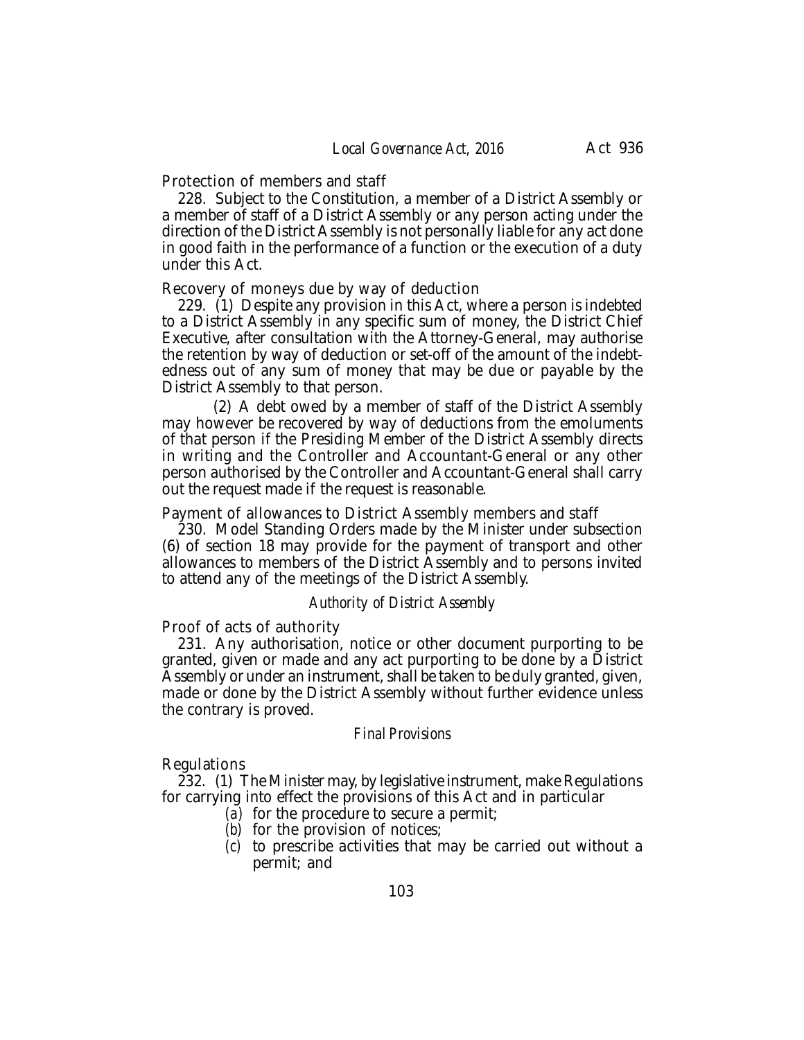Protection of members and staff

228. Subject to the Constitution, a member of a District Assembly or a member of staff of a District Assembly or any person acting under the direction of the District Assembly is not personally liable for any act done in good faith in the performance of a function or the execution of a duty under this Act.

Recovery of moneys due by way of deduction

229. (1) Despite any provision in this Act, where a person is indebted to a District Assembly in any specific sum of money, the District Chief Executive, after consultation with the Attorney-General, may authorise the retention by way of deduction or set-off of the amount of the indebtedness out of any sum of money that may be due or payable by the District Assembly to that person.

(2) A debt owed by a member of staff of the District Assembly may however be recovered by way of deductions from the emoluments of that person if the Presiding Member of the District Assembly directs in writing and the Controller and Accountant-General or any other person authorised by the Controller and Accountant-General shall carry out the request made if the request is reasonable.

Payment of allowances to District Assembly members and staff

230. Model Standing Orders made by the Minister under subsection (6) of section 18 may provide for the payment of transport and other allowances to members of the District Assembly and to persons invited to attend any of the meetings of the District Assembly.

*Authority of District Assembly*

Proof of acts of authority

231. Any authorisation, notice or other document purporting to be granted, given or made and any act purporting to be done by a District Assembly or under an instrument, shall be taken to be duly granted, given, made or done by the District Assembly without further evidence unless the contrary is proved.

*Final Provisions*

Regulations

232. (1) The Minister may, by legislative instrument, make Regulations for carrying into effect the provisions of this Act and in particular

(*a*) for the procedure to secure a permit;

(*b*) for the provision of notices;

(*c*) to prescribe activities that may be carried out without a permit; and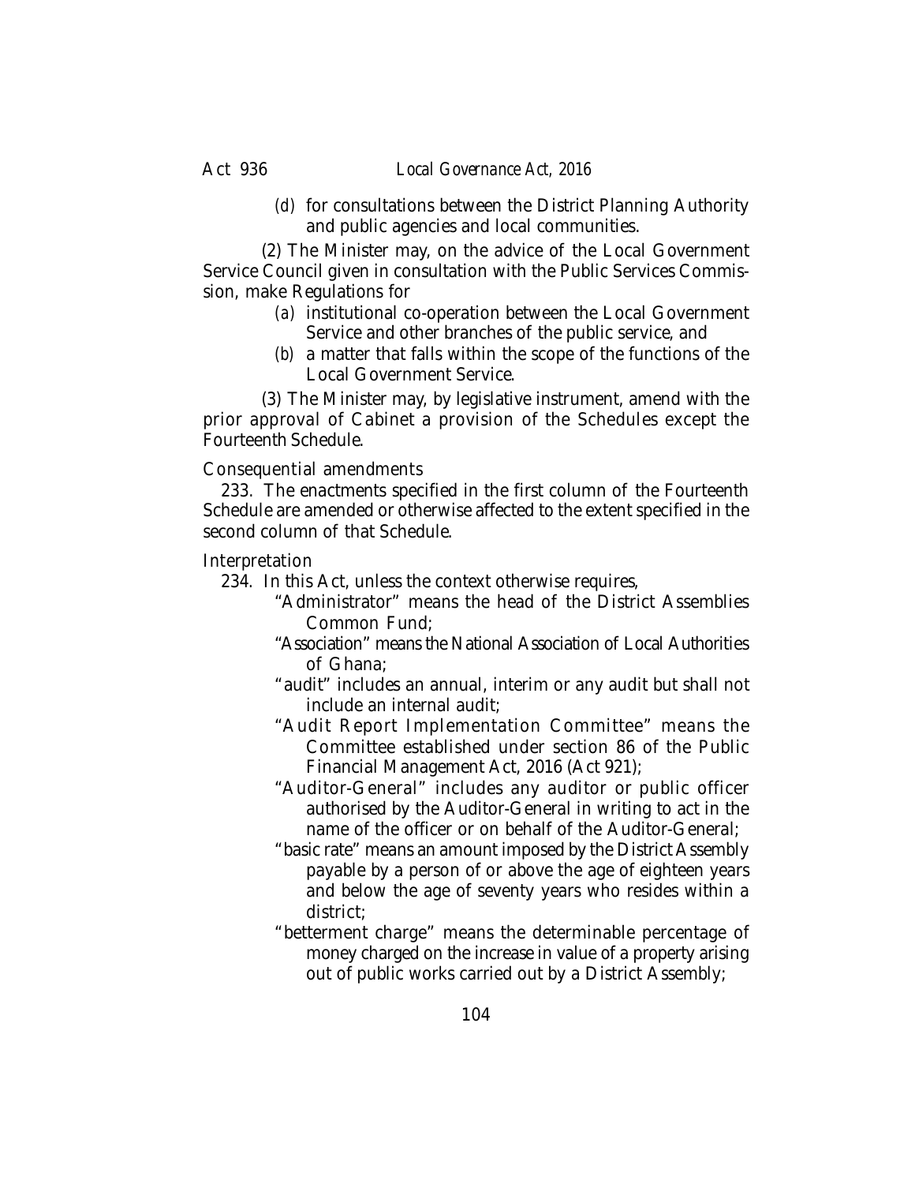(*d*) for consultations between the District Planning Authority and public agencies and local communities.

(2) The Minister may, on the advice of the Local Government Service Council given in consultation with the Public Services Commission, make Regulations for

(*a*) institutional co-operation between the Local Government Service and other branches of the public service, and

(*b*) a matter that falls within the scope of the functions of the Local Government Service.

(3) The Minister may, by legislative instrument, amend with the prior approval of Cabinet a provision of the Schedules except the Fourteenth Schedule.

*Consequential amendments*

233. The enactments specified in the first column of the Fourteenth Schedule are amended or otherwise affected to the extent specified in the second column of that Schedule.

*Interpretation*

234. In this Act, unless the context otherwise requires,

"Administrator" means the head of the District Assemblies Common Fund;

"Association" means the National Association of Local Authorities of Ghana;

"audit" includes an annual, interim or any audit but shall not include an internal audit;

"Audit Report Implementation Committee" means the Committee established under section 86 of the Public Financial Management Act, 2016 (Act 921);

"Auditor-General" includes any auditor or public officer authorised by the Auditor-General in writing to act in the name of the officer or on behalf of the Auditor-General;

"basic rate" means an amount imposed by the District Assembly payable by a person of or above the age of eighteen years and below the age of seventy years who resides within a district;

"betterment charge" means the determinable percentage of money charged on the increase in value of a property arising out of public works carried out by a District Assembly;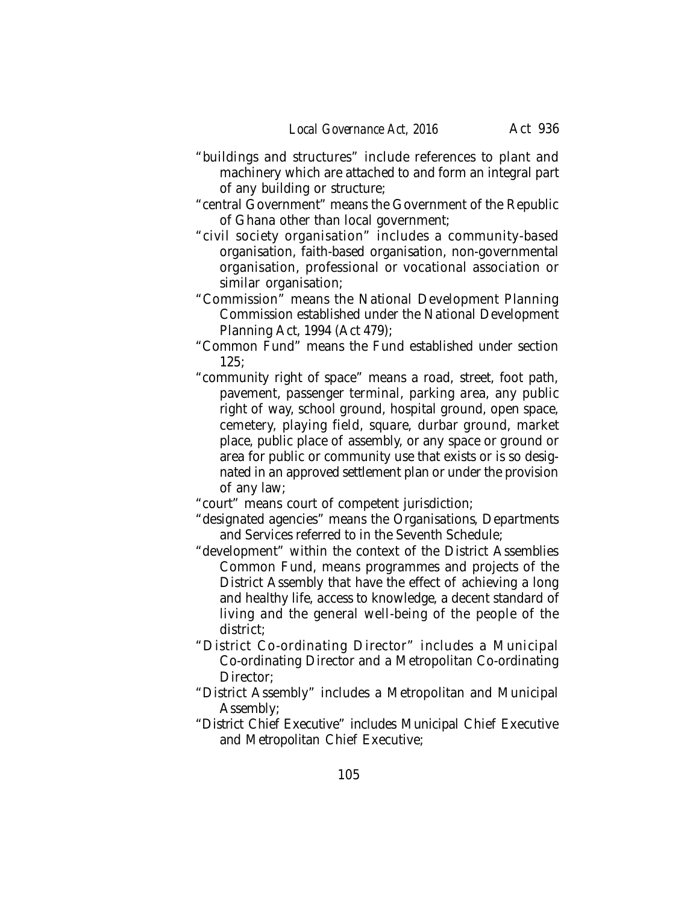"buildings and structures" include references to plant and machinery which are attached to and form an integral part of any building or structure;

"central Government" means the Government of the Republic of Ghana other than local government;

"civil society organisation" includes a community-based organisation, faith-based organisation, non-governmental organisation, professional or vocational association or similar organisation;

"Commission" means the National Development Planning Commission established under the National Development Planning Act, 1994 (Act 479);

"Common Fund" means the Fund established under section 125;

"community right of space" means a road, street, foot path, pavement, passenger terminal, parking area, any public right of way, school ground, hospital ground, open space, cemetery, playing field, square, durbar ground, market place, public place of assembly, or any space or ground or area for public or community use that exists or is so designated in an approved settlement plan or under the provision of any law;

"court" means court of competent jurisdiction;

"designated agencies" means the Organisations, Departments and Services referred to in the Seventh Schedule;

"development" within the context of the District Assemblies Common Fund, means programmes and projects of the District Assembly that have the effect of achieving a long and healthy life, access to knowledge, a decent standard of living and the general well-being of the people of the district;

"District Co-ordinating Director" includes a Municipal Co-ordinating Director and a Metropolitan Co-ordinating Director;

"District Assembly" includes a Metropolitan and Municipal Assembly;

"District Chief Executive" includes Municipal Chief Executive and Metropolitan Chief Executive;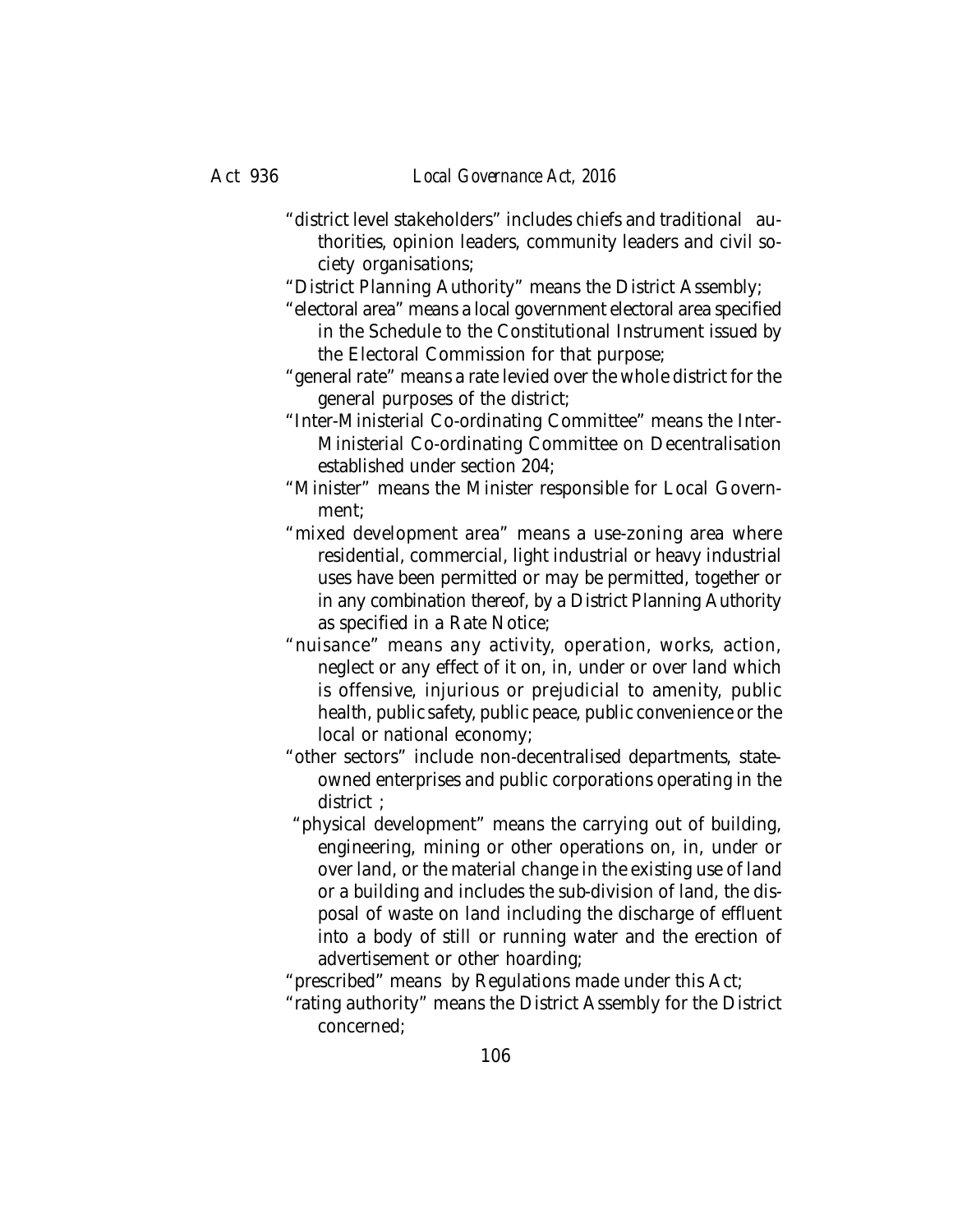"district level stakeholders" includes chiefs and traditional authorities, opinion leaders, community leaders and civil society organisations;

"District Planning Authority" means the District Assembly;

"electoral area" means a local government electoral area specified in the Schedule to the Constitutional Instrument issued by the Electoral Commission for that purpose;

"general rate" means a rate levied over the whole district for the general purposes of the district;

"Inter-Ministerial Co-ordinating Committee" means the Inter-Ministerial Co-ordinating Committee on Decentralisation established under section 204;

"Minister" means the Minister responsible for Local Government;

"mixed development area" means a use-zoning area where residential, commercial, light industrial or heavy industrial uses have been permitted or may be permitted, together or in any combination thereof, by a District Planning Authority as specified in a Rate Notice;

"nuisance" means any activity, operation, works, action, neglect or any effect of it on, in, under or over land which is offensive, injurious or prejudicial to amenity, public health, public safety, public peace, public convenience or the local or national economy;

"other sectors" include non-decentralised departments, state-owned enterprises and public corporations operating in the district ;

"physical development" means the carrying out of building, engineering, mining or other operations on, in, under or over land, or the material change in the existing use of land or a building and includes the sub-division of land, the disposal of waste on land including the discharge of effluent into a body of still or running water and the erection of advertisement or other hoarding;

"prescribed" means by Regulations made under this Act;

"rating authority" means the District Assembly for the District concerned;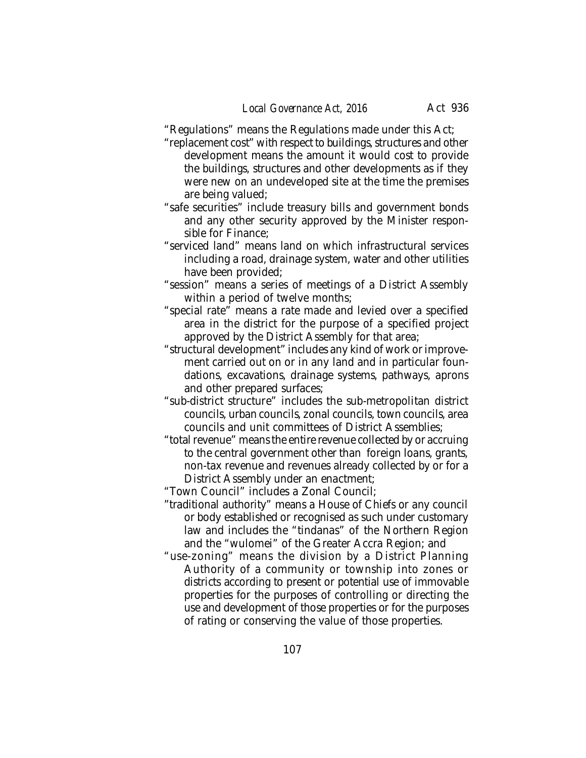"Regulations" means the Regulations made under this Act;

"replacement cost" with respect to buildings, structures and other development means the amount it would cost to provide the buildings, structures and other developments as if they were new on an undeveloped site at the time the premises are being valued;

"safe securities" include treasury bills and government bonds and any other security approved by the Minister responsible for Finance;

"serviced land" means land on which infrastructural services including a road, drainage system, water and other utilities have been provided;

"session" means a series of meetings of a District Assembly within a period of twelve months;

"special rate" means a rate made and levied over a specified area in the district for the purpose of a specified project approved by the District Assembly for that area;

"structural development" includes any kind of work or improvement carried out on or in any land and in particular foundations, excavations, drainage systems, pathways, aprons and other prepared surfaces;

"sub-district structure" includes the sub-metropolitan district councils, urban councils, zonal councils, town councils, area councils and unit committees of District Assemblies;

"total revenue" means the entire revenue collected by or accruing to the central government other than foreign loans, grants, non-tax revenue and revenues already collected by or for a District Assembly under an enactment;

"Town Council" includes a Zonal Council;

"traditional authority" means a House of Chiefs or any council or body established or recognised as such under customary law and includes the "tindanas" of the Northern Region and the "wulomei" of the Greater Accra Region; and

"use-zoning" means the division by a District Planning Authority of a community or township into zones or districts according to present or potential use of immovable properties for the purposes of controlling or directing the use and development of those properties or for the purposes of rating or conserving the value of those properties.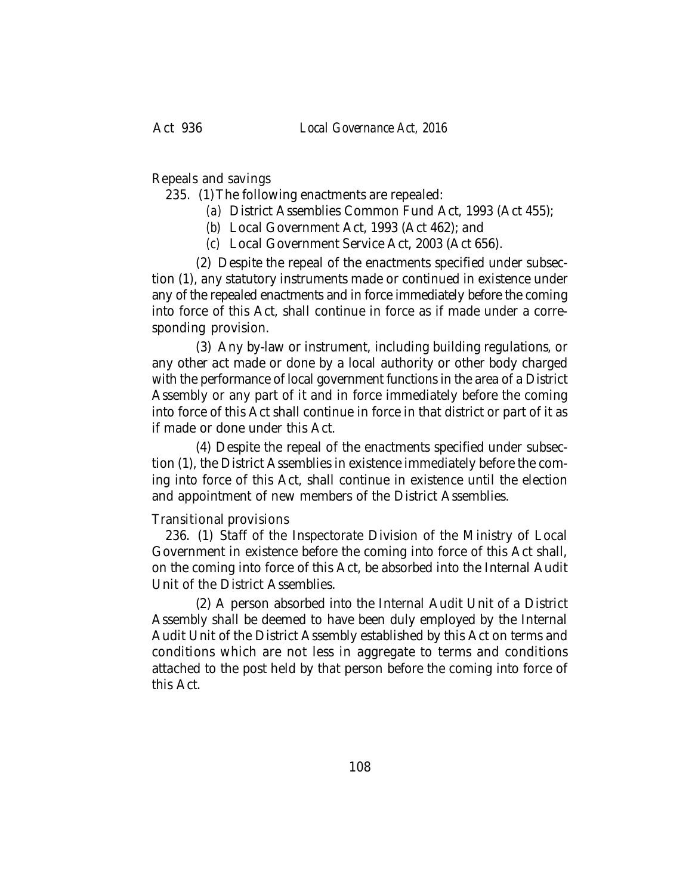Repeals and savings

235. (1) The following enactments are repealed:

*(a)* District Assemblies Common Fund Act, 1993 (Act 455);

*(b)* Local Government Act, 1993 (Act 462); and

*(c)* Local Government Service Act, 2003 (Act 656).

(2) Despite the repeal of the enactments specified under subsection (1), any statutory instruments made or continued in existence under any of the repealed enactments and in force immediately before the coming into force of this Act, shall continue in force as if made under a corresponding provision.

(3) Any by-law or instrument, including building regulations, or any other act made or done by a local authority or other body charged with the performance of local government functions in the area of a District Assembly or any part of it and in force immediately before the coming into force of this Act shall continue in force in that district or part of it as if made or done under this Act.

(4) Despite the repeal of the enactments specified under subsection (1), the District Assemblies in existence immediately before the coming into force of this Act, shall continue in existence until the election and appointment of new members of the District Assemblies.

Transitional provisions

236. (1) Staff of the Inspectorate Division of the Ministry of Local Government in existence before the coming into force of this Act shall, on the coming into force of this Act, be absorbed into the Internal Audit Unit of the District Assemblies.

(2) A person absorbed into the Internal Audit Unit of a District Assembly shall be deemed to have been duly employed by the Internal Audit Unit of the District Assembly established by this Act on terms and conditions which are not less in aggregate to terms and conditions attached to the post held by that person before the coming into force of this Act.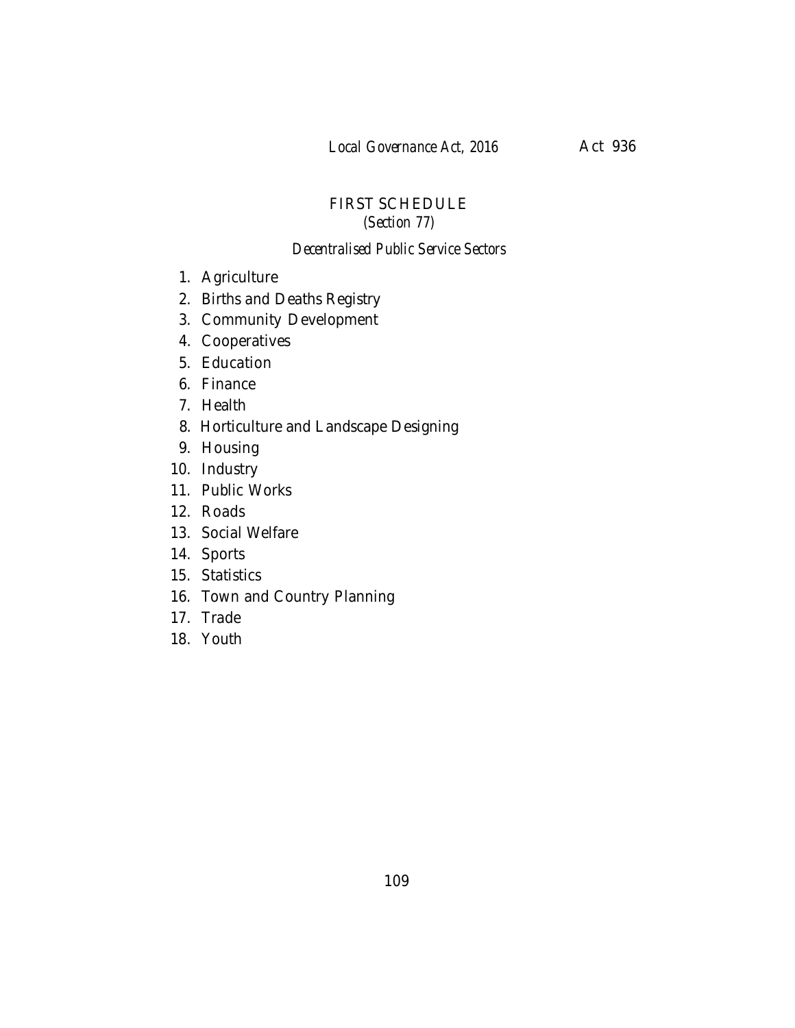# FIRST SCHEDULE

*(Section 77)*

*Decentralised Public Service Sectors*

1. Agriculture
2. Births and Deaths Registry
3. Community Development
4. Cooperatives
5. Education
6. Finance
7. Health
8. Horticulture and Landscape Designing
9. Housing
10. Industry
11. Public Works
12. Roads
13. Social Welfare
14. Sports
15. Statistics
16. Town and Country Planning
17. Trade
18. Youth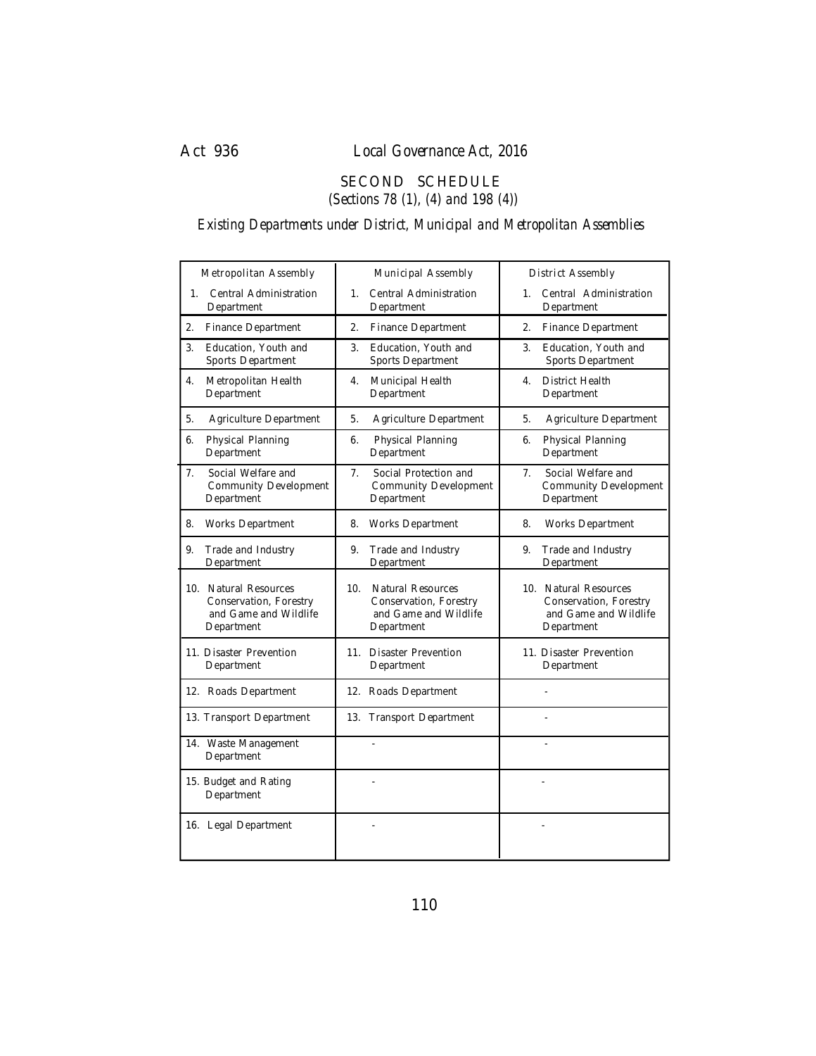## SECOND SCHEDULE

*(Sections 78 (1), (4) and 198 (4))*

*Existing Departments under District, Municipal and Metropolitan Assemblies*

| Metropolitan Assembly | Municipal Assembly | District Assembly |
|---|---|---|
| 1. Central Administration Department | 1. Central Administration Department | 1. Central Administration Department |
| 2. Finance Department | 2. Finance Department | 2. Finance Department |
| 3. Education, Youth and Sports Department | 3. Education, Youth and Sports Department | 3. Education, Youth and Sports Department |
| 4. Metropolitan Health Department | 4. Municipal Health Department | 4. District Health Department |
| 5. Agriculture Department | 5. Agriculture Department | 5. Agriculture Department |
| 6. Physical Planning Department | 6. Physical Planning Department | 6. Physical Planning Department |
| 7. Social Welfare and Community Development Department | 7. Social Protection and Community Development Department | 7. Social Welfare and Community Development Department |
| 8. Works Department | 8. Works Department | 8. Works Department |
| 9. Trade and Industry Department | 9. Trade and Industry Department | 9. Trade and Industry Department |
| 10. Natural Resources Conservation, Forestry and Game and Wildlife Department | 10. Natural Resources Conservation, Forestry and Game and Wildlife Department | 10. Natural Resources Conservation, Forestry and Game and Wildlife Department |
| 11. Disaster Prevention Department | 11. Disaster Prevention Department | 11. Disaster Prevention Department |
| 12. Roads Department | 12. Roads Department | - |
| 13. Transport Department | 13. Transport Department | - |
| 14. Waste Management Department | - | - |
| 15. Budget and Rating Department | - | - |
| 16. Legal Department | - | - |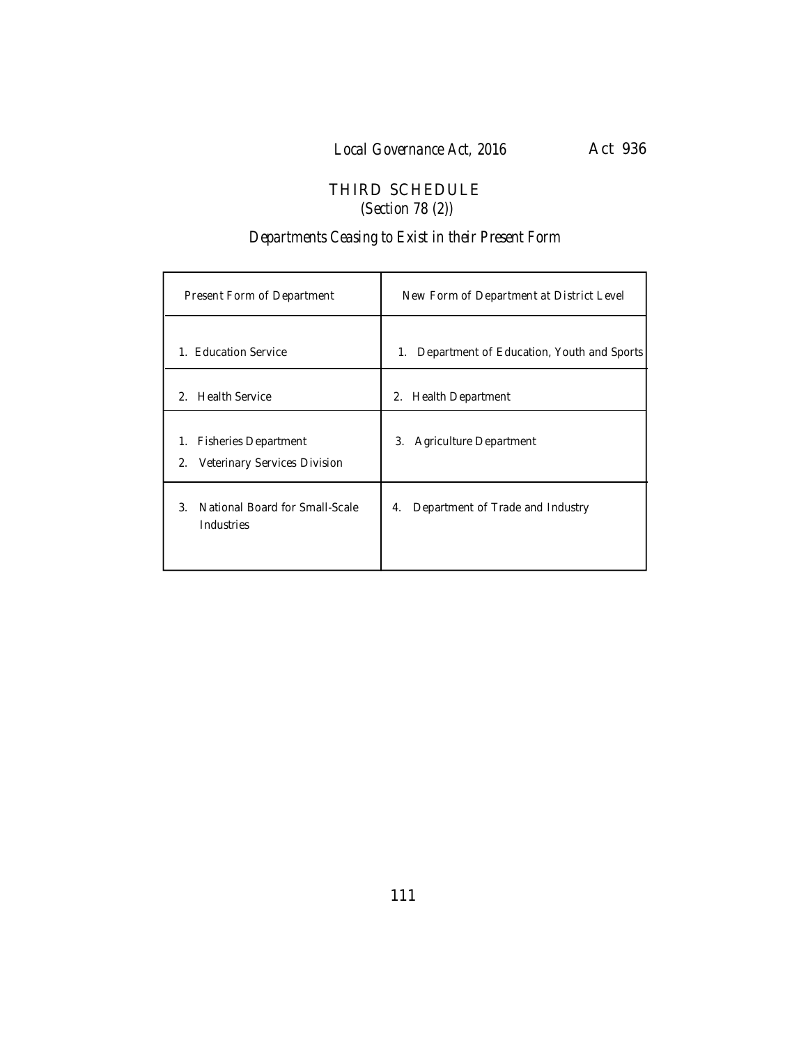## THIRD SCHEDULE

*(Section 78 (2))*

### *Departments Ceasing to Exist in their Present Form*

| Present Form of Department | New Form of Department at District Level |
|---|---|
| 1. Education Service | 1. Department of Education, Youth and Sports |
| 2. Health Service | 2. Health Department |
| 1. Fisheries Department<br>2. Veterinary Services Division | 3. Agriculture Department |
| 3. National Board for Small-Scale Industries | 4. Department of Trade and Industry |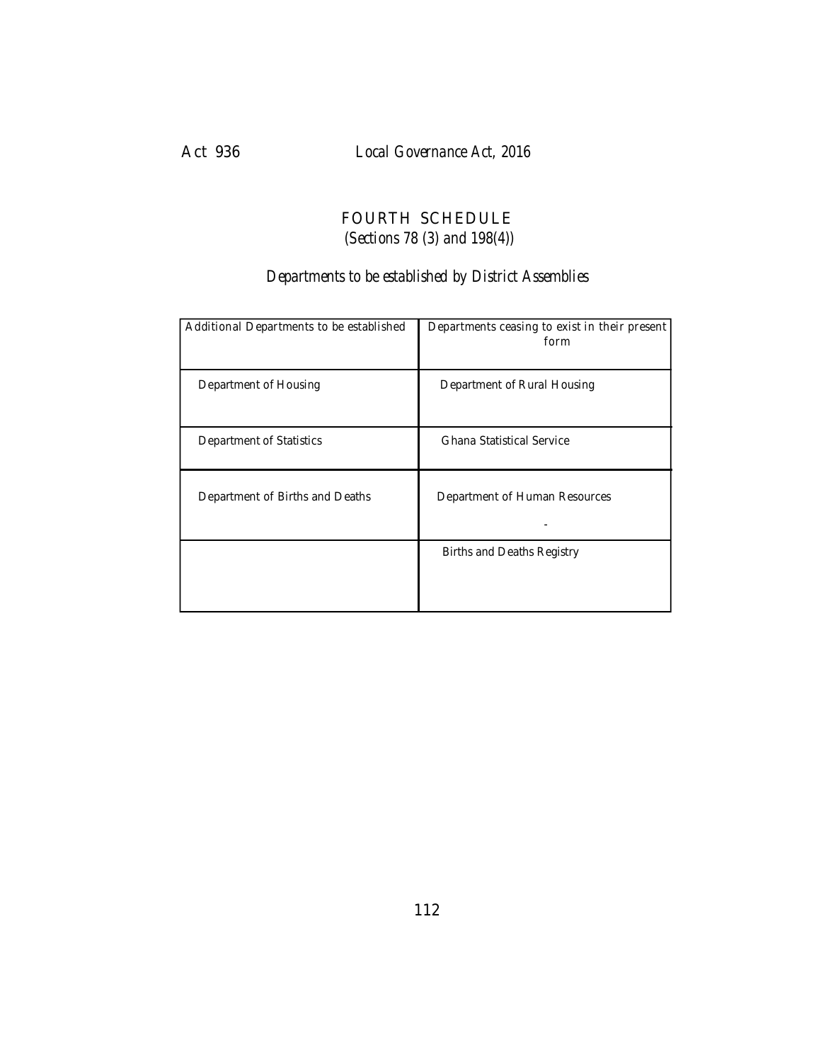# FOURTH SCHEDULE

*(Sections 78 (3) and 198(4))*

## *Departments to be established by District Assemblies*

| Additional Departments to be established | Departments ceasing to exist in their present form |
|---|---|
| Department of Housing | Department of Rural Housing |
| Department of Statistics | Ghana Statistical Service |
| Department of Births and Deaths | Department of Human Resources<br>- |
| | Births and Deaths Registry |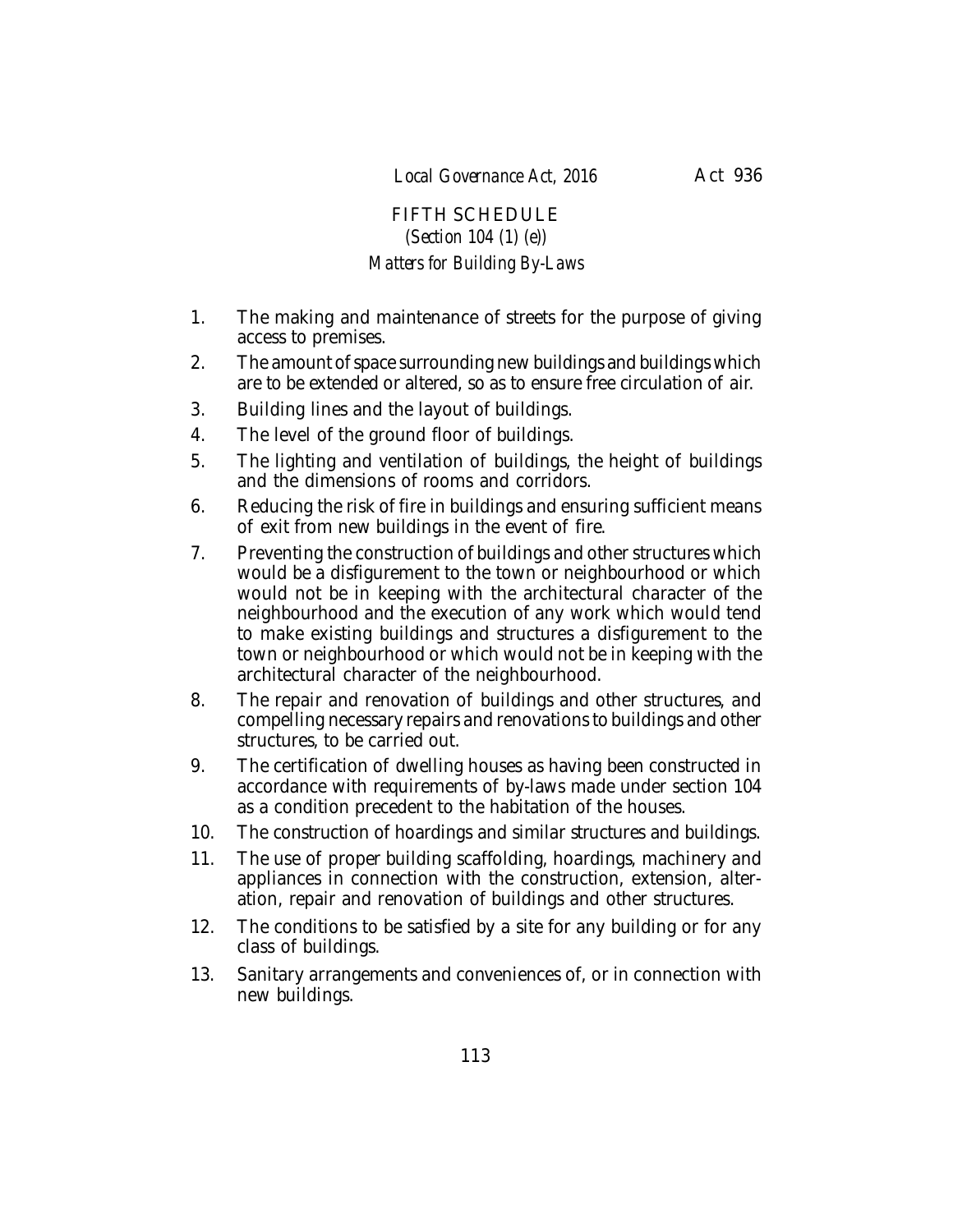## FIFTH SCHEDULE

*(Section 104 (1) (e))*

*Matters for Building By-Laws*

1. The making and maintenance of streets for the purpose of giving access to premises.
2. The amount of space surrounding new buildings and buildings which are to be extended or altered, so as to ensure free circulation of air.
3. Building lines and the layout of buildings.
4. The level of the ground floor of buildings.
5. The lighting and ventilation of buildings, the height of buildings and the dimensions of rooms and corridors.
6. Reducing the risk of fire in buildings and ensuring sufficient means of exit from new buildings in the event of fire.
7. Preventing the construction of buildings and other structures which would be a disfigurement to the town or neighbourhood or which would not be in keeping with the architectural character of the neighbourhood and the execution of any work which would tend to make existing buildings and structures a disfigurement to the town or neighbourhood or which would not be in keeping with the architectural character of the neighbourhood.
8. The repair and renovation of buildings and other structures, and compelling necessary repairs and renovations to buildings and other structures, to be carried out.
9. The certification of dwelling houses as having been constructed in accordance with requirements of by-laws made under section 104 as a condition precedent to the habitation of the houses.
10. The construction of hoardings and similar structures and buildings.
11. The use of proper building scaffolding, hoardings, machinery and appliances in connection with the construction, extension, alteration, repair and renovation of buildings and other structures.
12. The conditions to be satisfied by a site for any building or for any class of buildings.
13. Sanitary arrangements and conveniences of, or in connection with new buildings.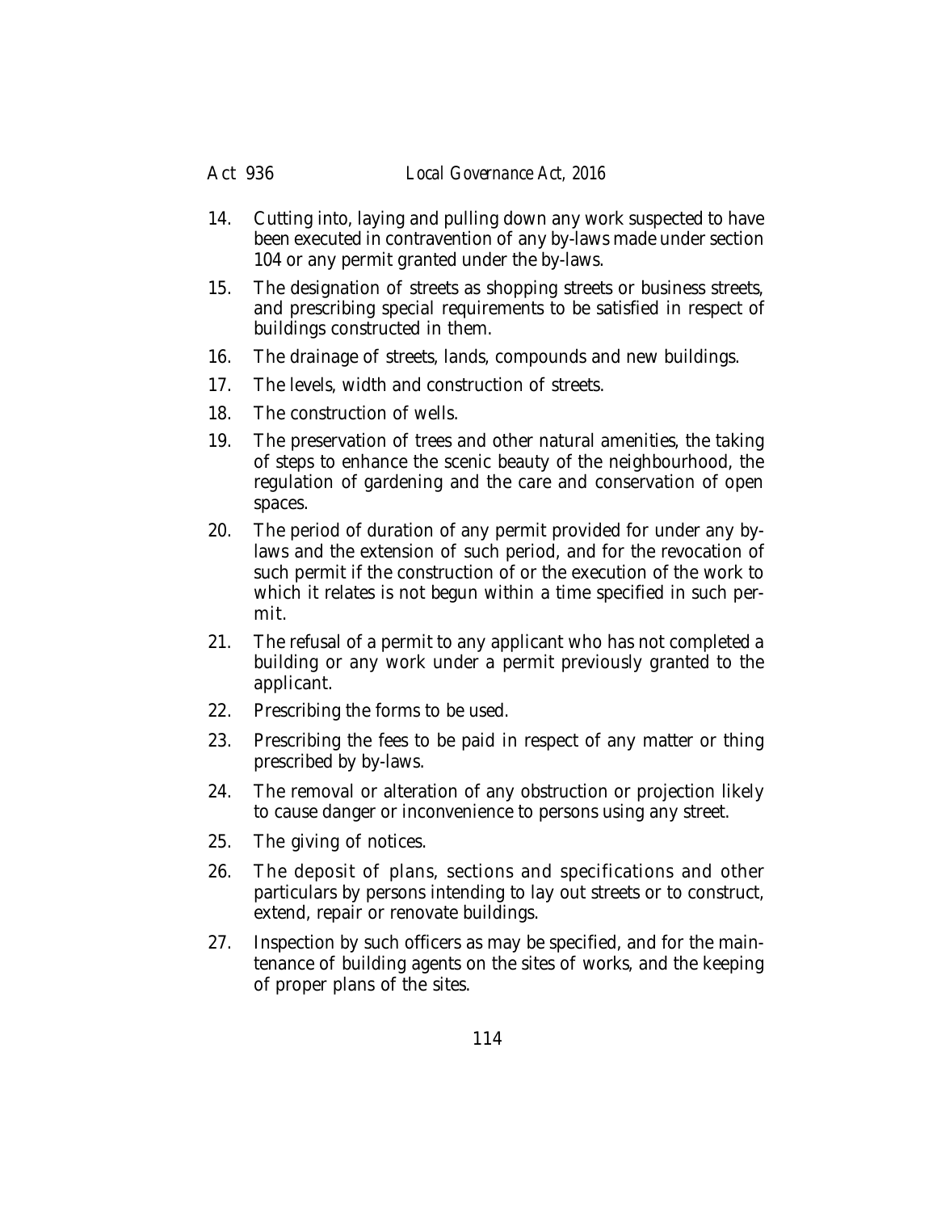14. Cutting into, laying and pulling down any work suspected to have been executed in contravention of any by-laws made under section 104 or any permit granted under the by-laws.

15. The designation of streets as shopping streets or business streets, and prescribing special requirements to be satisfied in respect of buildings constructed in them.

16. The drainage of streets, lands, compounds and new buildings.

17. The levels, width and construction of streets.

18. The construction of wells.

19. The preservation of trees and other natural amenities, the taking of steps to enhance the scenic beauty of the neighbourhood, the regulation of gardening and the care and conservation of open spaces.

20. The period of duration of any permit provided for under any by-laws and the extension of such period, and for the revocation of such permit if the construction of or the execution of the work to which it relates is not begun within a time specified in such permit.

21. The refusal of a permit to any applicant who has not completed a building or any work under a permit previously granted to the applicant.

22. Prescribing the forms to be used.

23. Prescribing the fees to be paid in respect of any matter or thing prescribed by by-laws.

24. The removal or alteration of any obstruction or projection likely to cause danger or inconvenience to persons using any street.

25. The giving of notices.

26. The deposit of plans, sections and specifications and other particulars by persons intending to lay out streets or to construct, extend, repair or renovate buildings.

27. Inspection by such officers as may be specified, and for the maintenance of building agents on the sites of works, and the keeping of proper plans of the sites.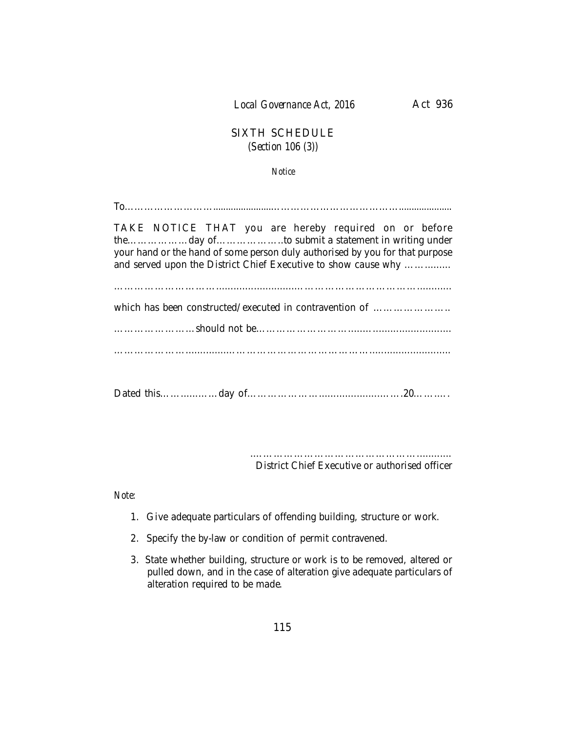## SIXTH SCHEDULE

*(Section 106 (3))*

*Notice*

To……………………….......................……………………………….....................

TAKE NOTICE THAT you are hereby required on or before the………………day of………………..to submit a statement in writing under your hand or the hand of some person duly authorised by you for that purpose and served upon the District Chief Executive to show cause why ……….......

……………………….........................………………………………...........

which has been constructed/executed in contravention of …………………

…………………should not be……………………….....….......................

………………….............……………………………………........................

Dated this……….......…day of……………………........................….20……….

……………………………………………..........
District Chief Executive or authorised officer

*Note:*

1. Give adequate particulars of offending building, structure or work.
2. Specify the by-law or condition of permit contravened.
3. State whether building, structure or work is to be removed, altered or pulled down, and in the case of alteration give adequate particulars of alteration required to be made.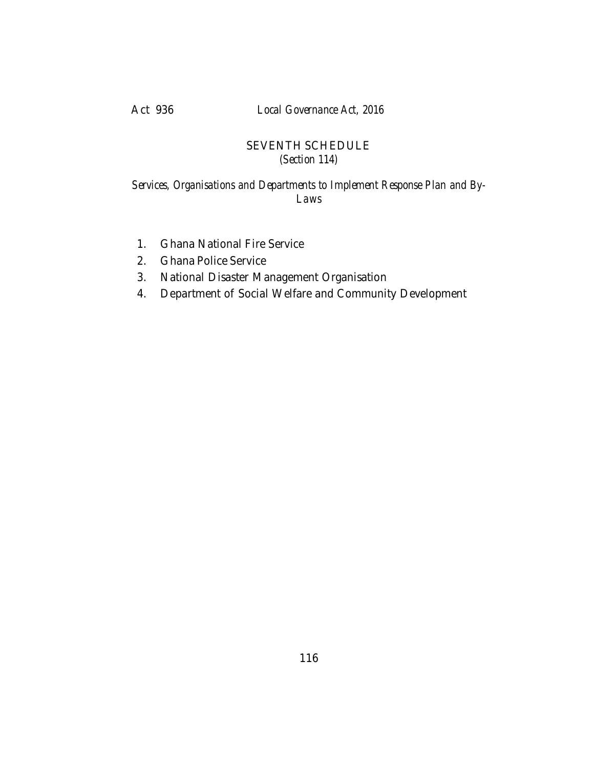## SEVENTH SCHEDULE

*(Section 114)*

*Services, Organisations and Departments to Implement Response Plan and By-Laws*

1. Ghana National Fire Service
2. Ghana Police Service
3. National Disaster Management Organisation
4. Department of Social Welfare and Community Development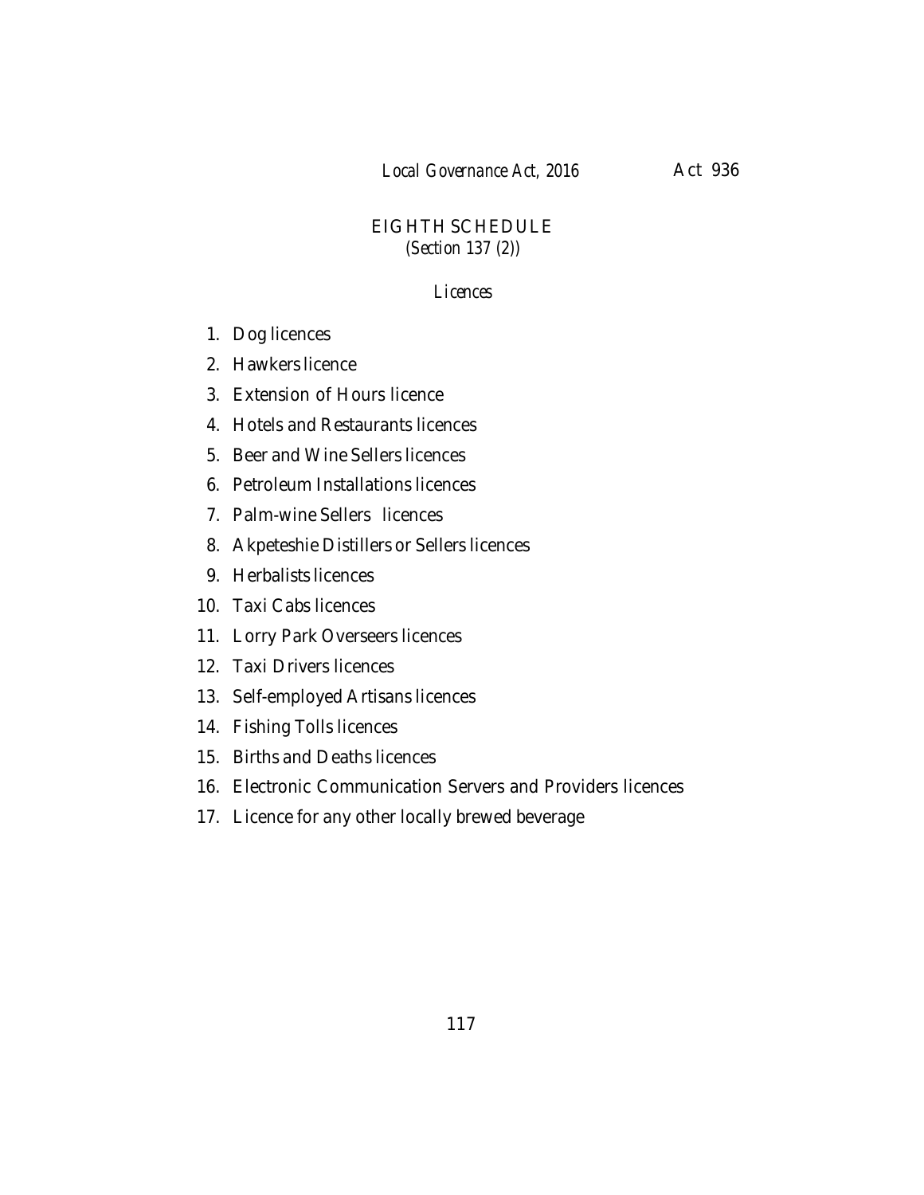# EIGHTH SCHEDULE

*(Section 137 (2))*

*Licences*

1. Dog licences
2. Hawkers licence
3. Extension of Hours licence
4. Hotels and Restaurants licences
5. Beer and Wine Sellers licences
6. Petroleum Installations licences
7. Palm-wine Sellers licences
8. Akpeteshie Distillers or Sellers licences
9. Herbalists licences
10. Taxi Cabs licences
11. Lorry Park Overseers licences
12. Taxi Drivers licences
13. Self-employed Artisans licences
14. Fishing Tolls licences
15. Births and Deaths licences
16. Electronic Communication Servers and Providers licences
17. Licence for any other locally brewed beverage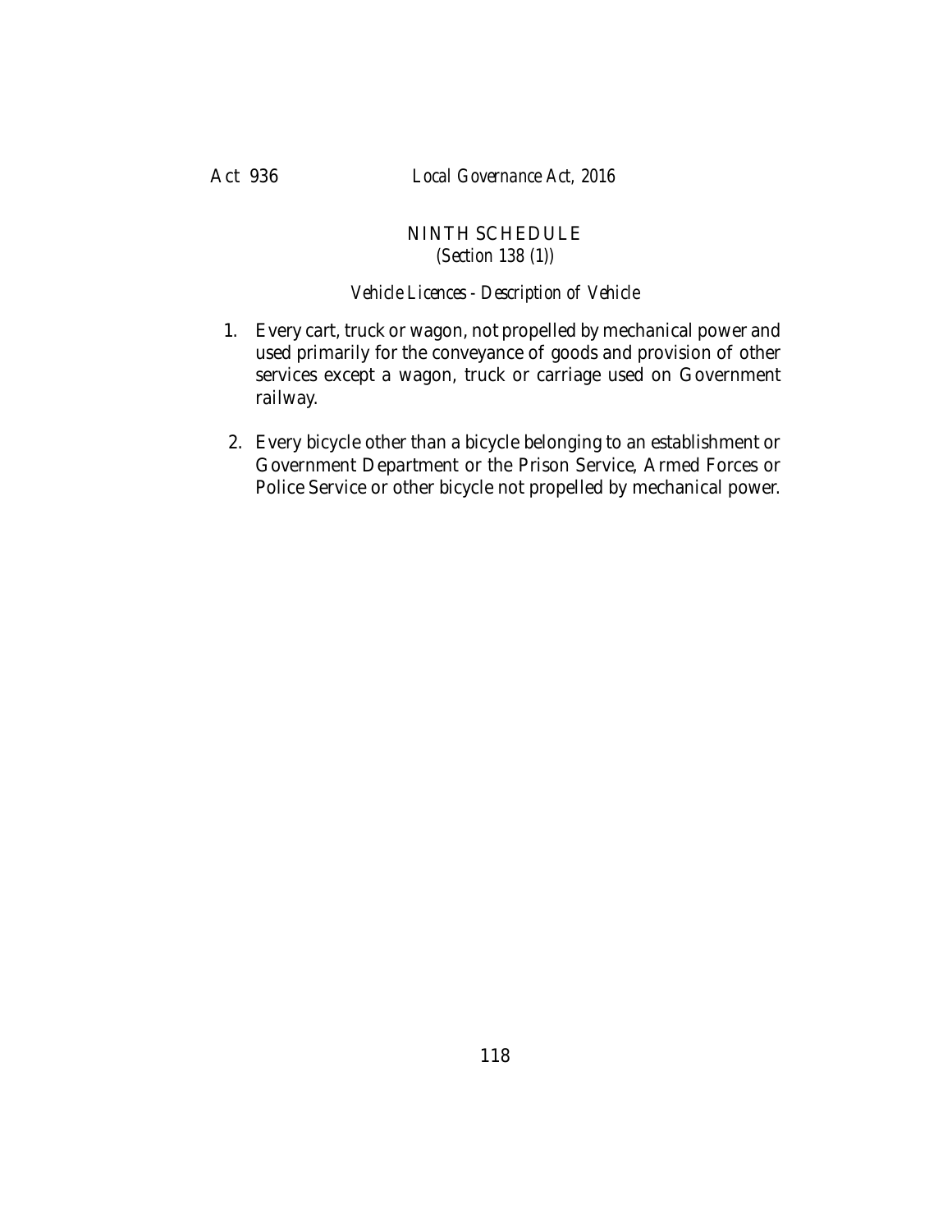## NINTH SCHEDULE

*(Section 138 (1))*

*Vehicle Licences - Description of Vehicle*

1. Every cart, truck or wagon, not propelled by mechanical power and used primarily for the conveyance of goods and provision of other services except a wagon, truck or carriage used on Government railway.

2. Every bicycle other than a bicycle belonging to an establishment or Government Department or the Prison Service, Armed Forces or Police Service or other bicycle not propelled by mechanical power.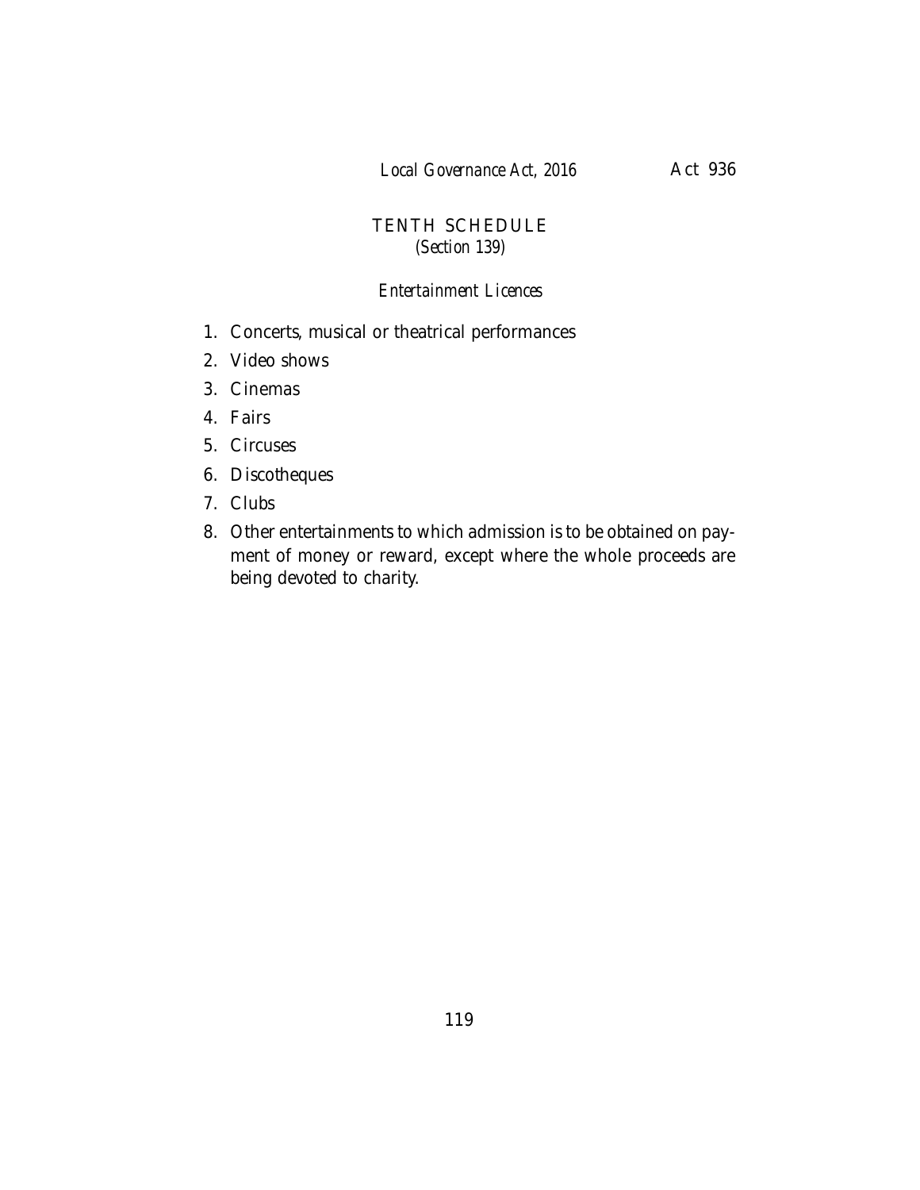# TENTH SCHEDULE

*(Section 139)*

*Entertainment Licences*

1. Concerts, musical or theatrical performances
2. Video shows
3. Cinemas
4. Fairs
5. Circuses
6. Discotheques
7. Clubs
8. Other entertainments to which admission is to be obtained on payment of money or reward, except where the whole proceeds are being devoted to charity.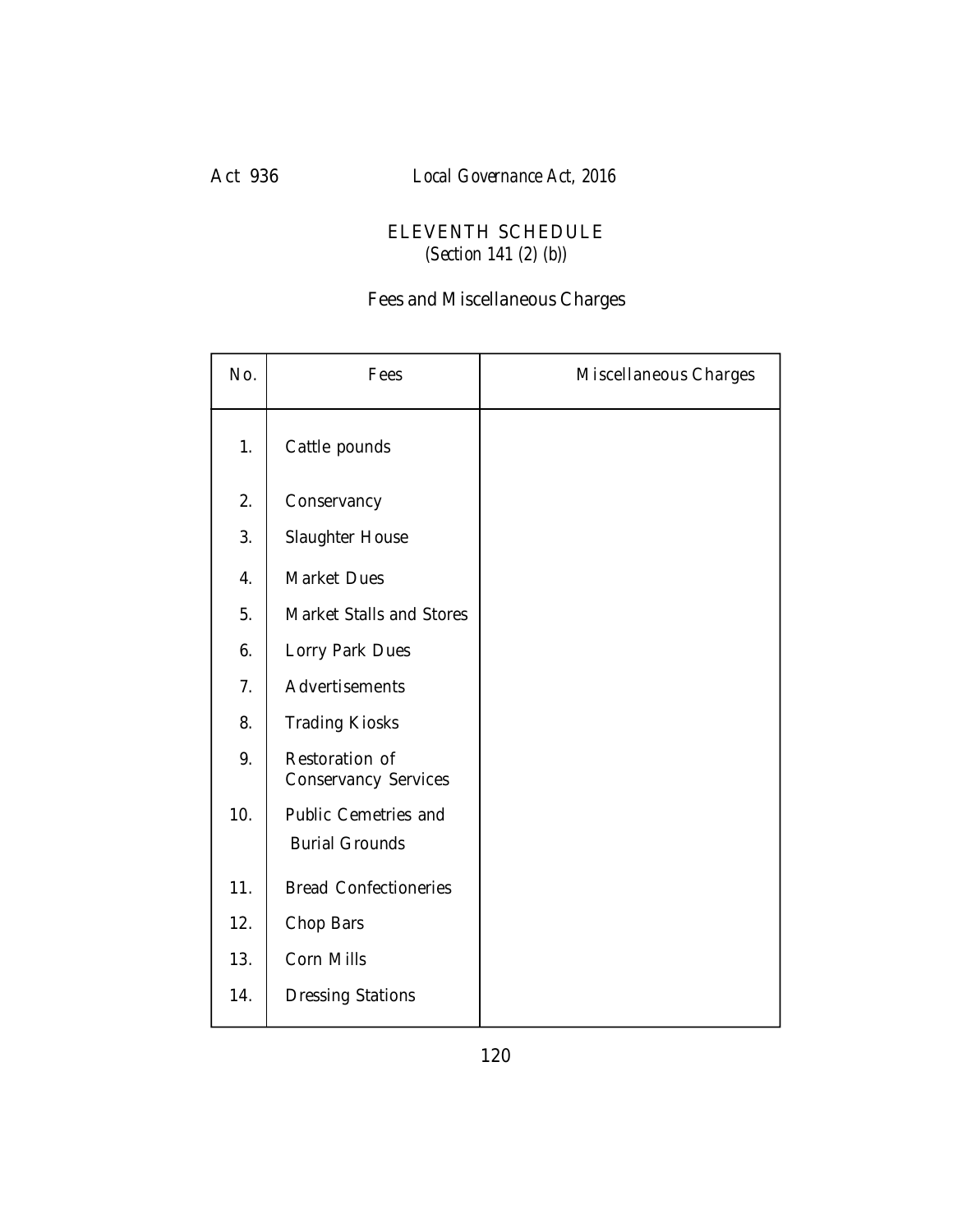## ELEVENTH SCHEDULE

*(Section 141 (2) (b))*

### Fees and Miscellaneous Charges

| No. | Fees | Miscellaneous Charges |
|---|---|---|
| 1. | Cattle pounds | |
| 2. | Conservancy | |
| 3. | Slaughter House | |
| 4. | Market Dues | |
| 5. | Market Stalls and Stores | |
| 6. | Lorry Park Dues | |
| 7. | Advertisements | |
| 8. | Trading Kiosks | |
| 9. | Restoration of Conservancy Services | |
| 10. | Public Cemetries and Burial Grounds | |
| 11. | Bread Confectioneries | |
| 12. | Chop Bars | |
| 13. | Corn Mills | |
| 14. | Dressing Stations | |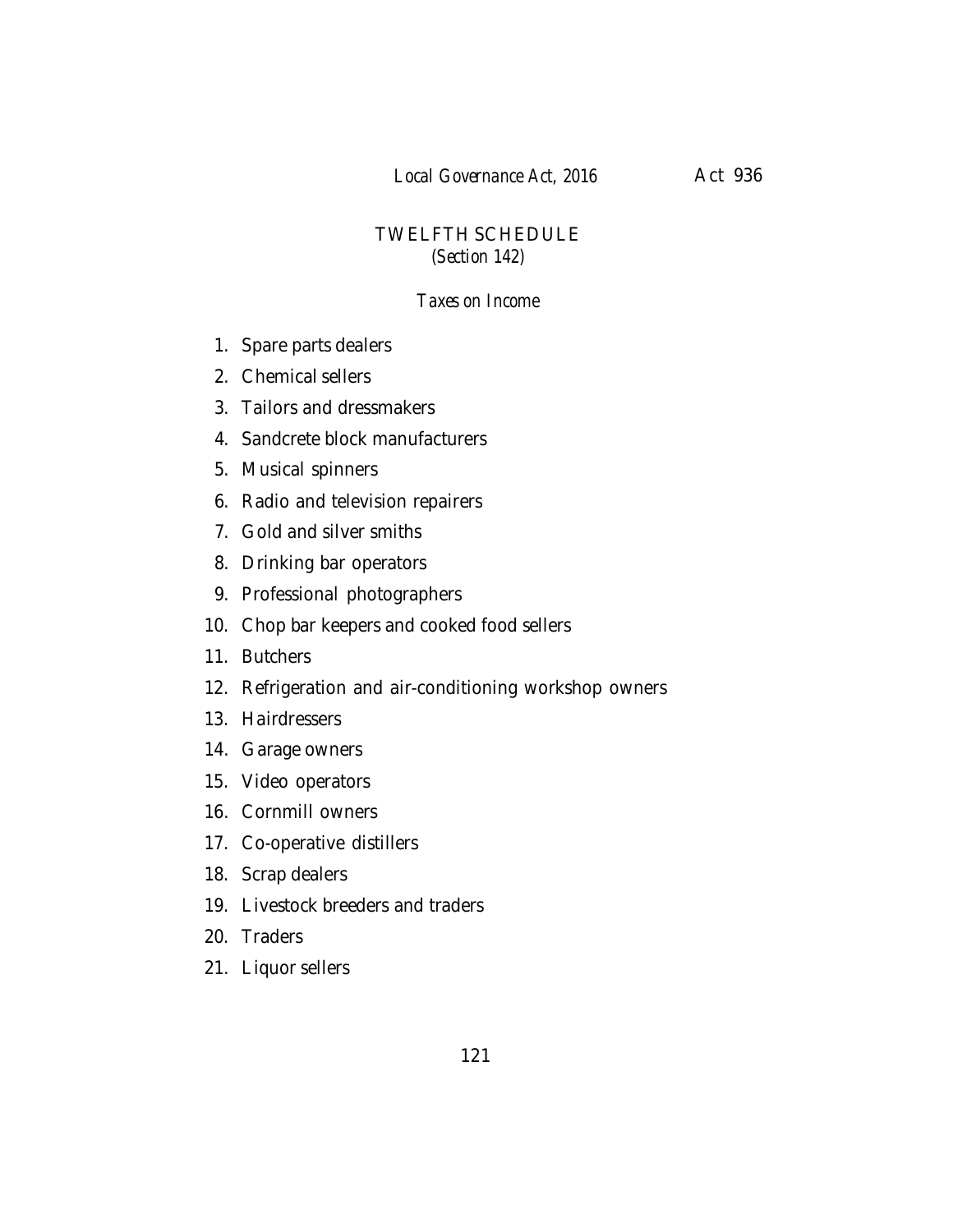## TWELFTH SCHEDULE

*(Section 142)*

*Taxes on Income*

1. Spare parts dealers
2. Chemical sellers
3. Tailors and dressmakers
4. Sandcrete block manufacturers
5. Musical spinners
6. Radio and television repairers
7. Gold and silver smiths
8. Drinking bar operators
9. Professional photographers
10. Chop bar keepers and cooked food sellers
11. Butchers
12. Refrigeration and air-conditioning workshop owners
13. Hairdressers
14. Garage owners
15. Video operators
16. Cornmill owners
17. Co-operative distillers
18. Scrap dealers
19. Livestock breeders and traders
20. Traders
21. Liquor sellers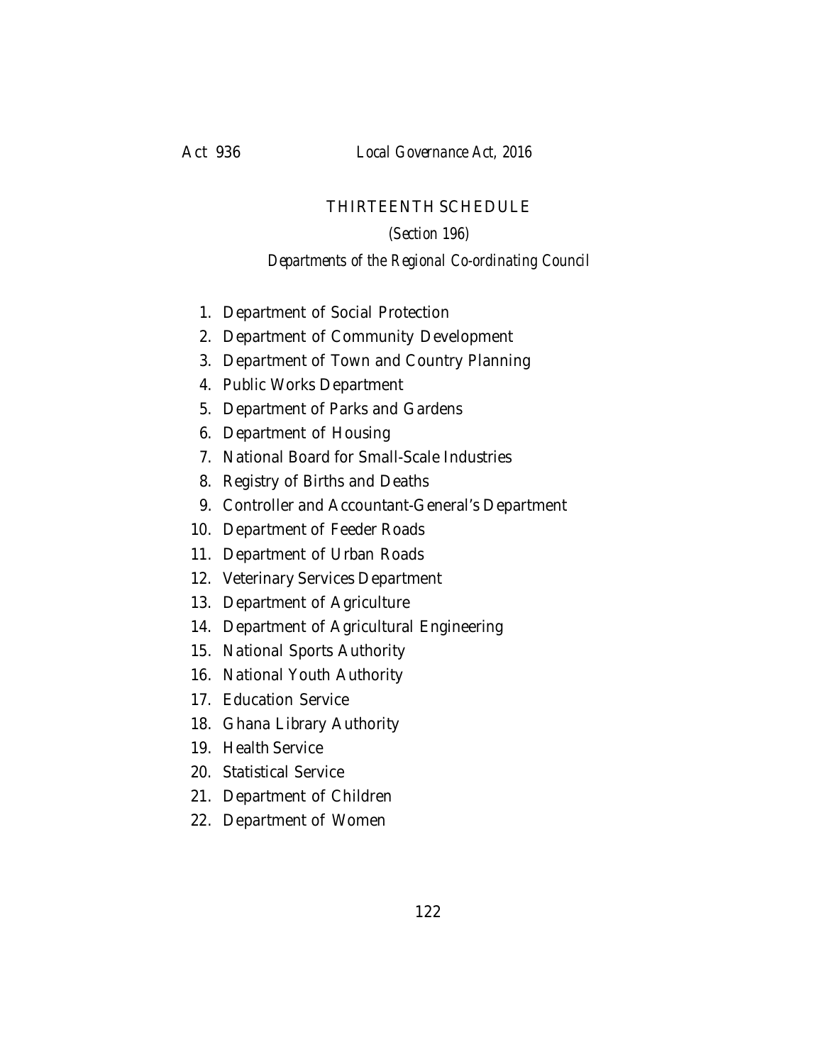## THIRTEENTH SCHEDULE

*(Section 196)*

*Departments of the Regional Co-ordinating Council*

1. Department of Social Protection
2. Department of Community Development
3. Department of Town and Country Planning
4. Public Works Department
5. Department of Parks and Gardens
6. Department of Housing
7. National Board for Small-Scale Industries
8. Registry of Births and Deaths
9. Controller and Accountant-General's Department
10. Department of Feeder Roads
11. Department of Urban Roads
12. Veterinary Services Department
13. Department of Agriculture
14. Department of Agricultural Engineering
15. National Sports Authority
16. National Youth Authority
17. Education Service
18. Ghana Library Authority
19. Health Service
20. Statistical Service
21. Department of Children
22. Department of Women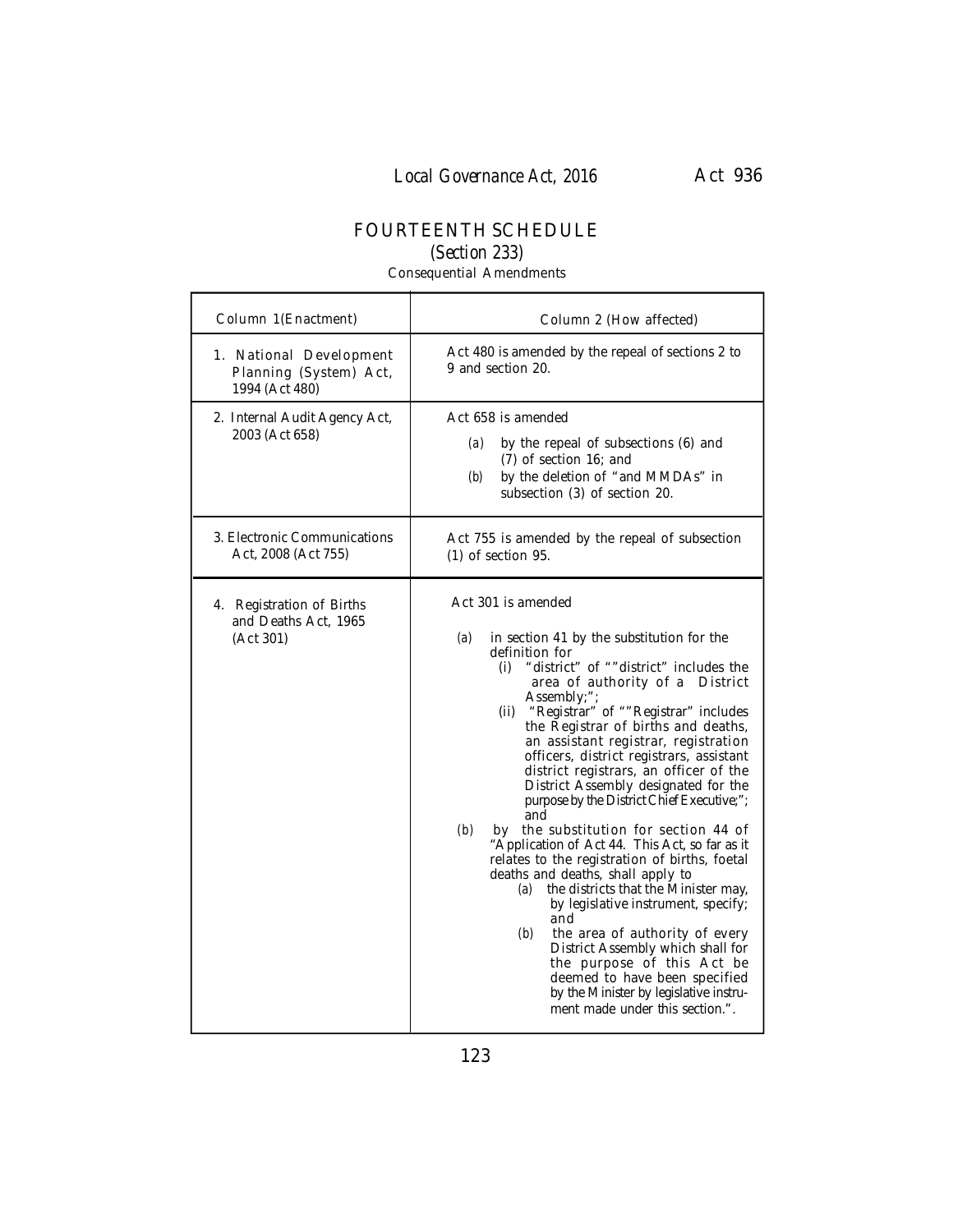## FOURTEENTH SCHEDULE

*(Section 233)*

Consequential Amendments

| Column 1(Enactment) | Column 2 (How affected) |
|---|---|
| 1. National Development Planning (System) Act, 1994 (Act 480) | Act 480 is amended by the repeal of sections 2 to 9 and section 20. |
| 2. Internal Audit Agency Act, 2003 (Act 658) | Act 658 is amended<br>*(a)* by the repeal of subsections (6) and (7) of section 16; and<br>*(b)* by the deletion of "and MMDAs" in subsection (3) of section 20. |
| 3. Electronic Communications Act, 2008 (Act 755) | Act 755 is amended by the repeal of subsection (1) of section 95. |
| 4. Registration of Births and Deaths Act, 1965 (Act 301) | Act 301 is amended<br>*(a)* in section 41 by the substitution for the definition for<br>(i) "district" of ""district" includes the area of authority of a District Assembly;";<br>(ii) "Registrar" of ""Registrar" includes the Registrar of births and deaths, an assistant registrar, registration officers, district registrars, assistant district registrars, an officer of the District Assembly designated for the purpose by the District Chief Executive;"; and<br>*(b)* by the substitution for section 44 of "Application of Act 44. This Act, so far as it relates to the registration of births, foetal deaths and deaths, shall apply to<br>*(a)* the districts that the Minister may, by legislative instrument, specify; and<br>*(b)* the area of authority of every District Assembly which shall for the purpose of this Act be deemed to have been specified by the Minister by legislative instrument made under this section.". |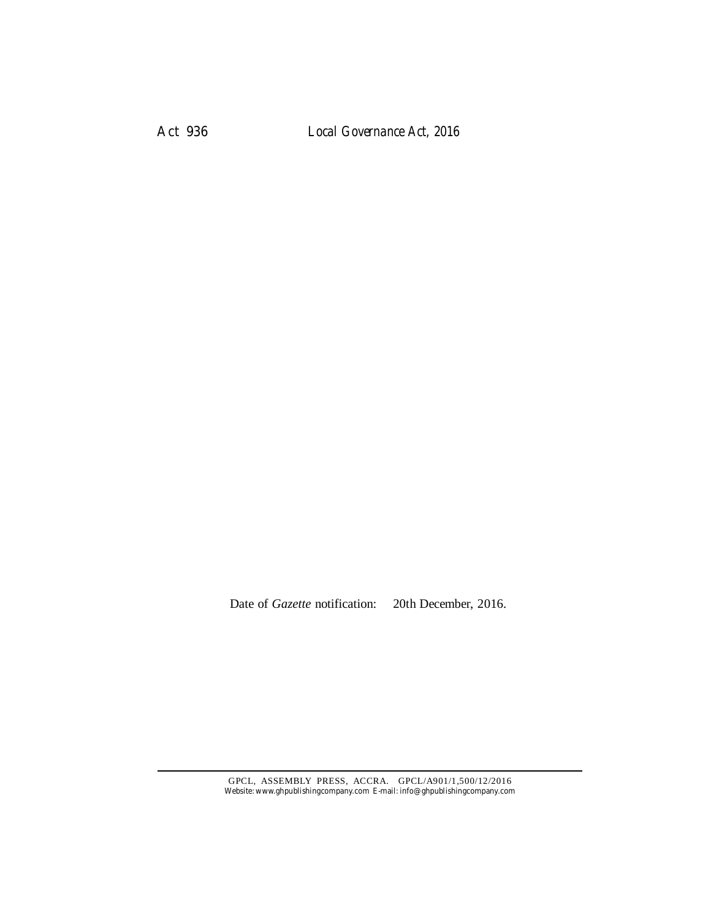Date of *Gazette* notification: 20th December, 2016.

GPCL, ASSEMBLY PRESS, ACCRA. GPCL/A901/1,500/12/2016
Website: www.ghpublishingcompany.com E-mail: info@ghpublishingcompany.com